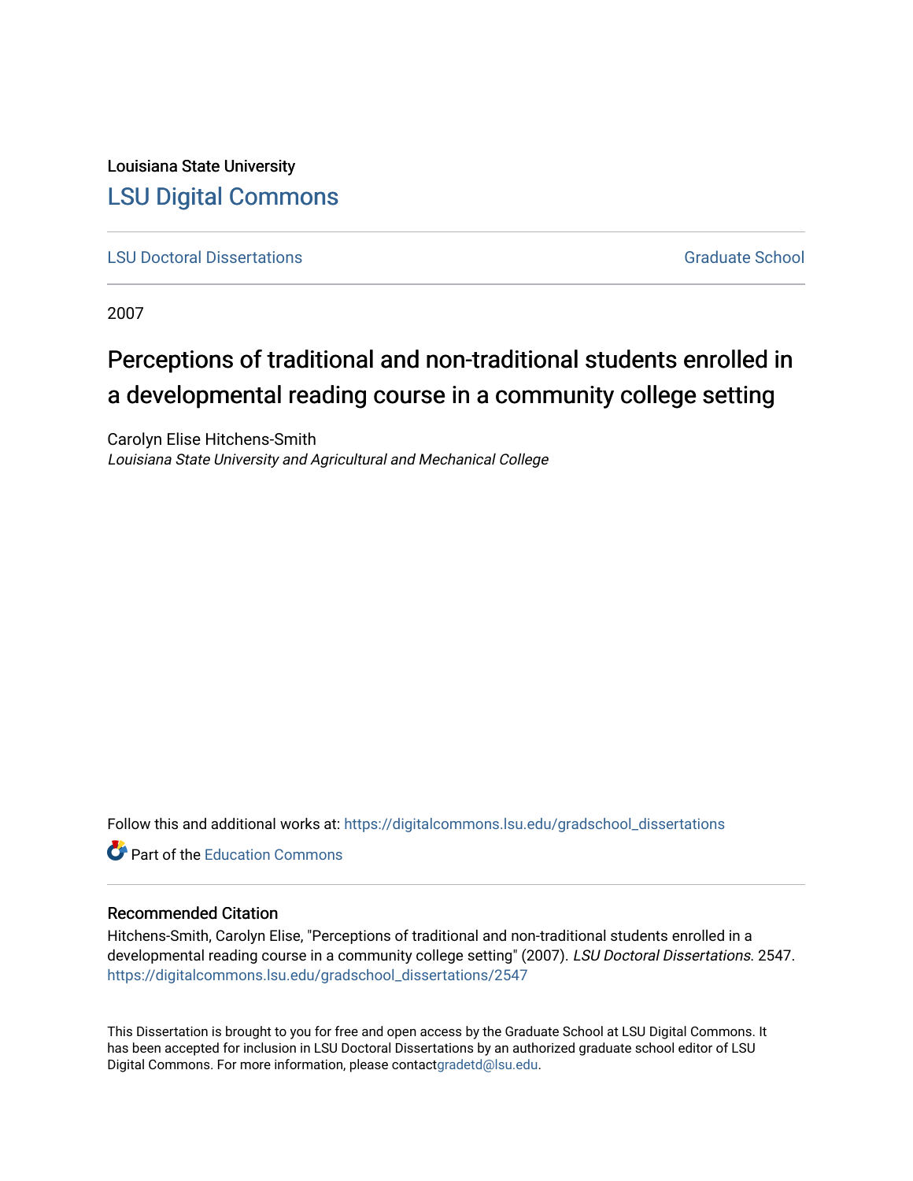Louisiana State University

# LSU Digital Commons

LSU Doctoral Dissertations | Graduate School

2007

# Perceptions of traditional and non-traditional students enrolled in a developmental reading course in a community college setting

Carolyn Elise Hitchens-Smith
*Louisiana State University and Agricultural and Mechanical College*

Follow this and additional works at: https://digitalcommons.lsu.edu/gradschool_dissertations

Part of the Education Commons

## Recommended Citation

Hitchens-Smith, Carolyn Elise, "Perceptions of traditional and non-traditional students enrolled in a developmental reading course in a community college setting" (2007). *LSU Doctoral Dissertations*. 2547.
https://digitalcommons.lsu.edu/gradschool_dissertations/2547

This Dissertation is brought to you for free and open access by the Graduate School at LSU Digital Commons. It has been accepted for inclusion in LSU Doctoral Dissertations by an authorized graduate school editor of LSU Digital Commons. For more information, please contactgradetd@lsu.edu.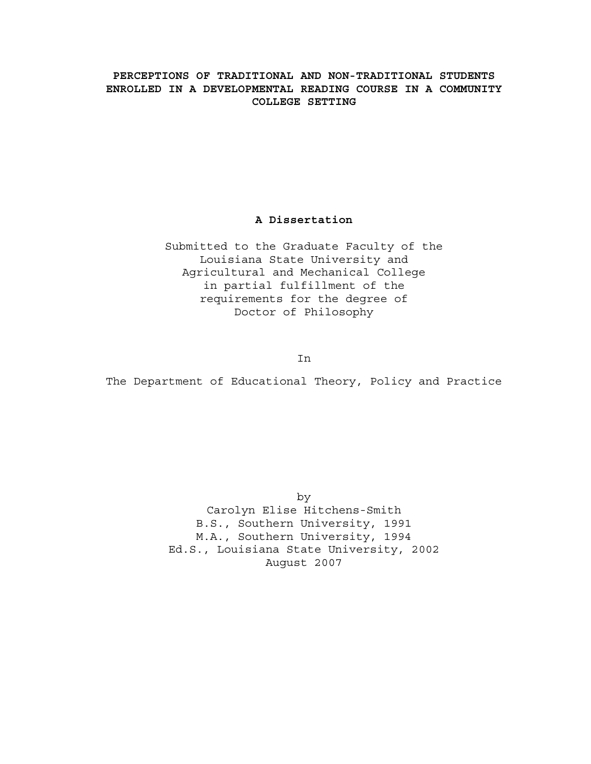# PERCEPTIONS OF TRADITIONAL AND NON-TRADITIONAL STUDENTS ENROLLED IN A DEVELOPMENTAL READING COURSE IN A COMMUNITY COLLEGE SETTING

**A Dissertation**

Submitted to the Graduate Faculty of the
Louisiana State University and
Agricultural and Mechanical College
in partial fulfillment of the
requirements for the degree of
Doctor of Philosophy

In

The Department of Educational Theory, Policy and Practice

by
Carolyn Elise Hitchens-Smith
B.S., Southern University, 1991
M.A., Southern University, 1994
Ed.S., Louisiana State University, 2002
August 2007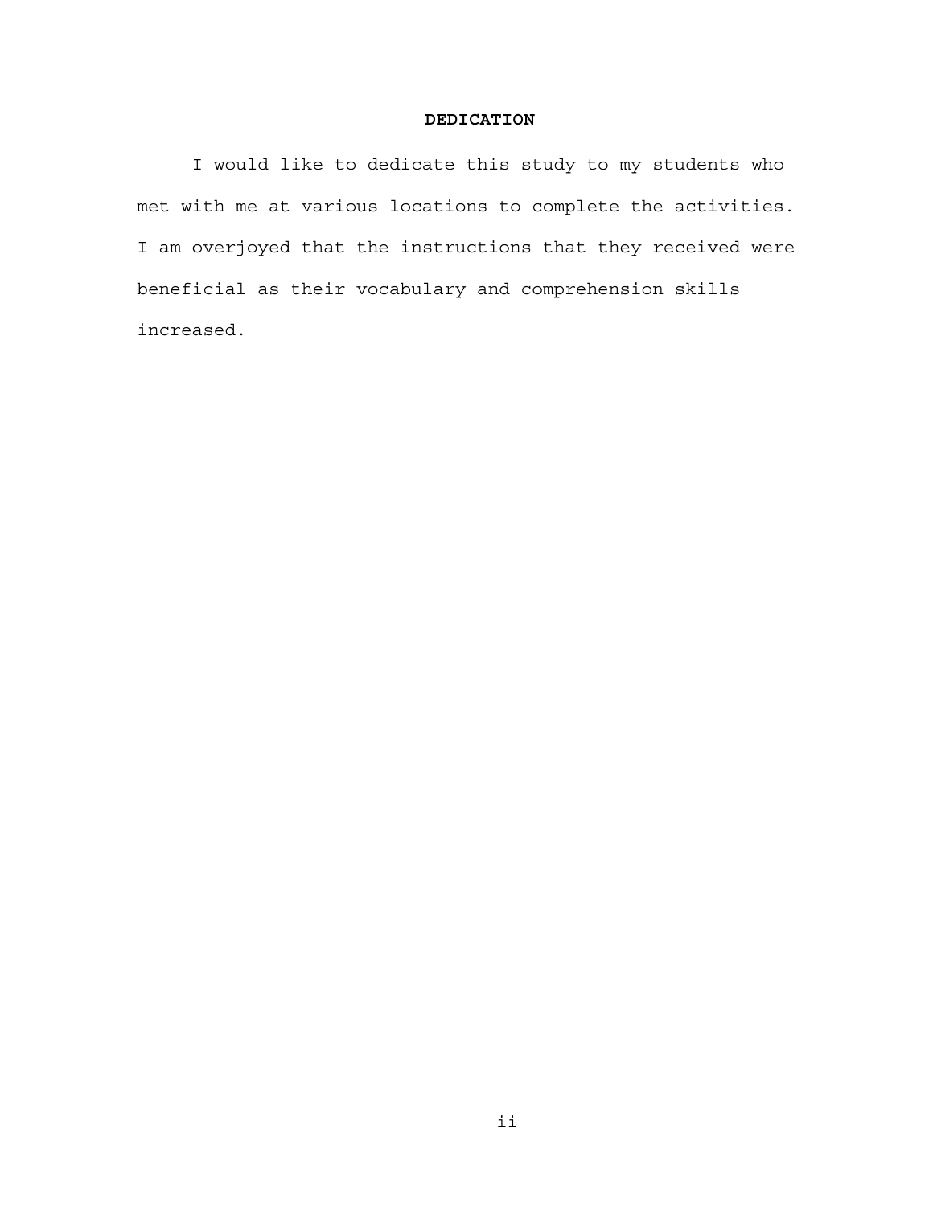# DEDICATION

I would like to dedicate this study to my students who met with me at various locations to complete the activities. I am overjoyed that the instructions that they received were beneficial as their vocabulary and comprehension skills increased.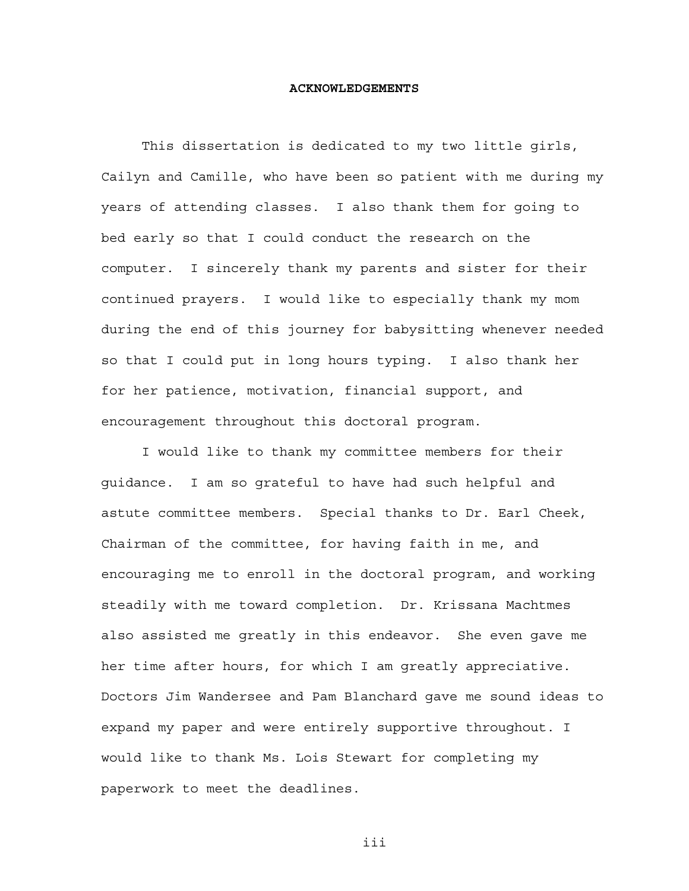# ACKNOWLEDGEMENTS

This dissertation is dedicated to my two little girls, Cailyn and Camille, who have been so patient with me during my years of attending classes. I also thank them for going to bed early so that I could conduct the research on the computer. I sincerely thank my parents and sister for their continued prayers. I would like to especially thank my mom during the end of this journey for babysitting whenever needed so that I could put in long hours typing. I also thank her for her patience, motivation, financial support, and encouragement throughout this doctoral program.

I would like to thank my committee members for their guidance. I am so grateful to have had such helpful and astute committee members. Special thanks to Dr. Earl Cheek, Chairman of the committee, for having faith in me, and encouraging me to enroll in the doctoral program, and working steadily with me toward completion. Dr. Krissana Machtmes also assisted me greatly in this endeavor. She even gave me her time after hours, for which I am greatly appreciative. Doctors Jim Wandersee and Pam Blanchard gave me sound ideas to expand my paper and were entirely supportive throughout. I would like to thank Ms. Lois Stewart for completing my paperwork to meet the deadlines.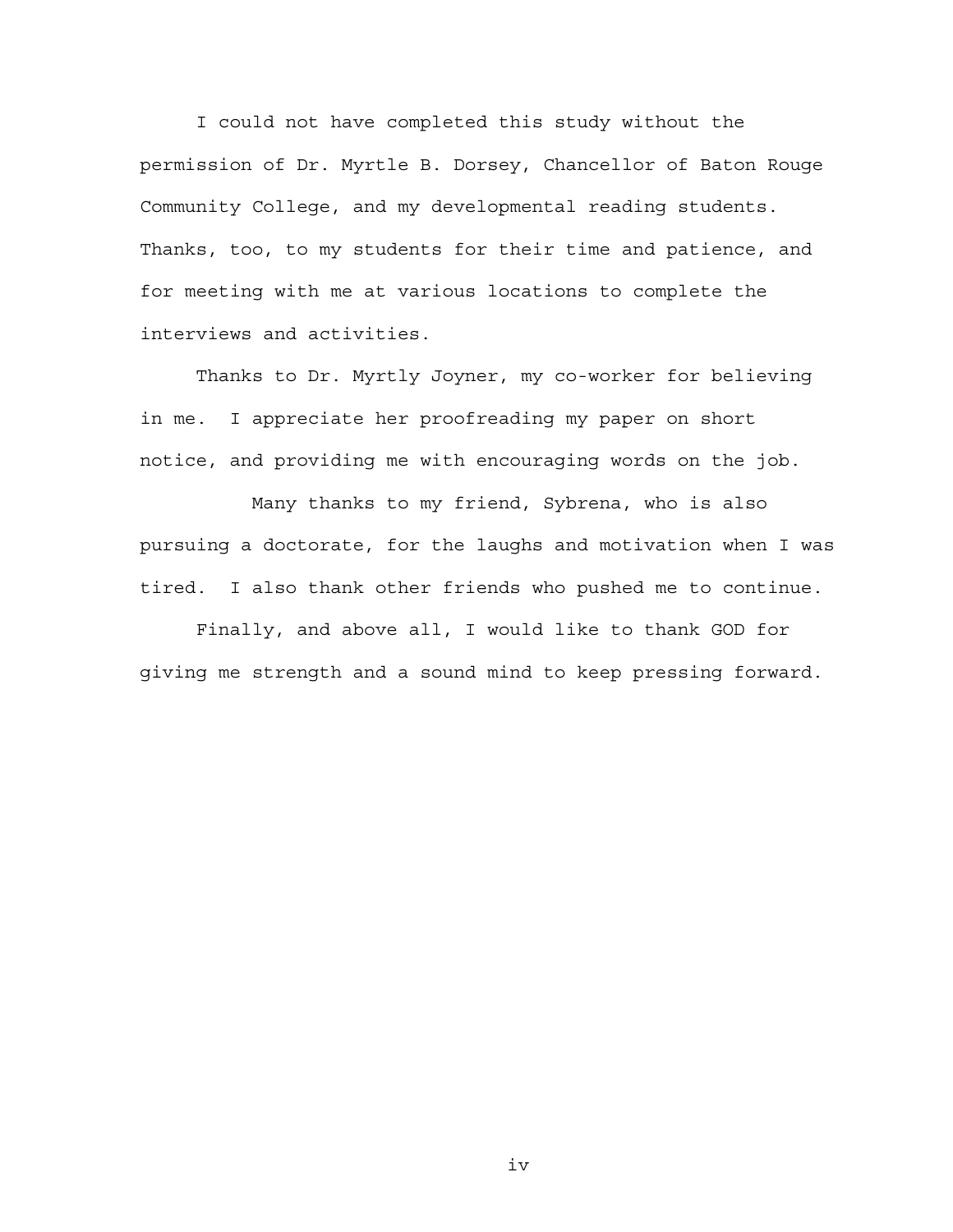I could not have completed this study without the permission of Dr. Myrtle B. Dorsey, Chancellor of Baton Rouge Community College, and my developmental reading students. Thanks, too, to my students for their time and patience, and for meeting with me at various locations to complete the interviews and activities.

Thanks to Dr. Myrtly Joyner, my co-worker for believing in me. I appreciate her proofreading my paper on short notice, and providing me with encouraging words on the job.

Many thanks to my friend, Sybrena, who is also pursuing a doctorate, for the laughs and motivation when I was tired. I also thank other friends who pushed me to continue.

Finally, and above all, I would like to thank GOD for giving me strength and a sound mind to keep pressing forward.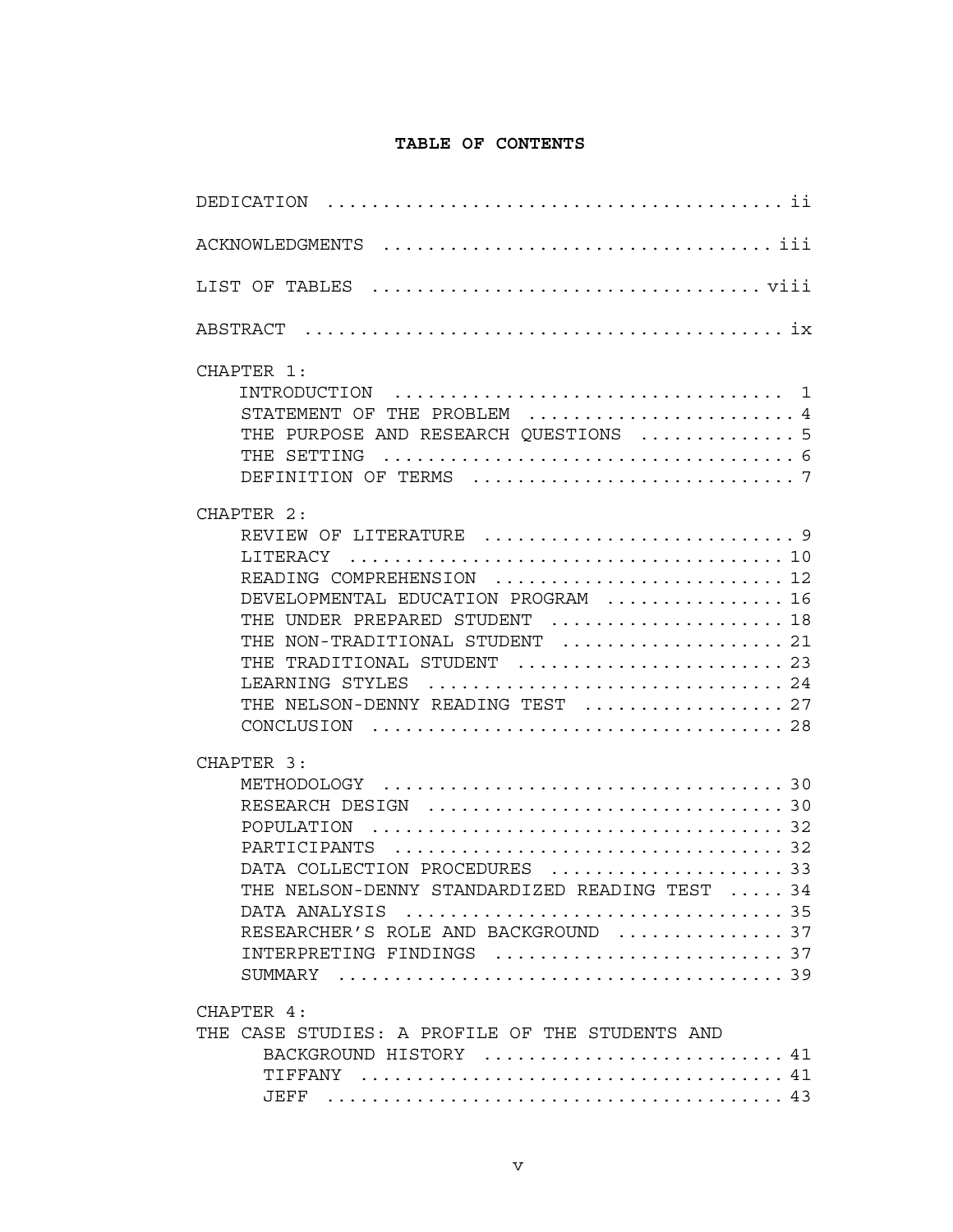# TABLE OF CONTENTS

DEDICATION ........................................ ii

ACKNOWLEDGMENTS ................................. iii

LIST OF TABLES ................................. viii

ABSTRACT ......................................... ix

CHAPTER 1:
- INTRODUCTION ................................. 1
- STATEMENT OF THE PROBLEM ...................... 4
- THE PURPOSE AND RESEARCH QUESTIONS ............ 5
- THE SETTING ................................... 6
- DEFINITION OF TERMS ........................... 7

CHAPTER 2:
- REVIEW OF LITERATURE .......................... 9
- LITERACY ...................................... 10
- READING COMPREHENSION ......................... 12
- DEVELOPMENTAL EDUCATION PROGRAM ............... 16
- THE UNDER PREPARED STUDENT .................... 18
- THE NON-TRADITIONAL STUDENT ................... 21
- THE TRADITIONAL STUDENT ....................... 23
- LEARNING STYLES ............................... 24
- THE NELSON-DENNY READING TEST ................. 27
- CONCLUSION .................................... 28

CHAPTER 3:
- METHODOLOGY ................................... 30
- RESEARCH DESIGN ............................... 30
- POPULATION .................................... 32
- PARTICIPANTS .................................. 32
- DATA COLLECTION PROCEDURES .................... 33
- THE NELSON-DENNY STANDARDIZED READING TEST ..... 34
- DATA ANALYSIS ................................. 35
- RESEARCHER'S ROLE AND BACKGROUND .............. 37
- INTERPRETING FINDINGS ......................... 37
- SUMMARY ....................................... 39

CHAPTER 4:

THE CASE STUDIES: A PROFILE OF THE STUDENTS AND BACKGROUND HISTORY .......................... 41
- TIFFANY ..................................... 41
- JEFF ........................................ 43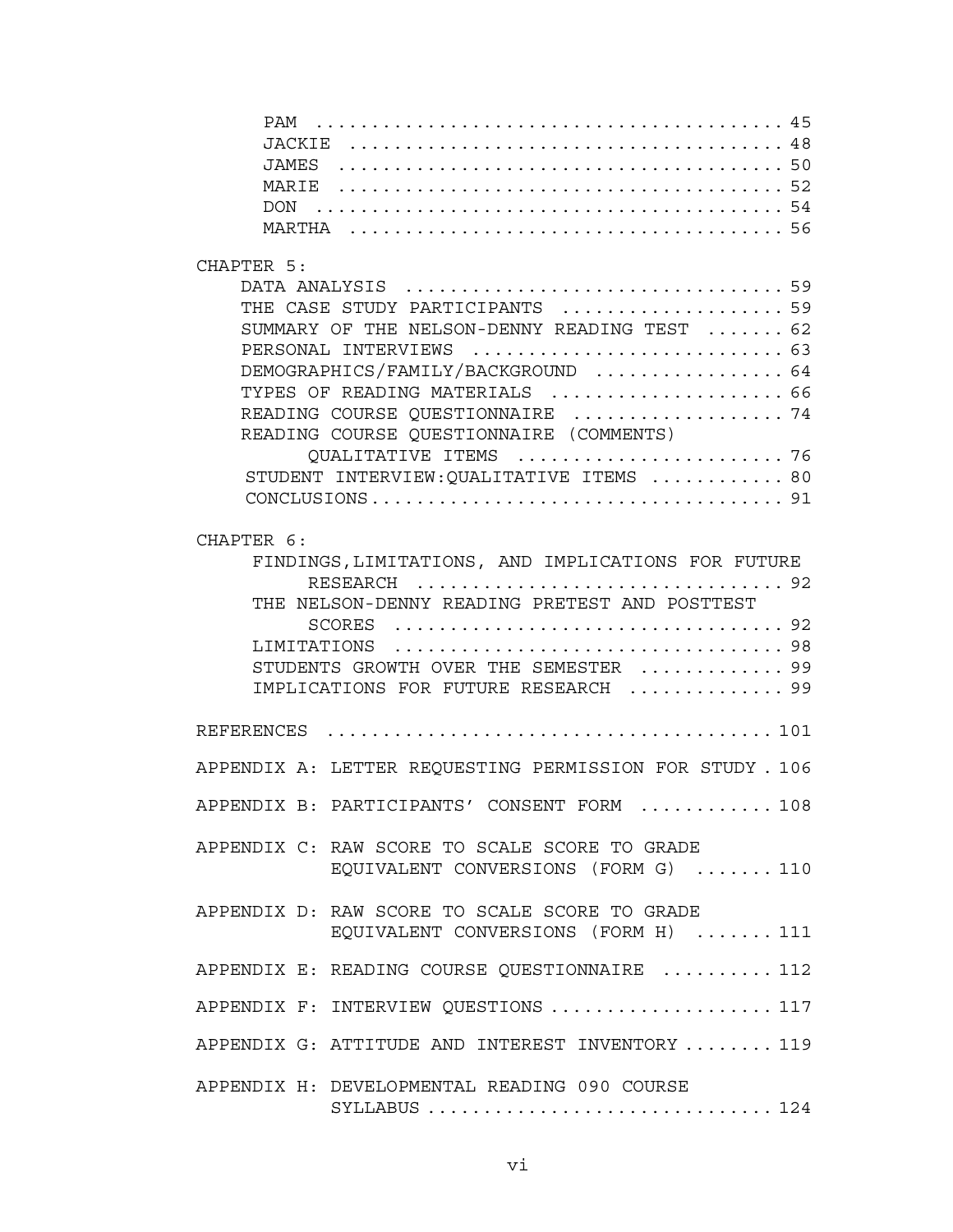PAM .......................................... 45
JACKIE ....................................... 48
JAMES ........................................ 50
MARIE ........................................ 52
DON .......................................... 54
MARTHA ....................................... 56

CHAPTER 5:
DATA ANALYSIS ................................ 59
THE CASE STUDY PARTICIPANTS .................. 59
SUMMARY OF THE NELSON-DENNY READING TEST ....... 62
PERSONAL INTERVIEWS ............................ 63
DEMOGRAPHICS/FAMILY/BACKGROUND ................. 64
TYPES OF READING MATERIALS ..................... 66
READING COURSE QUESTIONNAIRE ................... 74
READING COURSE QUESTIONNAIRE (COMMENTS) QUALITATIVE ITEMS ........................ 76
STUDENT INTERVIEW:QUALITATIVE ITEMS ............ 80
CONCLUSIONS.................................... 91

CHAPTER 6:
FINDINGS,LIMITATIONS, AND IMPLICATIONS FOR FUTURE RESEARCH ................................ 92
THE NELSON-DENNY READING PRETEST AND POSTTEST SCORES .................................. 92
LIMITATIONS .................................. 98
STUDENTS GROWTH OVER THE SEMESTER ............. 99
IMPLICATIONS FOR FUTURE RESEARCH .............. 99

REFERENCES ........................................ 101

APPENDIX A: LETTER REQUESTING PERMISSION FOR STUDY . 106

APPENDIX B: PARTICIPANTS' CONSENT FORM ............ 108

APPENDIX C: RAW SCORE TO SCALE SCORE TO GRADE EQUIVALENT CONVERSIONS (FORM G) ....... 110

APPENDIX D: RAW SCORE TO SCALE SCORE TO GRADE EQUIVALENT CONVERSIONS (FORM H) ....... 111

APPENDIX E: READING COURSE QUESTIONNAIRE .......... 112

APPENDIX F: INTERVIEW QUESTIONS .................... 117

APPENDIX G: ATTITUDE AND INTEREST INVENTORY ........ 119

APPENDIX H: DEVELOPMENTAL READING 090 COURSE SYLLABUS .............................. 124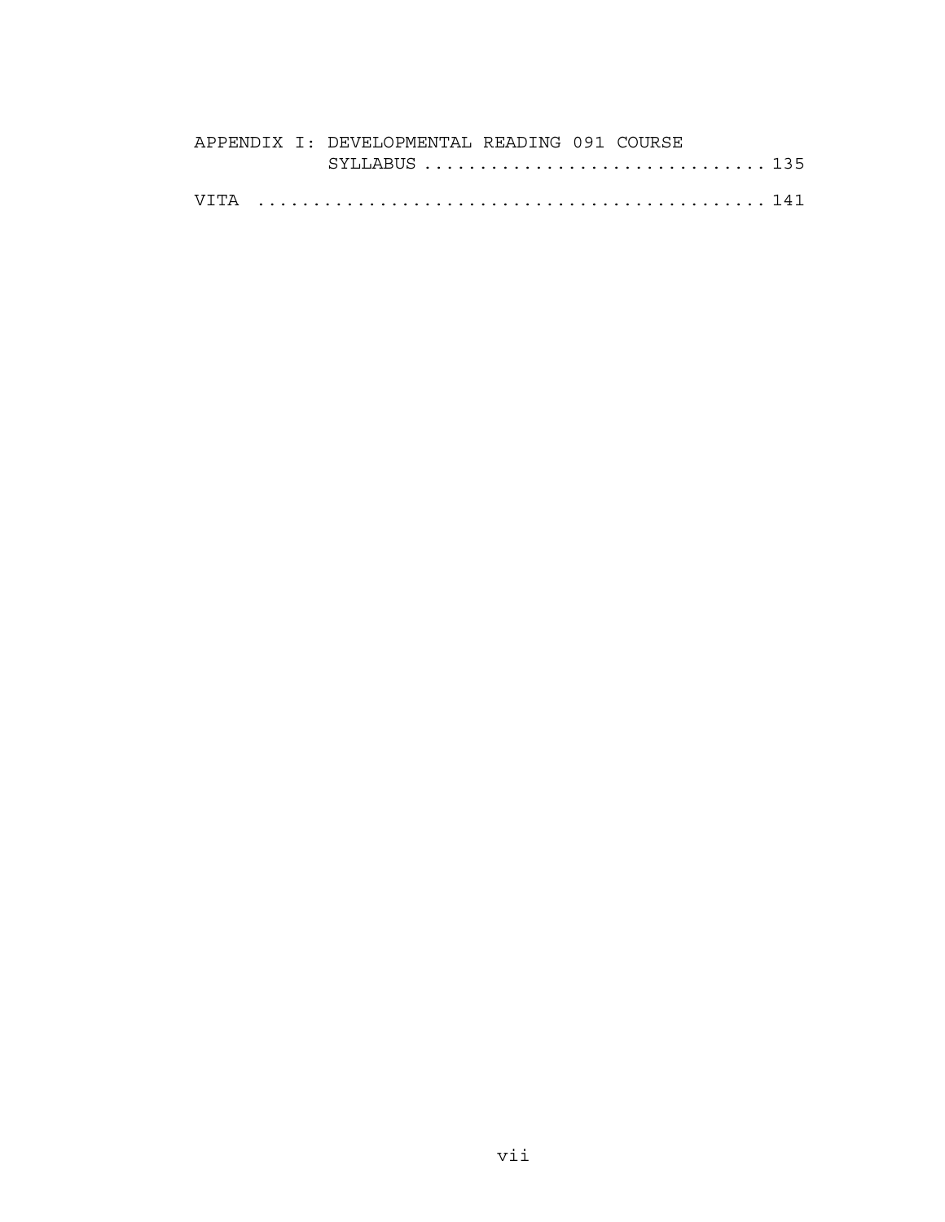APPENDIX I: DEVELOPMENTAL READING 091 COURSE SYLLABUS .............................. 135

VITA ............................................ 141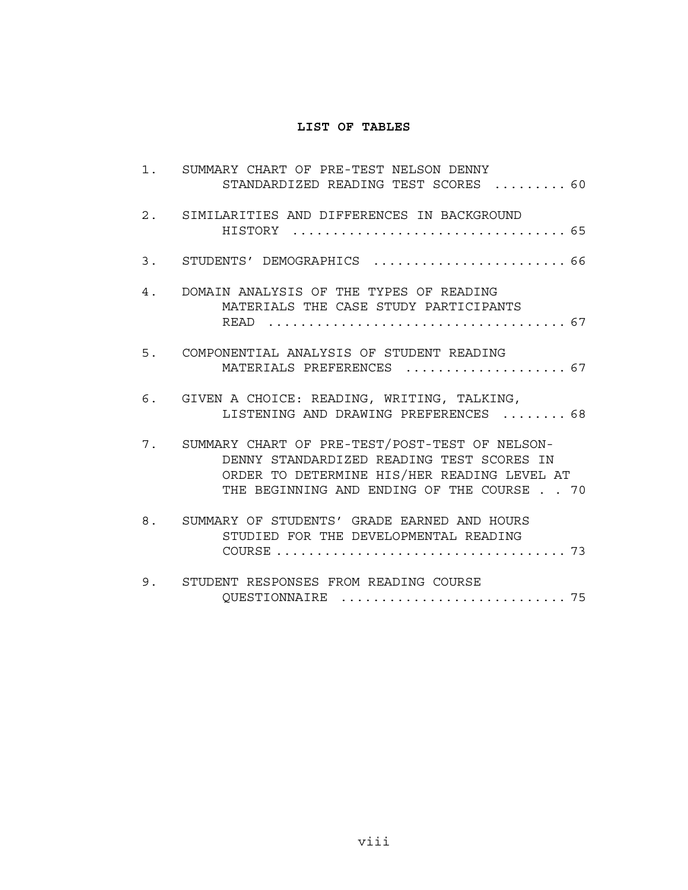## LIST OF TABLES

1. SUMMARY CHART OF PRE-TEST NELSON DENNY STANDARDIZED READING TEST SCORES ......... 60

2. SIMILARITIES AND DIFFERENCES IN BACKGROUND HISTORY ................................. 65

3. STUDENTS' DEMOGRAPHICS ....................... 66

4. DOMAIN ANALYSIS OF THE TYPES OF READING MATERIALS THE CASE STUDY PARTICIPANTS READ ................................... 67

5. COMPONENTIAL ANALYSIS OF STUDENT READING MATERIALS PREFERENCES .................... 67

6. GIVEN A CHOICE: READING, WRITING, TALKING, LISTENING AND DRAWING PREFERENCES ........ 68

7. SUMMARY CHART OF PRE-TEST/POST-TEST OF NELSON-DENNY STANDARDIZED READING TEST SCORES IN ORDER TO DETERMINE HIS/HER READING LEVEL AT THE BEGINNING AND ENDING OF THE COURSE . . 70

8. SUMMARY OF STUDENTS' GRADE EARNED AND HOURS STUDIED FOR THE DEVELOPMENTAL READING COURSE ................................... 73

9. STUDENT RESPONSES FROM READING COURSE QUESTIONNAIRE ........................... 75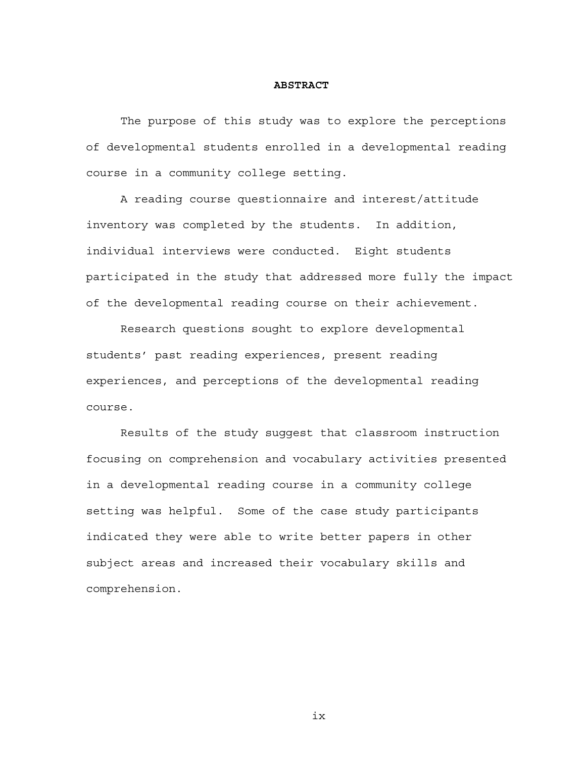# ABSTRACT

The purpose of this study was to explore the perceptions of developmental students enrolled in a developmental reading course in a community college setting.

A reading course questionnaire and interest/attitude inventory was completed by the students. In addition, individual interviews were conducted. Eight students participated in the study that addressed more fully the impact of the developmental reading course on their achievement.

Research questions sought to explore developmental students' past reading experiences, present reading experiences, and perceptions of the developmental reading course.

Results of the study suggest that classroom instruction focusing on comprehension and vocabulary activities presented in a developmental reading course in a community college setting was helpful. Some of the case study participants indicated they were able to write better papers in other subject areas and increased their vocabulary skills and comprehension.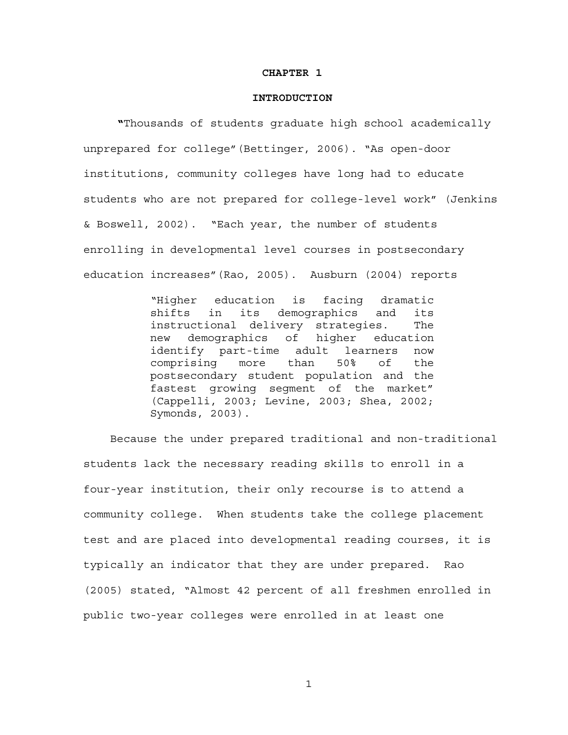# CHAPTER 1

## INTRODUCTION

"Thousands of students graduate high school academically unprepared for college"(Bettinger, 2006). "As open-door institutions, community colleges have long had to educate students who are not prepared for college-level work" (Jenkins & Boswell, 2002). "Each year, the number of students enrolling in developmental level courses in postsecondary education increases"(Rao, 2005). Ausburn (2004) reports

> "Higher education is facing dramatic shifts in its demographics and its instructional delivery strategies. The new demographics of higher education identify part-time adult learners now comprising more than 50% of the postsecondary student population and the fastest growing segment of the market" (Cappelli, 2003; Levine, 2003; Shea, 2002; Symonds, 2003).

Because the under prepared traditional and non-traditional students lack the necessary reading skills to enroll in a four-year institution, their only recourse is to attend a community college. When students take the college placement test and are placed into developmental reading courses, it is typically an indicator that they are under prepared. Rao (2005) stated, "Almost 42 percent of all freshmen enrolled in public two-year colleges were enrolled in at least one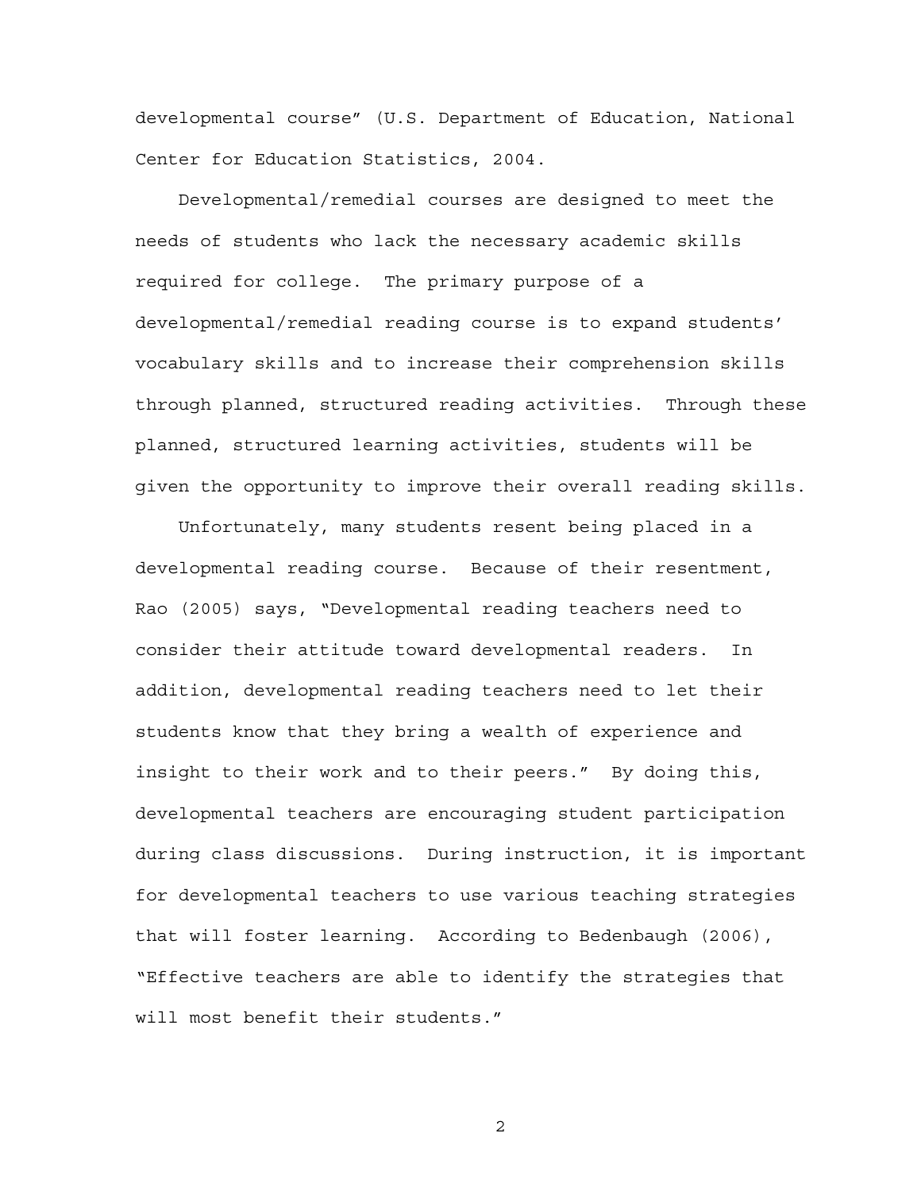developmental course" (U.S. Department of Education, National Center for Education Statistics, 2004.

Developmental/remedial courses are designed to meet the needs of students who lack the necessary academic skills required for college. The primary purpose of a developmental/remedial reading course is to expand students' vocabulary skills and to increase their comprehension skills through planned, structured reading activities. Through these planned, structured learning activities, students will be given the opportunity to improve their overall reading skills.

Unfortunately, many students resent being placed in a developmental reading course. Because of their resentment, Rao (2005) says, "Developmental reading teachers need to consider their attitude toward developmental readers. In addition, developmental reading teachers need to let their students know that they bring a wealth of experience and insight to their work and to their peers." By doing this, developmental teachers are encouraging student participation during class discussions. During instruction, it is important for developmental teachers to use various teaching strategies that will foster learning. According to Bedenbaugh (2006), "Effective teachers are able to identify the strategies that will most benefit their students."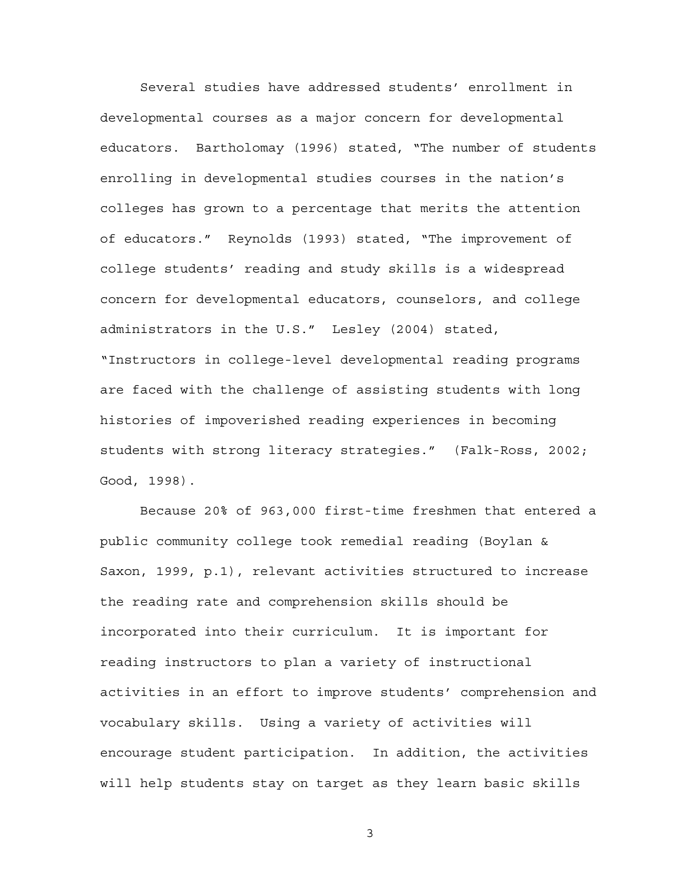Several studies have addressed students' enrollment in developmental courses as a major concern for developmental educators. Bartholomay (1996) stated, "The number of students enrolling in developmental studies courses in the nation's colleges has grown to a percentage that merits the attention of educators." Reynolds (1993) stated, "The improvement of college students' reading and study skills is a widespread concern for developmental educators, counselors, and college administrators in the U.S." Lesley (2004) stated, "Instructors in college-level developmental reading programs are faced with the challenge of assisting students with long histories of impoverished reading experiences in becoming students with strong literacy strategies." (Falk-Ross, 2002; Good, 1998).

Because 20% of 963,000 first-time freshmen that entered a public community college took remedial reading (Boylan & Saxon, 1999, p.1), relevant activities structured to increase the reading rate and comprehension skills should be incorporated into their curriculum. It is important for reading instructors to plan a variety of instructional activities in an effort to improve students' comprehension and vocabulary skills. Using a variety of activities will encourage student participation. In addition, the activities will help students stay on target as they learn basic skills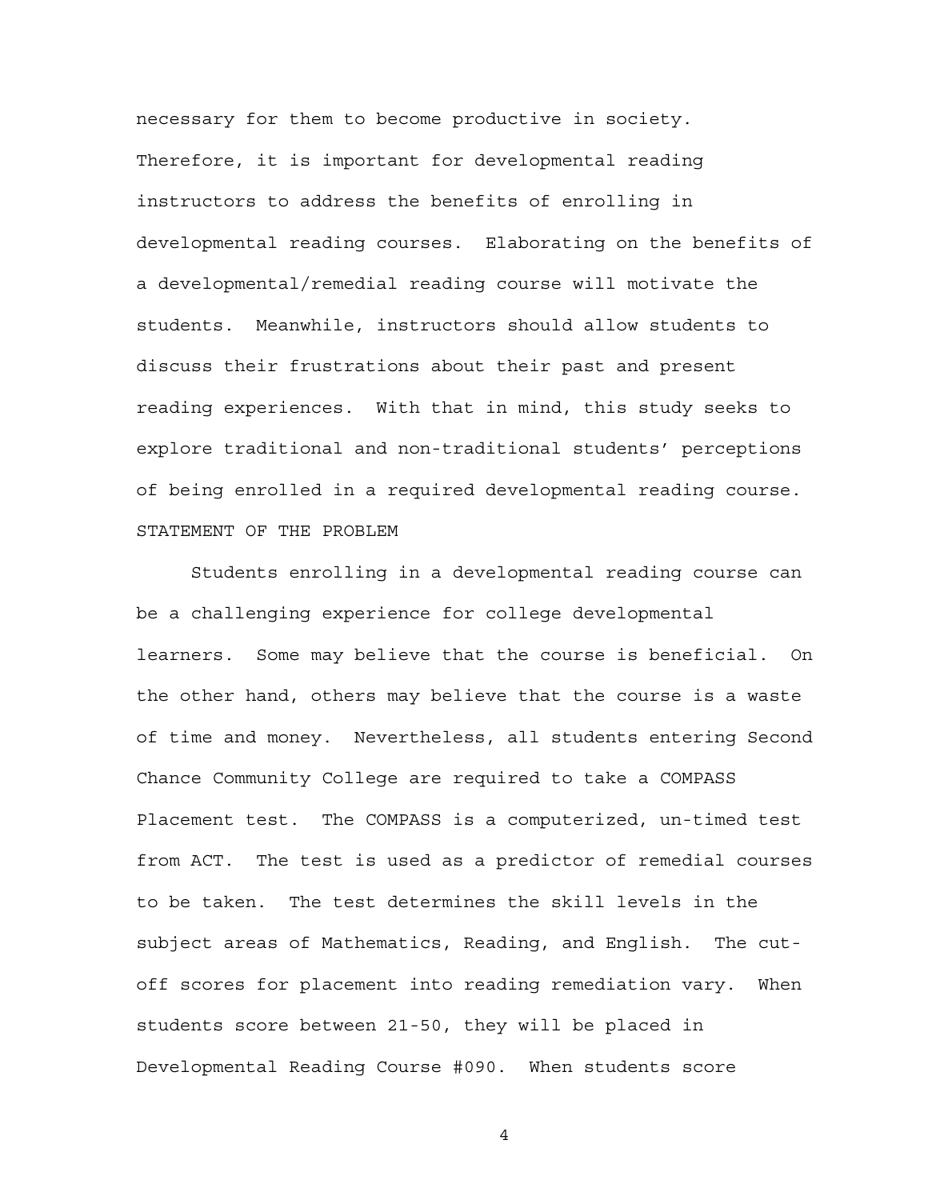necessary for them to become productive in society. Therefore, it is important for developmental reading instructors to address the benefits of enrolling in developmental reading courses. Elaborating on the benefits of a developmental/remedial reading course will motivate the students. Meanwhile, instructors should allow students to discuss their frustrations about their past and present reading experiences. With that in mind, this study seeks to explore traditional and non-traditional students' perceptions of being enrolled in a required developmental reading course.

## STATEMENT OF THE PROBLEM

Students enrolling in a developmental reading course can be a challenging experience for college developmental learners. Some may believe that the course is beneficial. On the other hand, others may believe that the course is a waste of time and money. Nevertheless, all students entering Second Chance Community College are required to take a COMPASS Placement test. The COMPASS is a computerized, un-timed test from ACT. The test is used as a predictor of remedial courses to be taken. The test determines the skill levels in the subject areas of Mathematics, Reading, and English. The cut-off scores for placement into reading remediation vary. When students score between 21-50, they will be placed in Developmental Reading Course #090. When students score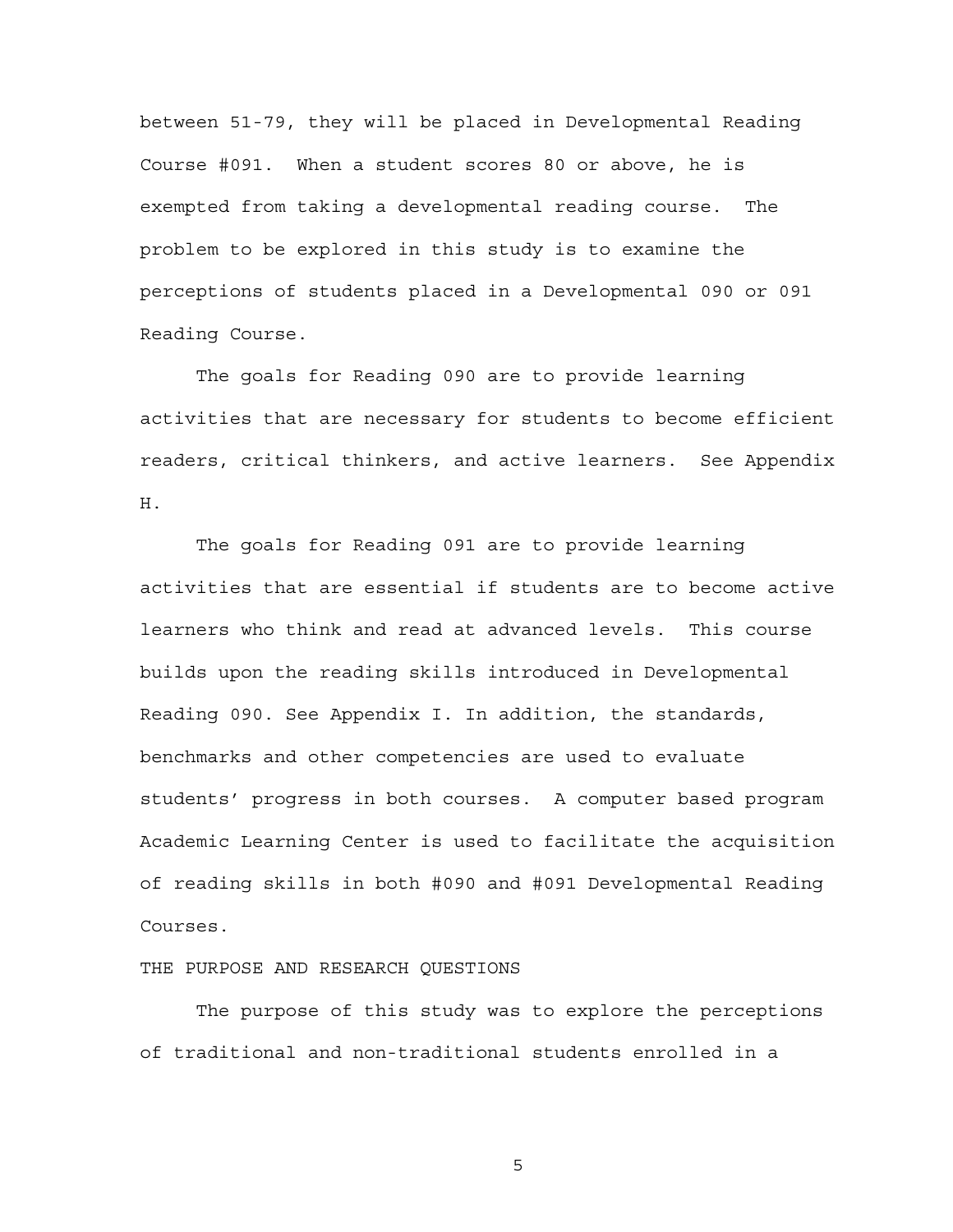between 51-79, they will be placed in Developmental Reading Course #091. When a student scores 80 or above, he is exempted from taking a developmental reading course. The problem to be explored in this study is to examine the perceptions of students placed in a Developmental 090 or 091 Reading Course.

The goals for Reading 090 are to provide learning activities that are necessary for students to become efficient readers, critical thinkers, and active learners. See Appendix H.

The goals for Reading 091 are to provide learning activities that are essential if students are to become active learners who think and read at advanced levels. This course builds upon the reading skills introduced in Developmental Reading 090. See Appendix I. In addition, the standards, benchmarks and other competencies are used to evaluate students' progress in both courses. A computer based program Academic Learning Center is used to facilitate the acquisition of reading skills in both #090 and #091 Developmental Reading Courses.

## THE PURPOSE AND RESEARCH QUESTIONS

The purpose of this study was to explore the perceptions of traditional and non-traditional students enrolled in a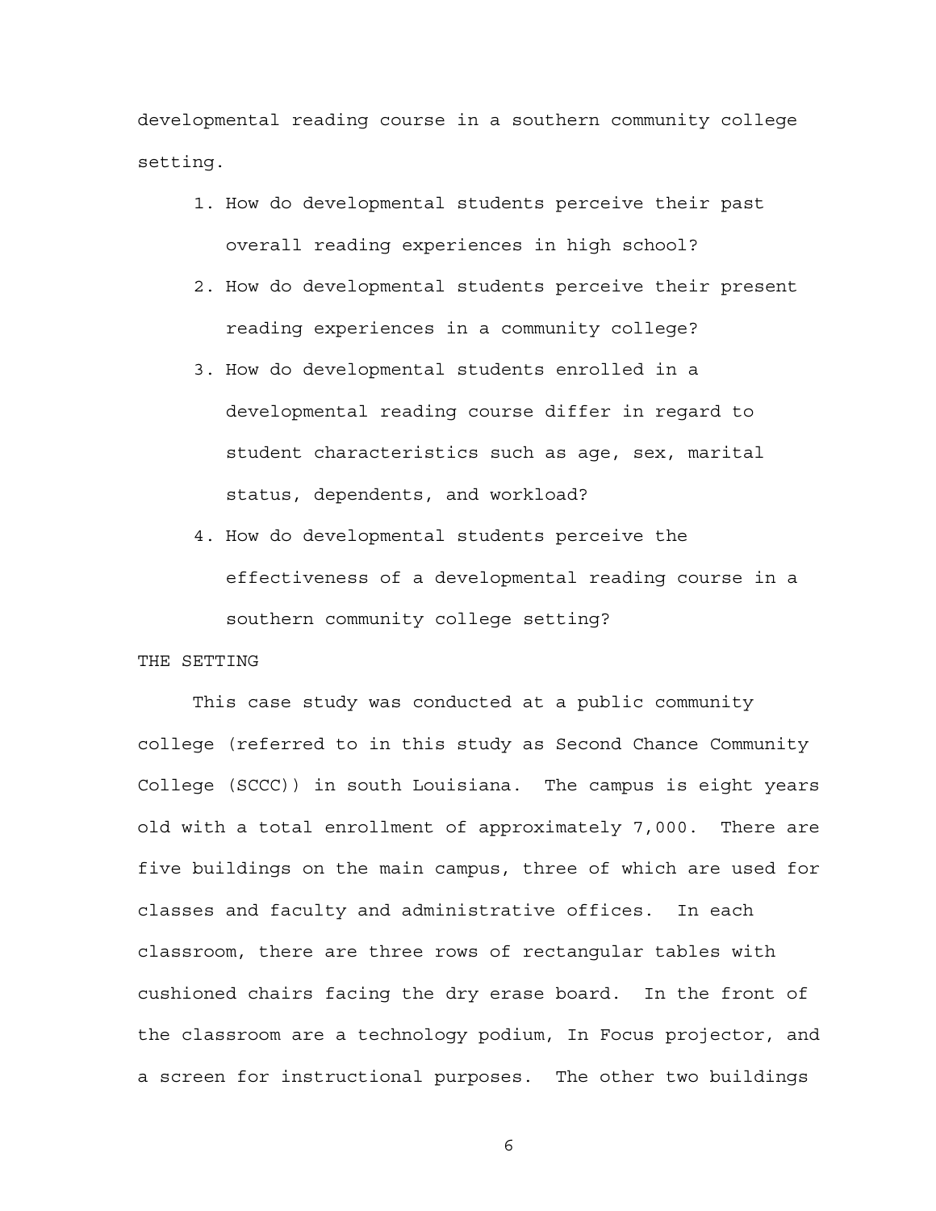developmental reading course in a southern community college setting.

1. How do developmental students perceive their past overall reading experiences in high school?
2. How do developmental students perceive their present reading experiences in a community college?
3. How do developmental students enrolled in a developmental reading course differ in regard to student characteristics such as age, sex, marital status, dependents, and workload?
4. How do developmental students perceive the effectiveness of a developmental reading course in a southern community college setting?

## THE SETTING

This case study was conducted at a public community college (referred to in this study as Second Chance Community College (SCCC)) in south Louisiana. The campus is eight years old with a total enrollment of approximately 7,000. There are five buildings on the main campus, three of which are used for classes and faculty and administrative offices. In each classroom, there are three rows of rectangular tables with cushioned chairs facing the dry erase board. In the front of the classroom are a technology podium, In Focus projector, and a screen for instructional purposes. The other two buildings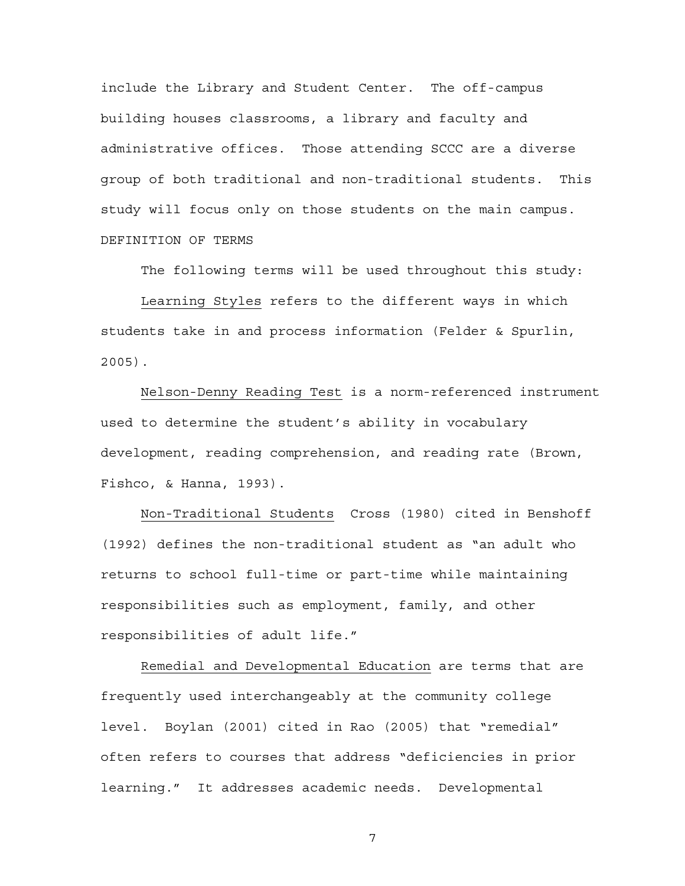include the Library and Student Center. The off-campus building houses classrooms, a library and faculty and administrative offices. Those attending SCCC are a diverse group of both traditional and non-traditional students. This study will focus only on those students on the main campus.

## DEFINITION OF TERMS

The following terms will be used throughout this study:

Learning Styles refers to the different ways in which students take in and process information (Felder & Spurlin, 2005).

Nelson-Denny Reading Test is a norm-referenced instrument used to determine the student's ability in vocabulary development, reading comprehension, and reading rate (Brown, Fishco, & Hanna, 1993).

Non-Traditional Students Cross (1980) cited in Benshoff (1992) defines the non-traditional student as "an adult who returns to school full-time or part-time while maintaining responsibilities such as employment, family, and other responsibilities of adult life."

Remedial and Developmental Education are terms that are frequently used interchangeably at the community college level. Boylan (2001) cited in Rao (2005) that "remedial" often refers to courses that address "deficiencies in prior learning." It addresses academic needs. Developmental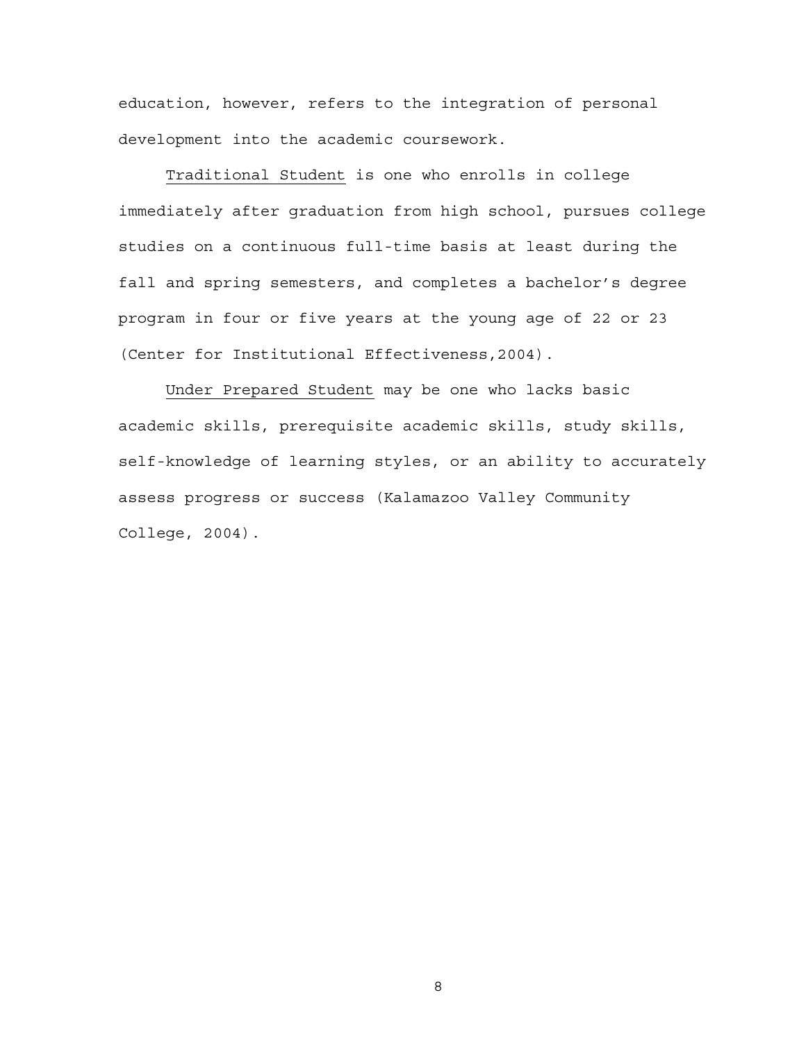education, however, refers to the integration of personal development into the academic coursework.

Traditional Student is one who enrolls in college immediately after graduation from high school, pursues college studies on a continuous full-time basis at least during the fall and spring semesters, and completes a bachelor's degree program in four or five years at the young age of 22 or 23 (Center for Institutional Effectiveness,2004).

Under Prepared Student may be one who lacks basic academic skills, prerequisite academic skills, study skills, self-knowledge of learning styles, or an ability to accurately assess progress or success (Kalamazoo Valley Community College, 2004).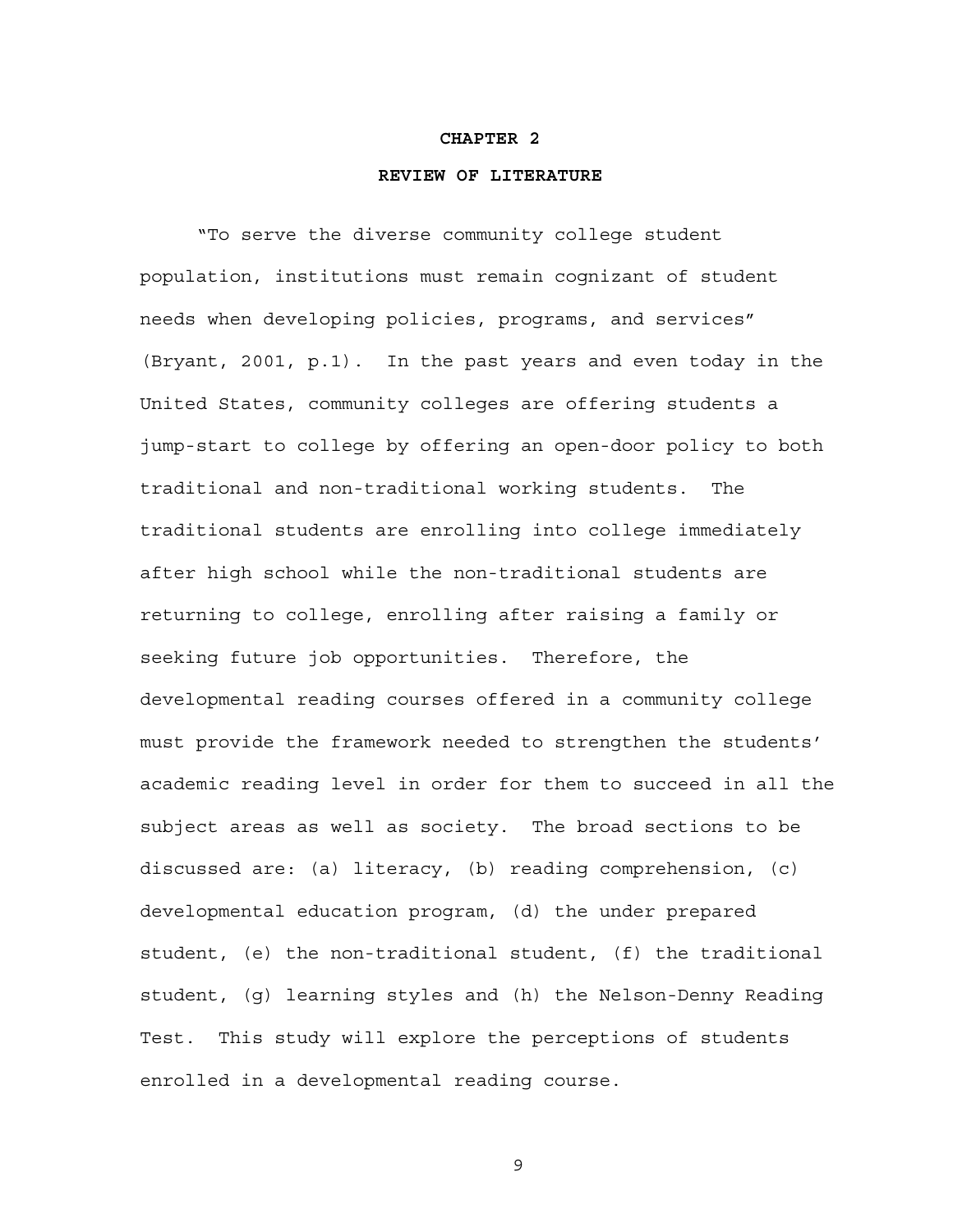# CHAPTER 2

## REVIEW OF LITERATURE

"To serve the diverse community college student population, institutions must remain cognizant of student needs when developing policies, programs, and services" (Bryant, 2001, p.1). In the past years and even today in the United States, community colleges are offering students a jump-start to college by offering an open-door policy to both traditional and non-traditional working students. The traditional students are enrolling into college immediately after high school while the non-traditional students are returning to college, enrolling after raising a family or seeking future job opportunities. Therefore, the developmental reading courses offered in a community college must provide the framework needed to strengthen the students' academic reading level in order for them to succeed in all the subject areas as well as society. The broad sections to be discussed are: (a) literacy, (b) reading comprehension, (c) developmental education program, (d) the under prepared student, (e) the non-traditional student, (f) the traditional student, (g) learning styles and (h) the Nelson-Denny Reading Test. This study will explore the perceptions of students enrolled in a developmental reading course.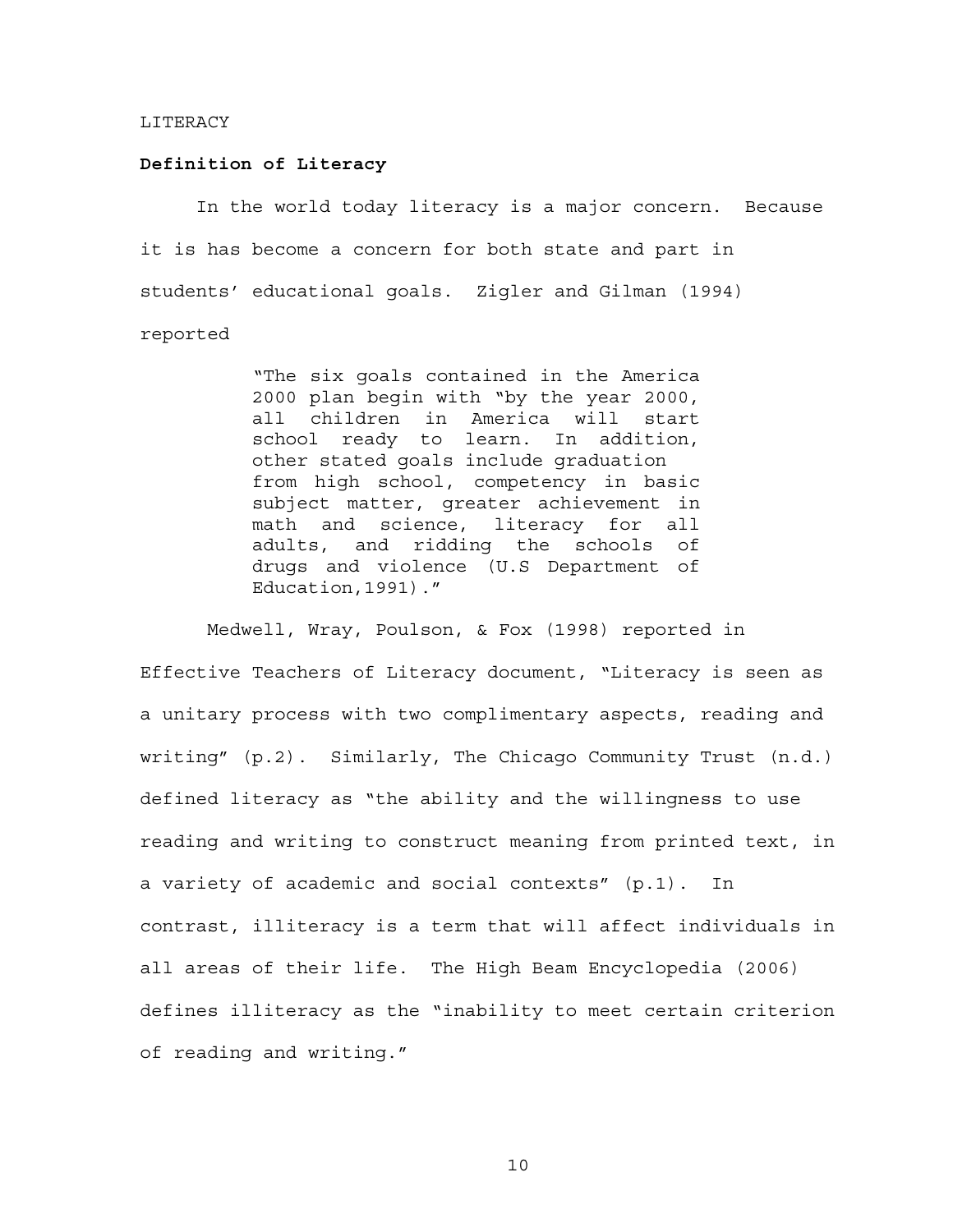LITERACY

**Definition of Literacy**

In the world today literacy is a major concern. Because it is has become a concern for both state and part in students' educational goals. Zigler and Gilman (1994) reported

> "The six goals contained in the America 2000 plan begin with "by the year 2000, all children in America will start school ready to learn. In addition, other stated goals include graduation from high school, competency in basic subject matter, greater achievement in math and science, literacy for all adults, and ridding the schools of drugs and violence (U.S Department of Education,1991)."

Medwell, Wray, Poulson, & Fox (1998) reported in Effective Teachers of Literacy document, "Literacy is seen as a unitary process with two complimentary aspects, reading and writing" (p.2). Similarly, The Chicago Community Trust (n.d.) defined literacy as "the ability and the willingness to use reading and writing to construct meaning from printed text, in a variety of academic and social contexts" (p.1). In contrast, illiteracy is a term that will affect individuals in all areas of their life. The High Beam Encyclopedia (2006) defines illiteracy as the "inability to meet certain criterion of reading and writing."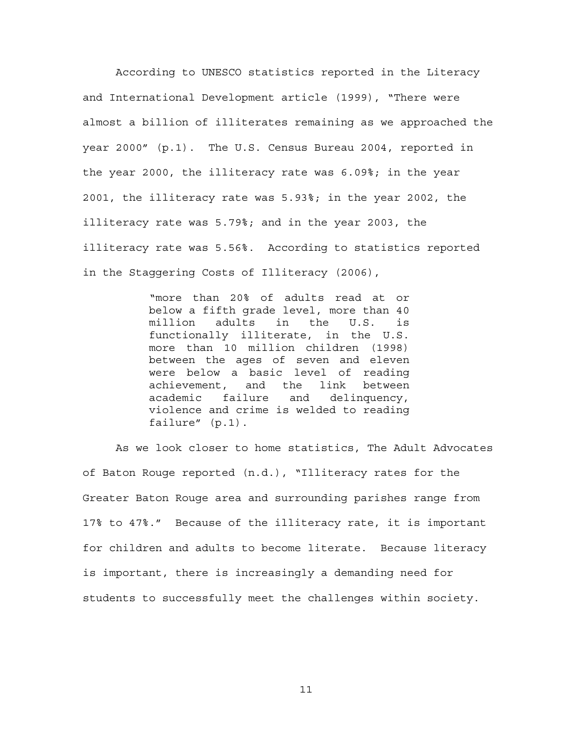According to UNESCO statistics reported in the Literacy and International Development article (1999), "There were almost a billion of illiterates remaining as we approached the year 2000" (p.1). The U.S. Census Bureau 2004, reported in the year 2000, the illiteracy rate was 6.09%; in the year 2001, the illiteracy rate was 5.93%; in the year 2002, the illiteracy rate was 5.79%; and in the year 2003, the illiteracy rate was 5.56%. According to statistics reported in the Staggering Costs of Illiteracy (2006),

> "more than 20% of adults read at or below a fifth grade level, more than 40 million adults in the U.S. is functionally illiterate, in the U.S. more than 10 million children (1998) between the ages of seven and eleven were below a basic level of reading achievement, and the link between academic failure and delinquency, violence and crime is welded to reading failure" (p.1).

As we look closer to home statistics, The Adult Advocates of Baton Rouge reported (n.d.), "Illiteracy rates for the Greater Baton Rouge area and surrounding parishes range from 17% to 47%." Because of the illiteracy rate, it is important for children and adults to become literate. Because literacy is important, there is increasingly a demanding need for students to successfully meet the challenges within society.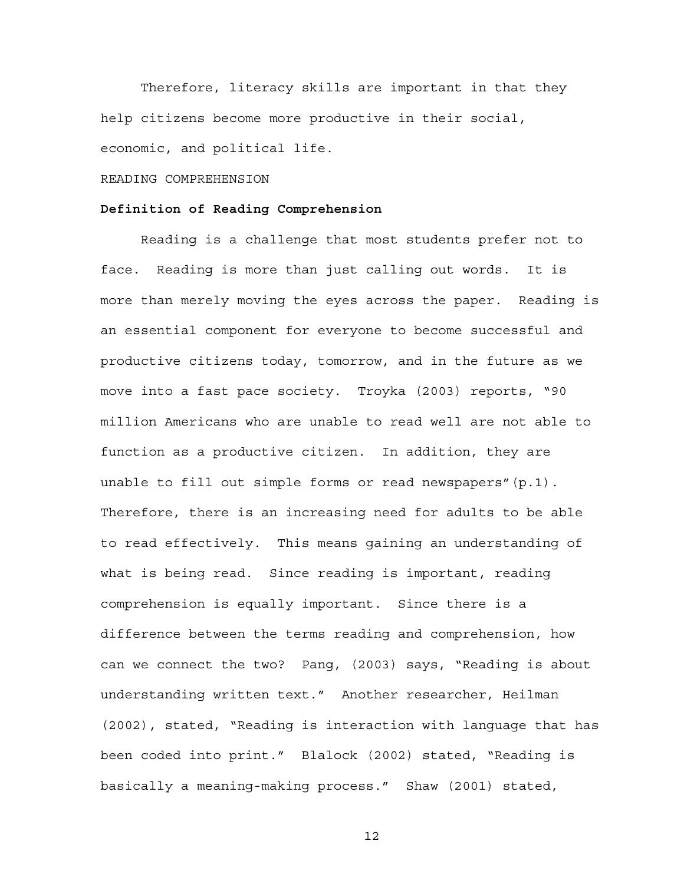Therefore, literacy skills are important in that they help citizens become more productive in their social, economic, and political life.

## READING COMPREHENSION

### **Definition of Reading Comprehension**

Reading is a challenge that most students prefer not to face. Reading is more than just calling out words. It is more than merely moving the eyes across the paper. Reading is an essential component for everyone to become successful and productive citizens today, tomorrow, and in the future as we move into a fast pace society. Troyka (2003) reports, "90 million Americans who are unable to read well are not able to function as a productive citizen. In addition, they are unable to fill out simple forms or read newspapers"(p.1). Therefore, there is an increasing need for adults to be able to read effectively. This means gaining an understanding of what is being read. Since reading is important, reading comprehension is equally important. Since there is a difference between the terms reading and comprehension, how can we connect the two? Pang, (2003) says, "Reading is about understanding written text." Another researcher, Heilman (2002), stated, "Reading is interaction with language that has been coded into print." Blalock (2002) stated, "Reading is basically a meaning-making process." Shaw (2001) stated,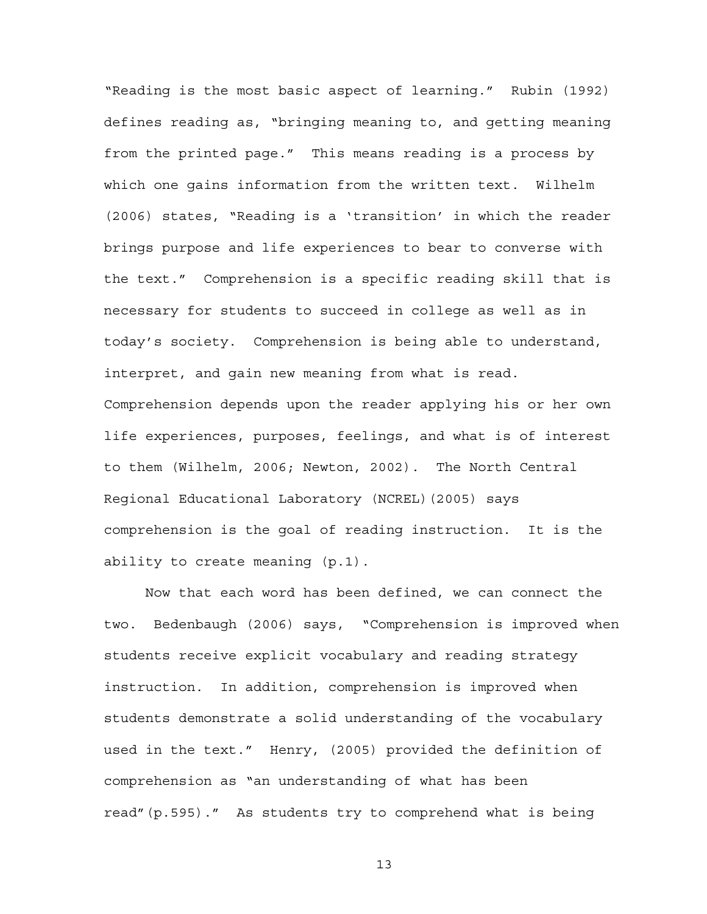"Reading is the most basic aspect of learning." Rubin (1992) defines reading as, "bringing meaning to, and getting meaning from the printed page." This means reading is a process by which one gains information from the written text. Wilhelm (2006) states, "Reading is a 'transition' in which the reader brings purpose and life experiences to bear to converse with the text." Comprehension is a specific reading skill that is necessary for students to succeed in college as well as in today's society. Comprehension is being able to understand, interpret, and gain new meaning from what is read. Comprehension depends upon the reader applying his or her own life experiences, purposes, feelings, and what is of interest to them (Wilhelm, 2006; Newton, 2002). The North Central Regional Educational Laboratory (NCREL)(2005) says comprehension is the goal of reading instruction. It is the ability to create meaning (p.1).

Now that each word has been defined, we can connect the two. Bedenbaugh (2006) says, "Comprehension is improved when students receive explicit vocabulary and reading strategy instruction. In addition, comprehension is improved when students demonstrate a solid understanding of the vocabulary used in the text." Henry, (2005) provided the definition of comprehension as "an understanding of what has been read"(p.595)." As students try to comprehend what is being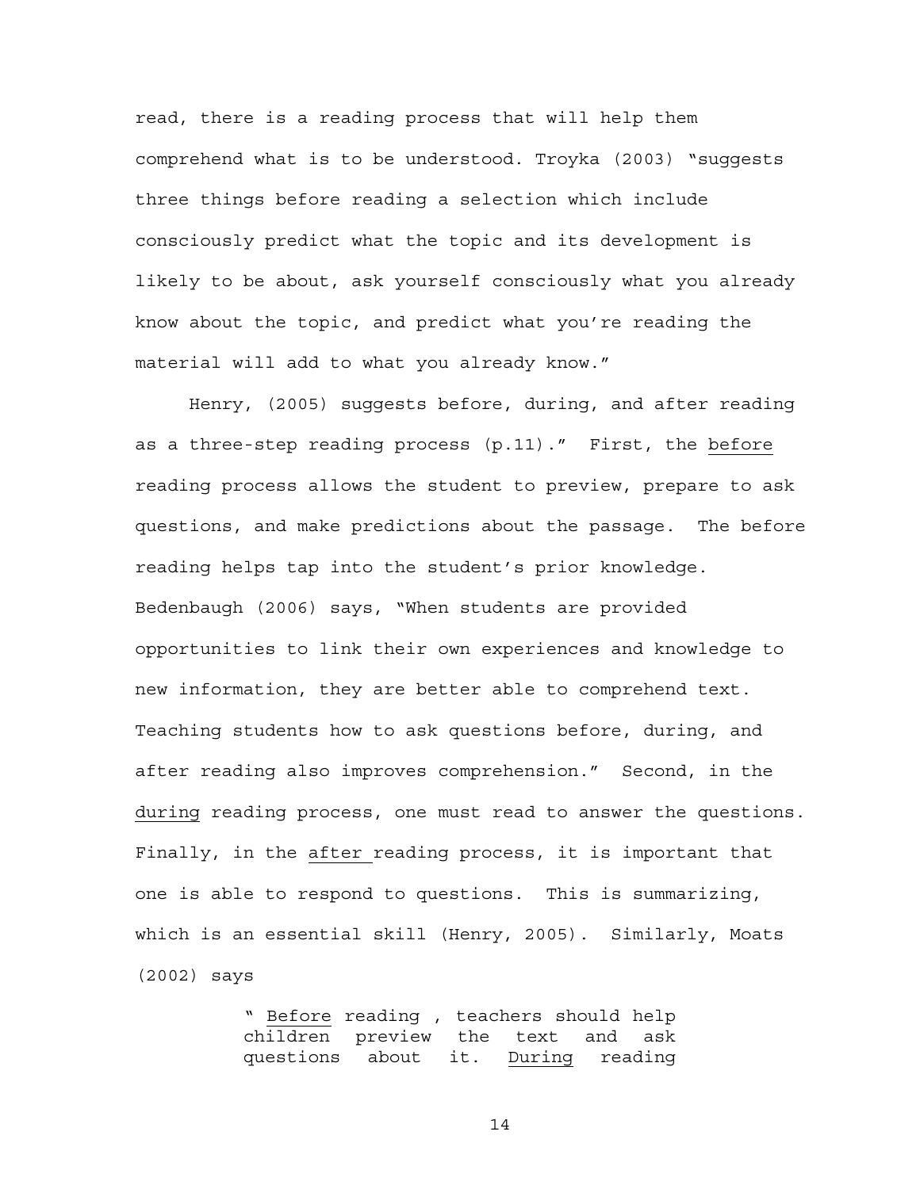read, there is a reading process that will help them comprehend what is to be understood. Troyka (2003) "suggests three things before reading a selection which include consciously predict what the topic and its development is likely to be about, ask yourself consciously what you already know about the topic, and predict what you're reading the material will add to what you already know."

Henry, (2005) suggests before, during, and after reading as a three-step reading process (p.11)." First, the <u>before</u> reading process allows the student to preview, prepare to ask questions, and make predictions about the passage. The before reading helps tap into the student's prior knowledge. Bedenbaugh (2006) says, "When students are provided opportunities to link their own experiences and knowledge to new information, they are better able to comprehend text. Teaching students how to ask questions before, during, and after reading also improves comprehension." Second, in the <u>during</u> reading process, one must read to answer the questions. Finally, in the <u>after</u> reading process, it is important that one is able to respond to questions. This is summarizing, which is an essential skill (Henry, 2005). Similarly, Moats (2002) says

> " <u>Before</u> reading , teachers should help children preview the text and ask questions about it. <u>During</u> reading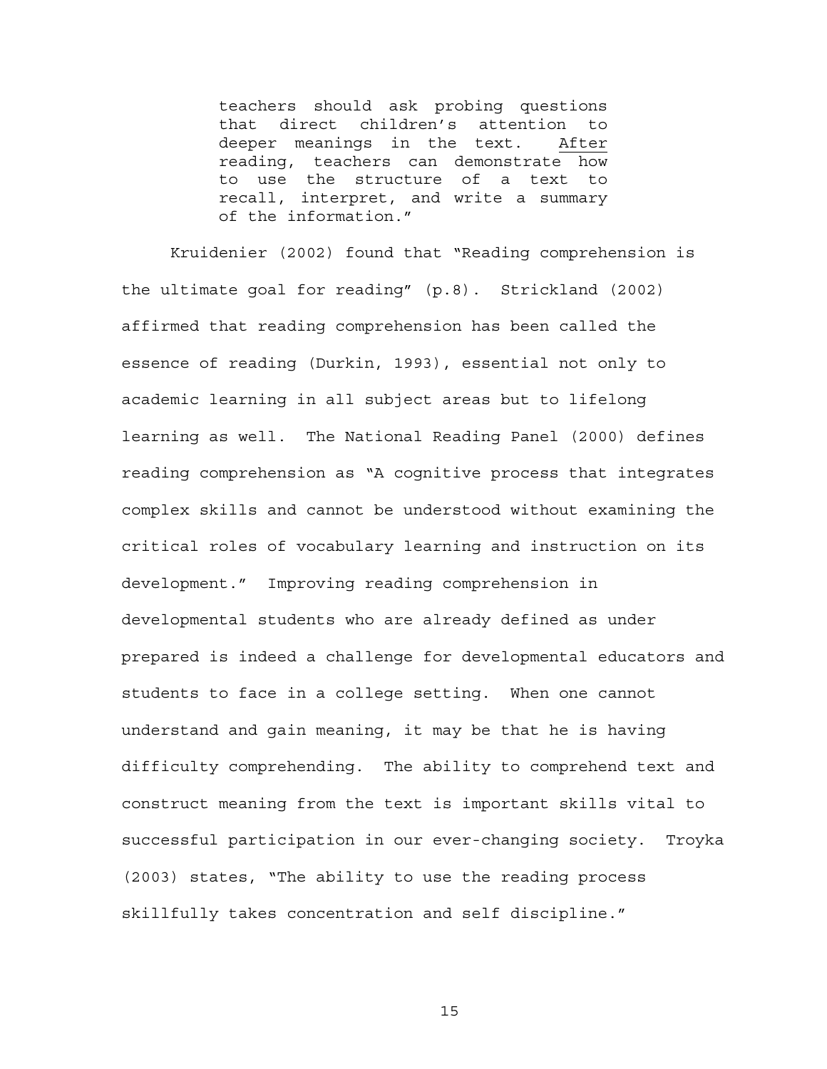> teachers should ask probing questions that direct children's attention to deeper meanings in the text. <u>After</u> reading, teachers can demonstrate how to use the structure of a text to recall, interpret, and write a summary of the information."

Kruidenier (2002) found that "Reading comprehension is the ultimate goal for reading" (p.8). Strickland (2002) affirmed that reading comprehension has been called the essence of reading (Durkin, 1993), essential not only to academic learning in all subject areas but to lifelong learning as well. The National Reading Panel (2000) defines reading comprehension as "A cognitive process that integrates complex skills and cannot be understood without examining the critical roles of vocabulary learning and instruction on its development." Improving reading comprehension in developmental students who are already defined as under prepared is indeed a challenge for developmental educators and students to face in a college setting. When one cannot understand and gain meaning, it may be that he is having difficulty comprehending. The ability to comprehend text and construct meaning from the text is important skills vital to successful participation in our ever-changing society. Troyka (2003) states, "The ability to use the reading process skillfully takes concentration and self discipline."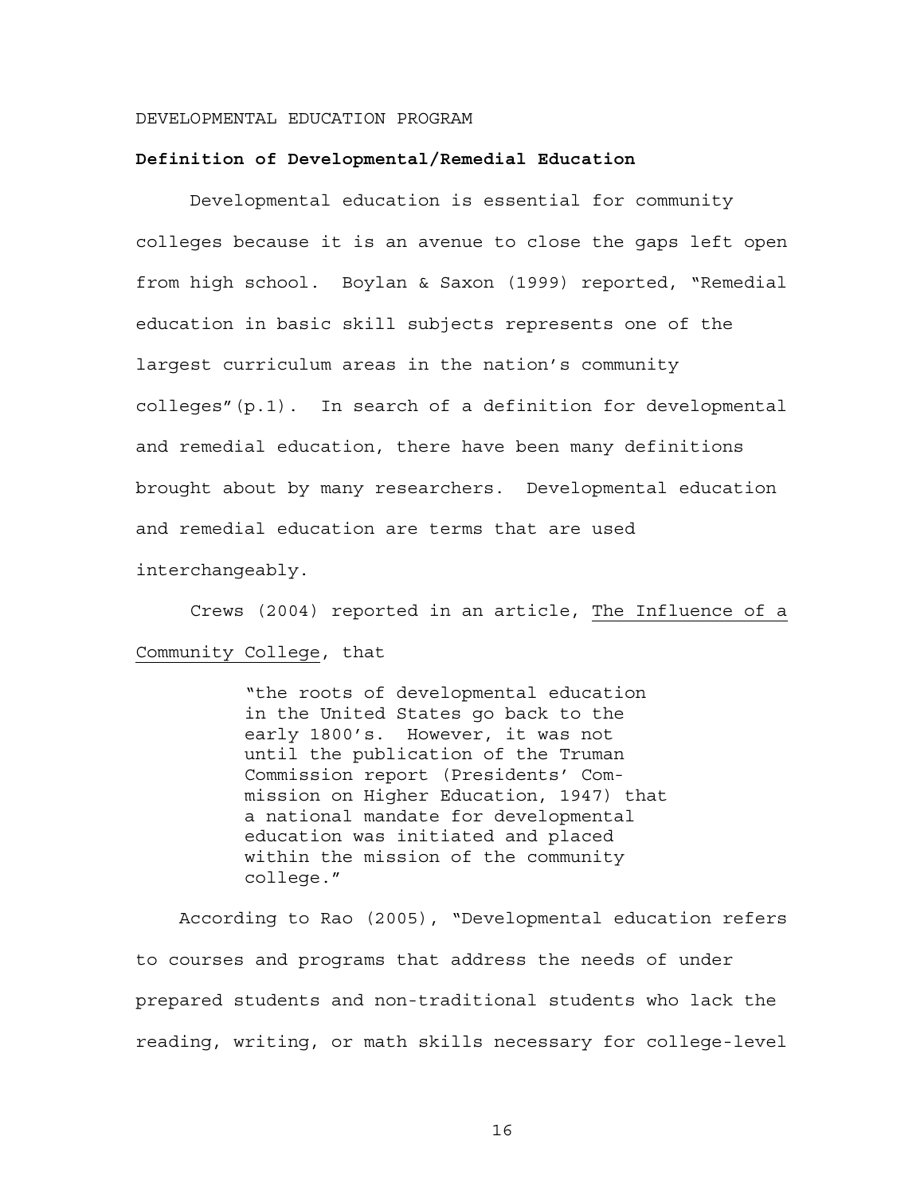DEVELOPMENTAL EDUCATION PROGRAM

**Definition of Developmental/Remedial Education**

Developmental education is essential for community colleges because it is an avenue to close the gaps left open from high school. Boylan & Saxon (1999) reported, "Remedial education in basic skill subjects represents one of the largest curriculum areas in the nation's community colleges"(p.1). In search of a definition for developmental and remedial education, there have been many definitions brought about by many researchers. Developmental education and remedial education are terms that are used interchangeably.

Crews (2004) reported in an article, <u>The Influence of a Community College</u>, that

> "the roots of developmental education in the United States go back to the early 1800's. However, it was not until the publication of the Truman Commission report (Presidents' Commission on Higher Education, 1947) that a national mandate for developmental education was initiated and placed within the mission of the community college."

According to Rao (2005), "Developmental education refers to courses and programs that address the needs of under prepared students and non-traditional students who lack the reading, writing, or math skills necessary for college-level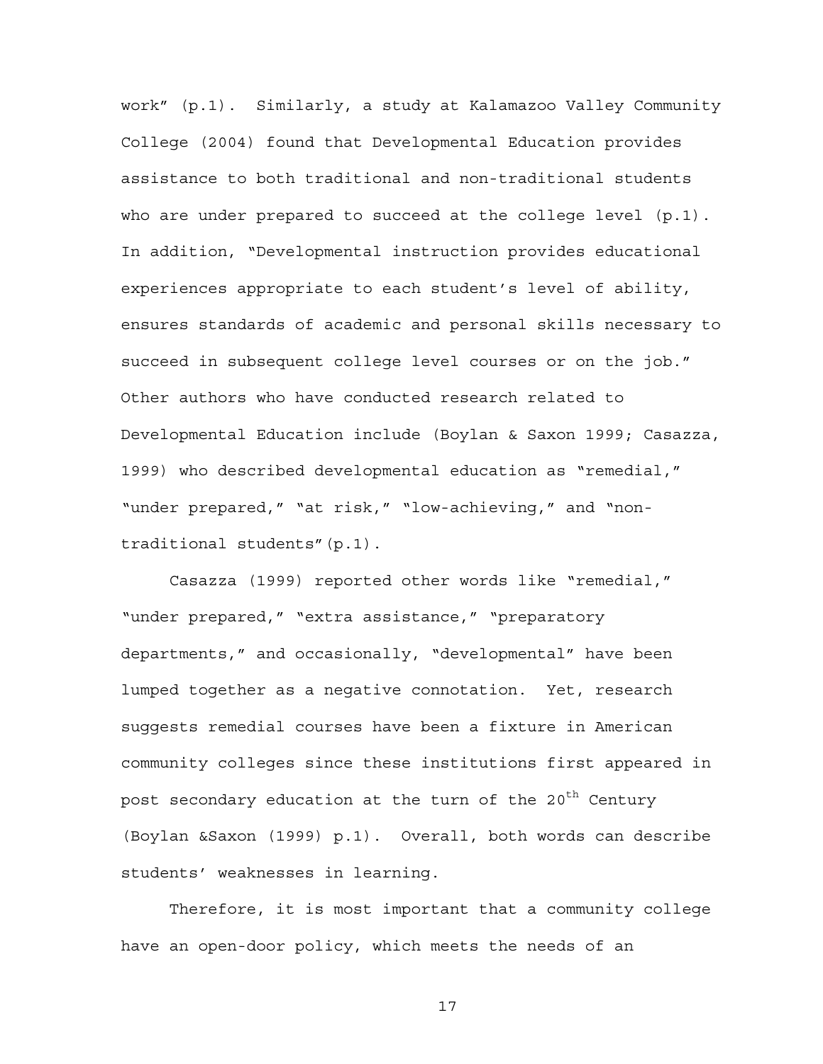work" (p.1). Similarly, a study at Kalamazoo Valley Community College (2004) found that Developmental Education provides assistance to both traditional and non-traditional students who are under prepared to succeed at the college level (p.1). In addition, "Developmental instruction provides educational experiences appropriate to each student's level of ability, ensures standards of academic and personal skills necessary to succeed in subsequent college level courses or on the job." Other authors who have conducted research related to Developmental Education include (Boylan & Saxon 1999; Casazza, 1999) who described developmental education as "remedial," "under prepared," "at risk," "low-achieving," and "non-traditional students"(p.1).

Casazza (1999) reported other words like "remedial," "under prepared," "extra assistance," "preparatory departments," and occasionally, "developmental" have been lumped together as a negative connotation. Yet, research suggests remedial courses have been a fixture in American community colleges since these institutions first appeared in post secondary education at the turn of the 20th Century (Boylan &Saxon (1999) p.1). Overall, both words can describe students' weaknesses in learning.

Therefore, it is most important that a community college have an open-door policy, which meets the needs of an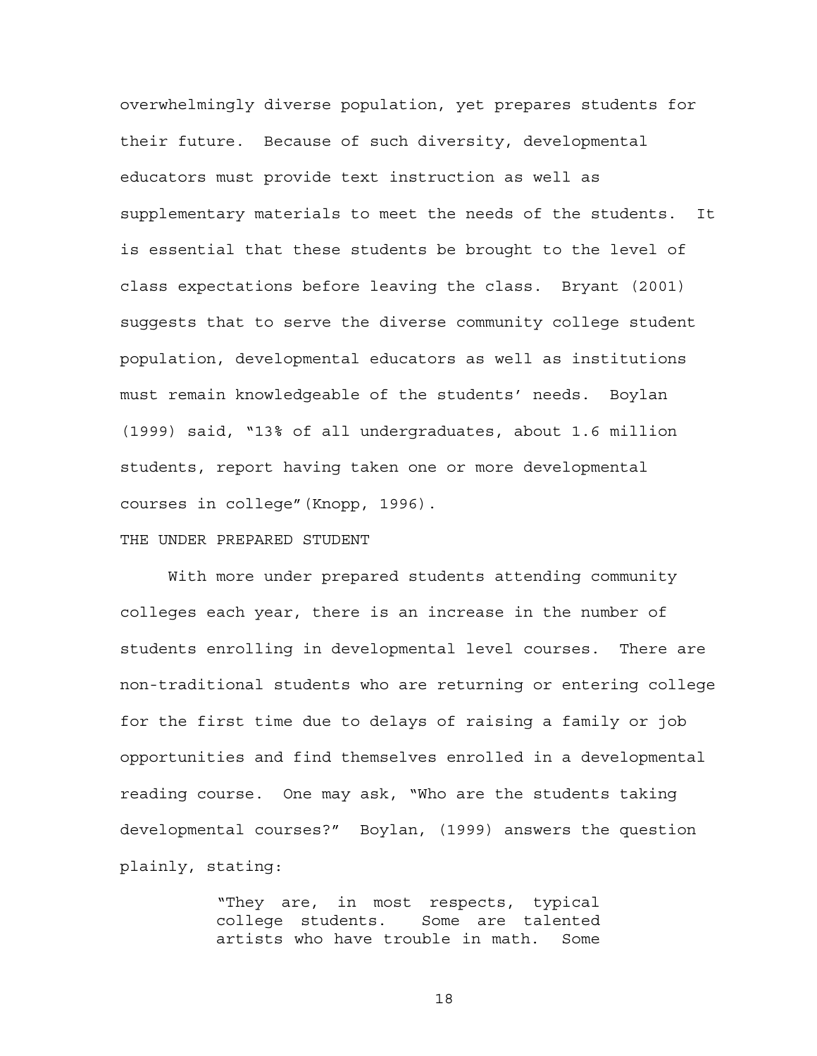overwhelmingly diverse population, yet prepares students for their future. Because of such diversity, developmental educators must provide text instruction as well as supplementary materials to meet the needs of the students. It is essential that these students be brought to the level of class expectations before leaving the class. Bryant (2001) suggests that to serve the diverse community college student population, developmental educators as well as institutions must remain knowledgeable of the students' needs. Boylan (1999) said, "13% of all undergraduates, about 1.6 million students, report having taken one or more developmental courses in college"(Knopp, 1996).

## THE UNDER PREPARED STUDENT

With more under prepared students attending community colleges each year, there is an increase in the number of students enrolling in developmental level courses. There are non-traditional students who are returning or entering college for the first time due to delays of raising a family or job opportunities and find themselves enrolled in a developmental reading course. One may ask, "Who are the students taking developmental courses?" Boylan, (1999) answers the question plainly, stating:

> "They are, in most respects, typical college students. Some are talented artists who have trouble in math. Some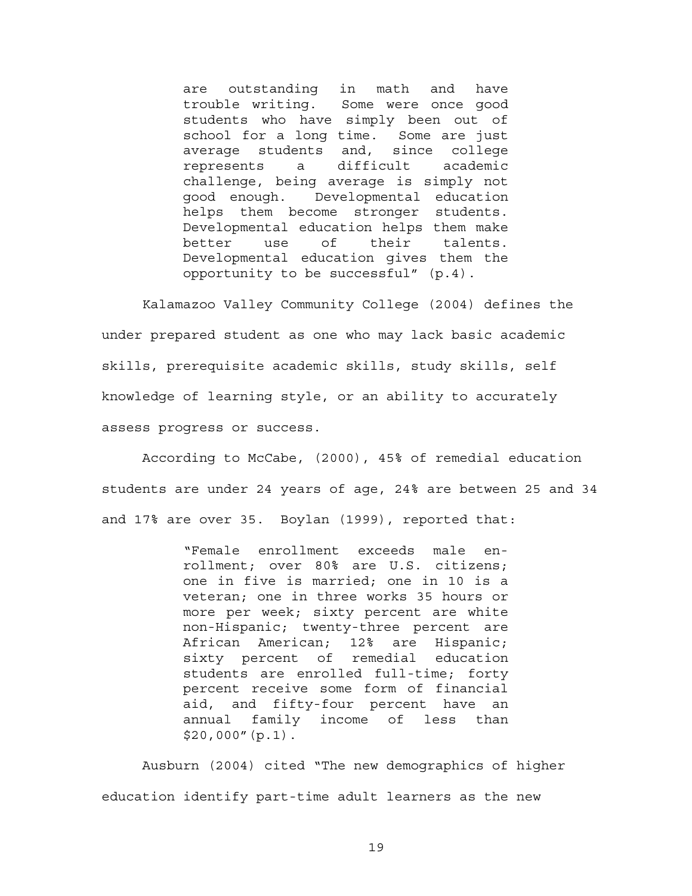> are outstanding in math and have trouble writing. Some were once good students who have simply been out of school for a long time. Some are just average students and, since college represents a difficult academic challenge, being average is simply not good enough. Developmental education helps them become stronger students. Developmental education helps them make better use of their talents. Developmental education gives them the opportunity to be successful" (p.4).

Kalamazoo Valley Community College (2004) defines the under prepared student as one who may lack basic academic skills, prerequisite academic skills, study skills, self knowledge of learning style, or an ability to accurately assess progress or success.

According to McCabe, (2000), 45% of remedial education students are under 24 years of age, 24% are between 25 and 34 and 17% are over 35. Boylan (1999), reported that:

> "Female enrollment exceeds male enrollment; over 80% are U.S. citizens; one in five is married; one in 10 is a veteran; one in three works 35 hours or more per week; sixty percent are white non-Hispanic; twenty-three percent are African American; 12% are Hispanic; sixty percent of remedial education students are enrolled full-time; forty percent receive some form of financial aid, and fifty-four percent have an annual family income of less than $20,000"(p.1).

Ausburn (2004) cited "The new demographics of higher education identify part-time adult learners as the new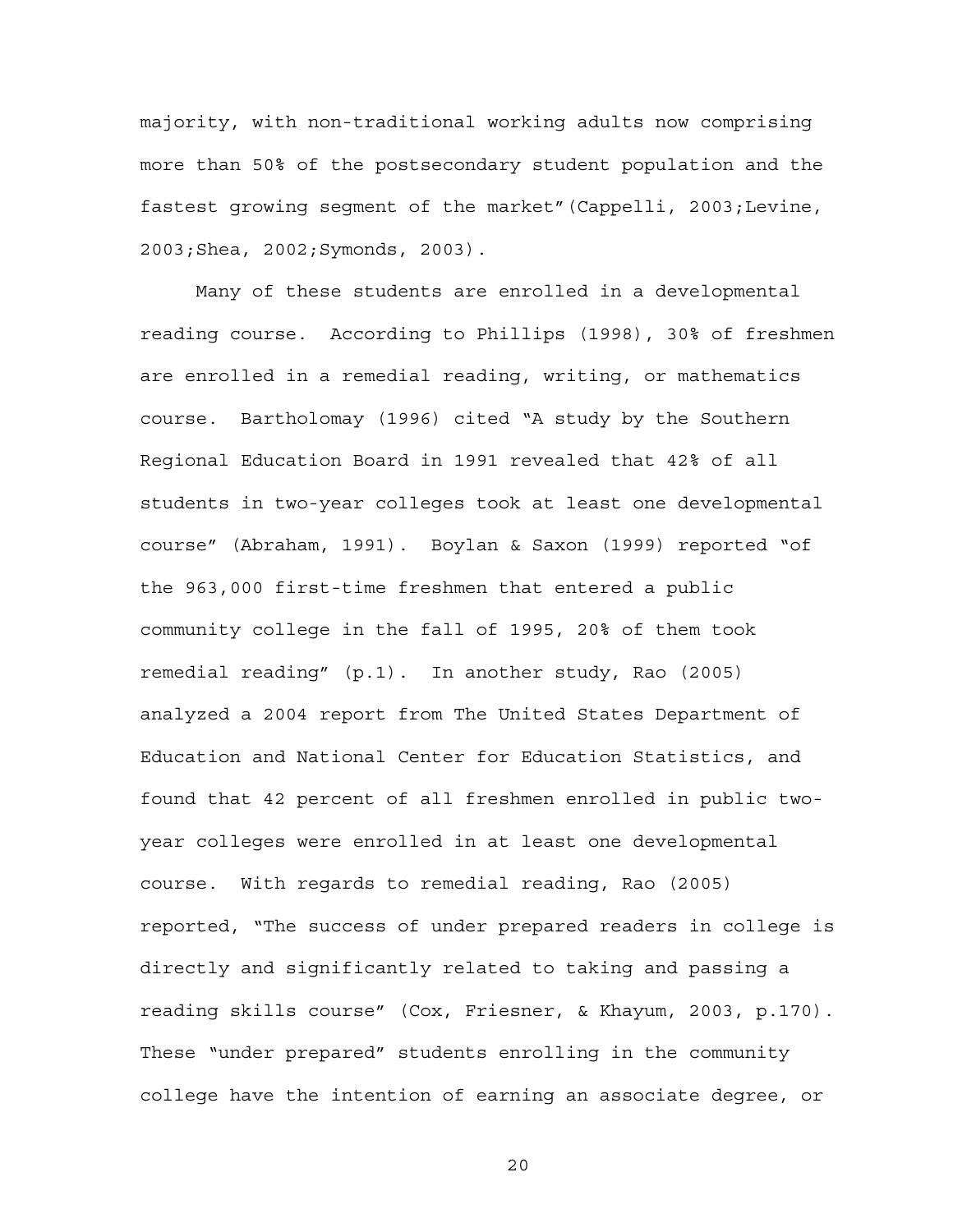majority, with non-traditional working adults now comprising more than 50% of the postsecondary student population and the fastest growing segment of the market"(Cappelli, 2003;Levine, 2003;Shea, 2002;Symonds, 2003).

Many of these students are enrolled in a developmental reading course. According to Phillips (1998), 30% of freshmen are enrolled in a remedial reading, writing, or mathematics course. Bartholomay (1996) cited "A study by the Southern Regional Education Board in 1991 revealed that 42% of all students in two-year colleges took at least one developmental course" (Abraham, 1991). Boylan & Saxon (1999) reported "of the 963,000 first-time freshmen that entered a public community college in the fall of 1995, 20% of them took remedial reading" (p.1). In another study, Rao (2005) analyzed a 2004 report from The United States Department of Education and National Center for Education Statistics, and found that 42 percent of all freshmen enrolled in public two-year colleges were enrolled in at least one developmental course. With regards to remedial reading, Rao (2005) reported, "The success of under prepared readers in college is directly and significantly related to taking and passing a reading skills course" (Cox, Friesner, & Khayum, 2003, p.170). These "under prepared" students enrolling in the community college have the intention of earning an associate degree, or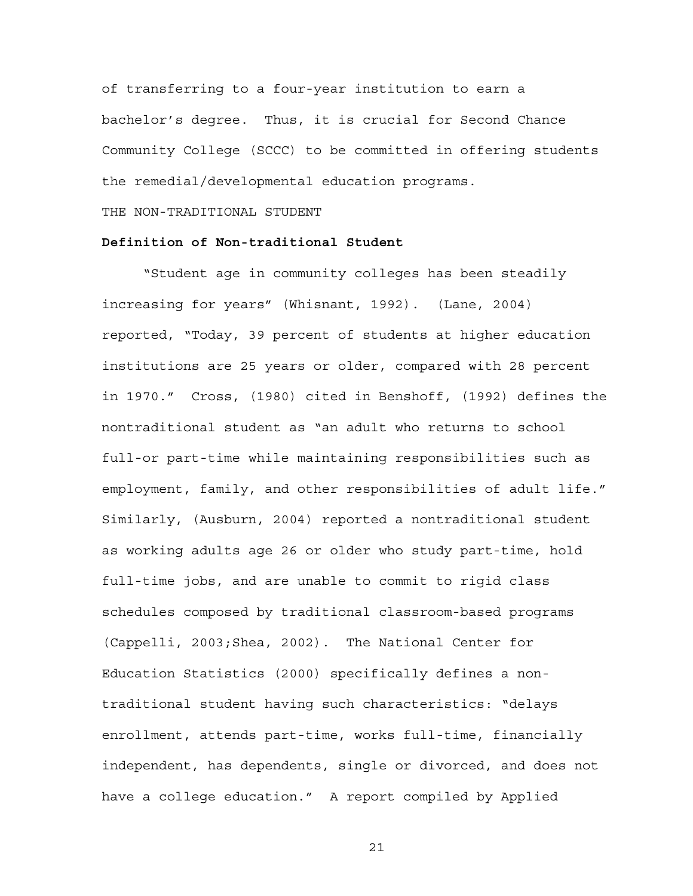of transferring to a four-year institution to earn a bachelor's degree. Thus, it is crucial for Second Chance Community College (SCCC) to be committed in offering students the remedial/developmental education programs.

THE NON-TRADITIONAL STUDENT

**Definition of Non-traditional Student**

"Student age in community colleges has been steadily increasing for years" (Whisnant, 1992). (Lane, 2004) reported, "Today, 39 percent of students at higher education institutions are 25 years or older, compared with 28 percent in 1970." Cross, (1980) cited in Benshoff, (1992) defines the nontraditional student as "an adult who returns to school full-or part-time while maintaining responsibilities such as employment, family, and other responsibilities of adult life." Similarly, (Ausburn, 2004) reported a nontraditional student as working adults age 26 or older who study part-time, hold full-time jobs, and are unable to commit to rigid class schedules composed by traditional classroom-based programs (Cappelli, 2003;Shea, 2002). The National Center for Education Statistics (2000) specifically defines a non-traditional student having such characteristics: "delays enrollment, attends part-time, works full-time, financially independent, has dependents, single or divorced, and does not have a college education." A report compiled by Applied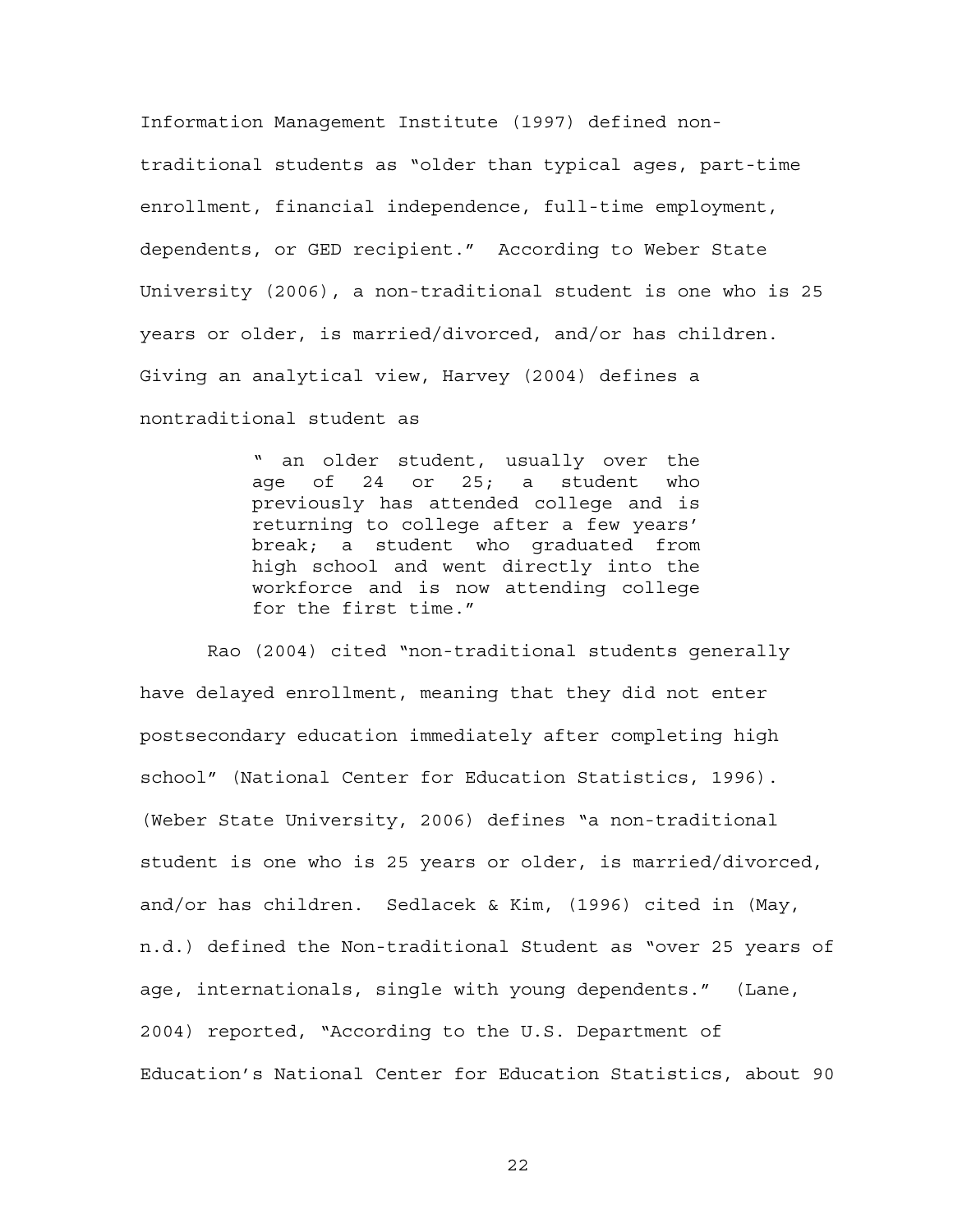Information Management Institute (1997) defined non-traditional students as "older than typical ages, part-time enrollment, financial independence, full-time employment, dependents, or GED recipient." According to Weber State University (2006), a non-traditional student is one who is 25 years or older, is married/divorced, and/or has children. Giving an analytical view, Harvey (2004) defines a nontraditional student as

> " an older student, usually over the age of 24 or 25; a student who previously has attended college and is returning to college after a few years' break; a student who graduated from high school and went directly into the workforce and is now attending college for the first time."

Rao (2004) cited "non-traditional students generally have delayed enrollment, meaning that they did not enter postsecondary education immediately after completing high school" (National Center for Education Statistics, 1996). (Weber State University, 2006) defines "a non-traditional student is one who is 25 years or older, is married/divorced, and/or has children. Sedlacek & Kim, (1996) cited in (May, n.d.) defined the Non-traditional Student as "over 25 years of age, internationals, single with young dependents." (Lane, 2004) reported, "According to the U.S. Department of Education's National Center for Education Statistics, about 90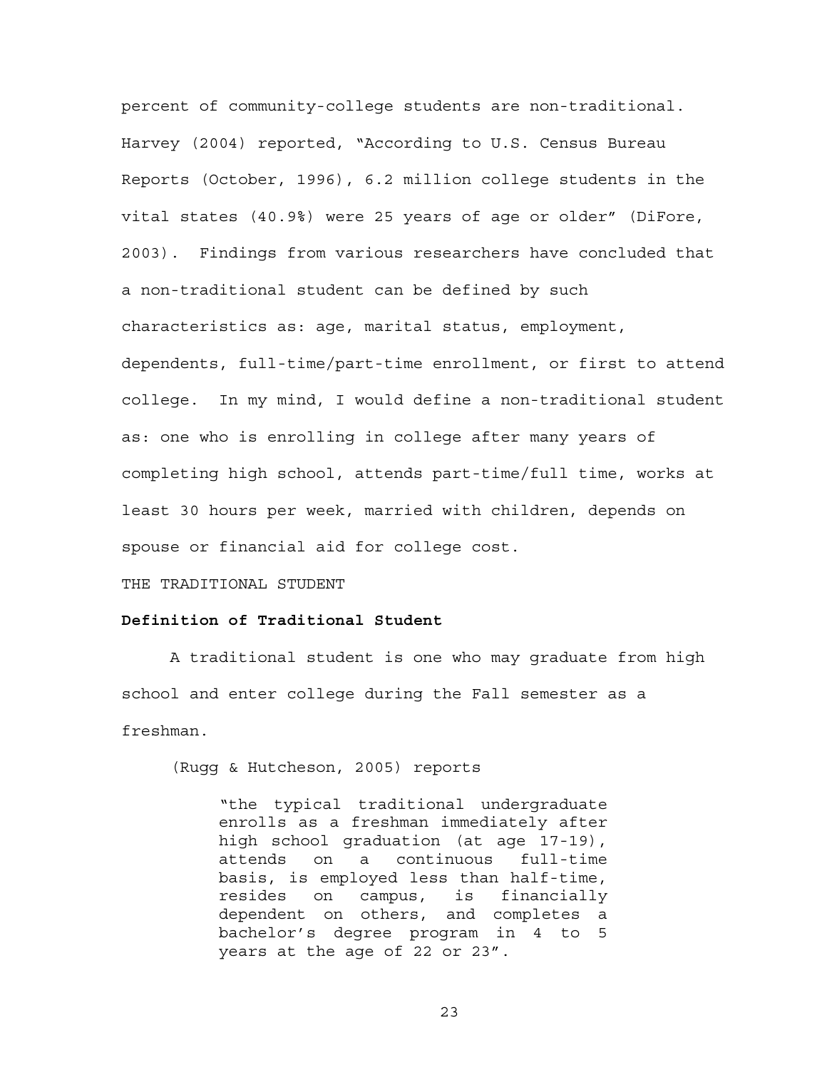percent of community-college students are non-traditional. Harvey (2004) reported, "According to U.S. Census Bureau Reports (October, 1996), 6.2 million college students in the vital states (40.9%) were 25 years of age or older" (DiFore, 2003). Findings from various researchers have concluded that a non-traditional student can be defined by such characteristics as: age, marital status, employment, dependents, full-time/part-time enrollment, or first to attend college. In my mind, I would define a non-traditional student as: one who is enrolling in college after many years of completing high school, attends part-time/full time, works at least 30 hours per week, married with children, depends on spouse or financial aid for college cost.

THE TRADITIONAL STUDENT

**Definition of Traditional Student**

A traditional student is one who may graduate from high school and enter college during the Fall semester as a freshman.

(Rugg & Hutcheson, 2005) reports

> "the typical traditional undergraduate enrolls as a freshman immediately after high school graduation (at age 17-19), attends on a continuous full-time basis, is employed less than half-time, resides on campus, is financially dependent on others, and completes a bachelor's degree program in 4 to 5 years at the age of 22 or 23".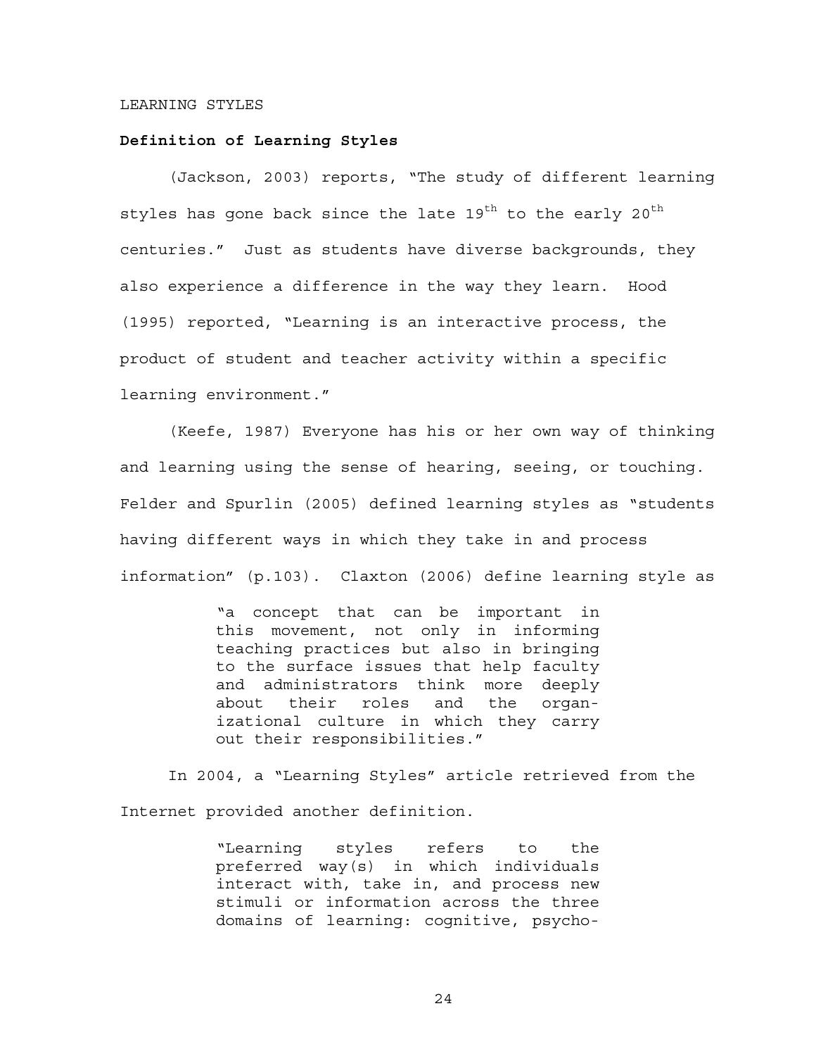LEARNING STYLES

**Definition of Learning Styles**

(Jackson, 2003) reports, "The study of different learning styles has gone back since the late 19th to the early 20th centuries." Just as students have diverse backgrounds, they also experience a difference in the way they learn. Hood (1995) reported, "Learning is an interactive process, the product of student and teacher activity within a specific learning environment."

(Keefe, 1987) Everyone has his or her own way of thinking and learning using the sense of hearing, seeing, or touching. Felder and Spurlin (2005) defined learning styles as "students having different ways in which they take in and process information" (p.103). Claxton (2006) define learning style as

> "a concept that can be important in this movement, not only in informing teaching practices but also in bringing to the surface issues that help faculty and administrators think more deeply about their roles and the organizational culture in which they carry out their responsibilities."

In 2004, a "Learning Styles" article retrieved from the Internet provided another definition.

> "Learning styles refers to the preferred way(s) in which individuals interact with, take in, and process new stimuli or information across the three domains of learning: cognitive, psycho-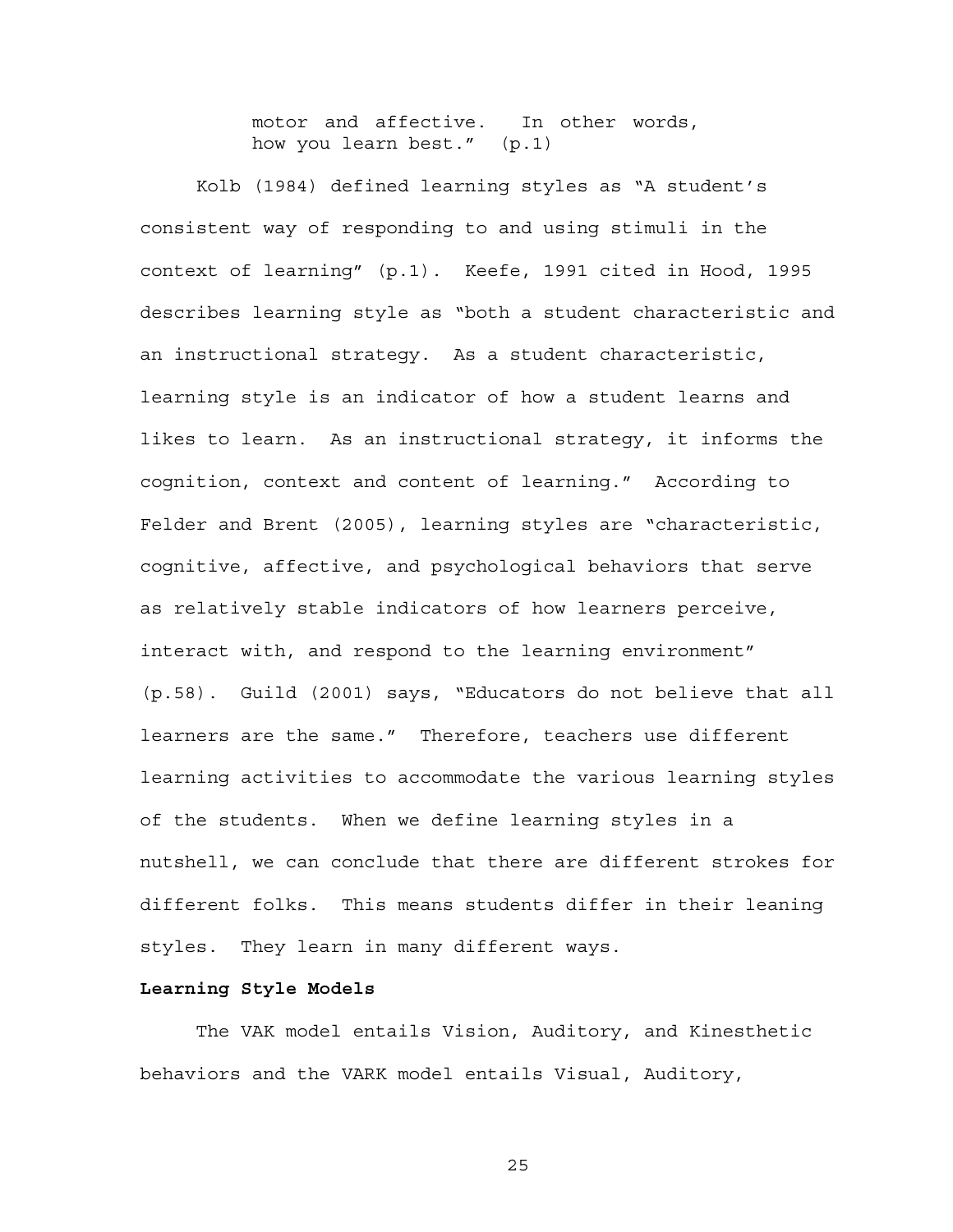> motor and affective. In other words, how you learn best." (p.1)

Kolb (1984) defined learning styles as "A student's consistent way of responding to and using stimuli in the context of learning" (p.1). Keefe, 1991 cited in Hood, 1995 describes learning style as "both a student characteristic and an instructional strategy. As a student characteristic, learning style is an indicator of how a student learns and likes to learn. As an instructional strategy, it informs the cognition, context and content of learning." According to Felder and Brent (2005), learning styles are "characteristic, cognitive, affective, and psychological behaviors that serve as relatively stable indicators of how learners perceive, interact with, and respond to the learning environment" (p.58). Guild (2001) says, "Educators do not believe that all learners are the same." Therefore, teachers use different learning activities to accommodate the various learning styles of the students. When we define learning styles in a nutshell, we can conclude that there are different strokes for different folks. This means students differ in their leaning styles. They learn in many different ways.

**Learning Style Models**

The VAK model entails Vision, Auditory, and Kinesthetic behaviors and the VARK model entails Visual, Auditory,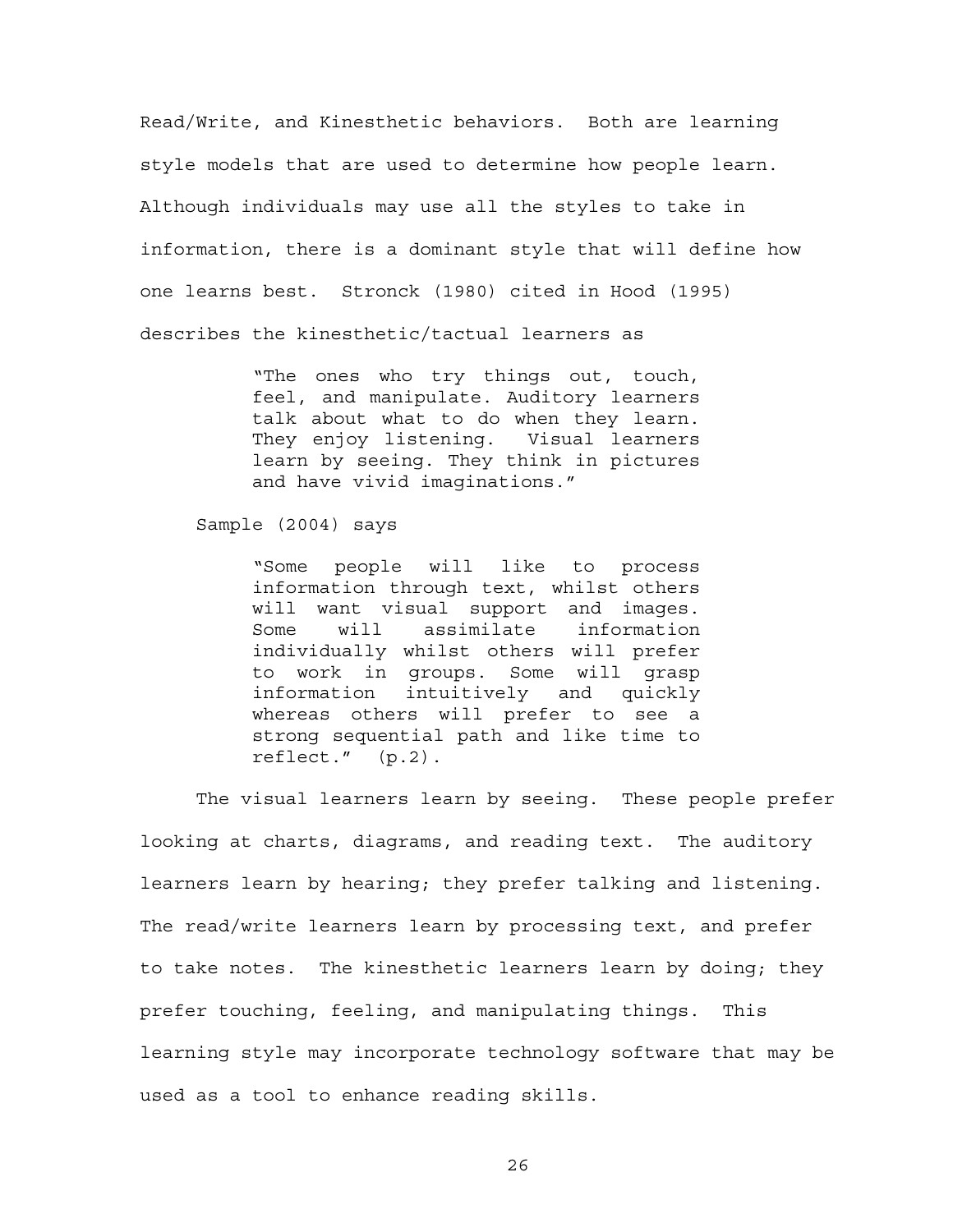Read/Write, and Kinesthetic behaviors. Both are learning style models that are used to determine how people learn. Although individuals may use all the styles to take in information, there is a dominant style that will define how one learns best. Stronck (1980) cited in Hood (1995) describes the kinesthetic/tactual learners as

> "The ones who try things out, touch, feel, and manipulate. Auditory learners talk about what to do when they learn. They enjoy listening. Visual learners learn by seeing. They think in pictures and have vivid imaginations."

Sample (2004) says

> "Some people will like to process information through text, whilst others will want visual support and images. Some will assimilate information individually whilst others will prefer to work in groups. Some will grasp information intuitively and quickly whereas others will prefer to see a strong sequential path and like time to reflect." (p.2).

The visual learners learn by seeing. These people prefer looking at charts, diagrams, and reading text. The auditory learners learn by hearing; they prefer talking and listening. The read/write learners learn by processing text, and prefer to take notes. The kinesthetic learners learn by doing; they prefer touching, feeling, and manipulating things. This learning style may incorporate technology software that may be used as a tool to enhance reading skills.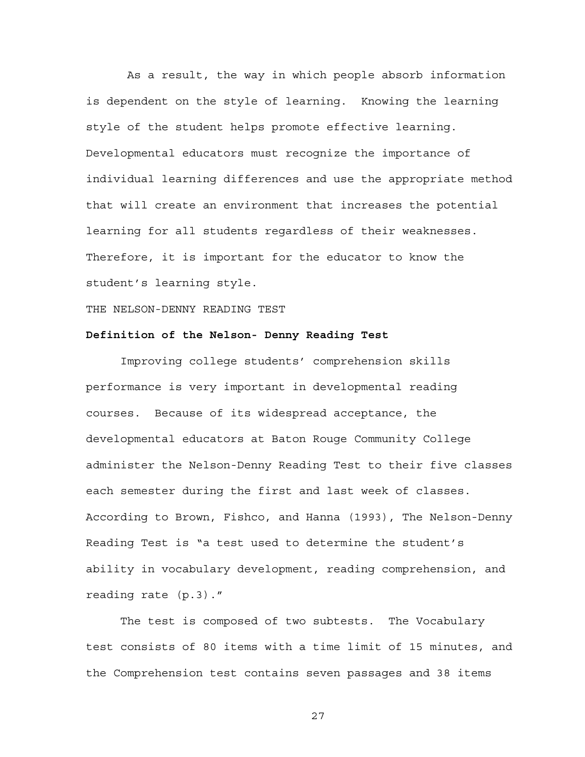As a result, the way in which people absorb information is dependent on the style of learning. Knowing the learning style of the student helps promote effective learning. Developmental educators must recognize the importance of individual learning differences and use the appropriate method that will create an environment that increases the potential learning for all students regardless of their weaknesses. Therefore, it is important for the educator to know the student's learning style.

THE NELSON-DENNY READING TEST

**Definition of the Nelson- Denny Reading Test**

Improving college students' comprehension skills performance is very important in developmental reading courses. Because of its widespread acceptance, the developmental educators at Baton Rouge Community College administer the Nelson-Denny Reading Test to their five classes each semester during the first and last week of classes. According to Brown, Fishco, and Hanna (1993), The Nelson-Denny Reading Test is "a test used to determine the student's ability in vocabulary development, reading comprehension, and reading rate (p.3)."

The test is composed of two subtests. The Vocabulary test consists of 80 items with a time limit of 15 minutes, and the Comprehension test contains seven passages and 38 items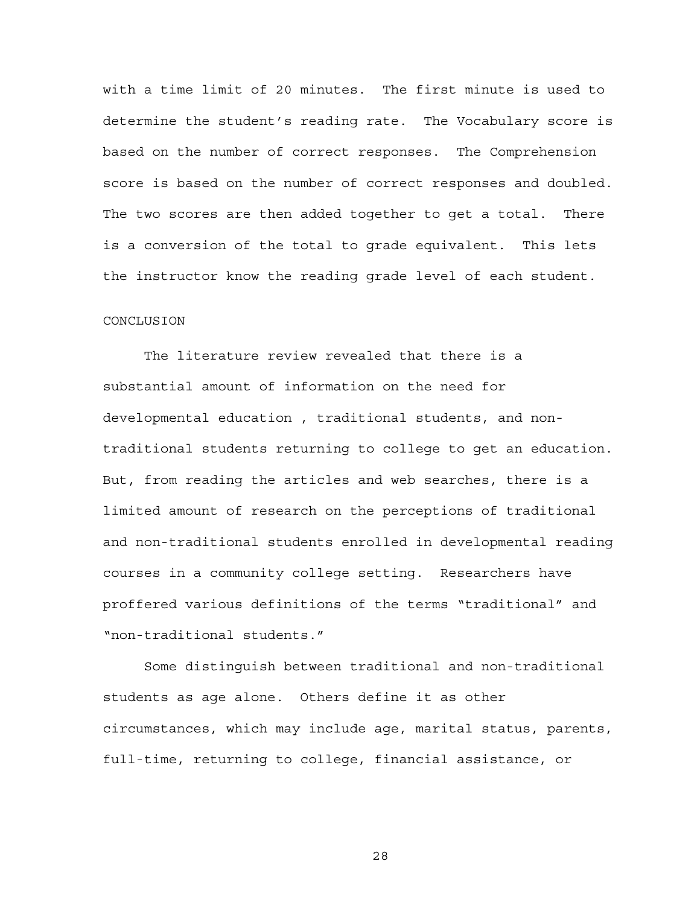with a time limit of 20 minutes. The first minute is used to determine the student's reading rate. The Vocabulary score is based on the number of correct responses. The Comprehension score is based on the number of correct responses and doubled. The two scores are then added together to get a total. There is a conversion of the total to grade equivalent. This lets the instructor know the reading grade level of each student.

## CONCLUSION

The literature review revealed that there is a substantial amount of information on the need for developmental education , traditional students, and non-traditional students returning to college to get an education. But, from reading the articles and web searches, there is a limited amount of research on the perceptions of traditional and non-traditional students enrolled in developmental reading courses in a community college setting. Researchers have proffered various definitions of the terms "traditional" and "non-traditional students."

Some distinguish between traditional and non-traditional students as age alone. Others define it as other circumstances, which may include age, marital status, parents, full-time, returning to college, financial assistance, or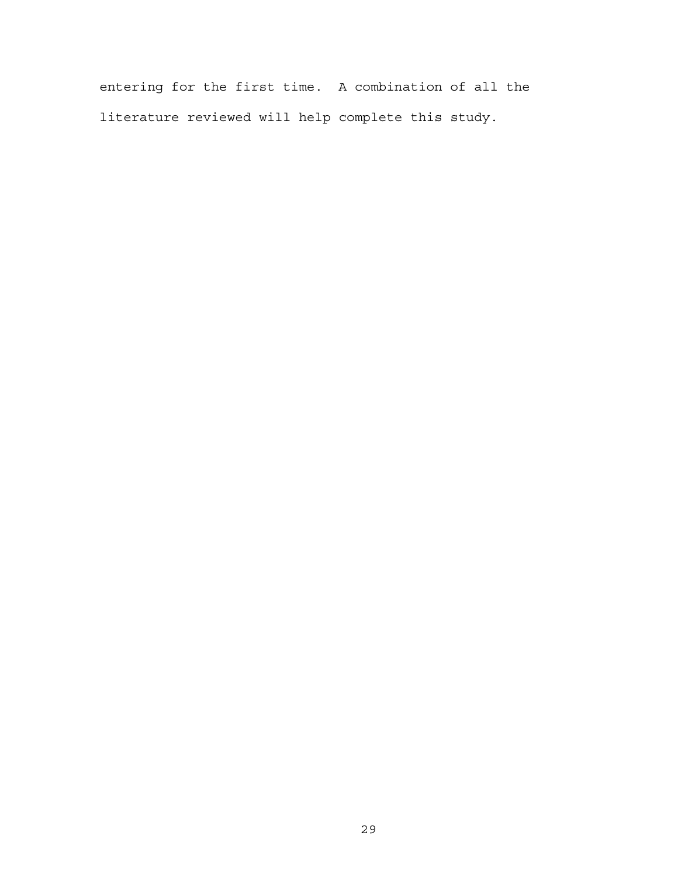entering for the first time. A combination of all the literature reviewed will help complete this study.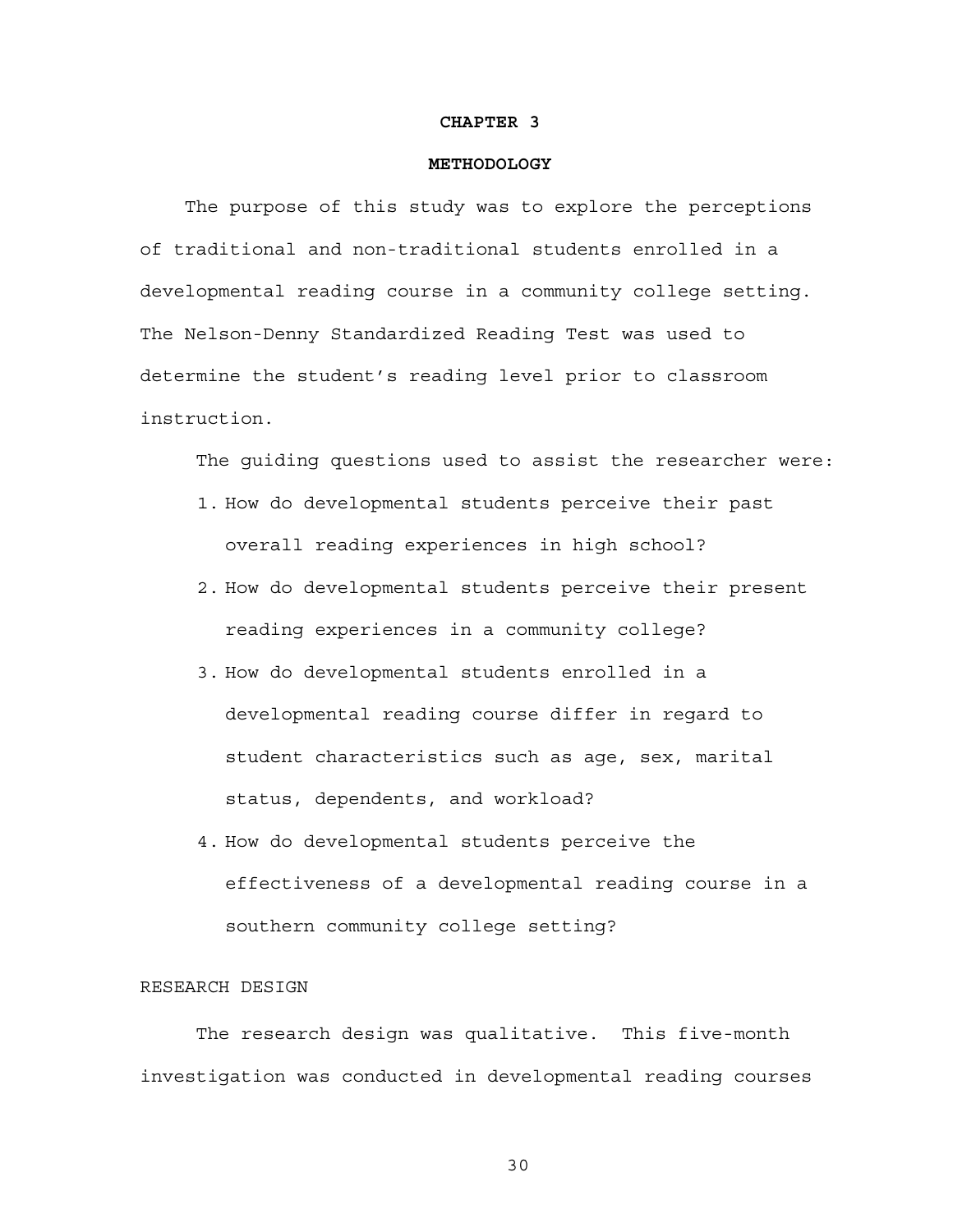# CHAPTER 3

## METHODOLOGY

The purpose of this study was to explore the perceptions of traditional and non-traditional students enrolled in a developmental reading course in a community college setting. The Nelson-Denny Standardized Reading Test was used to determine the student's reading level prior to classroom instruction.

The guiding questions used to assist the researcher were:

1. How do developmental students perceive their past overall reading experiences in high school?
2. How do developmental students perceive their present reading experiences in a community college?
3. How do developmental students enrolled in a developmental reading course differ in regard to student characteristics such as age, sex, marital status, dependents, and workload?
4. How do developmental students perceive the effectiveness of a developmental reading course in a southern community college setting?

### RESEARCH DESIGN

The research design was qualitative. This five-month investigation was conducted in developmental reading courses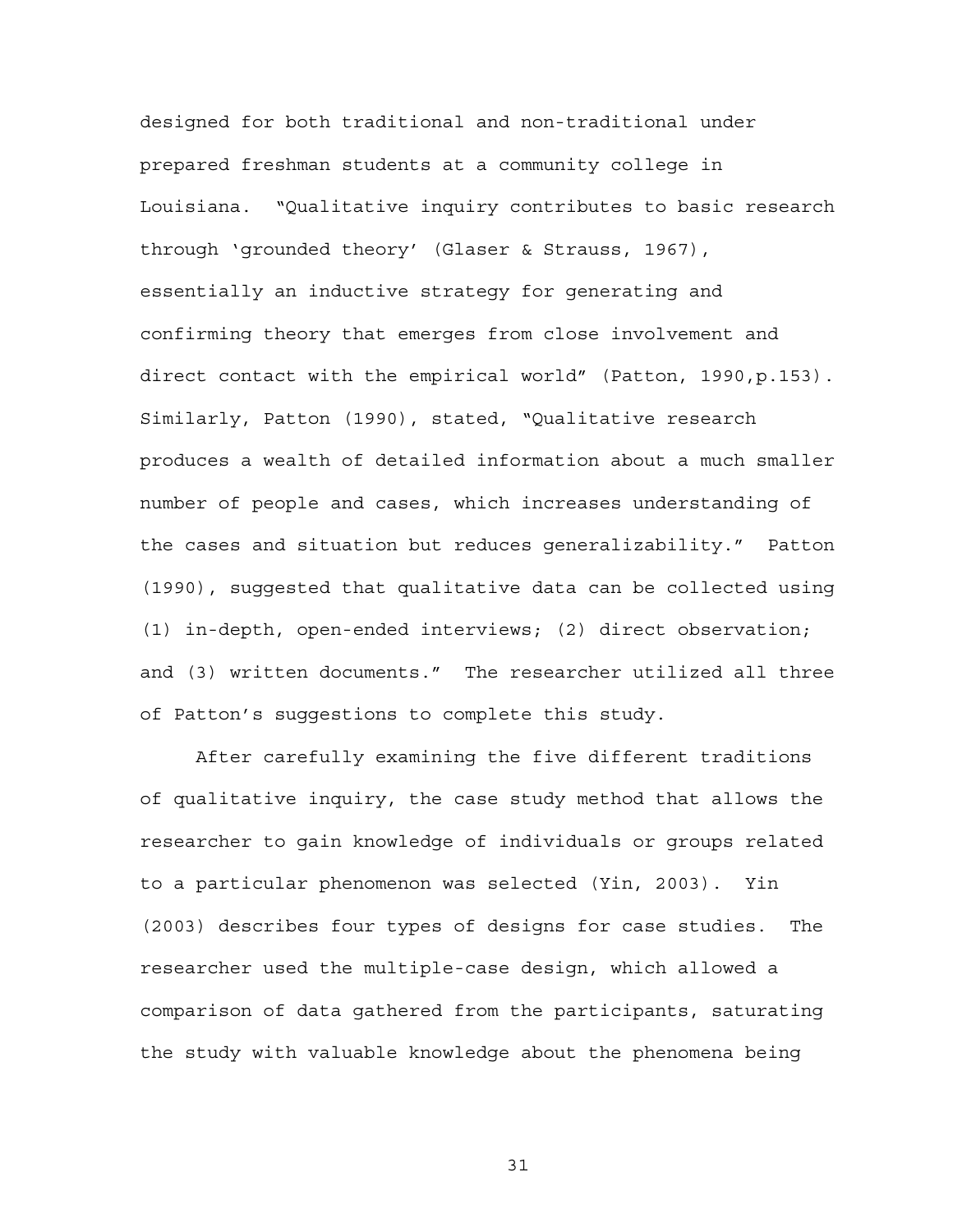designed for both traditional and non-traditional under prepared freshman students at a community college in Louisiana. "Qualitative inquiry contributes to basic research through 'grounded theory' (Glaser & Strauss, 1967), essentially an inductive strategy for generating and confirming theory that emerges from close involvement and direct contact with the empirical world" (Patton, 1990,p.153). Similarly, Patton (1990), stated, "Qualitative research produces a wealth of detailed information about a much smaller number of people and cases, which increases understanding of the cases and situation but reduces generalizability." Patton (1990), suggested that qualitative data can be collected using (1) in-depth, open-ended interviews; (2) direct observation; and (3) written documents." The researcher utilized all three of Patton's suggestions to complete this study.

After carefully examining the five different traditions of qualitative inquiry, the case study method that allows the researcher to gain knowledge of individuals or groups related to a particular phenomenon was selected (Yin, 2003). Yin (2003) describes four types of designs for case studies. The researcher used the multiple-case design, which allowed a comparison of data gathered from the participants, saturating the study with valuable knowledge about the phenomena being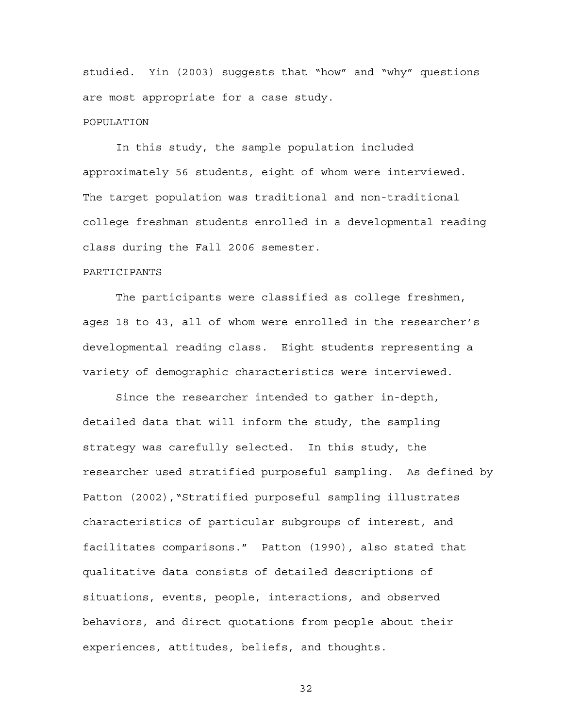studied. Yin (2003) suggests that “how” and “why” questions are most appropriate for a case study.

## POPULATION

In this study, the sample population included approximately 56 students, eight of whom were interviewed. The target population was traditional and non-traditional college freshman students enrolled in a developmental reading class during the Fall 2006 semester.

## PARTICIPANTS

The participants were classified as college freshmen, ages 18 to 43, all of whom were enrolled in the researcher’s developmental reading class. Eight students representing a variety of demographic characteristics were interviewed.

Since the researcher intended to gather in-depth, detailed data that will inform the study, the sampling strategy was carefully selected. In this study, the researcher used stratified purposeful sampling. As defined by Patton (2002), “Stratified purposeful sampling illustrates characteristics of particular subgroups of interest, and facilitates comparisons.” Patton (1990), also stated that qualitative data consists of detailed descriptions of situations, events, people, interactions, and observed behaviors, and direct quotations from people about their experiences, attitudes, beliefs, and thoughts.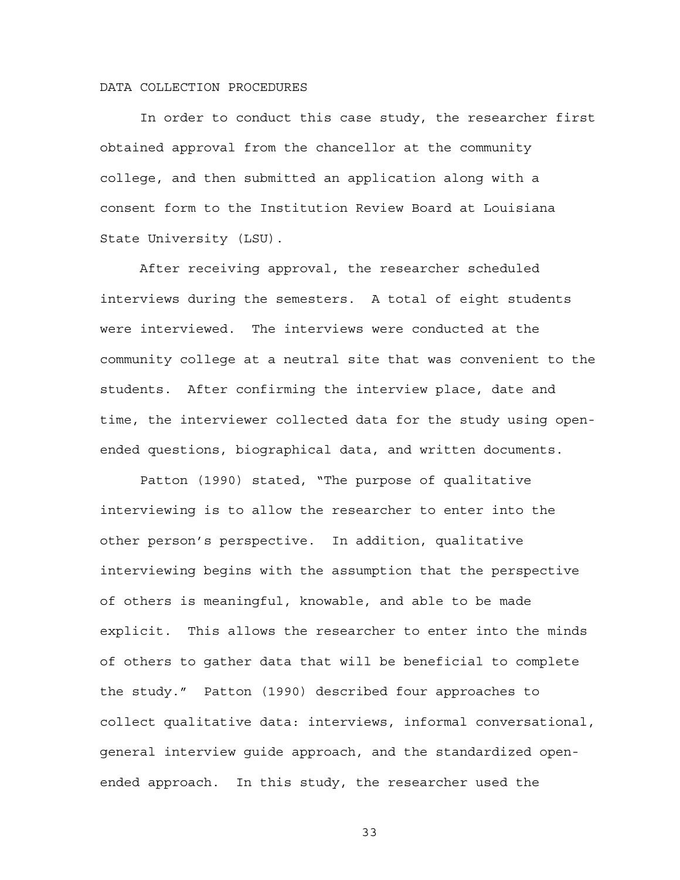## DATA COLLECTION PROCEDURES

In order to conduct this case study, the researcher first obtained approval from the chancellor at the community college, and then submitted an application along with a consent form to the Institution Review Board at Louisiana State University (LSU).

After receiving approval, the researcher scheduled interviews during the semesters. A total of eight students were interviewed. The interviews were conducted at the community college at a neutral site that was convenient to the students. After confirming the interview place, date and time, the interviewer collected data for the study using open-ended questions, biographical data, and written documents.

Patton (1990) stated, "The purpose of qualitative interviewing is to allow the researcher to enter into the other person's perspective. In addition, qualitative interviewing begins with the assumption that the perspective of others is meaningful, knowable, and able to be made explicit. This allows the researcher to enter into the minds of others to gather data that will be beneficial to complete the study." Patton (1990) described four approaches to collect qualitative data: interviews, informal conversational, general interview guide approach, and the standardized open-ended approach. In this study, the researcher used the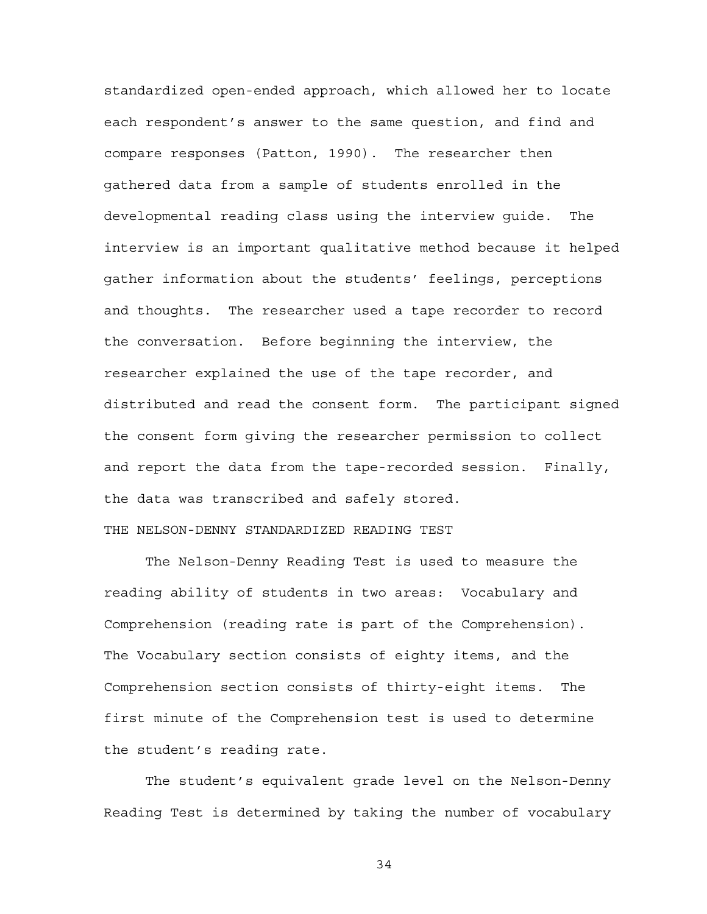standardized open-ended approach, which allowed her to locate each respondent's answer to the same question, and find and compare responses (Patton, 1990). The researcher then gathered data from a sample of students enrolled in the developmental reading class using the interview guide. The interview is an important qualitative method because it helped gather information about the students' feelings, perceptions and thoughts. The researcher used a tape recorder to record the conversation. Before beginning the interview, the researcher explained the use of the tape recorder, and distributed and read the consent form. The participant signed the consent form giving the researcher permission to collect and report the data from the tape-recorded session. Finally, the data was transcribed and safely stored.

## THE NELSON-DENNY STANDARDIZED READING TEST

The Nelson-Denny Reading Test is used to measure the reading ability of students in two areas: Vocabulary and Comprehension (reading rate is part of the Comprehension). The Vocabulary section consists of eighty items, and the Comprehension section consists of thirty-eight items. The first minute of the Comprehension test is used to determine the student's reading rate.

The student's equivalent grade level on the Nelson-Denny Reading Test is determined by taking the number of vocabulary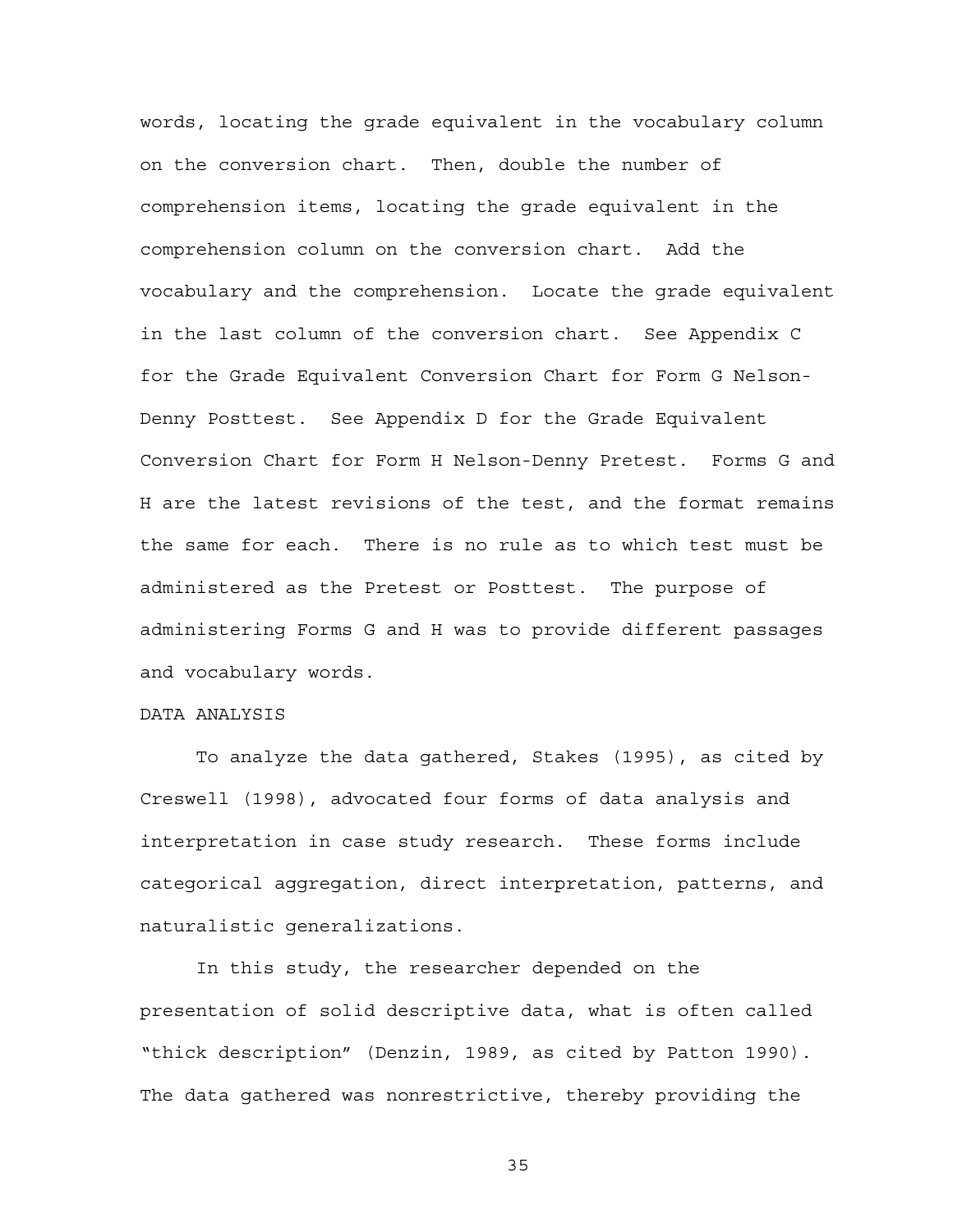words, locating the grade equivalent in the vocabulary column on the conversion chart. Then, double the number of comprehension items, locating the grade equivalent in the comprehension column on the conversion chart. Add the vocabulary and the comprehension. Locate the grade equivalent in the last column of the conversion chart. See Appendix C for the Grade Equivalent Conversion Chart for Form G Nelson-Denny Posttest. See Appendix D for the Grade Equivalent Conversion Chart for Form H Nelson-Denny Pretest. Forms G and H are the latest revisions of the test, and the format remains the same for each. There is no rule as to which test must be administered as the Pretest or Posttest. The purpose of administering Forms G and H was to provide different passages and vocabulary words.

## DATA ANALYSIS

To analyze the data gathered, Stakes (1995), as cited by Creswell (1998), advocated four forms of data analysis and interpretation in case study research. These forms include categorical aggregation, direct interpretation, patterns, and naturalistic generalizations.

In this study, the researcher depended on the presentation of solid descriptive data, what is often called "thick description" (Denzin, 1989, as cited by Patton 1990). The data gathered was nonrestrictive, thereby providing the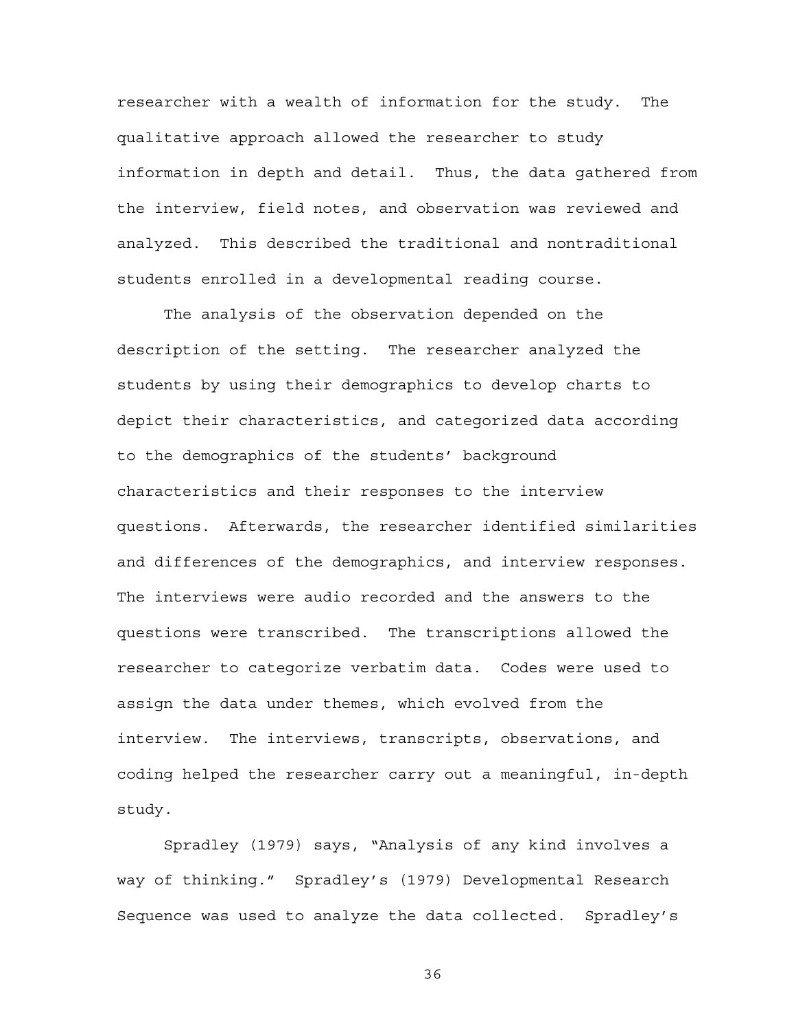researcher with a wealth of information for the study. The qualitative approach allowed the researcher to study information in depth and detail. Thus, the data gathered from the interview, field notes, and observation was reviewed and analyzed. This described the traditional and nontraditional students enrolled in a developmental reading course.

The analysis of the observation depended on the description of the setting. The researcher analyzed the students by using their demographics to develop charts to depict their characteristics, and categorized data according to the demographics of the students' background characteristics and their responses to the interview questions. Afterwards, the researcher identified similarities and differences of the demographics, and interview responses. The interviews were audio recorded and the answers to the questions were transcribed. The transcriptions allowed the researcher to categorize verbatim data. Codes were used to assign the data under themes, which evolved from the interview. The interviews, transcripts, observations, and coding helped the researcher carry out a meaningful, in-depth study.

Spradley (1979) says, "Analysis of any kind involves a way of thinking." Spradley's (1979) Developmental Research Sequence was used to analyze the data collected. Spradley's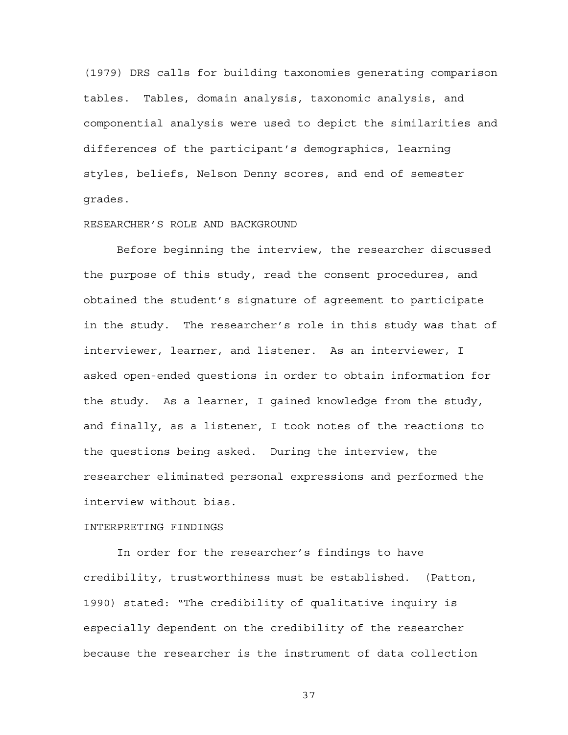(1979) DRS calls for building taxonomies generating comparison tables. Tables, domain analysis, taxonomic analysis, and componential analysis were used to depict the similarities and differences of the participant's demographics, learning styles, beliefs, Nelson Denny scores, and end of semester grades.

## RESEARCHER'S ROLE AND BACKGROUND

Before beginning the interview, the researcher discussed the purpose of this study, read the consent procedures, and obtained the student's signature of agreement to participate in the study. The researcher's role in this study was that of interviewer, learner, and listener. As an interviewer, I asked open-ended questions in order to obtain information for the study. As a learner, I gained knowledge from the study, and finally, as a listener, I took notes of the reactions to the questions being asked. During the interview, the researcher eliminated personal expressions and performed the interview without bias.

## INTERPRETING FINDINGS

In order for the researcher's findings to have credibility, trustworthiness must be established. (Patton, 1990) stated: "The credibility of qualitative inquiry is especially dependent on the credibility of the researcher because the researcher is the instrument of data collection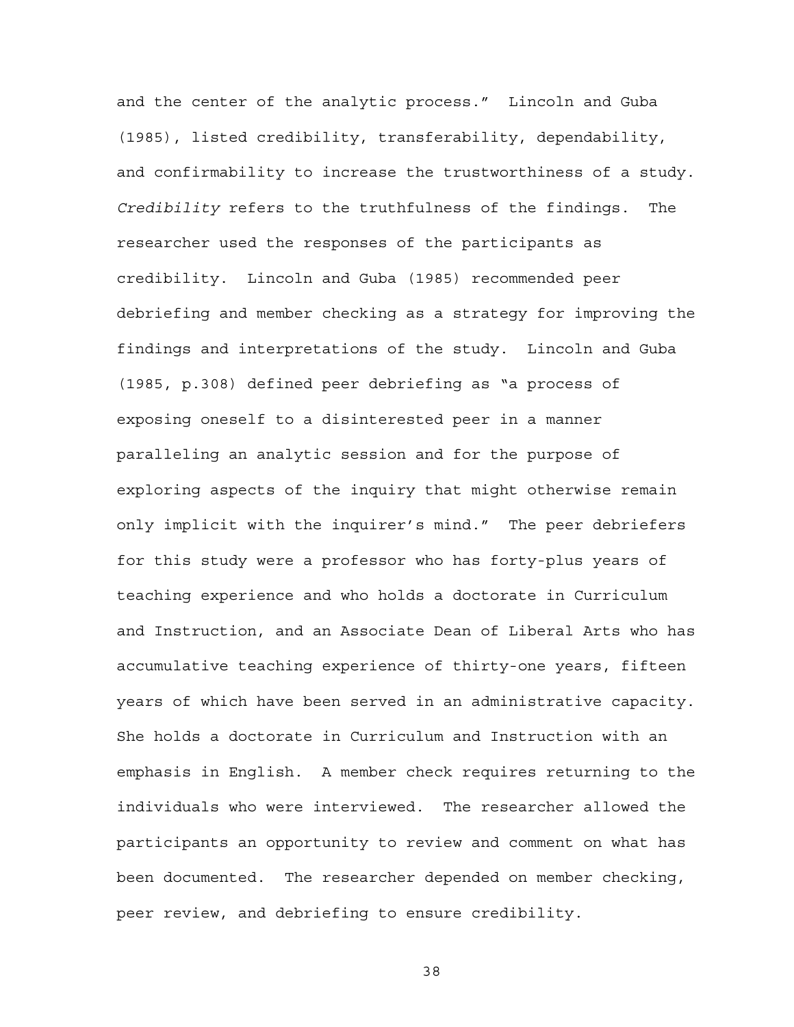and the center of the analytic process." Lincoln and Guba (1985), listed credibility, transferability, dependability, and confirmability to increase the trustworthiness of a study. *Credibility* refers to the truthfulness of the findings. The researcher used the responses of the participants as credibility. Lincoln and Guba (1985) recommended peer debriefing and member checking as a strategy for improving the findings and interpretations of the study. Lincoln and Guba (1985, p.308) defined peer debriefing as "a process of exposing oneself to a disinterested peer in a manner paralleling an analytic session and for the purpose of exploring aspects of the inquiry that might otherwise remain only implicit with the inquirer's mind." The peer debriefers for this study were a professor who has forty-plus years of teaching experience and who holds a doctorate in Curriculum and Instruction, and an Associate Dean of Liberal Arts who has accumulative teaching experience of thirty-one years, fifteen years of which have been served in an administrative capacity. She holds a doctorate in Curriculum and Instruction with an emphasis in English. A member check requires returning to the individuals who were interviewed. The researcher allowed the participants an opportunity to review and comment on what has been documented. The researcher depended on member checking, peer review, and debriefing to ensure credibility.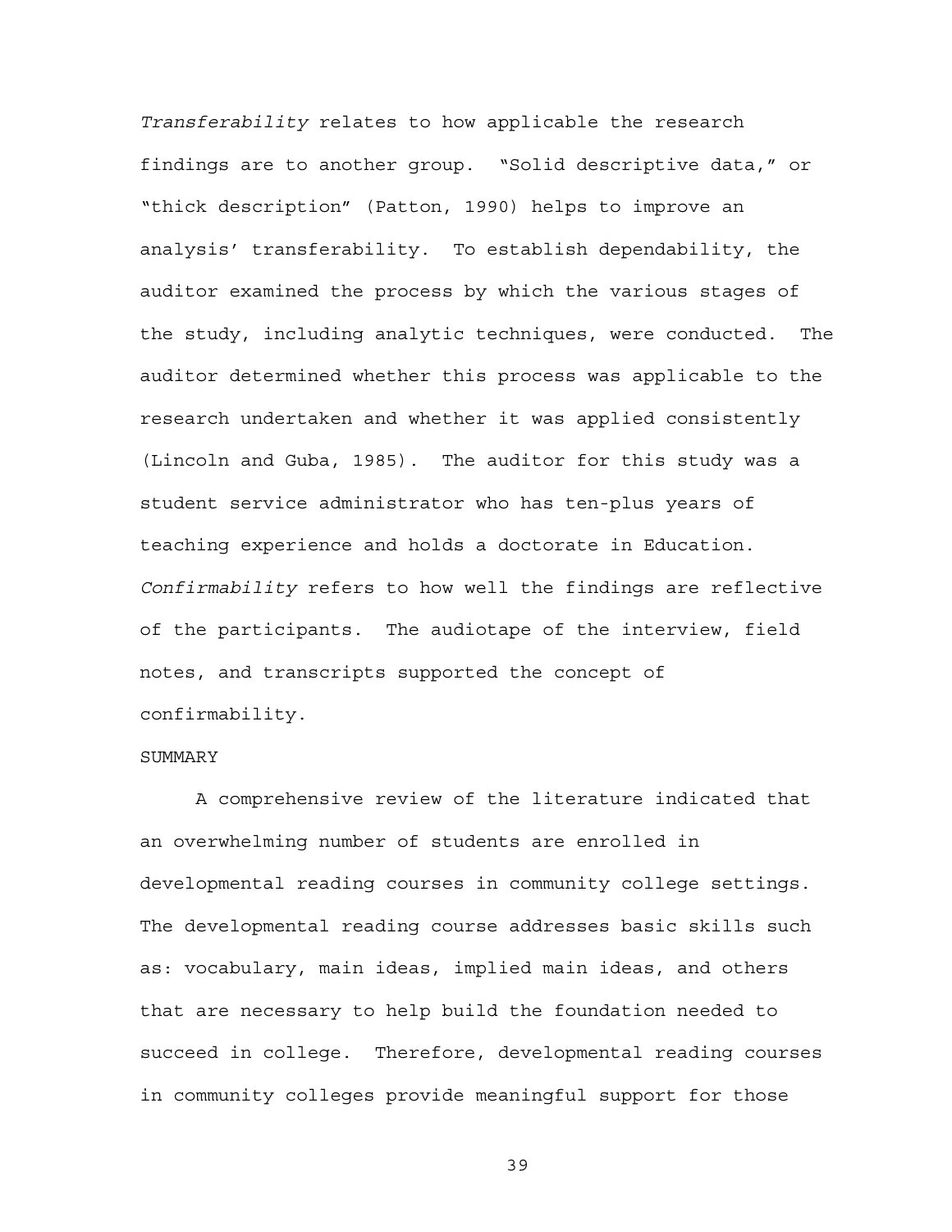*Transferability* relates to how applicable the research findings are to another group. "Solid descriptive data," or "thick description" (Patton, 1990) helps to improve an analysis' transferability. To establish dependability, the auditor examined the process by which the various stages of the study, including analytic techniques, were conducted. The auditor determined whether this process was applicable to the research undertaken and whether it was applied consistently (Lincoln and Guba, 1985). The auditor for this study was a student service administrator who has ten-plus years of teaching experience and holds a doctorate in Education. *Confirmability* refers to how well the findings are reflective of the participants. The audiotape of the interview, field notes, and transcripts supported the concept of confirmability.

## SUMMARY

A comprehensive review of the literature indicated that an overwhelming number of students are enrolled in developmental reading courses in community college settings. The developmental reading course addresses basic skills such as: vocabulary, main ideas, implied main ideas, and others that are necessary to help build the foundation needed to succeed in college. Therefore, developmental reading courses in community colleges provide meaningful support for those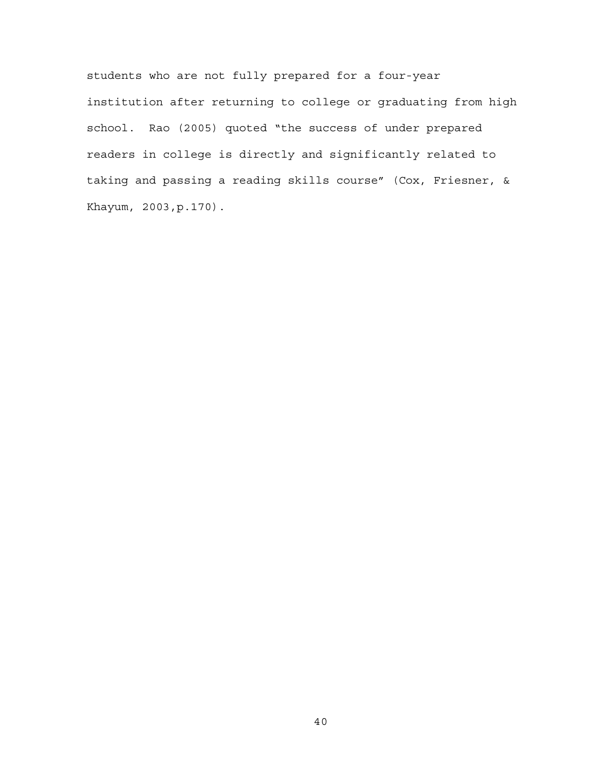students who are not fully prepared for a four-year institution after returning to college or graduating from high school. Rao (2005) quoted “the success of under prepared readers in college is directly and significantly related to taking and passing a reading skills course” (Cox, Friesner, & Khayum, 2003,p.170).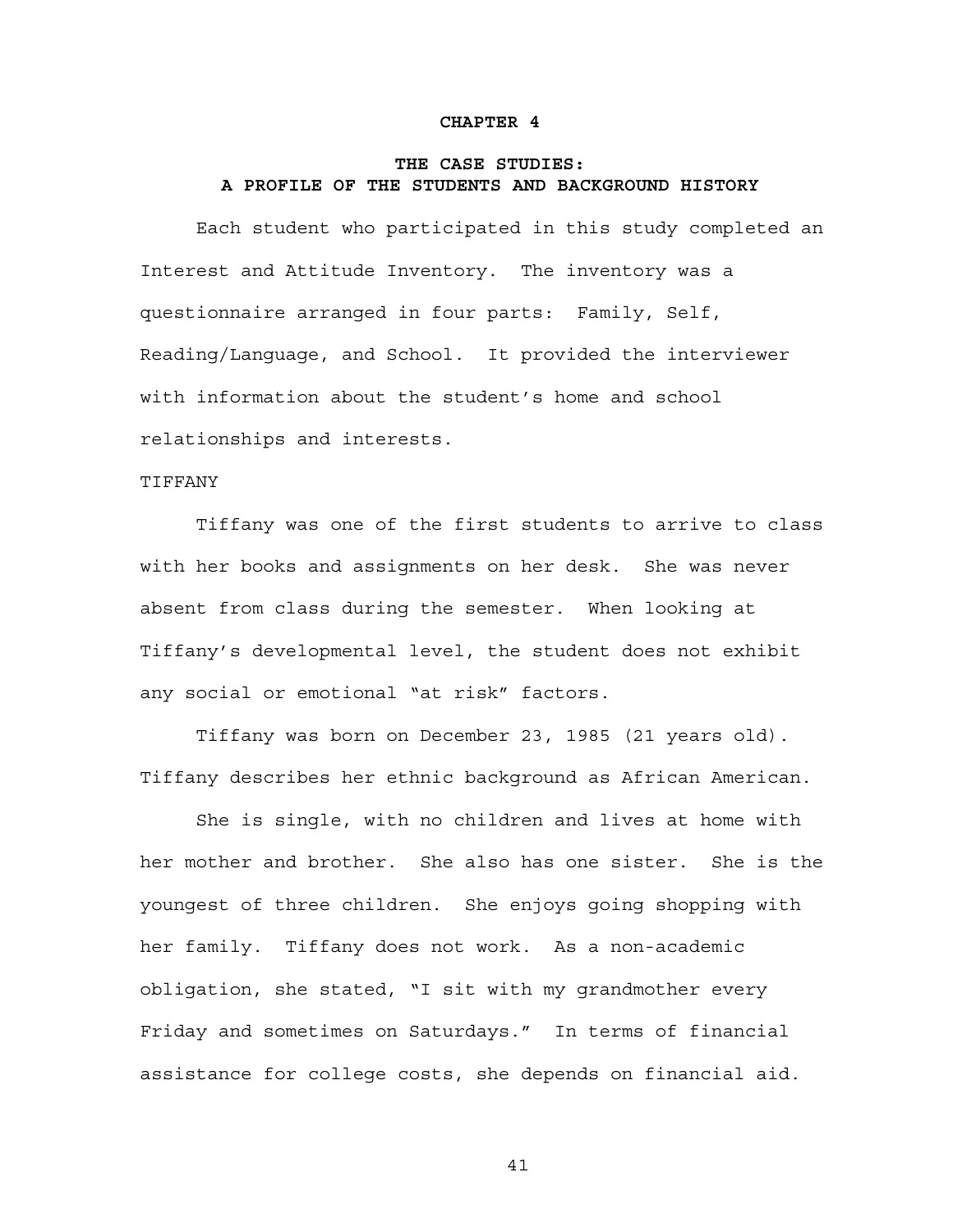# CHAPTER 4

## THE CASE STUDIES: A PROFILE OF THE STUDENTS AND BACKGROUND HISTORY

Each student who participated in this study completed an Interest and Attitude Inventory. The inventory was a questionnaire arranged in four parts: Family, Self, Reading/Language, and School. It provided the interviewer with information about the student's home and school relationships and interests.

### TIFFANY

Tiffany was one of the first students to arrive to class with her books and assignments on her desk. She was never absent from class during the semester. When looking at Tiffany's developmental level, the student does not exhibit any social or emotional "at risk" factors.

Tiffany was born on December 23, 1985 (21 years old). Tiffany describes her ethnic background as African American.

She is single, with no children and lives at home with her mother and brother. She also has one sister. She is the youngest of three children. She enjoys going shopping with her family. Tiffany does not work. As a non-academic obligation, she stated, "I sit with my grandmother every Friday and sometimes on Saturdays." In terms of financial assistance for college costs, she depends on financial aid.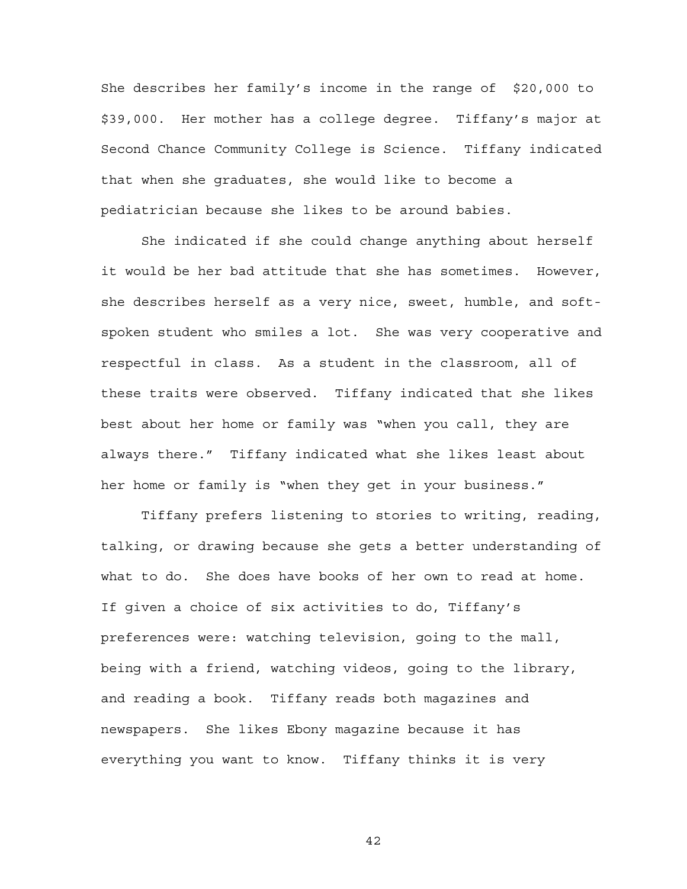She describes her family's income in the range of $20,000 to $39,000. Her mother has a college degree. Tiffany's major at Second Chance Community College is Science. Tiffany indicated that when she graduates, she would like to become a pediatrician because she likes to be around babies.

She indicated if she could change anything about herself it would be her bad attitude that she has sometimes. However, she describes herself as a very nice, sweet, humble, and soft-spoken student who smiles a lot. She was very cooperative and respectful in class. As a student in the classroom, all of these traits were observed. Tiffany indicated that she likes best about her home or family was "when you call, they are always there." Tiffany indicated what she likes least about her home or family is "when they get in your business."

Tiffany prefers listening to stories to writing, reading, talking, or drawing because she gets a better understanding of what to do. She does have books of her own to read at home. If given a choice of six activities to do, Tiffany's preferences were: watching television, going to the mall, being with a friend, watching videos, going to the library, and reading a book. Tiffany reads both magazines and newspapers. She likes Ebony magazine because it has everything you want to know. Tiffany thinks it is very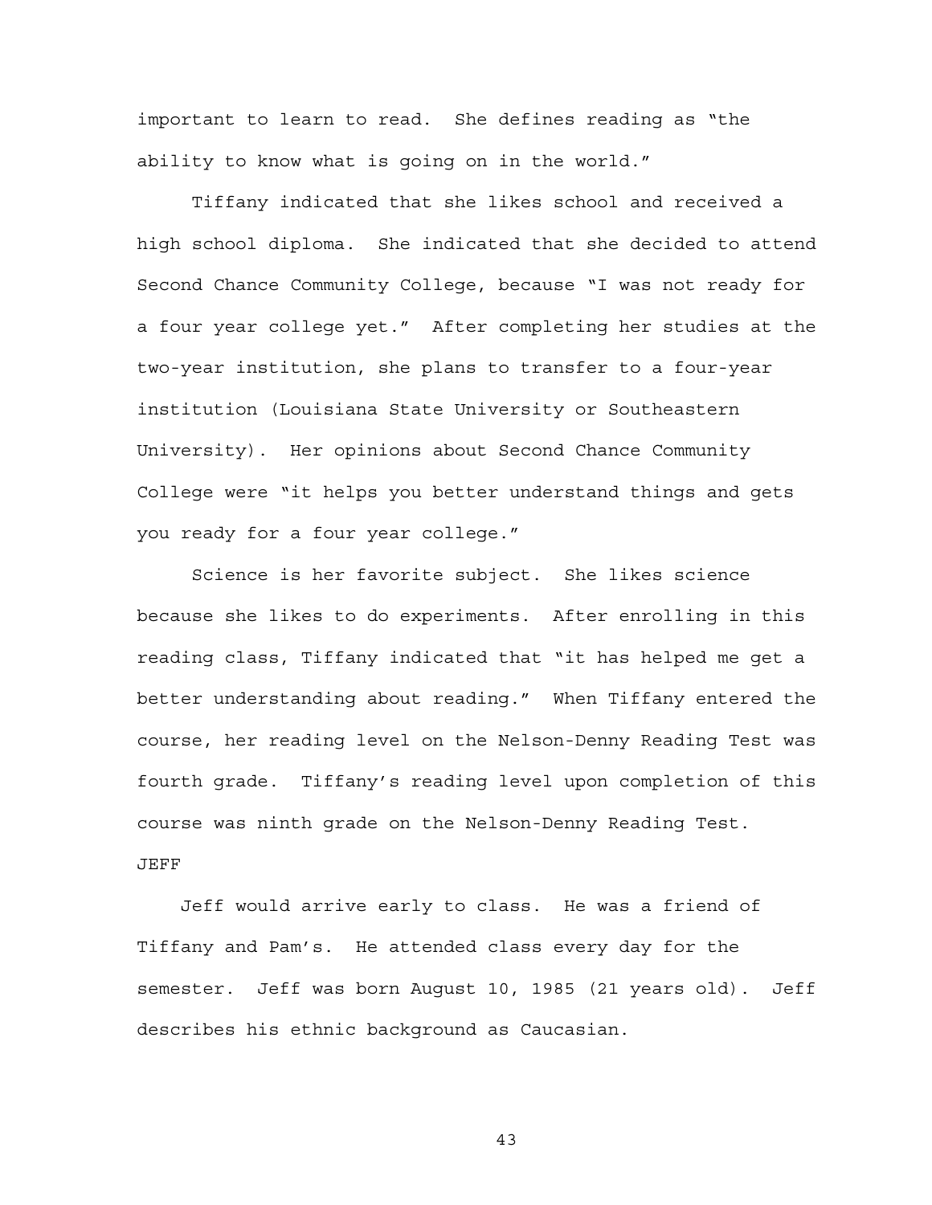important to learn to read. She defines reading as "the ability to know what is going on in the world."

Tiffany indicated that she likes school and received a high school diploma. She indicated that she decided to attend Second Chance Community College, because "I was not ready for a four year college yet." After completing her studies at the two-year institution, she plans to transfer to a four-year institution (Louisiana State University or Southeastern University). Her opinions about Second Chance Community College were "it helps you better understand things and gets you ready for a four year college."

Science is her favorite subject. She likes science because she likes to do experiments. After enrolling in this reading class, Tiffany indicated that "it has helped me get a better understanding about reading." When Tiffany entered the course, her reading level on the Nelson-Denny Reading Test was fourth grade. Tiffany's reading level upon completion of this course was ninth grade on the Nelson-Denny Reading Test.

JEFF

Jeff would arrive early to class. He was a friend of Tiffany and Pam's. He attended class every day for the semester. Jeff was born August 10, 1985 (21 years old). Jeff describes his ethnic background as Caucasian.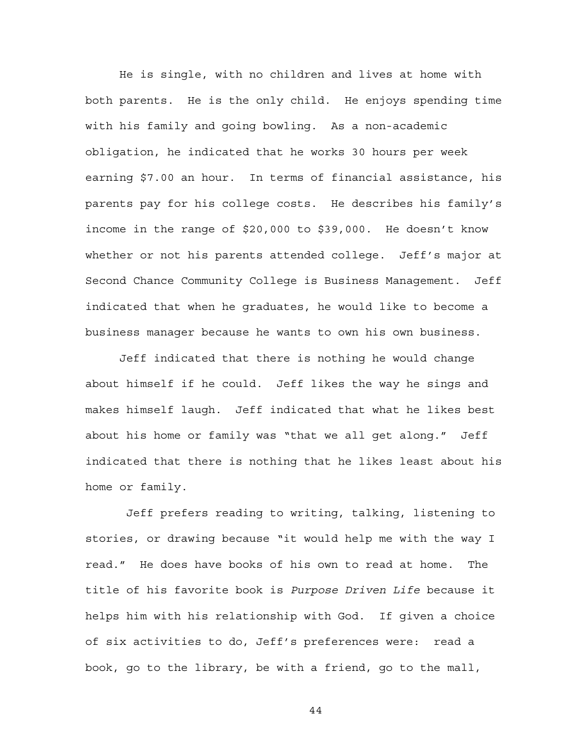He is single, with no children and lives at home with both parents. He is the only child. He enjoys spending time with his family and going bowling. As a non-academic obligation, he indicated that he works 30 hours per week earning $7.00 an hour. In terms of financial assistance, his parents pay for his college costs. He describes his family's income in the range of $20,000 to $39,000. He doesn't know whether or not his parents attended college. Jeff's major at Second Chance Community College is Business Management. Jeff indicated that when he graduates, he would like to become a business manager because he wants to own his own business.

Jeff indicated that there is nothing he would change about himself if he could. Jeff likes the way he sings and makes himself laugh. Jeff indicated that what he likes best about his home or family was "that we all get along." Jeff indicated that there is nothing that he likes least about his home or family.

Jeff prefers reading to writing, talking, listening to stories, or drawing because "it would help me with the way I read." He does have books of his own to read at home. The title of his favorite book is *Purpose Driven Life* because it helps him with his relationship with God. If given a choice of six activities to do, Jeff's preferences were: read a book, go to the library, be with a friend, go to the mall,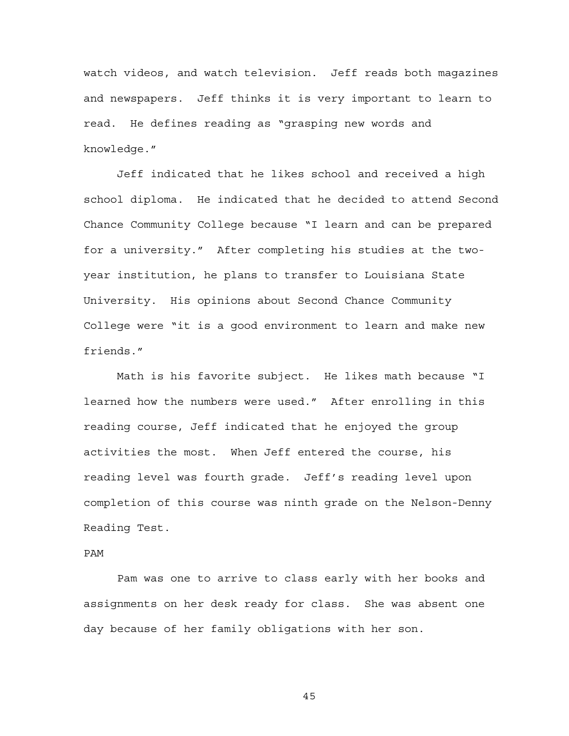watch videos, and watch television. Jeff reads both magazines and newspapers. Jeff thinks it is very important to learn to read. He defines reading as "grasping new words and knowledge."

Jeff indicated that he likes school and received a high school diploma. He indicated that he decided to attend Second Chance Community College because "I learn and can be prepared for a university." After completing his studies at the two-year institution, he plans to transfer to Louisiana State University. His opinions about Second Chance Community College were "it is a good environment to learn and make new friends."

Math is his favorite subject. He likes math because "I learned how the numbers were used." After enrolling in this reading course, Jeff indicated that he enjoyed the group activities the most. When Jeff entered the course, his reading level was fourth grade. Jeff's reading level upon completion of this course was ninth grade on the Nelson-Denny Reading Test.

PAM

Pam was one to arrive to class early with her books and assignments on her desk ready for class. She was absent one day because of her family obligations with her son.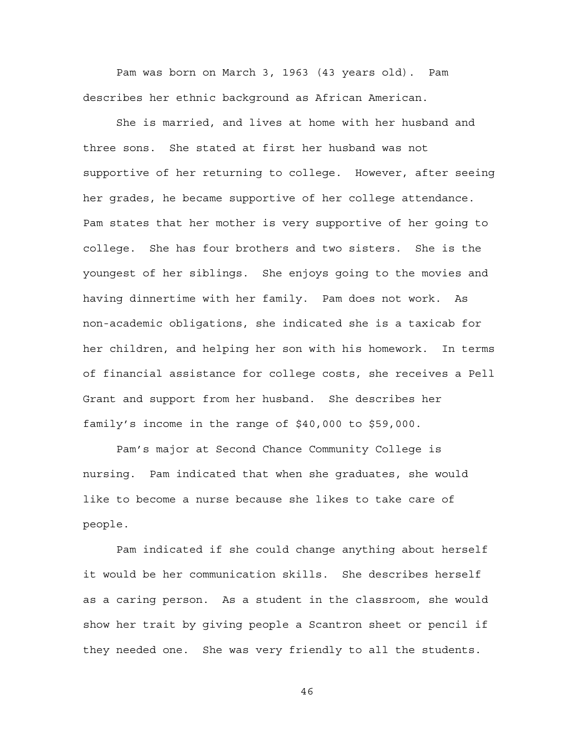Pam was born on March 3, 1963 (43 years old). Pam describes her ethnic background as African American.

She is married, and lives at home with her husband and three sons. She stated at first her husband was not supportive of her returning to college. However, after seeing her grades, he became supportive of her college attendance. Pam states that her mother is very supportive of her going to college. She has four brothers and two sisters. She is the youngest of her siblings. She enjoys going to the movies and having dinnertime with her family. Pam does not work. As non-academic obligations, she indicated she is a taxicab for her children, and helping her son with his homework. In terms of financial assistance for college costs, she receives a Pell Grant and support from her husband. She describes her family's income in the range of $40,000 to $59,000.

Pam's major at Second Chance Community College is nursing. Pam indicated that when she graduates, she would like to become a nurse because she likes to take care of people.

Pam indicated if she could change anything about herself it would be her communication skills. She describes herself as a caring person. As a student in the classroom, she would show her trait by giving people a Scantron sheet or pencil if they needed one. She was very friendly to all the students.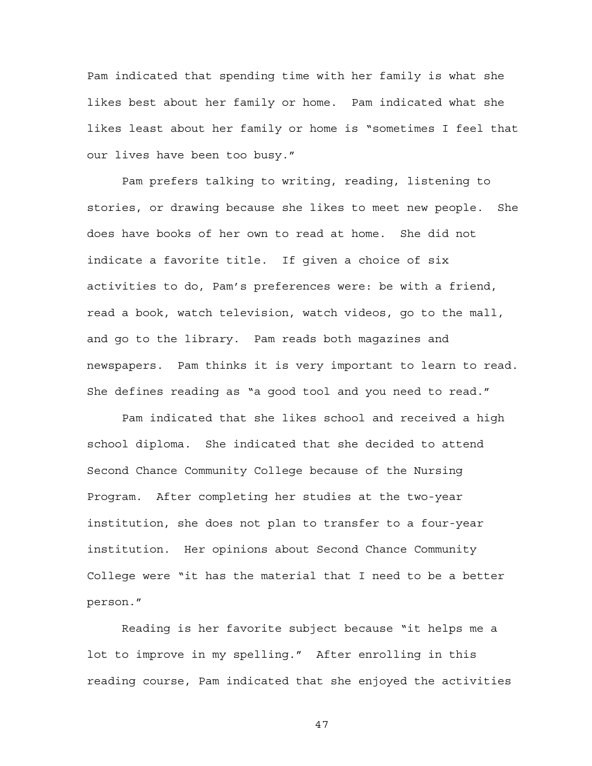Pam indicated that spending time with her family is what she likes best about her family or home. Pam indicated what she likes least about her family or home is "sometimes I feel that our lives have been too busy."

Pam prefers talking to writing, reading, listening to stories, or drawing because she likes to meet new people. She does have books of her own to read at home. She did not indicate a favorite title. If given a choice of six activities to do, Pam's preferences were: be with a friend, read a book, watch television, watch videos, go to the mall, and go to the library. Pam reads both magazines and newspapers. Pam thinks it is very important to learn to read. She defines reading as "a good tool and you need to read."

Pam indicated that she likes school and received a high school diploma. She indicated that she decided to attend Second Chance Community College because of the Nursing Program. After completing her studies at the two-year institution, she does not plan to transfer to a four-year institution. Her opinions about Second Chance Community College were "it has the material that I need to be a better person."

Reading is her favorite subject because "it helps me a lot to improve in my spelling." After enrolling in this reading course, Pam indicated that she enjoyed the activities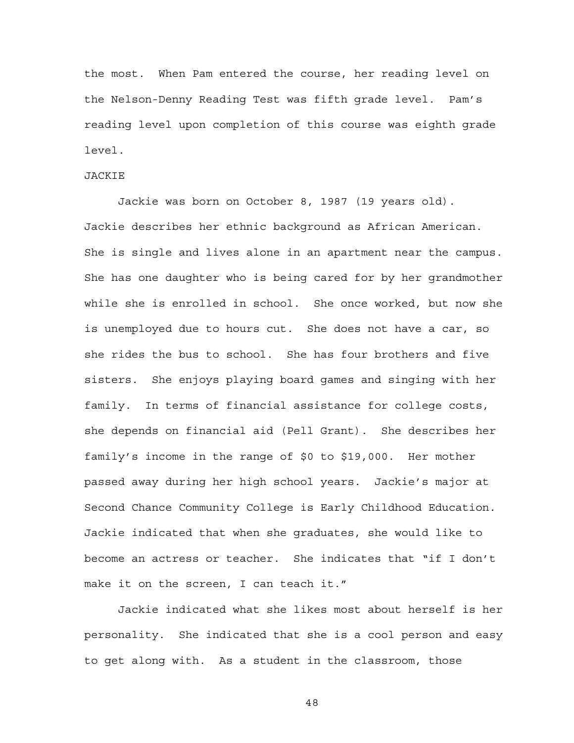the most. When Pam entered the course, her reading level on the Nelson-Denny Reading Test was fifth grade level. Pam's reading level upon completion of this course was eighth grade level.

JACKIE

Jackie was born on October 8, 1987 (19 years old). Jackie describes her ethnic background as African American. She is single and lives alone in an apartment near the campus. She has one daughter who is being cared for by her grandmother while she is enrolled in school. She once worked, but now she is unemployed due to hours cut. She does not have a car, so she rides the bus to school. She has four brothers and five sisters. She enjoys playing board games and singing with her family. In terms of financial assistance for college costs, she depends on financial aid (Pell Grant). She describes her family's income in the range of $0 to $19,000. Her mother passed away during her high school years. Jackie's major at Second Chance Community College is Early Childhood Education. Jackie indicated that when she graduates, she would like to become an actress or teacher. She indicates that "if I don't make it on the screen, I can teach it."

Jackie indicated what she likes most about herself is her personality. She indicated that she is a cool person and easy to get along with. As a student in the classroom, those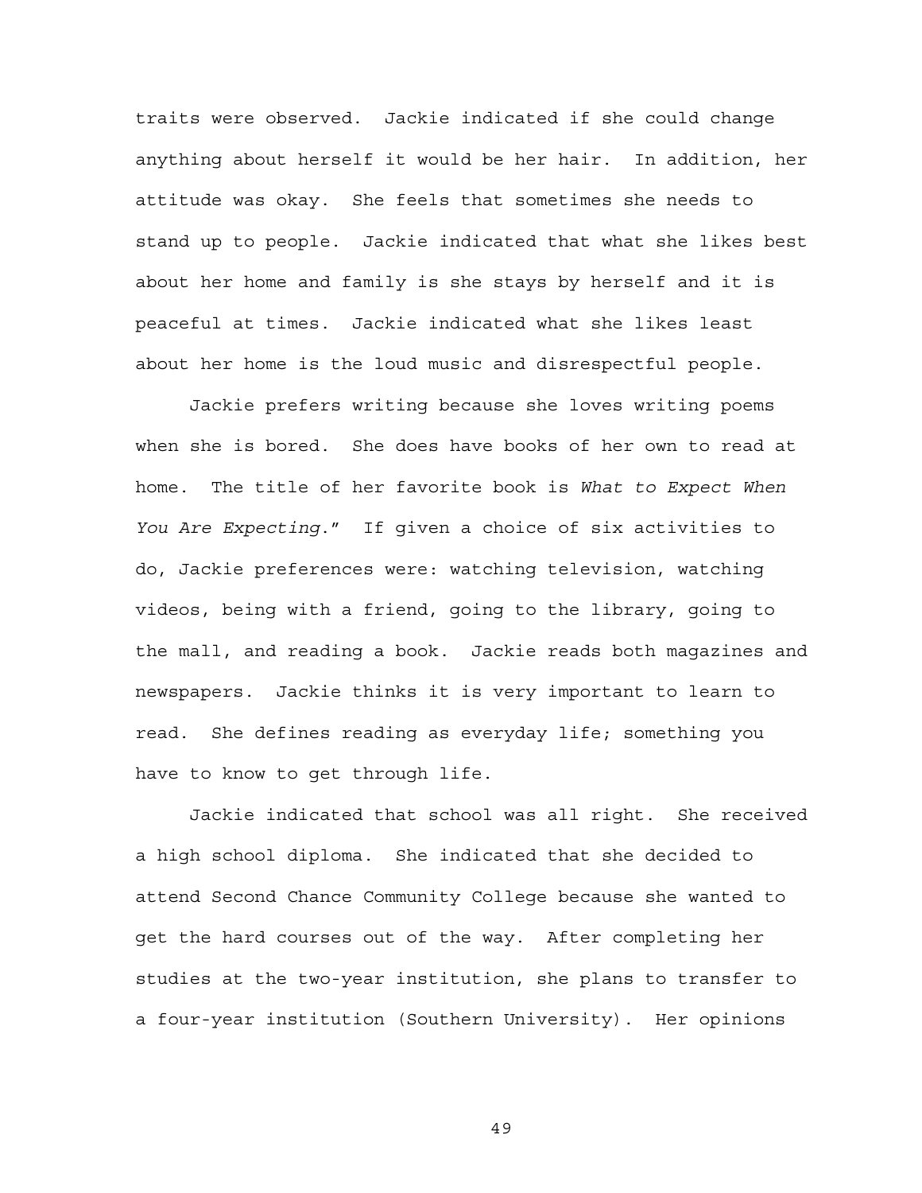traits were observed. Jackie indicated if she could change anything about herself it would be her hair. In addition, her attitude was okay. She feels that sometimes she needs to stand up to people. Jackie indicated that what she likes best about her home and family is she stays by herself and it is peaceful at times. Jackie indicated what she likes least about her home is the loud music and disrespectful people.

Jackie prefers writing because she loves writing poems when she is bored. She does have books of her own to read at home. The title of her favorite book is *What to Expect When You Are Expecting*." If given a choice of six activities to do, Jackie preferences were: watching television, watching videos, being with a friend, going to the library, going to the mall, and reading a book. Jackie reads both magazines and newspapers. Jackie thinks it is very important to learn to read. She defines reading as everyday life; something you have to know to get through life.

Jackie indicated that school was all right. She received a high school diploma. She indicated that she decided to attend Second Chance Community College because she wanted to get the hard courses out of the way. After completing her studies at the two-year institution, she plans to transfer to a four-year institution (Southern University). Her opinions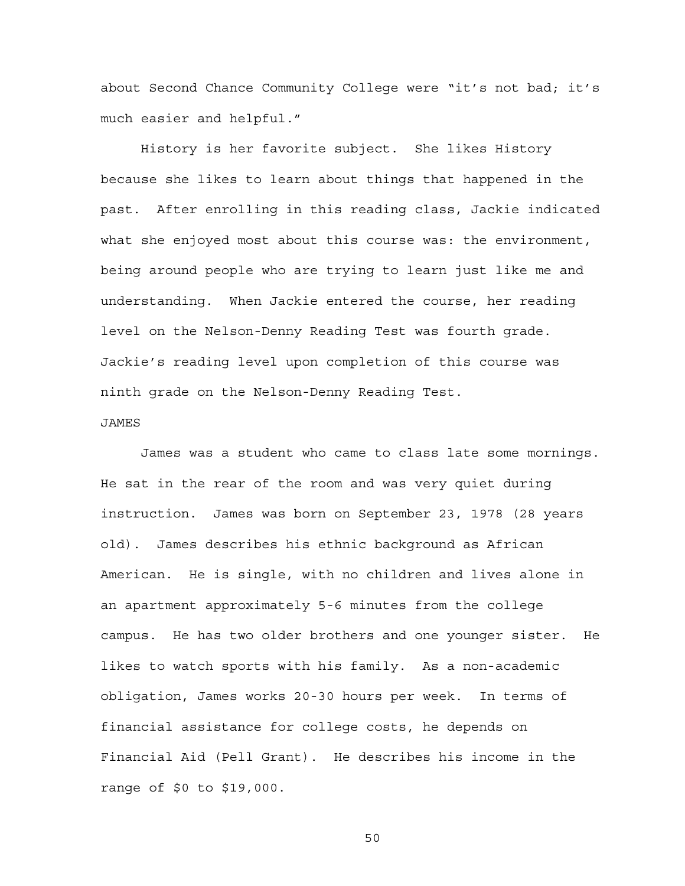about Second Chance Community College were "it's not bad; it's much easier and helpful."

History is her favorite subject. She likes History because she likes to learn about things that happened in the past. After enrolling in this reading class, Jackie indicated what she enjoyed most about this course was: the environment, being around people who are trying to learn just like me and understanding. When Jackie entered the course, her reading level on the Nelson-Denny Reading Test was fourth grade. Jackie's reading level upon completion of this course was ninth grade on the Nelson-Denny Reading Test.

JAMES

James was a student who came to class late some mornings. He sat in the rear of the room and was very quiet during instruction. James was born on September 23, 1978 (28 years old). James describes his ethnic background as African American. He is single, with no children and lives alone in an apartment approximately 5-6 minutes from the college campus. He has two older brothers and one younger sister. He likes to watch sports with his family. As a non-academic obligation, James works 20-30 hours per week. In terms of financial assistance for college costs, he depends on Financial Aid (Pell Grant). He describes his income in the range of $0 to $19,000.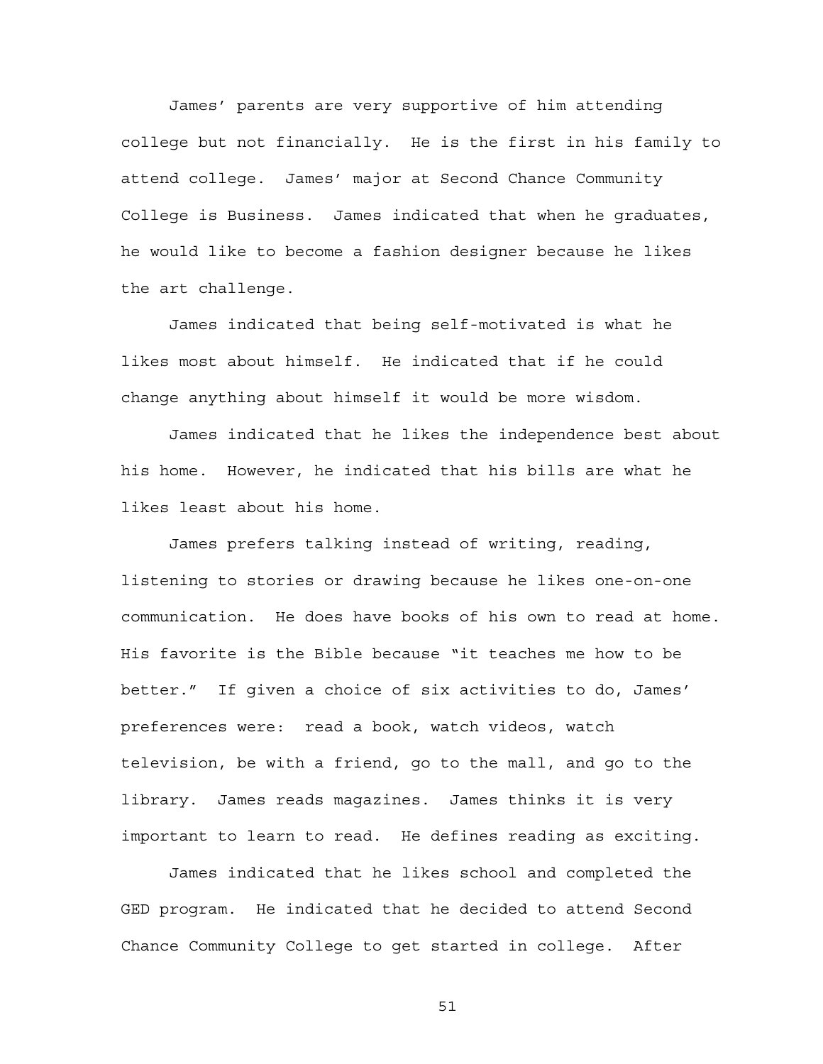James' parents are very supportive of him attending college but not financially. He is the first in his family to attend college. James' major at Second Chance Community College is Business. James indicated that when he graduates, he would like to become a fashion designer because he likes the art challenge.

James indicated that being self-motivated is what he likes most about himself. He indicated that if he could change anything about himself it would be more wisdom.

James indicated that he likes the independence best about his home. However, he indicated that his bills are what he likes least about his home.

James prefers talking instead of writing, reading, listening to stories or drawing because he likes one-on-one communication. He does have books of his own to read at home. His favorite is the Bible because "it teaches me how to be better." If given a choice of six activities to do, James' preferences were: read a book, watch videos, watch television, be with a friend, go to the mall, and go to the library. James reads magazines. James thinks it is very important to learn to read. He defines reading as exciting.

James indicated that he likes school and completed the GED program. He indicated that he decided to attend Second Chance Community College to get started in college. After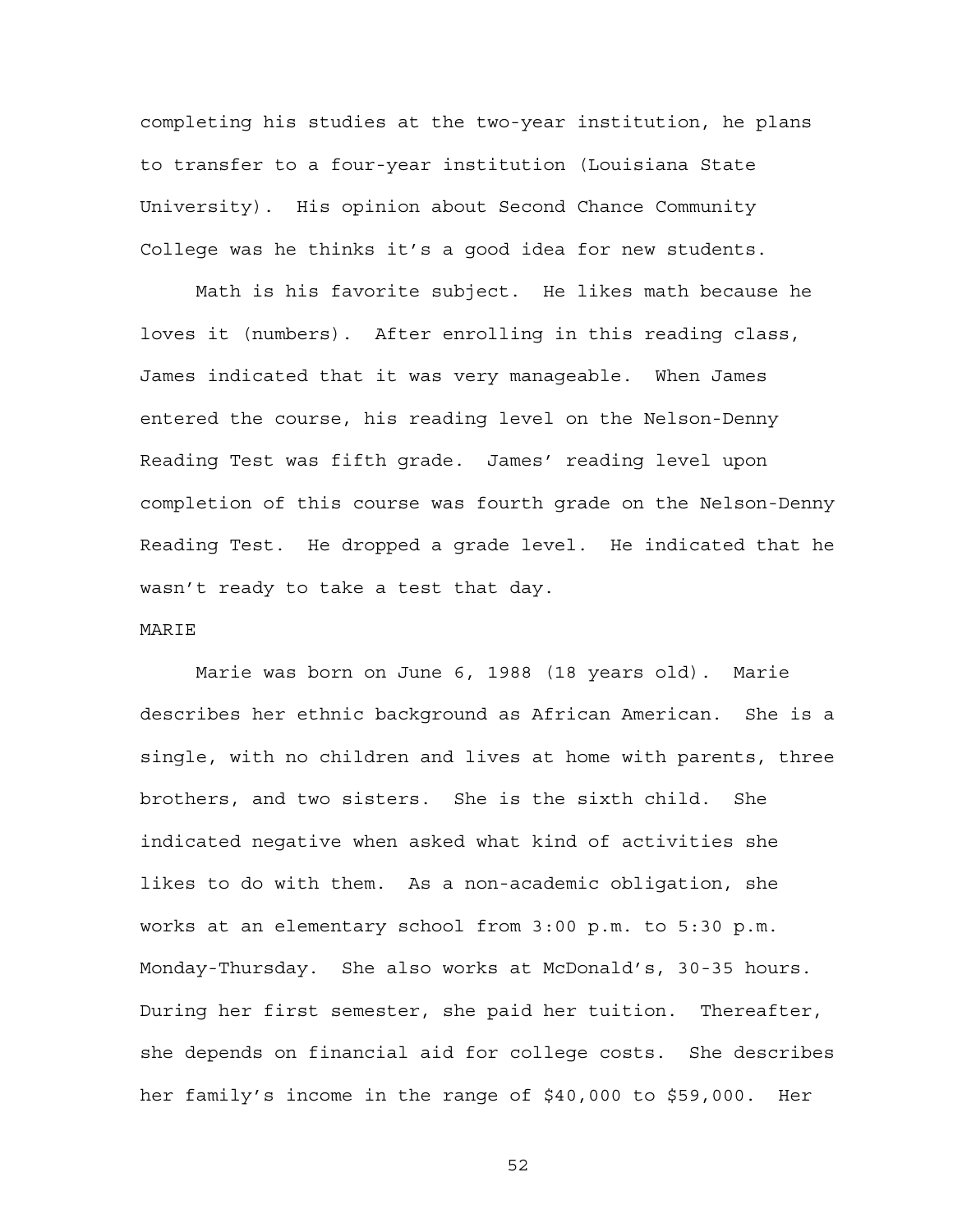completing his studies at the two-year institution, he plans to transfer to a four-year institution (Louisiana State University). His opinion about Second Chance Community College was he thinks it's a good idea for new students.

Math is his favorite subject. He likes math because he loves it (numbers). After enrolling in this reading class, James indicated that it was very manageable. When James entered the course, his reading level on the Nelson-Denny Reading Test was fifth grade. James' reading level upon completion of this course was fourth grade on the Nelson-Denny Reading Test. He dropped a grade level. He indicated that he wasn't ready to take a test that day.

MARIE

Marie was born on June 6, 1988 (18 years old). Marie describes her ethnic background as African American. She is a single, with no children and lives at home with parents, three brothers, and two sisters. She is the sixth child. She indicated negative when asked what kind of activities she likes to do with them. As a non-academic obligation, she works at an elementary school from 3:00 p.m. to 5:30 p.m. Monday-Thursday. She also works at McDonald's, 30-35 hours. During her first semester, she paid her tuition. Thereafter, she depends on financial aid for college costs. She describes her family's income in the range of $40,000 to $59,000. Her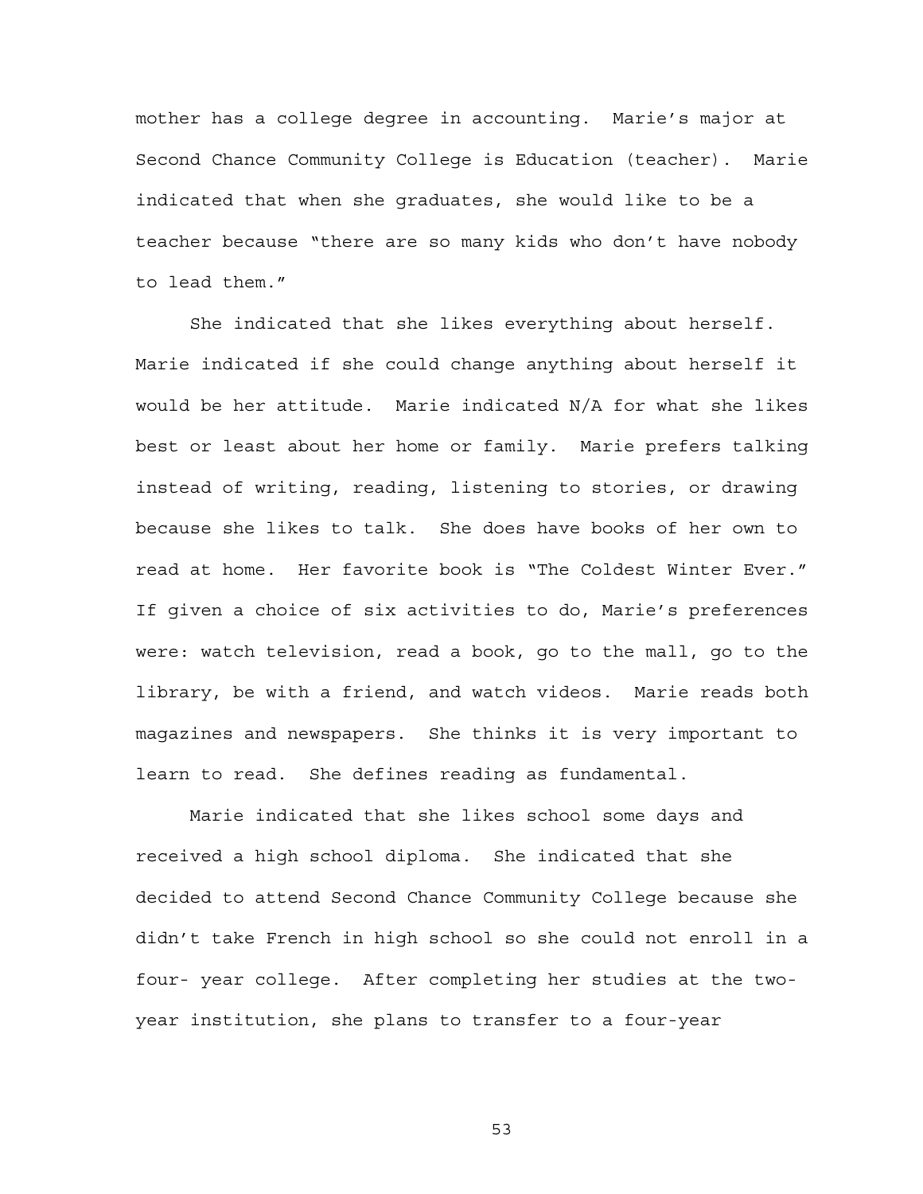mother has a college degree in accounting. Marie's major at Second Chance Community College is Education (teacher). Marie indicated that when she graduates, she would like to be a teacher because "there are so many kids who don't have nobody to lead them."

She indicated that she likes everything about herself. Marie indicated if she could change anything about herself it would be her attitude. Marie indicated N/A for what she likes best or least about her home or family. Marie prefers talking instead of writing, reading, listening to stories, or drawing because she likes to talk. She does have books of her own to read at home. Her favorite book is "The Coldest Winter Ever." If given a choice of six activities to do, Marie's preferences were: watch television, read a book, go to the mall, go to the library, be with a friend, and watch videos. Marie reads both magazines and newspapers. She thinks it is very important to learn to read. She defines reading as fundamental.

Marie indicated that she likes school some days and received a high school diploma. She indicated that she decided to attend Second Chance Community College because she didn't take French in high school so she could not enroll in a four- year college. After completing her studies at the two-year institution, she plans to transfer to a four-year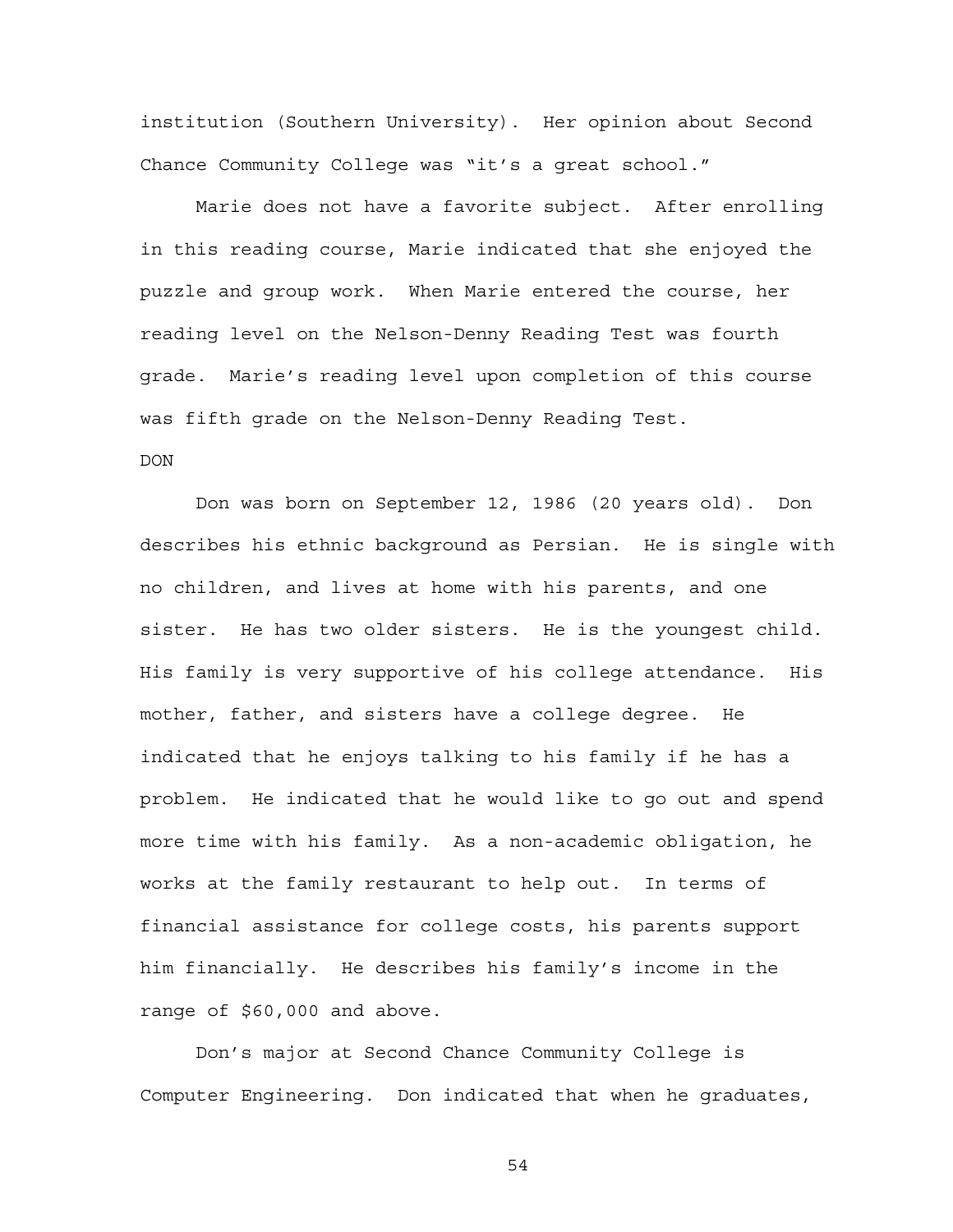institution (Southern University). Her opinion about Second Chance Community College was "it's a great school."

Marie does not have a favorite subject. After enrolling in this reading course, Marie indicated that she enjoyed the puzzle and group work. When Marie entered the course, her reading level on the Nelson-Denny Reading Test was fourth grade. Marie's reading level upon completion of this course was fifth grade on the Nelson-Denny Reading Test.

DON

Don was born on September 12, 1986 (20 years old). Don describes his ethnic background as Persian. He is single with no children, and lives at home with his parents, and one sister. He has two older sisters. He is the youngest child. His family is very supportive of his college attendance. His mother, father, and sisters have a college degree. He indicated that he enjoys talking to his family if he has a problem. He indicated that he would like to go out and spend more time with his family. As a non-academic obligation, he works at the family restaurant to help out. In terms of financial assistance for college costs, his parents support him financially. He describes his family's income in the range of $60,000 and above.

Don's major at Second Chance Community College is Computer Engineering. Don indicated that when he graduates,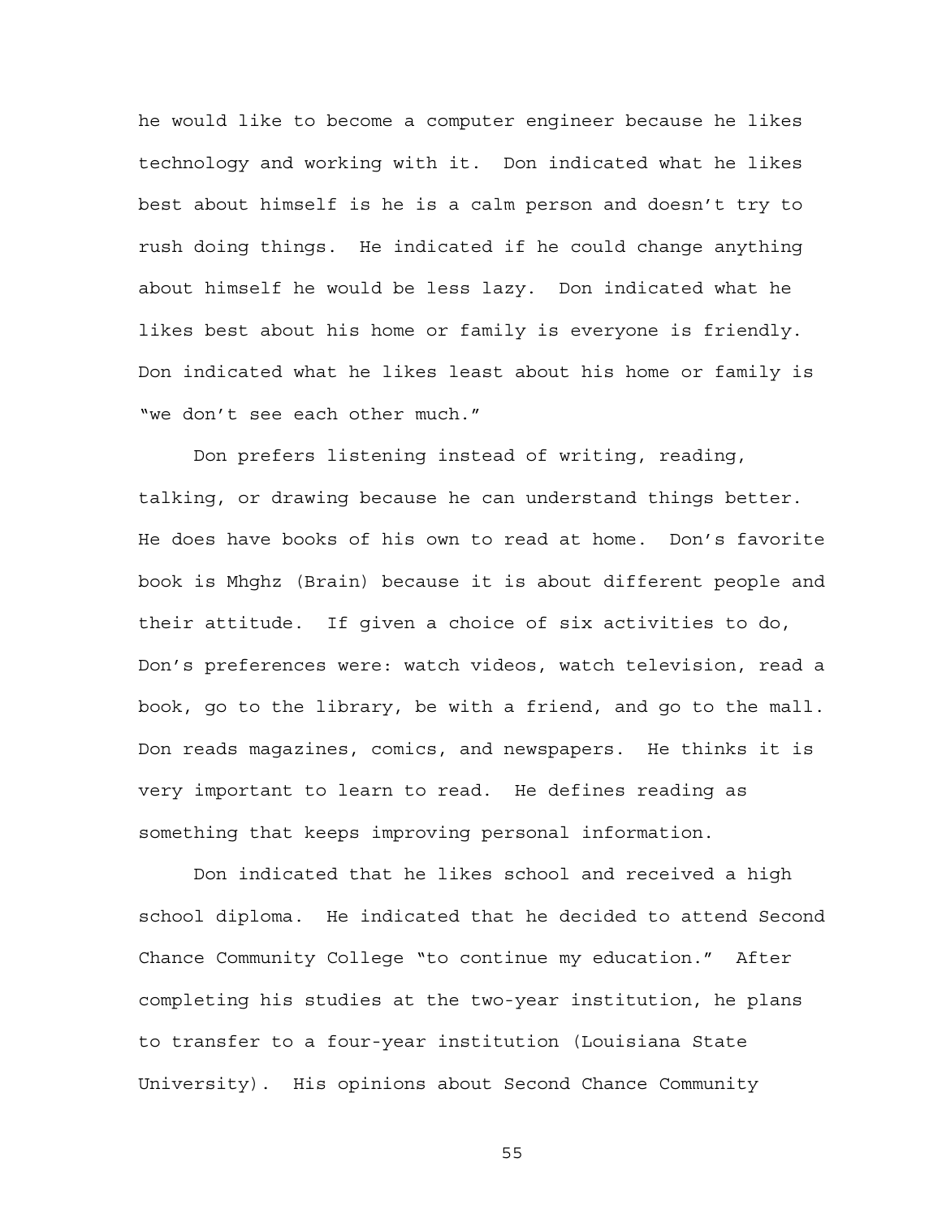he would like to become a computer engineer because he likes technology and working with it. Don indicated what he likes best about himself is he is a calm person and doesn't try to rush doing things. He indicated if he could change anything about himself he would be less lazy. Don indicated what he likes best about his home or family is everyone is friendly. Don indicated what he likes least about his home or family is "we don't see each other much."

Don prefers listening instead of writing, reading, talking, or drawing because he can understand things better. He does have books of his own to read at home. Don's favorite book is Mhghz (Brain) because it is about different people and their attitude. If given a choice of six activities to do, Don's preferences were: watch videos, watch television, read a book, go to the library, be with a friend, and go to the mall. Don reads magazines, comics, and newspapers. He thinks it is very important to learn to read. He defines reading as something that keeps improving personal information.

Don indicated that he likes school and received a high school diploma. He indicated that he decided to attend Second Chance Community College "to continue my education." After completing his studies at the two-year institution, he plans to transfer to a four-year institution (Louisiana State University). His opinions about Second Chance Community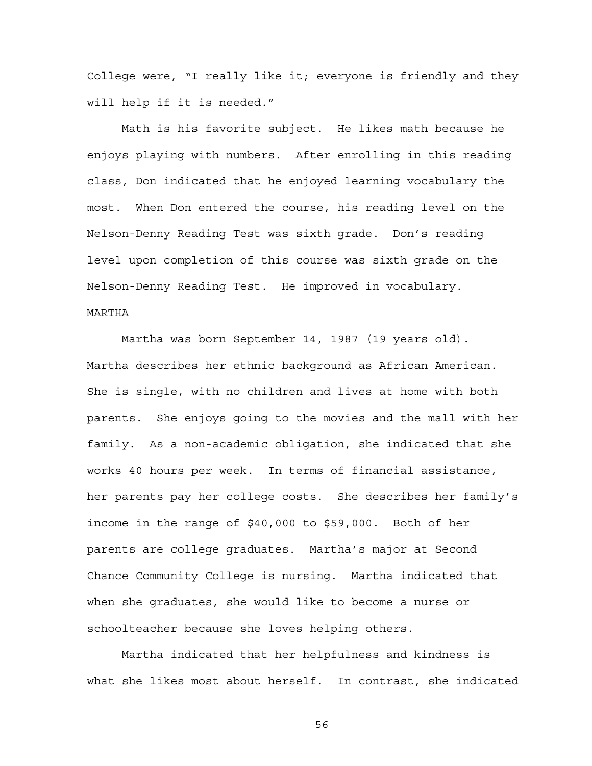College were, “I really like it; everyone is friendly and they will help if it is needed.”

Math is his favorite subject. He likes math because he enjoys playing with numbers. After enrolling in this reading class, Don indicated that he enjoyed learning vocabulary the most. When Don entered the course, his reading level on the Nelson-Denny Reading Test was sixth grade. Don’s reading level upon completion of this course was sixth grade on the Nelson-Denny Reading Test. He improved in vocabulary.

MARTHA

Martha was born September 14, 1987 (19 years old). Martha describes her ethnic background as African American. She is single, with no children and lives at home with both parents. She enjoys going to the movies and the mall with her family. As a non-academic obligation, she indicated that she works 40 hours per week. In terms of financial assistance, her parents pay her college costs. She describes her family’s income in the range of $40,000 to $59,000. Both of her parents are college graduates. Martha’s major at Second Chance Community College is nursing. Martha indicated that when she graduates, she would like to become a nurse or schoolteacher because she loves helping others.

Martha indicated that her helpfulness and kindness is what she likes most about herself. In contrast, she indicated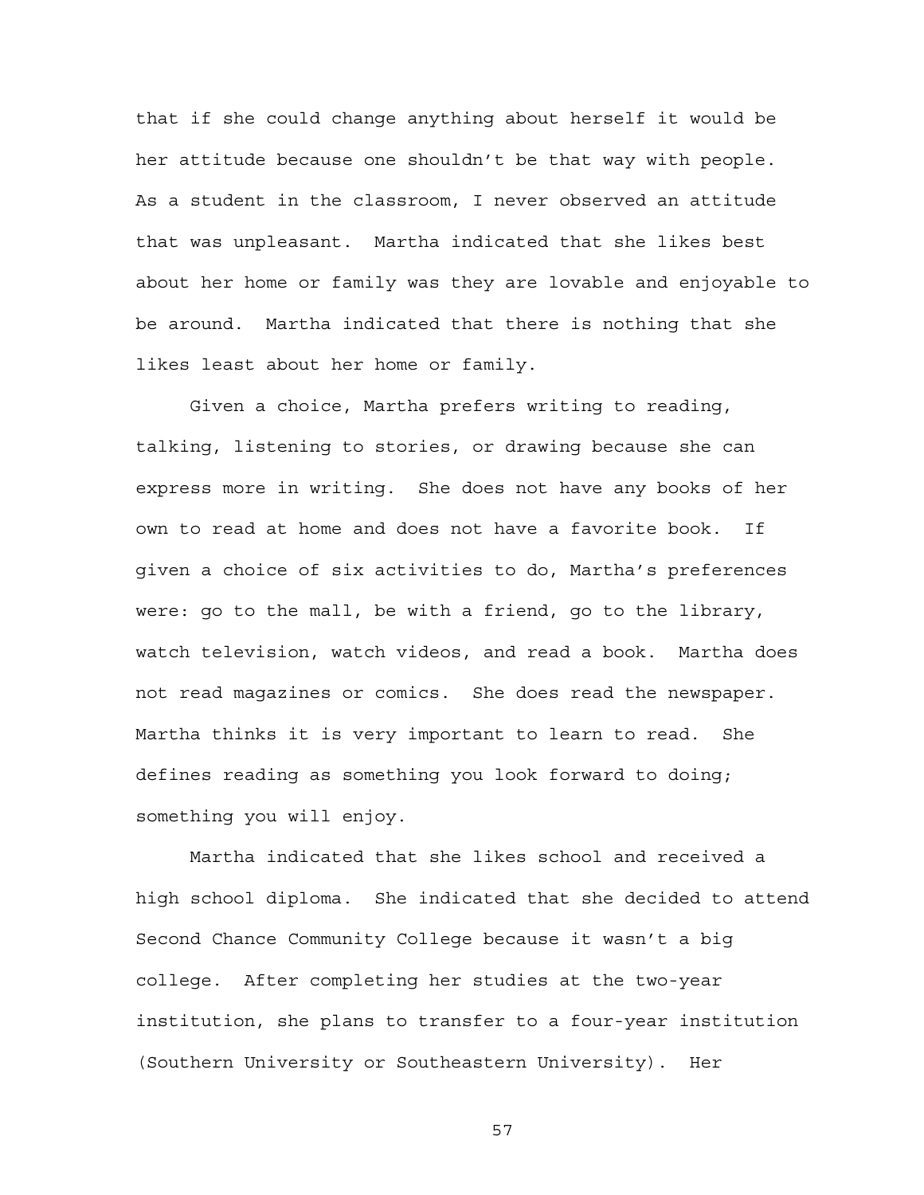that if she could change anything about herself it would be her attitude because one shouldn't be that way with people. As a student in the classroom, I never observed an attitude that was unpleasant. Martha indicated that she likes best about her home or family was they are lovable and enjoyable to be around. Martha indicated that there is nothing that she likes least about her home or family.

Given a choice, Martha prefers writing to reading, talking, listening to stories, or drawing because she can express more in writing. She does not have any books of her own to read at home and does not have a favorite book. If given a choice of six activities to do, Martha's preferences were: go to the mall, be with a friend, go to the library, watch television, watch videos, and read a book. Martha does not read magazines or comics. She does read the newspaper. Martha thinks it is very important to learn to read. She defines reading as something you look forward to doing; something you will enjoy.

Martha indicated that she likes school and received a high school diploma. She indicated that she decided to attend Second Chance Community College because it wasn't a big college. After completing her studies at the two-year institution, she plans to transfer to a four-year institution (Southern University or Southeastern University). Her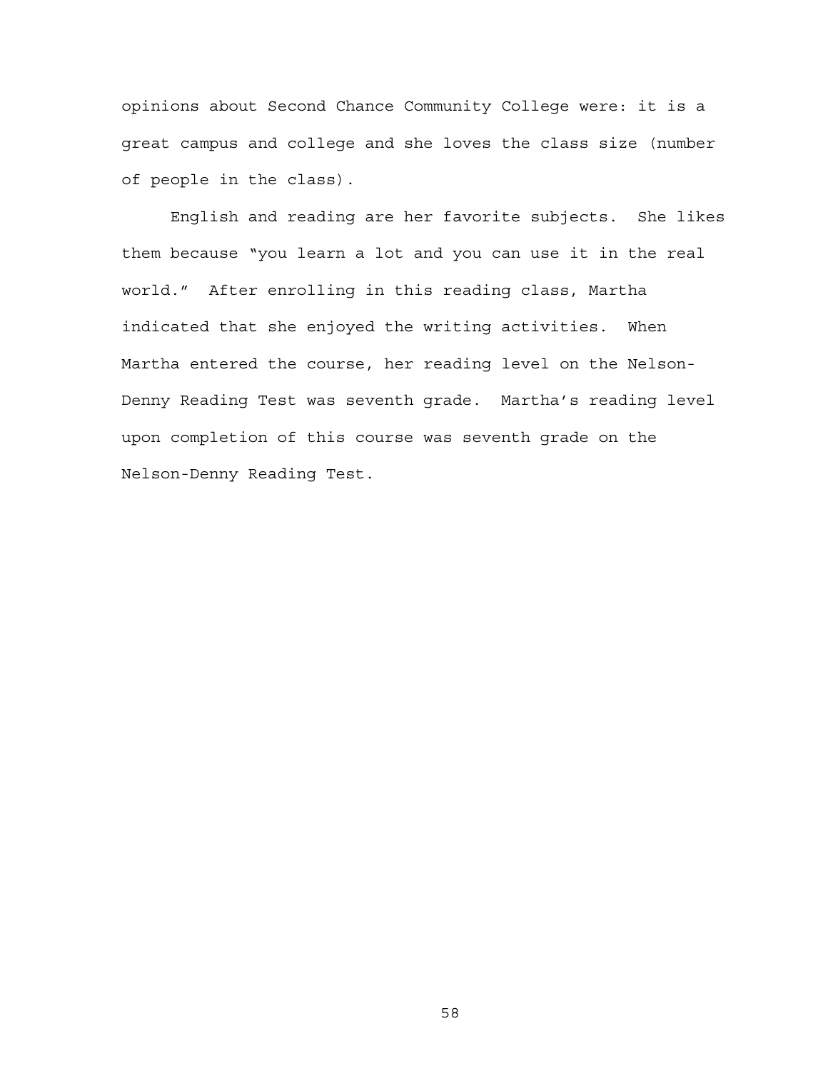opinions about Second Chance Community College were: it is a great campus and college and she loves the class size (number of people in the class).

English and reading are her favorite subjects. She likes them because "you learn a lot and you can use it in the real world." After enrolling in this reading class, Martha indicated that she enjoyed the writing activities. When Martha entered the course, her reading level on the Nelson-Denny Reading Test was seventh grade. Martha's reading level upon completion of this course was seventh grade on the Nelson-Denny Reading Test.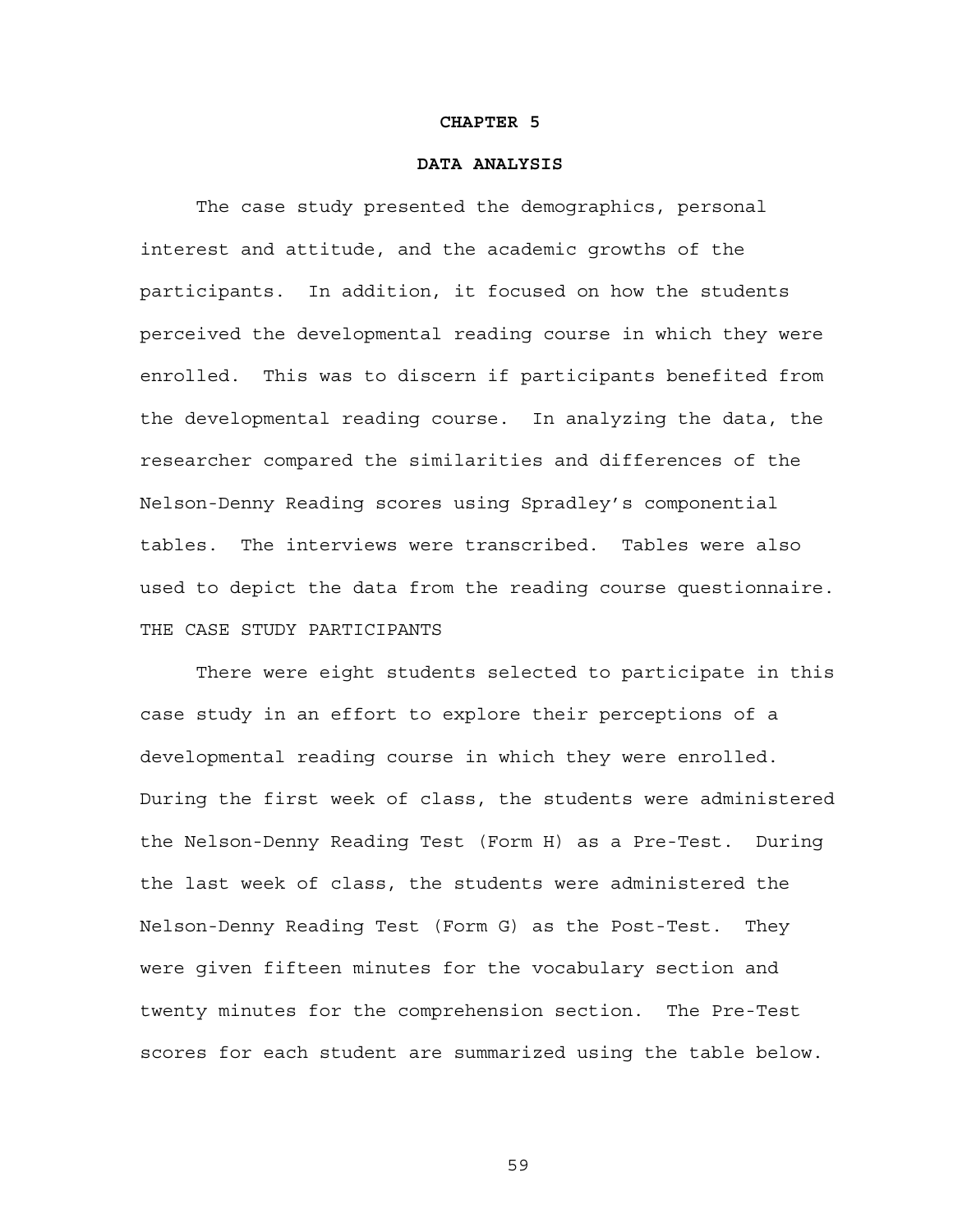# CHAPTER 5

## DATA ANALYSIS

The case study presented the demographics, personal interest and attitude, and the academic growths of the participants. In addition, it focused on how the students perceived the developmental reading course in which they were enrolled. This was to discern if participants benefited from the developmental reading course. In analyzing the data, the researcher compared the similarities and differences of the Nelson-Denny Reading scores using Spradley's componential tables. The interviews were transcribed. Tables were also used to depict the data from the reading course questionnaire.

THE CASE STUDY PARTICIPANTS

There were eight students selected to participate in this case study in an effort to explore their perceptions of a developmental reading course in which they were enrolled. During the first week of class, the students were administered the Nelson-Denny Reading Test (Form H) as a Pre-Test. During the last week of class, the students were administered the Nelson-Denny Reading Test (Form G) as the Post-Test. They were given fifteen minutes for the vocabulary section and twenty minutes for the comprehension section. The Pre-Test scores for each student are summarized using the table below.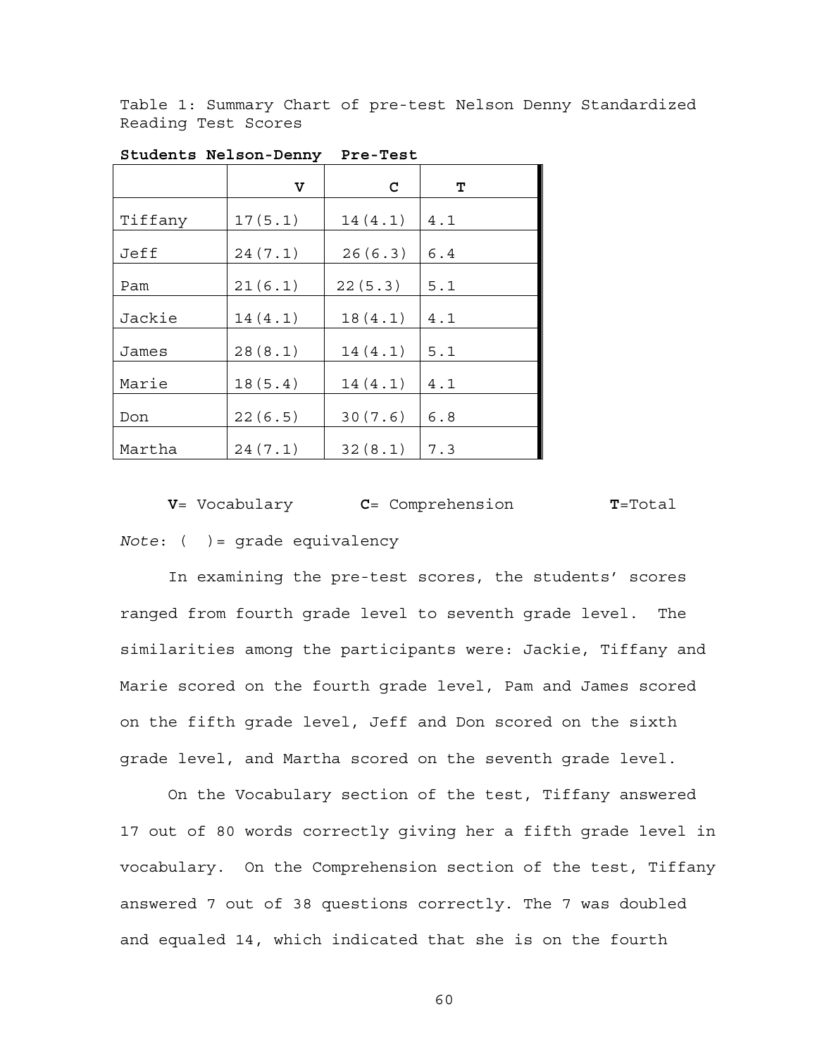Table 1: Summary Chart of pre-test Nelson Denny Standardized Reading Test Scores

**Students Nelson-Denny Pre-Test**

| | V | C | T |
|---|---|---|---|
| Tiffany | 17(5.1) | 14(4.1) | 4.1 |
| Jeff | 24(7.1) | 26(6.3) | 6.4 |
| Pam | 21(6.1) | 22(5.3) | 5.1 |
| Jackie | 14(4.1) | 18(4.1) | 4.1 |
| James | 28(8.1) | 14(4.1) | 5.1 |
| Marie | 18(5.4) | 14(4.1) | 4.1 |
| Don | 22(6.5) | 30(7.6) | 6.8 |
| Martha | 24(7.1) | 32(8.1) | 7.3 |

**V**= Vocabulary **C**= Comprehension **T**=Total

*Note*: ( )= grade equivalency

In examining the pre-test scores, the students' scores ranged from fourth grade level to seventh grade level. The similarities among the participants were: Jackie, Tiffany and Marie scored on the fourth grade level, Pam and James scored on the fifth grade level, Jeff and Don scored on the sixth grade level, and Martha scored on the seventh grade level.

On the Vocabulary section of the test, Tiffany answered 17 out of 80 words correctly giving her a fifth grade level in vocabulary. On the Comprehension section of the test, Tiffany answered 7 out of 38 questions correctly. The 7 was doubled and equaled 14, which indicated that she is on the fourth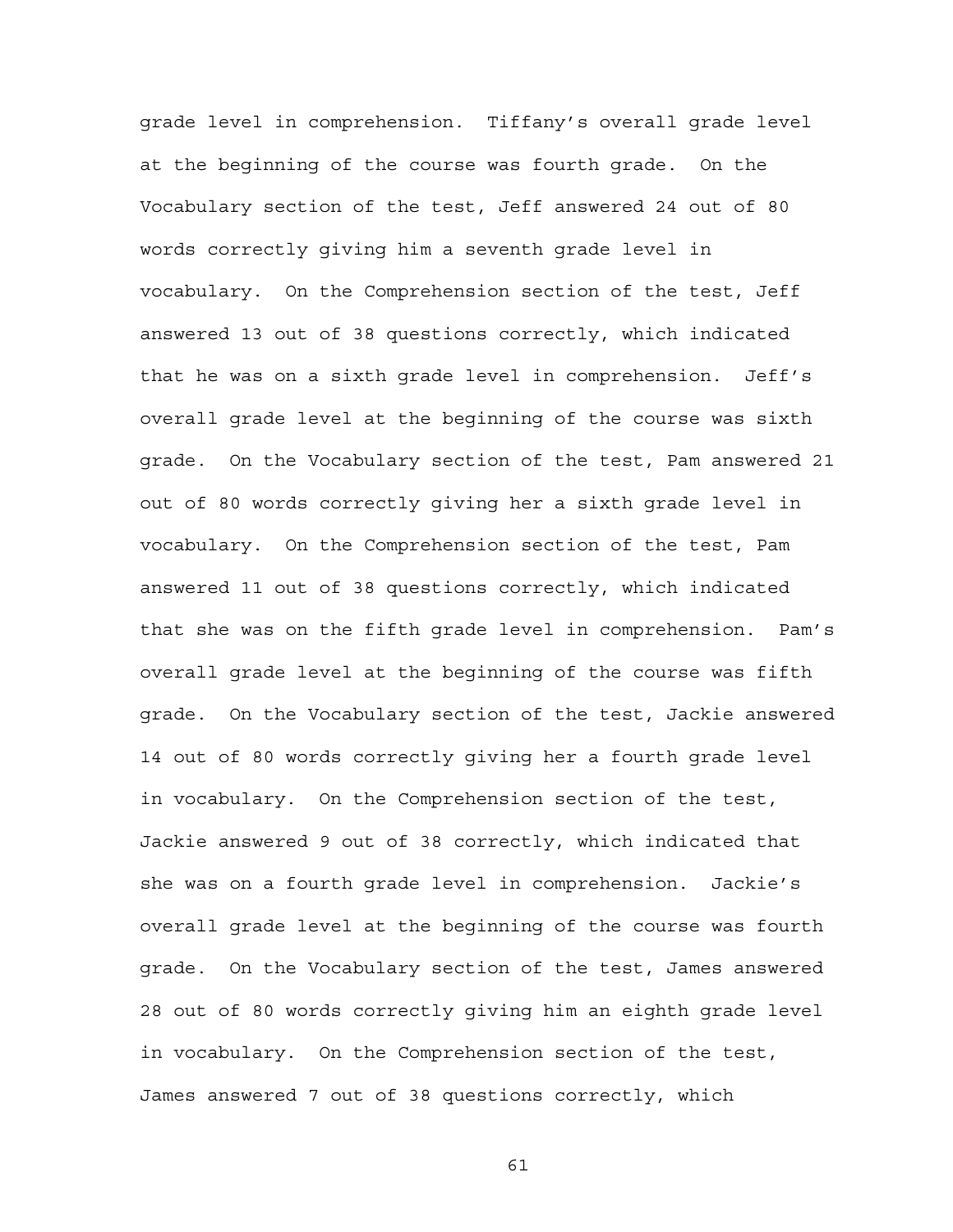grade level in comprehension. Tiffany's overall grade level at the beginning of the course was fourth grade. On the Vocabulary section of the test, Jeff answered 24 out of 80 words correctly giving him a seventh grade level in vocabulary. On the Comprehension section of the test, Jeff answered 13 out of 38 questions correctly, which indicated that he was on a sixth grade level in comprehension. Jeff's overall grade level at the beginning of the course was sixth grade. On the Vocabulary section of the test, Pam answered 21 out of 80 words correctly giving her a sixth grade level in vocabulary. On the Comprehension section of the test, Pam answered 11 out of 38 questions correctly, which indicated that she was on the fifth grade level in comprehension. Pam's overall grade level at the beginning of the course was fifth grade. On the Vocabulary section of the test, Jackie answered 14 out of 80 words correctly giving her a fourth grade level in vocabulary. On the Comprehension section of the test, Jackie answered 9 out of 38 correctly, which indicated that she was on a fourth grade level in comprehension. Jackie's overall grade level at the beginning of the course was fourth grade. On the Vocabulary section of the test, James answered 28 out of 80 words correctly giving him an eighth grade level in vocabulary. On the Comprehension section of the test, James answered 7 out of 38 questions correctly, which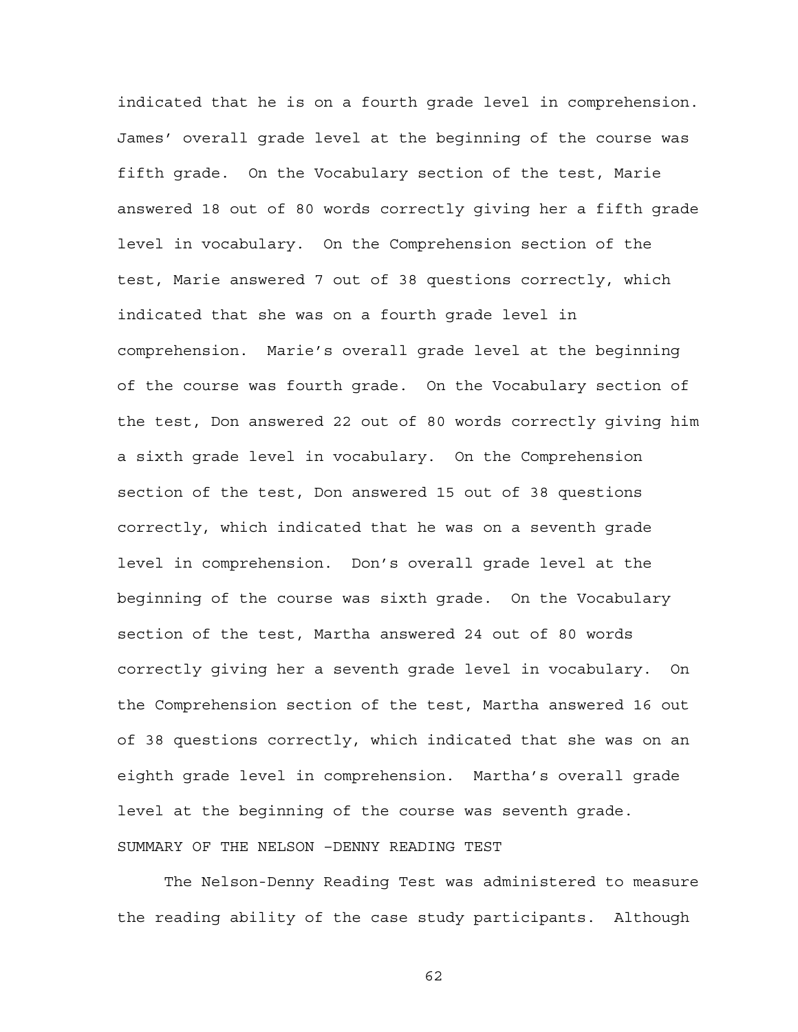indicated that he is on a fourth grade level in comprehension. James' overall grade level at the beginning of the course was fifth grade. On the Vocabulary section of the test, Marie answered 18 out of 80 words correctly giving her a fifth grade level in vocabulary. On the Comprehension section of the test, Marie answered 7 out of 38 questions correctly, which indicated that she was on a fourth grade level in comprehension. Marie's overall grade level at the beginning of the course was fourth grade. On the Vocabulary section of the test, Don answered 22 out of 80 words correctly giving him a sixth grade level in vocabulary. On the Comprehension section of the test, Don answered 15 out of 38 questions correctly, which indicated that he was on a seventh grade level in comprehension. Don's overall grade level at the beginning of the course was sixth grade. On the Vocabulary section of the test, Martha answered 24 out of 80 words correctly giving her a seventh grade level in vocabulary. On the Comprehension section of the test, Martha answered 16 out of 38 questions correctly, which indicated that she was on an eighth grade level in comprehension. Martha's overall grade level at the beginning of the course was seventh grade.

SUMMARY OF THE NELSON -DENNY READING TEST

The Nelson-Denny Reading Test was administered to measure the reading ability of the case study participants. Although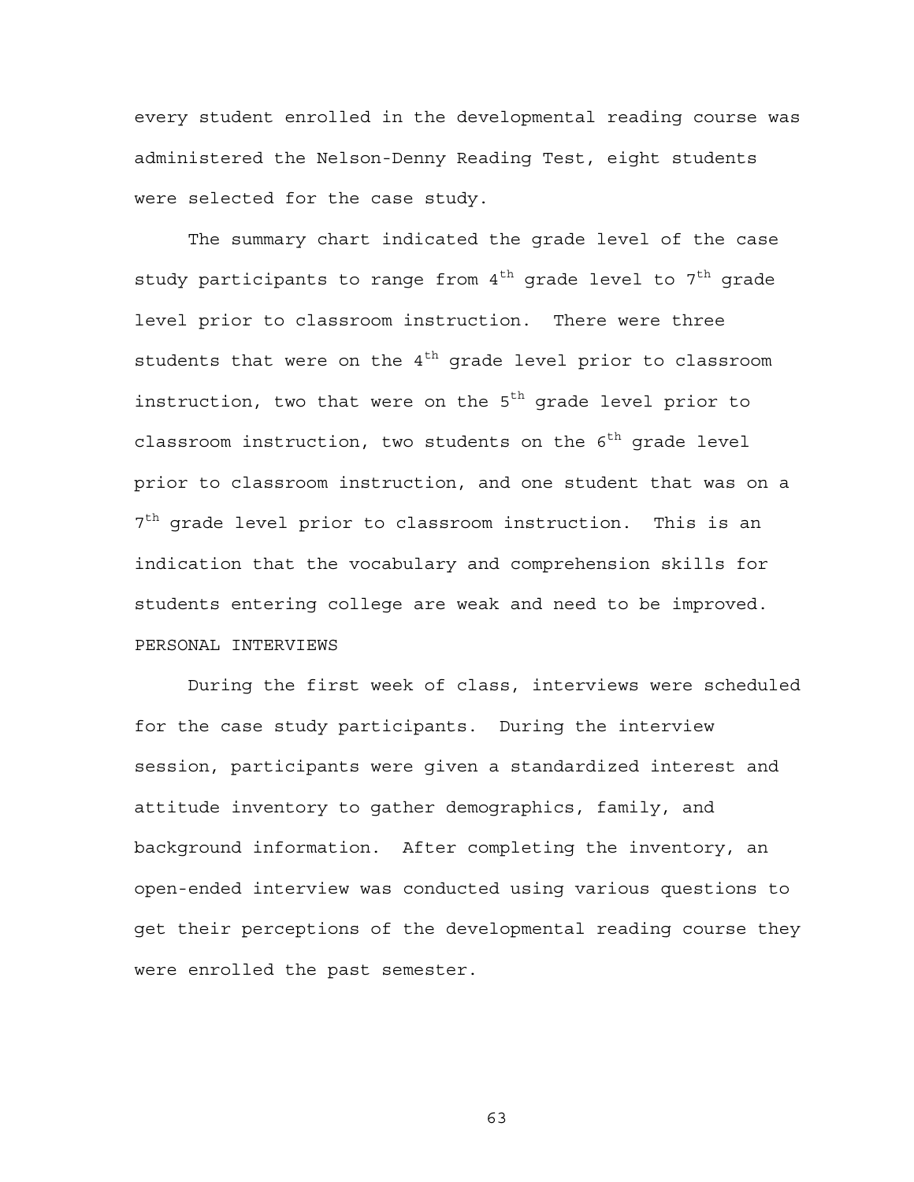every student enrolled in the developmental reading course was administered the Nelson-Denny Reading Test, eight students were selected for the case study.

The summary chart indicated the grade level of the case study participants to range from $4^{th}$ grade level to $7^{th}$ grade level prior to classroom instruction. There were three students that were on the $4^{th}$ grade level prior to classroom instruction, two that were on the $5^{th}$ grade level prior to classroom instruction, two students on the $6^{th}$ grade level prior to classroom instruction, and one student that was on a $7^{th}$ grade level prior to classroom instruction. This is an indication that the vocabulary and comprehension skills for students entering college are weak and need to be improved.

## PERSONAL INTERVIEWS

During the first week of class, interviews were scheduled for the case study participants. During the interview session, participants were given a standardized interest and attitude inventory to gather demographics, family, and background information. After completing the inventory, an open-ended interview was conducted using various questions to get their perceptions of the developmental reading course they were enrolled the past semester.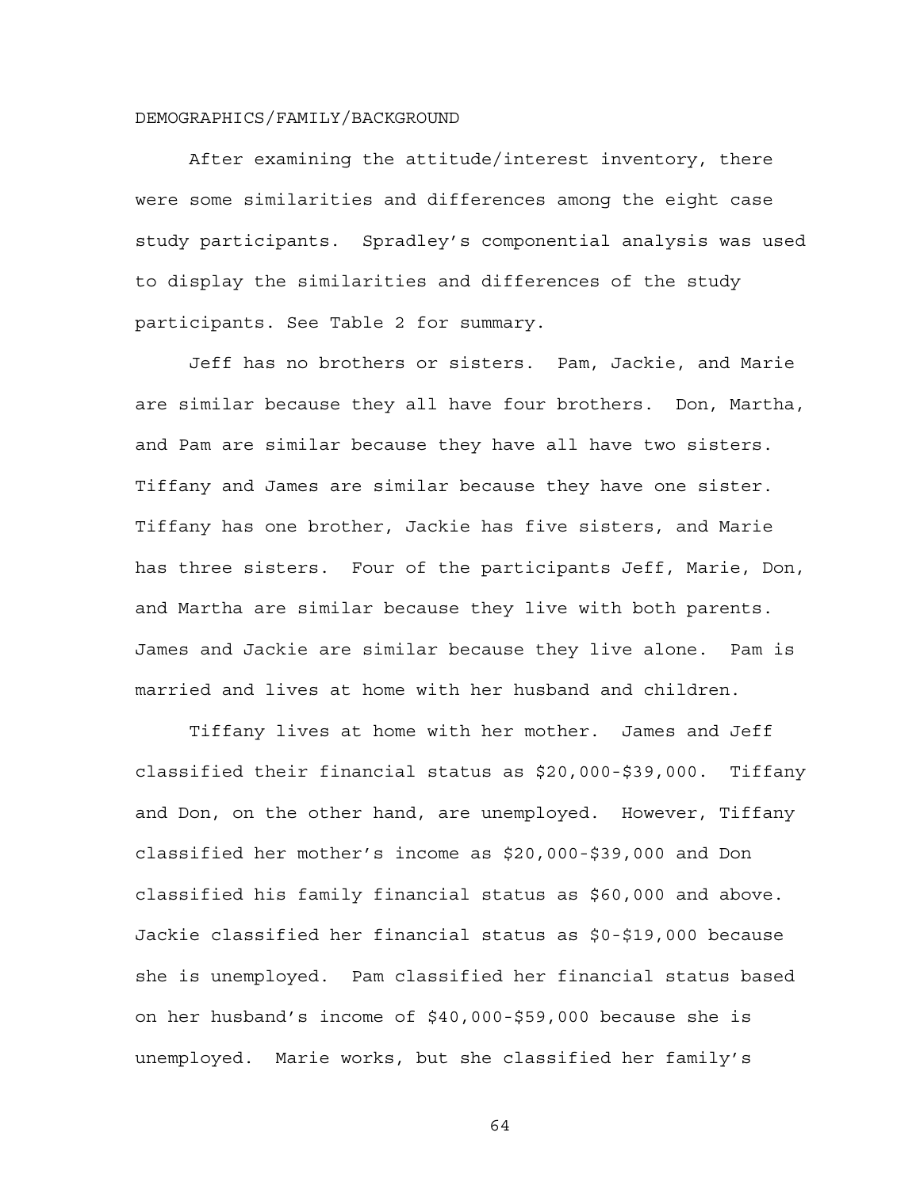## DEMOGRAPHICS/FAMILY/BACKGROUND

After examining the attitude/interest inventory, there were some similarities and differences among the eight case study participants. Spradley's componential analysis was used to display the similarities and differences of the study participants. See Table 2 for summary.

Jeff has no brothers or sisters. Pam, Jackie, and Marie are similar because they all have four brothers. Don, Martha, and Pam are similar because they have all have two sisters. Tiffany and James are similar because they have one sister. Tiffany has one brother, Jackie has five sisters, and Marie has three sisters. Four of the participants Jeff, Marie, Don, and Martha are similar because they live with both parents. James and Jackie are similar because they live alone. Pam is married and lives at home with her husband and children.

Tiffany lives at home with her mother. James and Jeff classified their financial status as $20,000-$39,000. Tiffany and Don, on the other hand, are unemployed. However, Tiffany classified her mother's income as $20,000-$39,000 and Don classified his family financial status as $60,000 and above. Jackie classified her financial status as $0-$19,000 because she is unemployed. Pam classified her financial status based on her husband's income of $40,000-$59,000 because she is unemployed. Marie works, but she classified her family's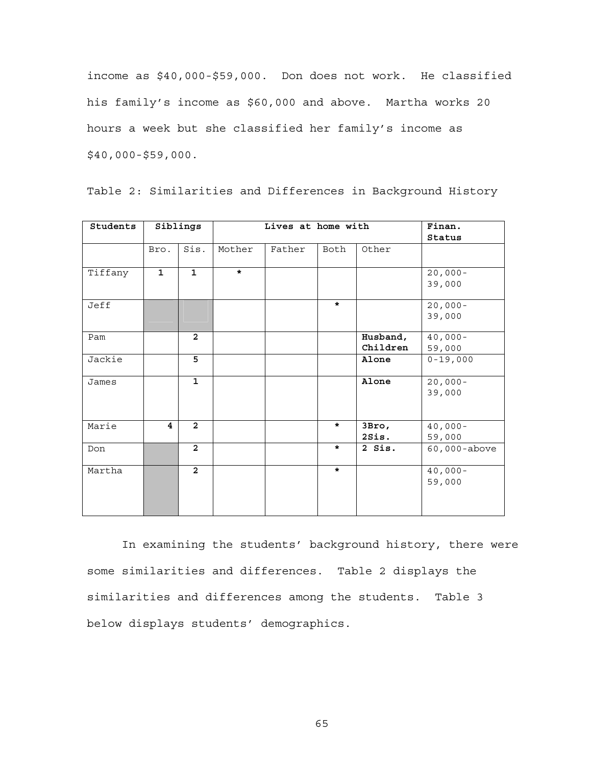income as $40,000-$59,000. Don does not work. He classified his family's income as $60,000 and above. Martha works 20 hours a week but she classified her family's income as $40,000-$59,000.

Table 2: Similarities and Differences in Background History

| **Students** | **Siblings** | | **Lives at home with** | | | | **Finan. Status** |
|---|---|---|---|---|---|---|---|
| | Bro. | Sis. | Mother | Father | Both | Other | |
| Tiffany | **1** | **1** | * | | | | 20,000-39,000 |
| Jeff | | | | | * | | 20,000-39,000 |
| Pam | | **2** | | | | **Husband, Children** | 40,000-59,000 |
| Jackie | | **5** | | | | **Alone** | 0-19,000 |
| James | | **1** | | | | **Alone** | 20,000-39,000 |
| Marie | **4** | **2** | | | * | **3Bro, 2Sis.** | 40,000-59,000 |
| Don | | **2** | | | * | **2 Sis.** | 60,000-above |
| Martha | | **2** | | | * | | 40,000-59,000 |

In examining the students' background history, there were some similarities and differences. Table 2 displays the similarities and differences among the students. Table 3 below displays students' demographics.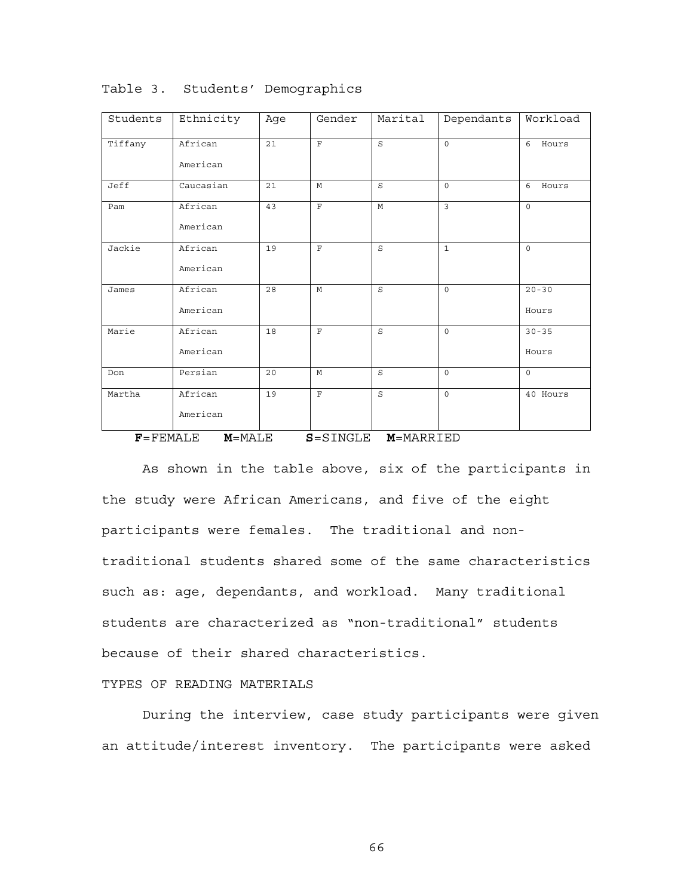Table 3. Students' Demographics

| Students | Ethnicity | Age | Gender | Marital | Dependants | Workload |
|---|---|---|---|---|---|---|
| Tiffany | African American | 21 | F | S | 0 | 6 Hours |
| Jeff | Caucasian | 21 | M | S | 0 | 6 Hours |
| Pam | African American | 43 | F | M | 3 | 0 |
| Jackie | African American | 19 | F | S | 1 | 0 |
| James | African American | 28 | M | S | 0 | 20-30 Hours |
| Marie | African American | 18 | F | S | 0 | 30-35 Hours |
| Don | Persian | 20 | M | S | 0 | 0 |
| Martha | African American | 19 | F | S | 0 | 40 Hours |

**F**=FEMALE **M**=MALE **S**=SINGLE **M**=MARRIED

As shown in the table above, six of the participants in the study were African Americans, and five of the eight participants were females. The traditional and non-traditional students shared some of the same characteristics such as: age, dependants, and workload. Many traditional students are characterized as "non-traditional" students because of their shared characteristics.

TYPES OF READING MATERIALS

During the interview, case study participants were given an attitude/interest inventory. The participants were asked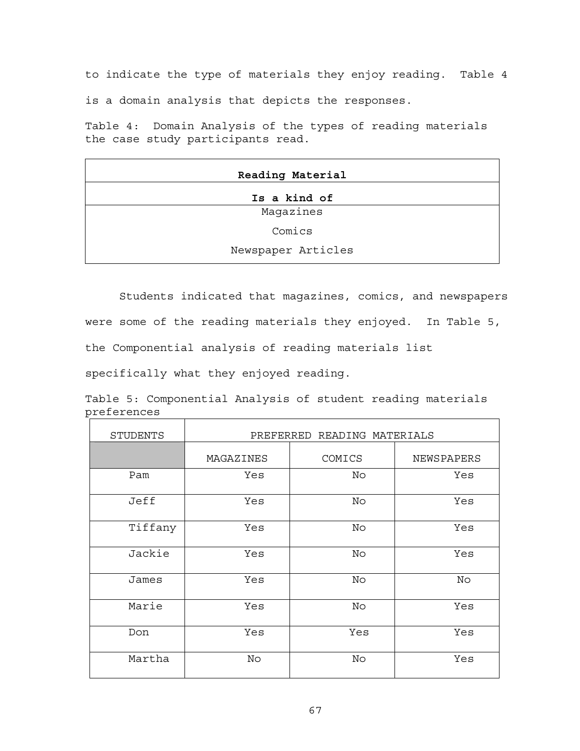to indicate the type of materials they enjoy reading. Table 4 is a domain analysis that depicts the responses.

Table 4: Domain Analysis of the types of reading materials the case study participants read.

| **Reading Material** |
|---|
| **Is a kind of** |
| Magazines |
| Comics |
| Newspaper Articles |

Students indicated that magazines, comics, and newspapers were some of the reading materials they enjoyed. In Table 5, the Componential analysis of reading materials list specifically what they enjoyed reading.

Table 5: Componential Analysis of student reading materials preferences

| STUDENTS | PREFERRED READING MATERIALS | | |
|---|---|---|---|
| | MAGAZINES | COMICS | NEWSPAPERS |
| Pam | Yes | No | Yes |
| Jeff | Yes | No | Yes |
| Tiffany | Yes | No | Yes |
| Jackie | Yes | No | Yes |
| James | Yes | No | No |
| Marie | Yes | No | Yes |
| Don | Yes | Yes | Yes |
| Martha | No | No | Yes |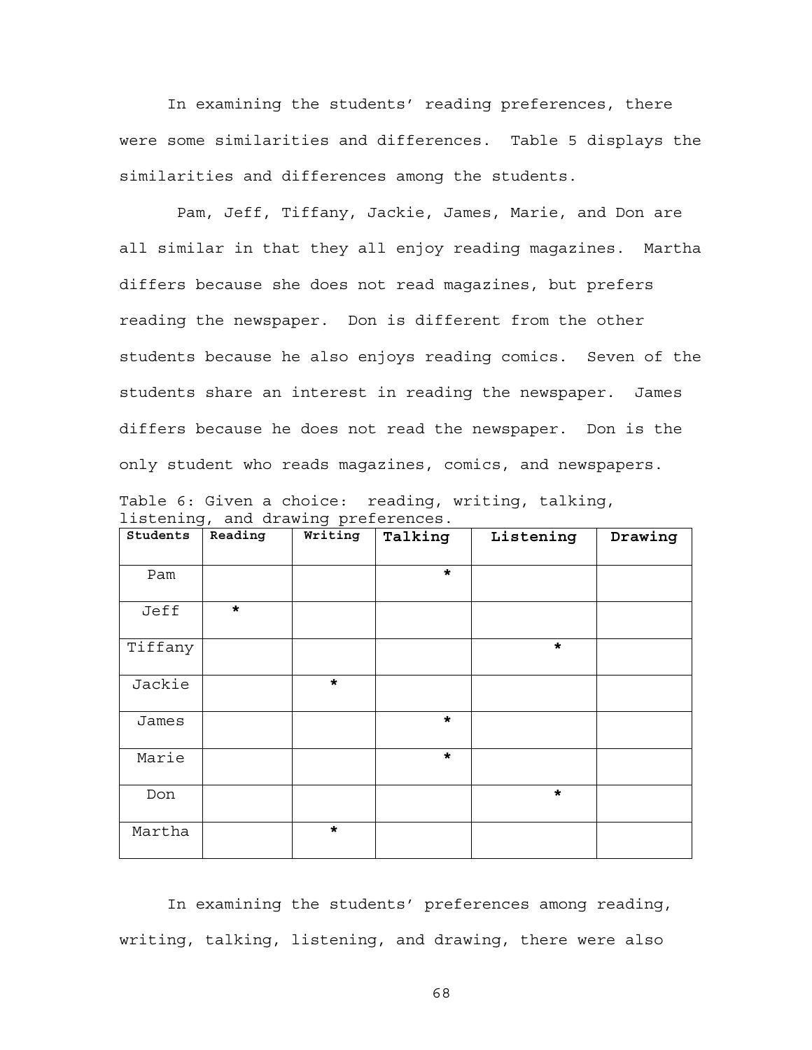In examining the students' reading preferences, there were some similarities and differences. Table 5 displays the similarities and differences among the students.

Pam, Jeff, Tiffany, Jackie, James, Marie, and Don are all similar in that they all enjoy reading magazines. Martha differs because she does not read magazines, but prefers reading the newspaper. Don is different from the other students because he also enjoys reading comics. Seven of the students share an interest in reading the newspaper. James differs because he does not read the newspaper. Don is the only student who reads magazines, comics, and newspapers.

Table 6: Given a choice: reading, writing, talking, listening, and drawing preferences.

| Students | Reading | Writing | Talking | Listening | Drawing |
|---|---|---|---|---|---|
| Pam | | | * | | |
| Jeff | * | | | | |
| Tiffany | | | | * | |
| Jackie | | * | | | |
| James | | | * | | |
| Marie | | | * | | |
| Don | | | | * | |
| Martha | | * | | | |

In examining the students' preferences among reading, writing, talking, listening, and drawing, there were also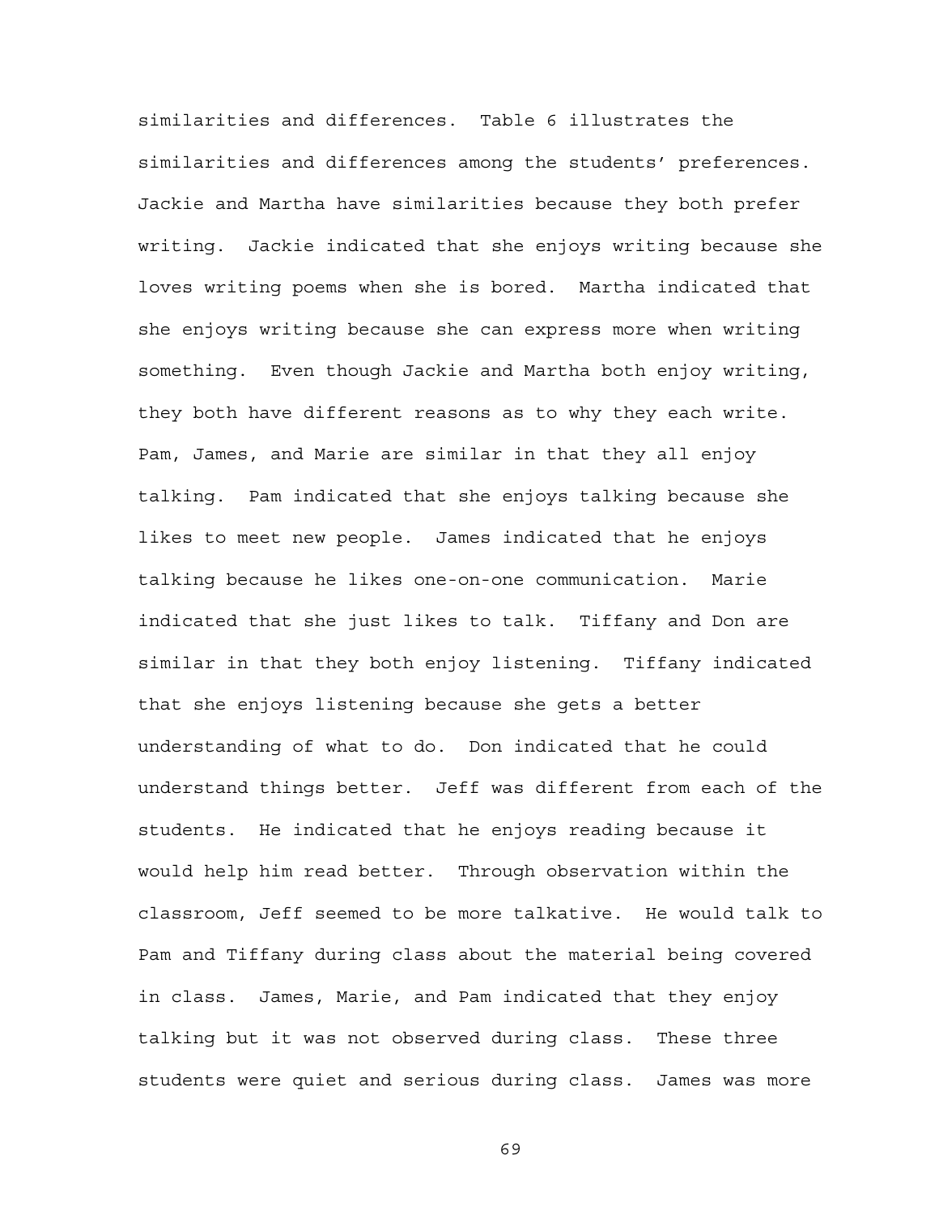similarities and differences. Table 6 illustrates the similarities and differences among the students' preferences. Jackie and Martha have similarities because they both prefer writing. Jackie indicated that she enjoys writing because she loves writing poems when she is bored. Martha indicated that she enjoys writing because she can express more when writing something. Even though Jackie and Martha both enjoy writing, they both have different reasons as to why they each write. Pam, James, and Marie are similar in that they all enjoy talking. Pam indicated that she enjoys talking because she likes to meet new people. James indicated that he enjoys talking because he likes one-on-one communication. Marie indicated that she just likes to talk. Tiffany and Don are similar in that they both enjoy listening. Tiffany indicated that she enjoys listening because she gets a better understanding of what to do. Don indicated that he could understand things better. Jeff was different from each of the students. He indicated that he enjoys reading because it would help him read better. Through observation within the classroom, Jeff seemed to be more talkative. He would talk to Pam and Tiffany during class about the material being covered in class. James, Marie, and Pam indicated that they enjoy talking but it was not observed during class. These three students were quiet and serious during class. James was more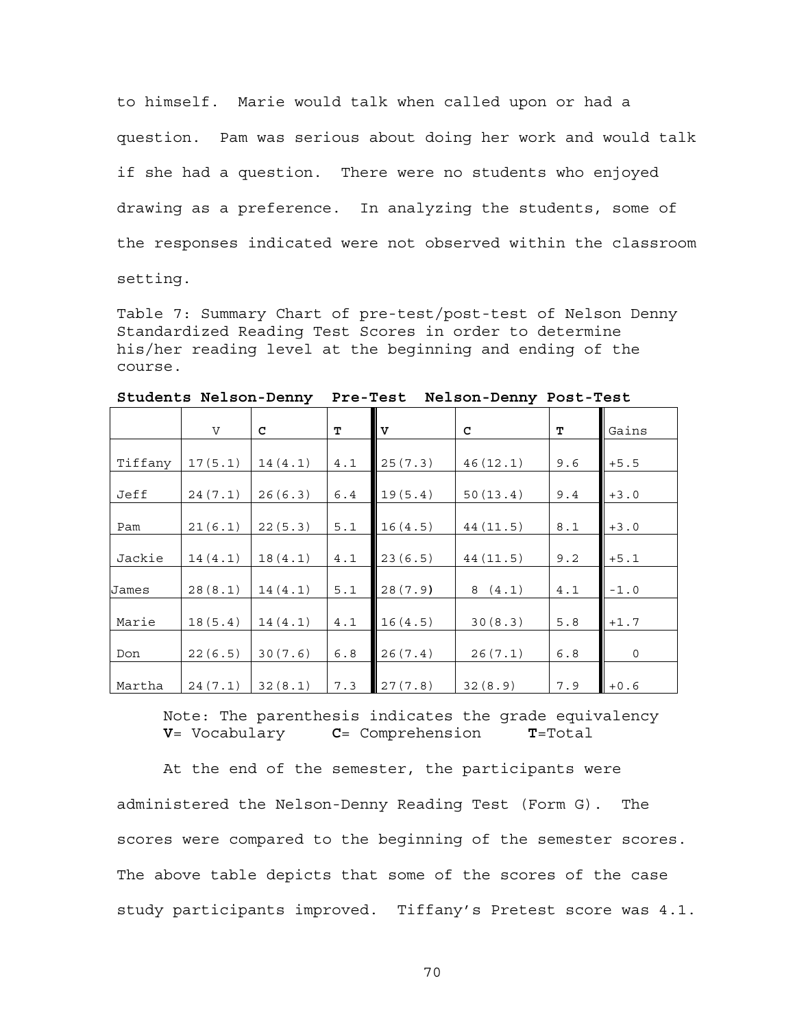to himself. Marie would talk when called upon or had a question. Pam was serious about doing her work and would talk if she had a question. There were no students who enjoyed drawing as a preference. In analyzing the students, some of the responses indicated were not observed within the classroom setting.

Table 7: Summary Chart of pre-test/post-test of Nelson Denny Standardized Reading Test Scores in order to determine his/her reading level at the beginning and ending of the course.

| **Students** | **Nelson-Denny Pre-Test** | | | **Nelson-Denny Post-Test** | | | |
|---|---|---|---|---|---|---|---|
| | V | **C** | **T** | **V** | **C** | **T** | Gains |
| Tiffany | 17(5.1) | 14(4.1) | 4.1 | 25(7.3) | 46(12.1) | 9.6 | +5.5 |
| Jeff | 24(7.1) | 26(6.3) | 6.4 | 19(5.4) | 50(13.4) | 9.4 | +3.0 |
| Pam | 21(6.1) | 22(5.3) | 5.1 | 16(4.5) | 44(11.5) | 8.1 | +3.0 |
| Jackie | 14(4.1) | 18(4.1) | 4.1 | 23(6.5) | 44(11.5) | 9.2 | +5.1 |
| James | 28(8.1) | 14(4.1) | 5.1 | 28(7.9) | 8 (4.1) | 4.1 | -1.0 |
| Marie | 18(5.4) | 14(4.1) | 4.1 | 16(4.5) | 30(8.3) | 5.8 | +1.7 |
| Don | 22(6.5) | 30(7.6) | 6.8 | 26(7.4) | 26(7.1) | 6.8 | 0 |
| Martha | 24(7.1) | 32(8.1) | 7.3 | 27(7.8) | 32(8.9) | 7.9 | +0.6 |

Note: The parenthesis indicates the grade equivalency
**V**= Vocabulary **C**= Comprehension **T**=Total

At the end of the semester, the participants were administered the Nelson-Denny Reading Test (Form G). The scores were compared to the beginning of the semester scores. The above table depicts that some of the scores of the case study participants improved. Tiffany's Pretest score was 4.1.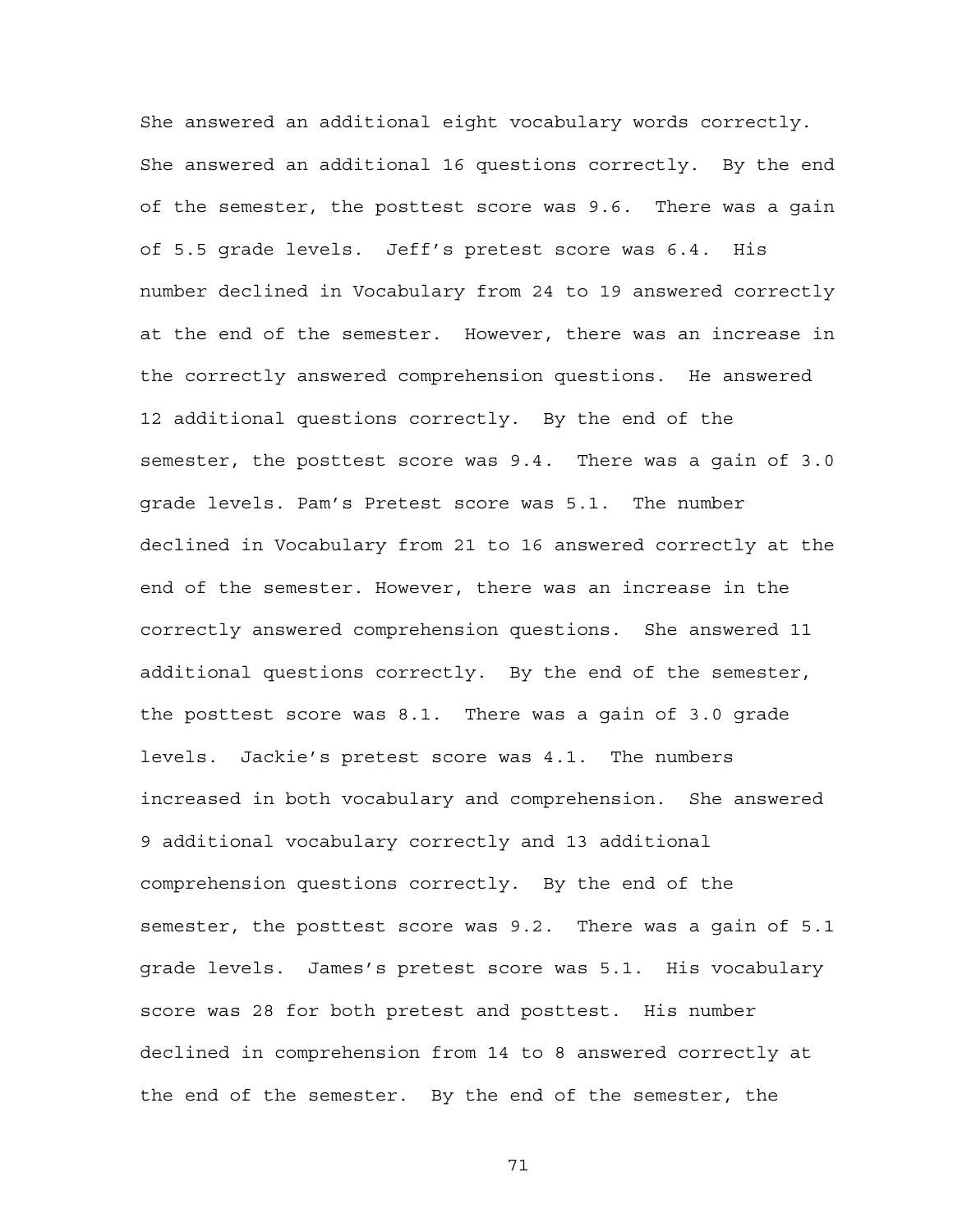She answered an additional eight vocabulary words correctly. She answered an additional 16 questions correctly. By the end of the semester, the posttest score was 9.6. There was a gain of 5.5 grade levels. Jeff's pretest score was 6.4. His number declined in Vocabulary from 24 to 19 answered correctly at the end of the semester. However, there was an increase in the correctly answered comprehension questions. He answered 12 additional questions correctly. By the end of the semester, the posttest score was 9.4. There was a gain of 3.0 grade levels. Pam's Pretest score was 5.1. The number declined in Vocabulary from 21 to 16 answered correctly at the end of the semester. However, there was an increase in the correctly answered comprehension questions. She answered 11 additional questions correctly. By the end of the semester, the posttest score was 8.1. There was a gain of 3.0 grade levels. Jackie's pretest score was 4.1. The numbers increased in both vocabulary and comprehension. She answered 9 additional vocabulary correctly and 13 additional comprehension questions correctly. By the end of the semester, the posttest score was 9.2. There was a gain of 5.1 grade levels. James's pretest score was 5.1. His vocabulary score was 28 for both pretest and posttest. His number declined in comprehension from 14 to 8 answered correctly at the end of the semester. By the end of the semester, the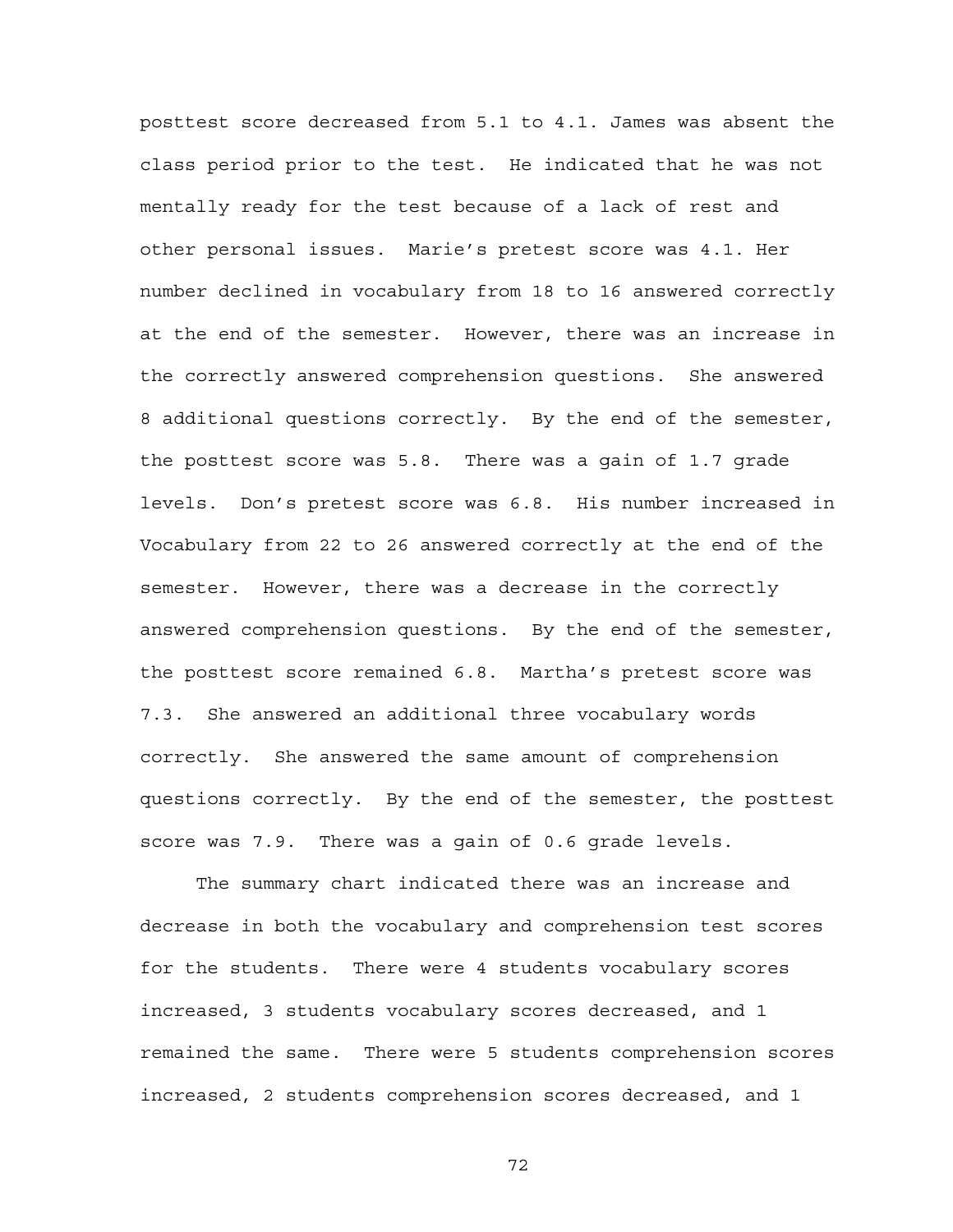posttest score decreased from 5.1 to 4.1. James was absent the class period prior to the test. He indicated that he was not mentally ready for the test because of a lack of rest and other personal issues. Marie's pretest score was 4.1. Her number declined in vocabulary from 18 to 16 answered correctly at the end of the semester. However, there was an increase in the correctly answered comprehension questions. She answered 8 additional questions correctly. By the end of the semester, the posttest score was 5.8. There was a gain of 1.7 grade levels. Don's pretest score was 6.8. His number increased in Vocabulary from 22 to 26 answered correctly at the end of the semester. However, there was a decrease in the correctly answered comprehension questions. By the end of the semester, the posttest score remained 6.8. Martha's pretest score was 7.3. She answered an additional three vocabulary words correctly. She answered the same amount of comprehension questions correctly. By the end of the semester, the posttest score was 7.9. There was a gain of 0.6 grade levels.

The summary chart indicated there was an increase and decrease in both the vocabulary and comprehension test scores for the students. There were 4 students vocabulary scores increased, 3 students vocabulary scores decreased, and 1 remained the same. There were 5 students comprehension scores increased, 2 students comprehension scores decreased, and 1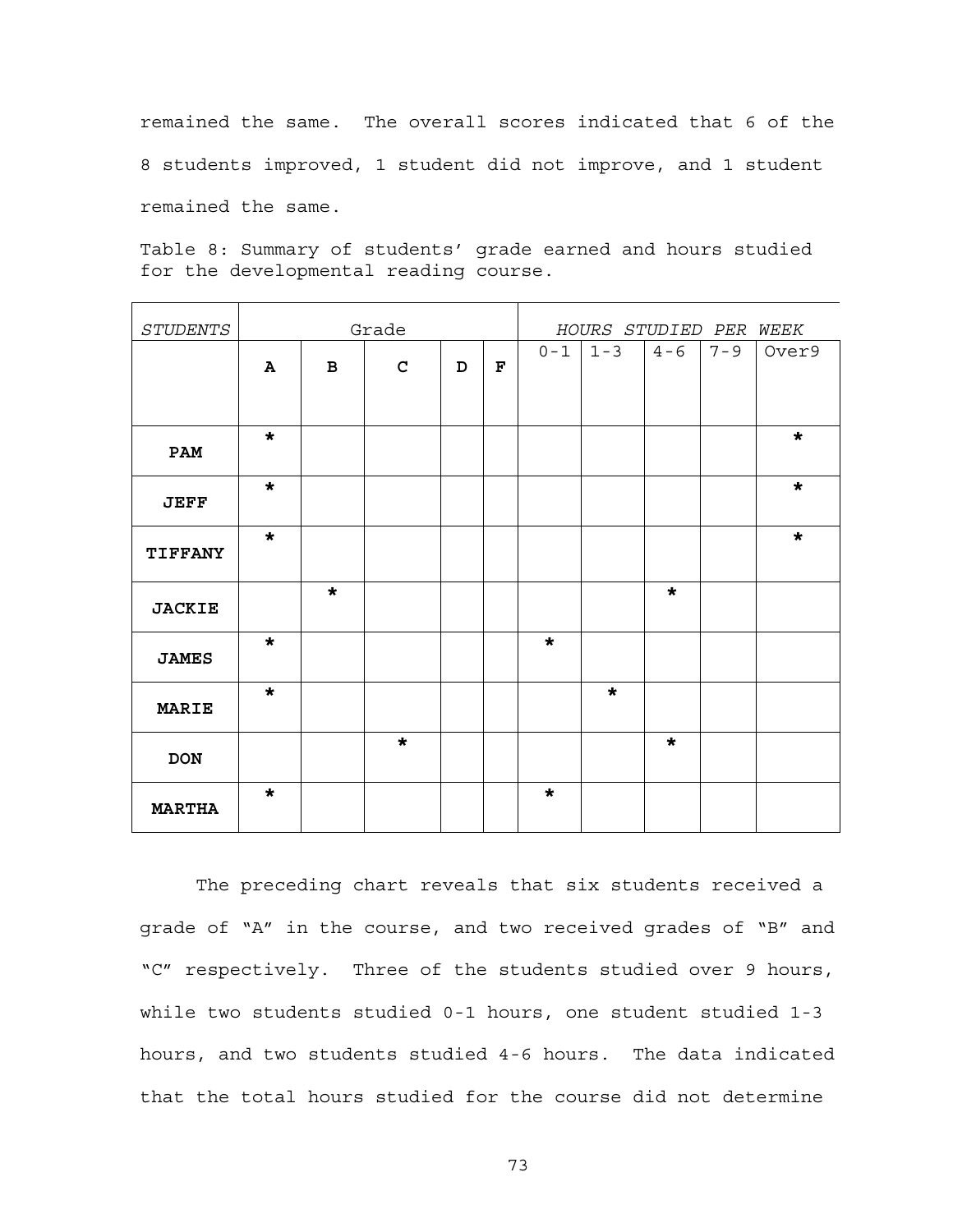remained the same. The overall scores indicated that 6 of the 8 students improved, 1 student did not improve, and 1 student remained the same.

Table 8: Summary of students' grade earned and hours studied for the developmental reading course.

| *STUDENTS* | Grade | | | | | *HOURS STUDIED PER WEEK* | | | | |
|---|---|---|---|---|---|---|---|---|---|---|
| | **A** | **B** | **C** | **D** | **F** | 0-1 | 1-3 | 4-6 | 7-9 | Over9 |
| **PAM** | * | | | | | | | | | * |
| **JEFF** | * | | | | | | | | | * |
| **TIFFANY** | * | | | | | | | | | * |
| **JACKIE** | | * | | | | | | * | | |
| **JAMES** | * | | | | | * | | | | |
| **MARIE** | * | | | | | | * | | | |
| **DON** | | | * | | | | | * | | |
| **MARTHA** | * | | | | | * | | | | |

The preceding chart reveals that six students received a grade of "A" in the course, and two received grades of "B" and "C" respectively. Three of the students studied over 9 hours, while two students studied 0-1 hours, one student studied 1-3 hours, and two students studied 4-6 hours. The data indicated that the total hours studied for the course did not determine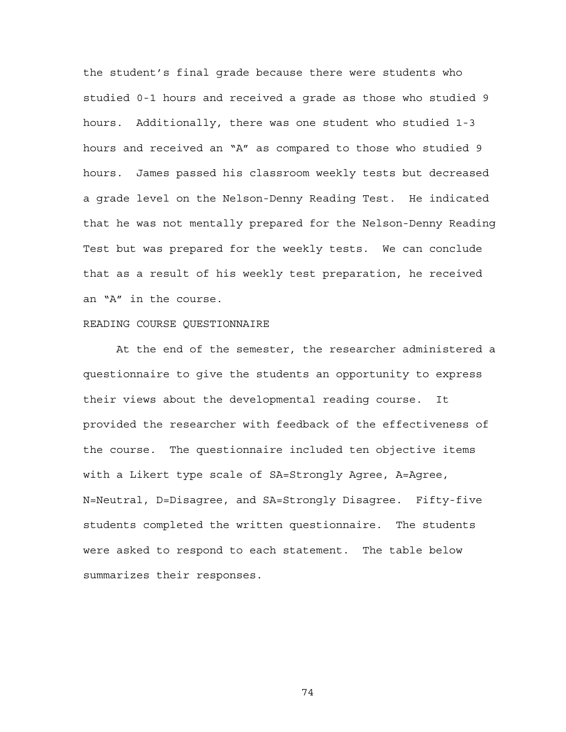the student's final grade because there were students who studied 0-1 hours and received a grade as those who studied 9 hours. Additionally, there was one student who studied 1-3 hours and received an "A" as compared to those who studied 9 hours. James passed his classroom weekly tests but decreased a grade level on the Nelson-Denny Reading Test. He indicated that he was not mentally prepared for the Nelson-Denny Reading Test but was prepared for the weekly tests. We can conclude that as a result of his weekly test preparation, he received an "A" in the course.

READING COURSE QUESTIONNAIRE

At the end of the semester, the researcher administered a questionnaire to give the students an opportunity to express their views about the developmental reading course. It provided the researcher with feedback of the effectiveness of the course. The questionnaire included ten objective items with a Likert type scale of SA=Strongly Agree, A=Agree, N=Neutral, D=Disagree, and SA=Strongly Disagree. Fifty-five students completed the written questionnaire. The students were asked to respond to each statement. The table below summarizes their responses.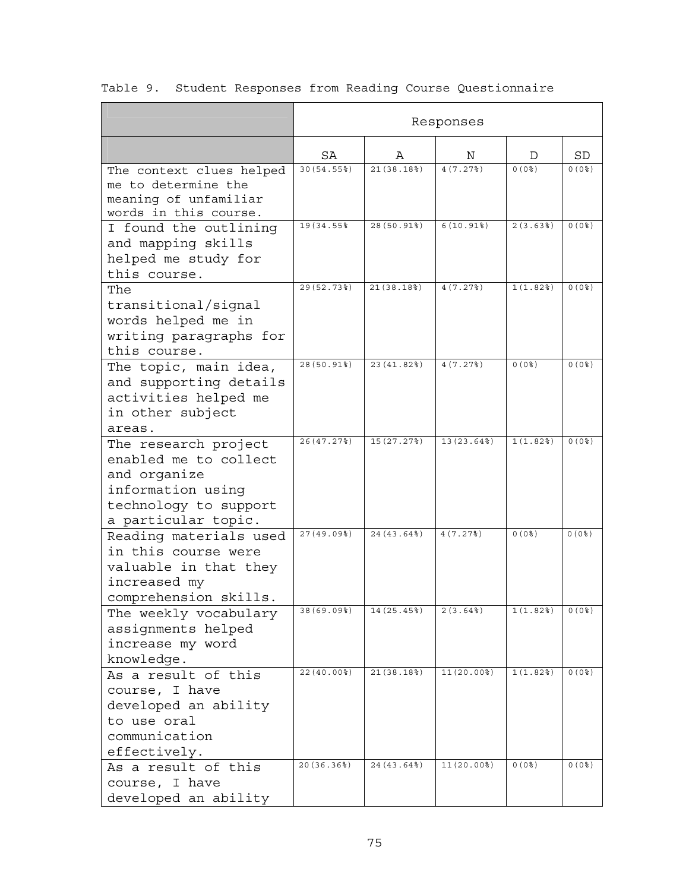Table 9. Student Responses from Reading Course Questionnaire

| | Responses | | | | |
|---|---|---|---|---|---|
| | SA | A | N | D | SD |
| The context clues helped me to determine the meaning of unfamiliar words in this course. | 30(54.55%) | 21(38.18%) | 4(7.27%) | 0(0%) | 0(0%) |
| I found the outlining and mapping skills helped me study for this course. | 19(34.55% | 28(50.91%) | 6(10.91%) | 2(3.63%) | 0(0%) |
| The transitional/signal words helped me in writing paragraphs for this course. | 29(52.73%) | 21(38.18%) | 4(7.27%) | 1(1.82%) | 0(0%) |
| The topic, main idea, and supporting details activities helped me in other subject areas. | 28(50.91%) | 23(41.82%) | 4(7.27%) | 0(0%) | 0(0%) |
| The research project enabled me to collect and organize information using technology to support a particular topic. | 26(47.27%) | 15(27.27%) | 13(23.64%) | 1(1.82%) | 0(0%) |
| Reading materials used in this course were valuable in that they increased my comprehension skills. | 27(49.09%) | 24(43.64%) | 4(7.27%) | 0(0%) | 0(0%) |
| The weekly vocabulary assignments helped increase my word knowledge. | 38(69.09%) | 14(25.45%) | 2(3.64%) | 1(1.82%) | 0(0%) |
| As a result of this course, I have developed an ability to use oral communication effectively. | 22(40.00%) | 21(38.18%) | 11(20.00%) | 1(1.82%) | 0(0%) |
| As a result of this course, I have developed an ability | 20(36.36%) | 24(43.64%) | 11(20.00%) | 0(0%) | 0(0%) |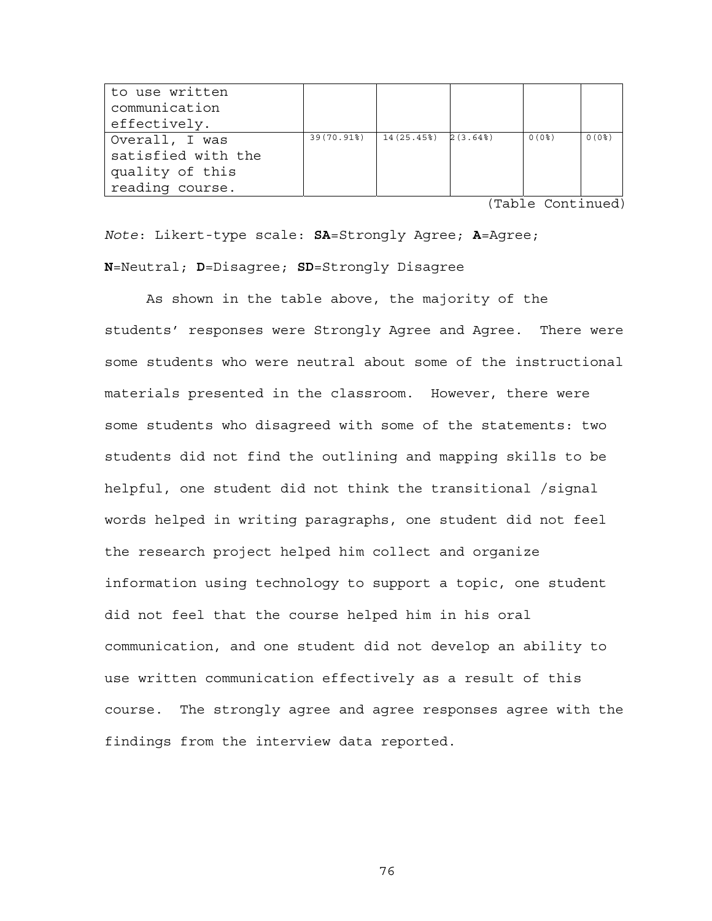| | | | | | |
|---|---|---|---|---|---|
| to use written communication effectively. | | | | | |
| Overall, I was satisfied with the quality of this reading course. | 39(70.91%) | 14(25.45%) | 2(3.64%) | 0(0%) | 0(0%) |

(Table Continued)

*Note*: Likert-type scale: **SA**=Strongly Agree; **A**=Agree; **N**=Neutral; **D**=Disagree; **SD**=Strongly Disagree

As shown in the table above, the majority of the students' responses were Strongly Agree and Agree. There were some students who were neutral about some of the instructional materials presented in the classroom. However, there were some students who disagreed with some of the statements: two students did not find the outlining and mapping skills to be helpful, one student did not think the transitional /signal words helped in writing paragraphs, one student did not feel the research project helped him collect and organize information using technology to support a topic, one student did not feel that the course helped him in his oral communication, and one student did not develop an ability to use written communication effectively as a result of this course. The strongly agree and agree responses agree with the findings from the interview data reported.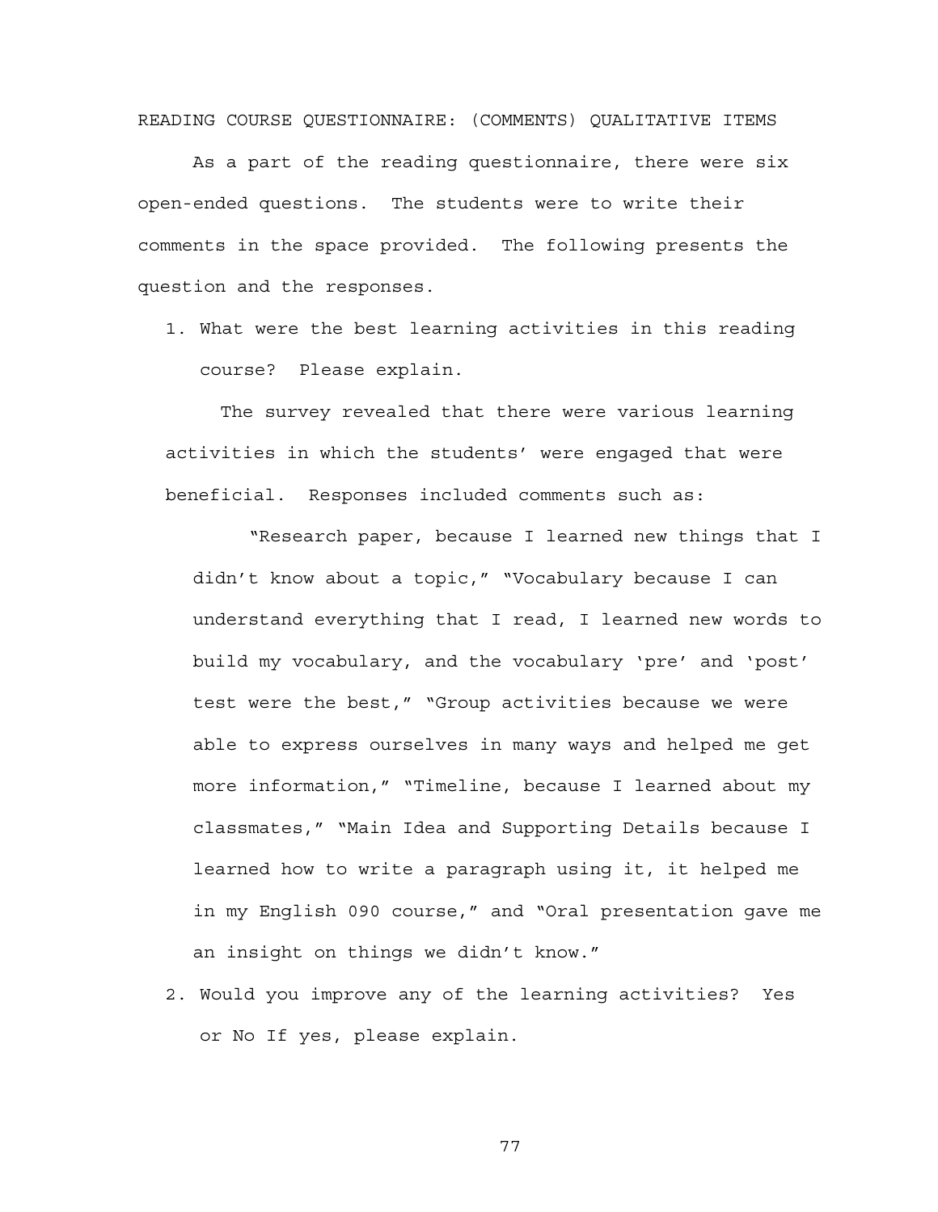READING COURSE QUESTIONNAIRE: (COMMENTS) QUALITATIVE ITEMS

As a part of the reading questionnaire, there were six open-ended questions. The students were to write their comments in the space provided. The following presents the question and the responses.

1. What were the best learning activities in this reading course? Please explain.

   The survey revealed that there were various learning activities in which the students' were engaged that were beneficial. Responses included comments such as:

   > "Research paper, because I learned new things that I didn't know about a topic," "Vocabulary because I can understand everything that I read, I learned new words to build my vocabulary, and the vocabulary 'pre' and 'post' test were the best," "Group activities because we were able to express ourselves in many ways and helped me get more information," "Timeline, because I learned about my classmates," "Main Idea and Supporting Details because I learned how to write a paragraph using it, it helped me in my English 090 course," and "Oral presentation gave me an insight on things we didn't know."

2. Would you improve any of the learning activities? Yes or No If yes, please explain.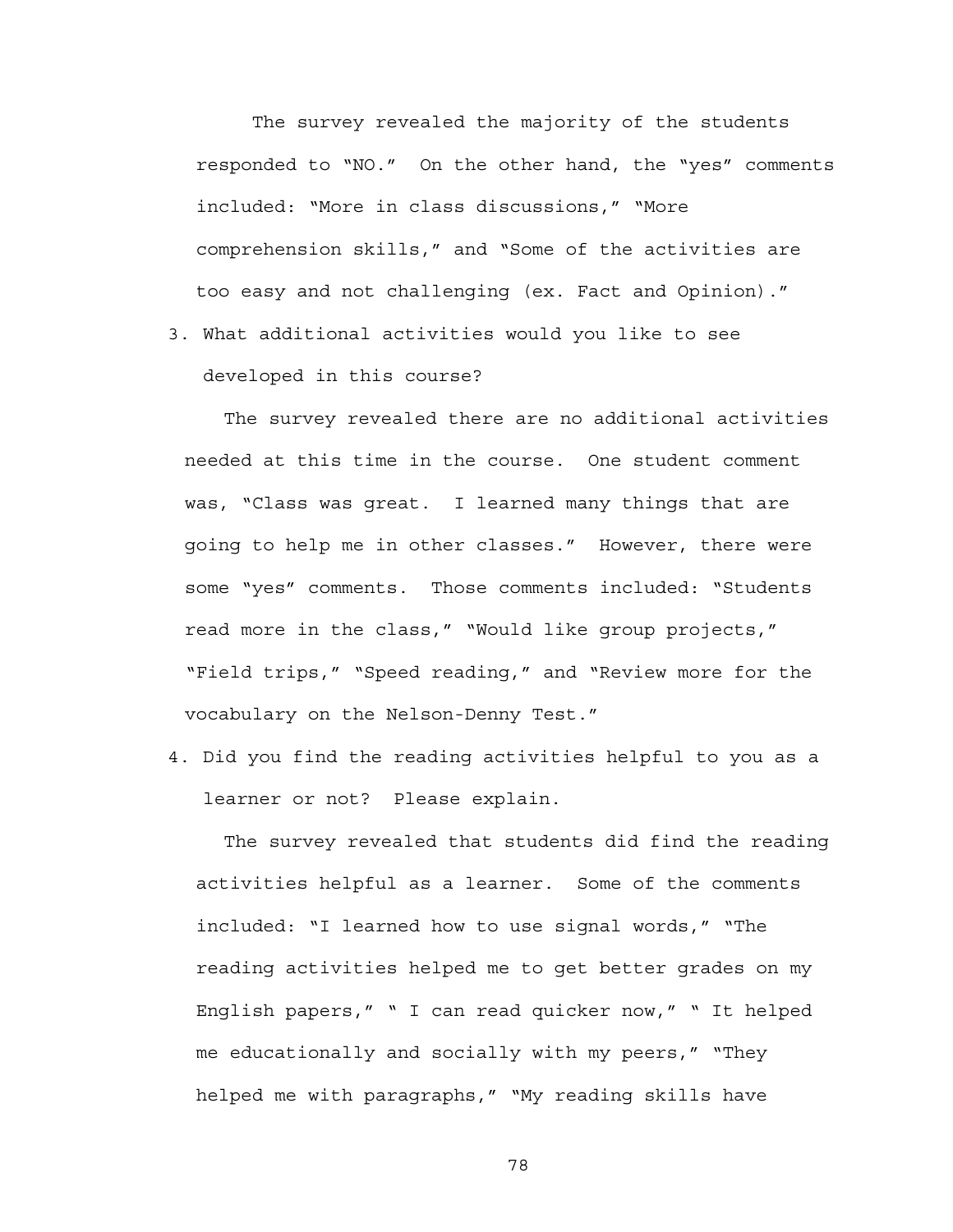The survey revealed the majority of the students responded to "NO." On the other hand, the "yes" comments included: "More in class discussions," "More comprehension skills," and "Some of the activities are too easy and not challenging (ex. Fact and Opinion)."

3. What additional activities would you like to see developed in this course?

The survey revealed there are no additional activities needed at this time in the course. One student comment was, "Class was great. I learned many things that are going to help me in other classes." However, there were some "yes" comments. Those comments included: "Students read more in the class," "Would like group projects," "Field trips," "Speed reading," and "Review more for the vocabulary on the Nelson-Denny Test."

4. Did you find the reading activities helpful to you as a learner or not? Please explain.

The survey revealed that students did find the reading activities helpful as a learner. Some of the comments included: "I learned how to use signal words," "The reading activities helped me to get better grades on my English papers," " I can read quicker now," " It helped me educationally and socially with my peers," "They helped me with paragraphs," "My reading skills have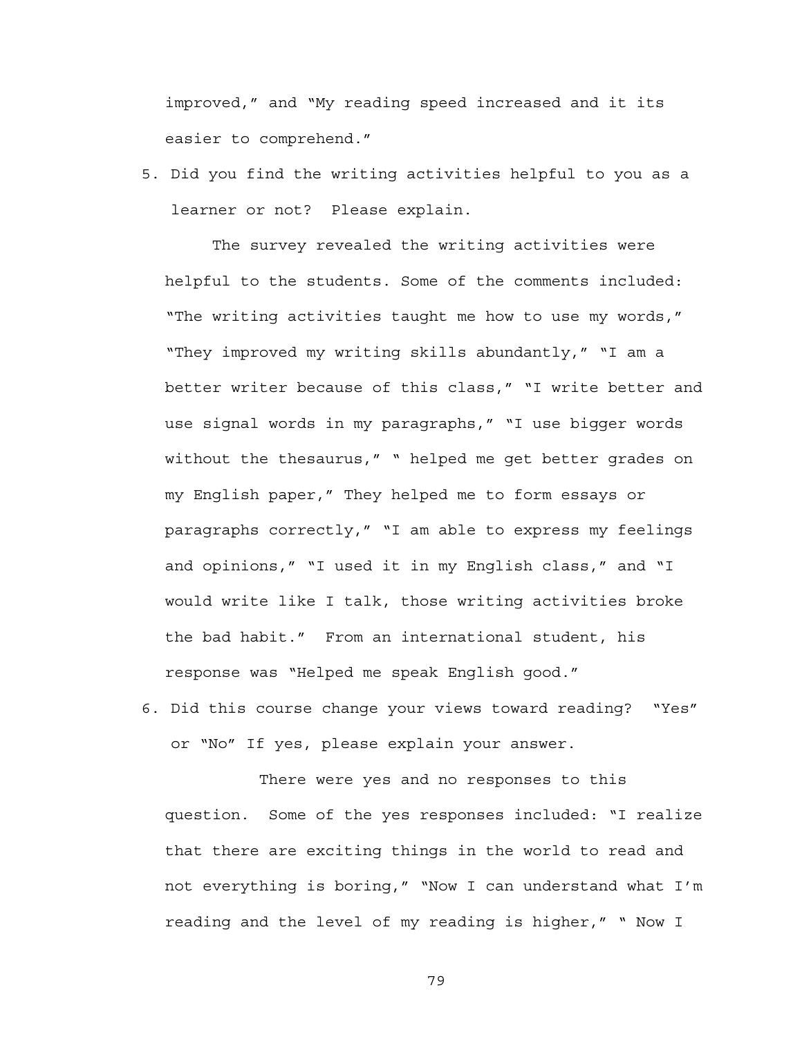improved," and "My reading speed increased and it its easier to comprehend."

5. Did you find the writing activities helpful to you as a learner or not? Please explain.

    The survey revealed the writing activities were helpful to the students. Some of the comments included: "The writing activities taught me how to use my words," "They improved my writing skills abundantly," "I am a better writer because of this class," "I write better and use signal words in my paragraphs," "I use bigger words without the thesaurus," " helped me get better grades on my English paper," They helped me to form essays or paragraphs correctly," "I am able to express my feelings and opinions," "I used it in my English class," and "I would write like I talk, those writing activities broke the bad habit." From an international student, his response was "Helped me speak English good."

6. Did this course change your views toward reading? "Yes" or "No" If yes, please explain your answer.

    There were yes and no responses to this question. Some of the yes responses included: "I realize that there are exciting things in the world to read and not everything is boring," "Now I can understand what I'm reading and the level of my reading is higher," " Now I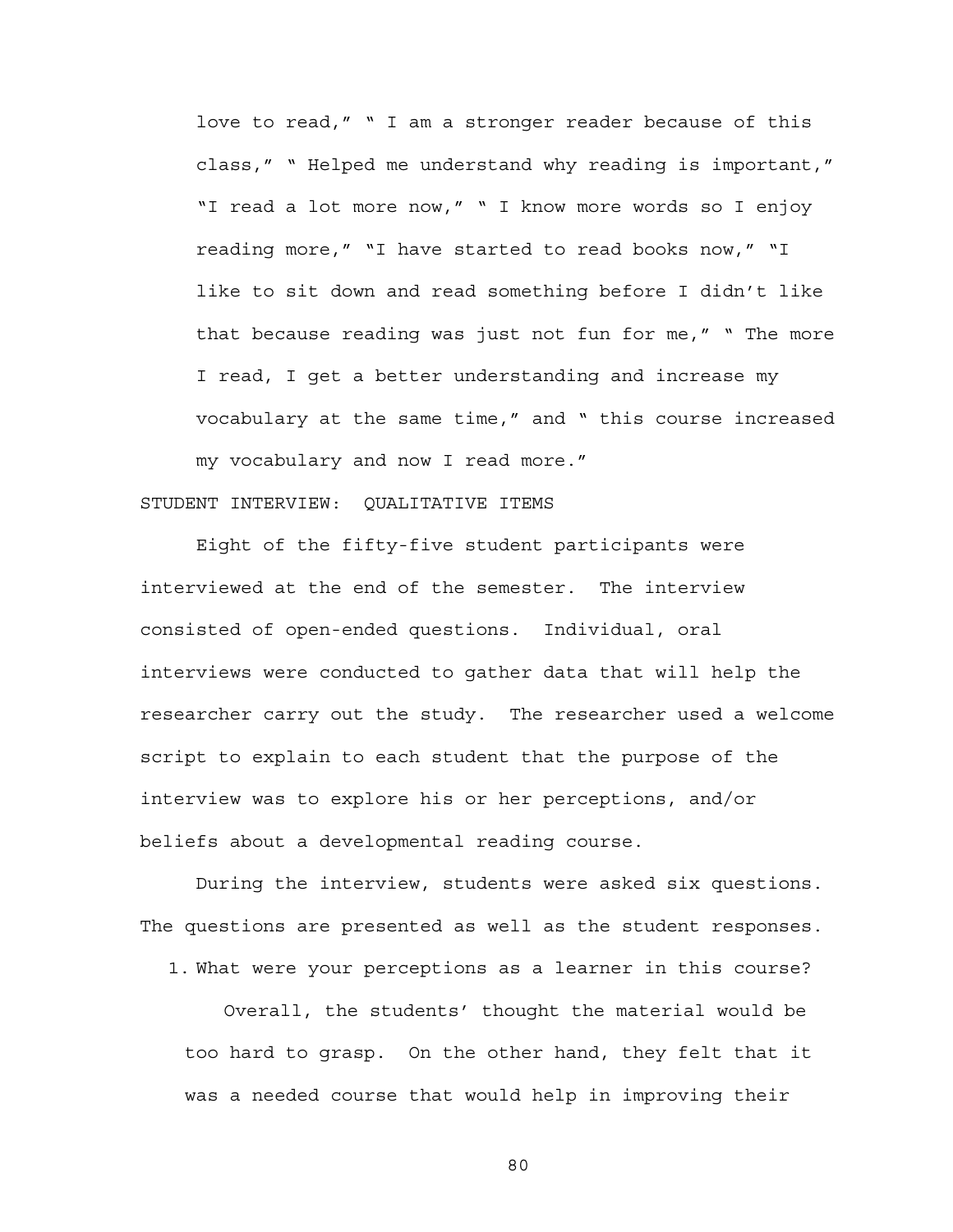love to read," " I am a stronger reader because of this class," " Helped me understand why reading is important," "I read a lot more now," " I know more words so I enjoy reading more," "I have started to read books now," "I like to sit down and read something before I didn't like that because reading was just not fun for me," " The more I read, I get a better understanding and increase my vocabulary at the same time," and " this course increased my vocabulary and now I read more."

STUDENT INTERVIEW: QUALITATIVE ITEMS

Eight of the fifty-five student participants were interviewed at the end of the semester. The interview consisted of open-ended questions. Individual, oral interviews were conducted to gather data that will help the researcher carry out the study. The researcher used a welcome script to explain to each student that the purpose of the interview was to explore his or her perceptions, and/or beliefs about a developmental reading course.

During the interview, students were asked six questions. The questions are presented as well as the student responses.

1. What were your perceptions as a learner in this course?

   Overall, the students' thought the material would be too hard to grasp. On the other hand, they felt that it was a needed course that would help in improving their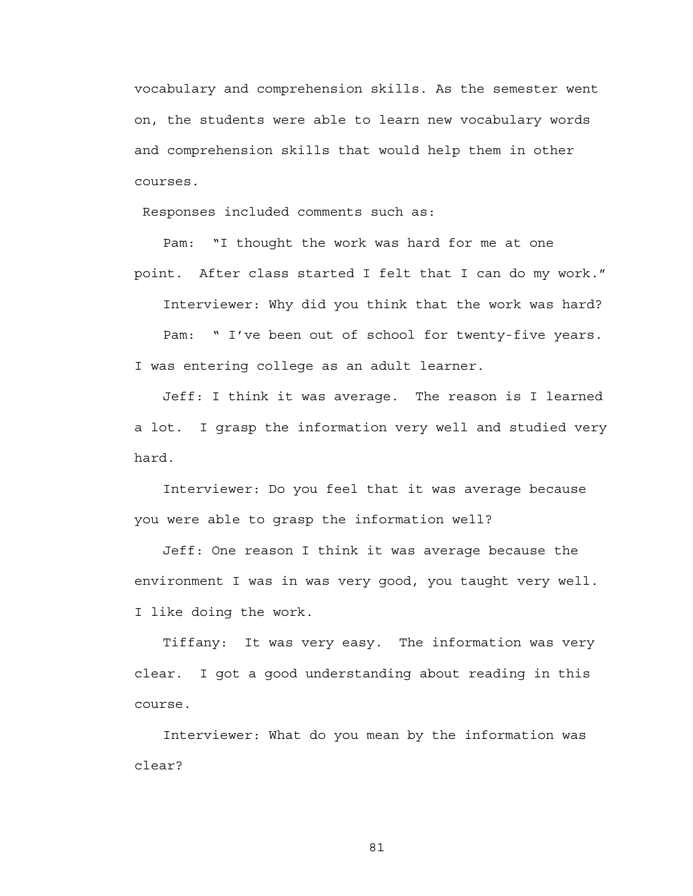vocabulary and comprehension skills. As the semester went on, the students were able to learn new vocabulary words and comprehension skills that would help them in other courses.

Responses included comments such as:

Pam: "I thought the work was hard for me at one point. After class started I felt that I can do my work."

Interviewer: Why did you think that the work was hard?

Pam: " I've been out of school for twenty-five years. I was entering college as an adult learner.

Jeff: I think it was average. The reason is I learned a lot. I grasp the information very well and studied very hard.

Interviewer: Do you feel that it was average because you were able to grasp the information well?

Jeff: One reason I think it was average because the environment I was in was very good, you taught very well. I like doing the work.

Tiffany: It was very easy. The information was very clear. I got a good understanding about reading in this course.

Interviewer: What do you mean by the information was clear?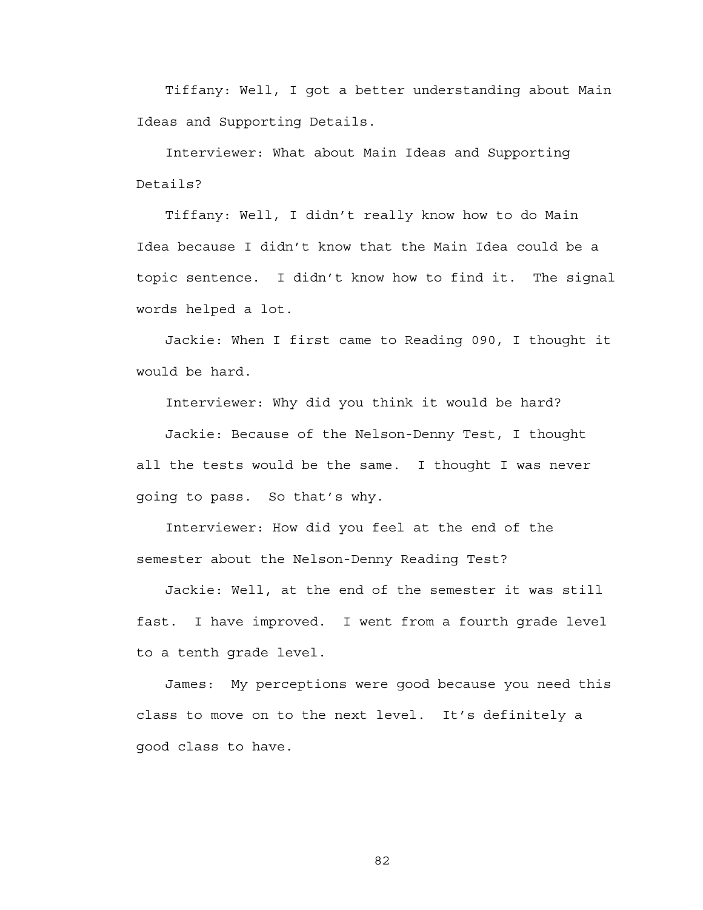Tiffany: Well, I got a better understanding about Main Ideas and Supporting Details.

Interviewer: What about Main Ideas and Supporting Details?

Tiffany: Well, I didn't really know how to do Main Idea because I didn't know that the Main Idea could be a topic sentence. I didn't know how to find it. The signal words helped a lot.

Jackie: When I first came to Reading 090, I thought it would be hard.

Interviewer: Why did you think it would be hard?

Jackie: Because of the Nelson-Denny Test, I thought all the tests would be the same. I thought I was never going to pass. So that's why.

Interviewer: How did you feel at the end of the semester about the Nelson-Denny Reading Test?

Jackie: Well, at the end of the semester it was still fast. I have improved. I went from a fourth grade level to a tenth grade level.

James: My perceptions were good because you need this class to move on to the next level. It's definitely a good class to have.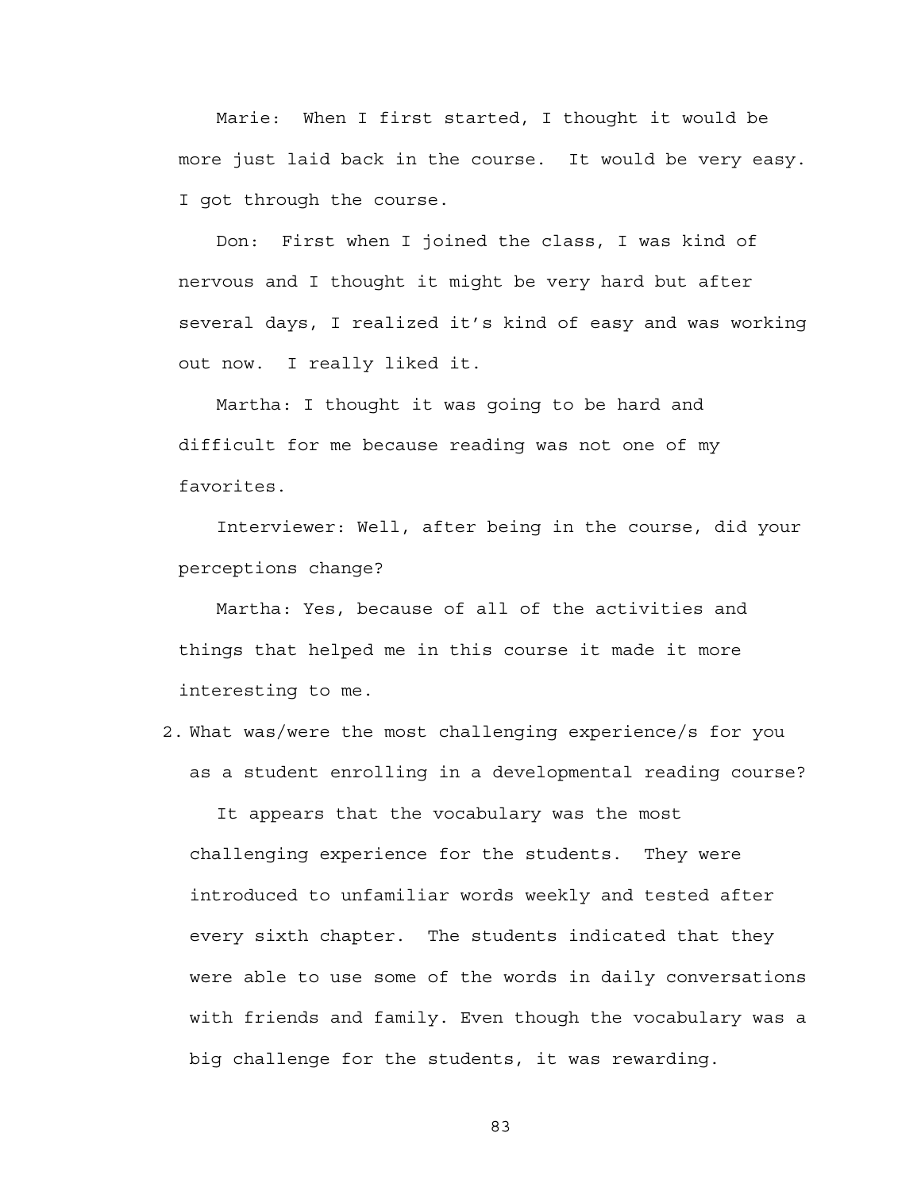Marie: When I first started, I thought it would be more just laid back in the course. It would be very easy. I got through the course.

Don: First when I joined the class, I was kind of nervous and I thought it might be very hard but after several days, I realized it's kind of easy and was working out now. I really liked it.

Martha: I thought it was going to be hard and difficult for me because reading was not one of my favorites.

Interviewer: Well, after being in the course, did your perceptions change?

Martha: Yes, because of all of the activities and things that helped me in this course it made it more interesting to me.

2. What was/were the most challenging experience/s for you as a student enrolling in a developmental reading course?

   It appears that the vocabulary was the most challenging experience for the students. They were introduced to unfamiliar words weekly and tested after every sixth chapter. The students indicated that they were able to use some of the words in daily conversations with friends and family. Even though the vocabulary was a big challenge for the students, it was rewarding.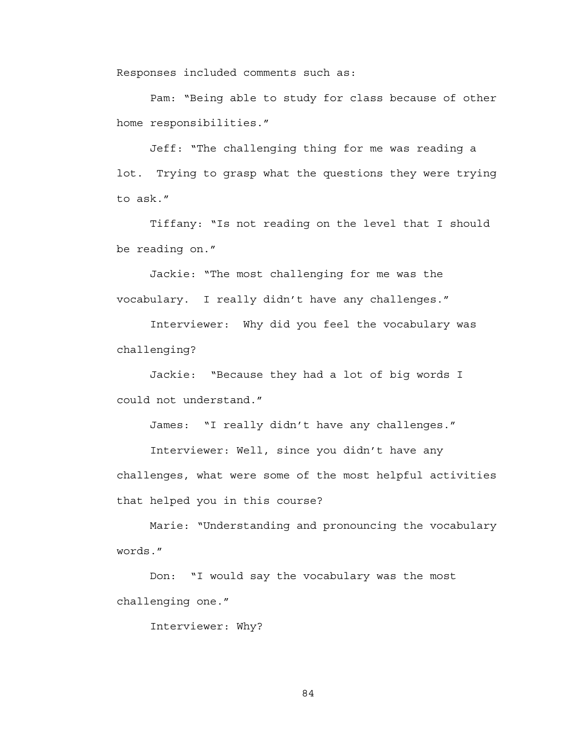Responses included comments such as:

Pam: “Being able to study for class because of other home responsibilities.”

Jeff: “The challenging thing for me was reading a lot.  Trying to grasp what the questions they were trying to ask.”

Tiffany: “Is not reading on the level that I should be reading on.”

Jackie: “The most challenging for me was the vocabulary.  I really didn’t have any challenges.”

Interviewer:  Why did you feel the vocabulary was challenging?

Jackie:  “Because they had a lot of big words I could not understand.”

James:  “I really didn’t have any challenges.”

Interviewer: Well, since you didn’t have any challenges, what were some of the most helpful activities that helped you in this course?

Marie: “Understanding and pronouncing the vocabulary words.”

Don:  “I would say the vocabulary was the most challenging one.”

Interviewer: Why?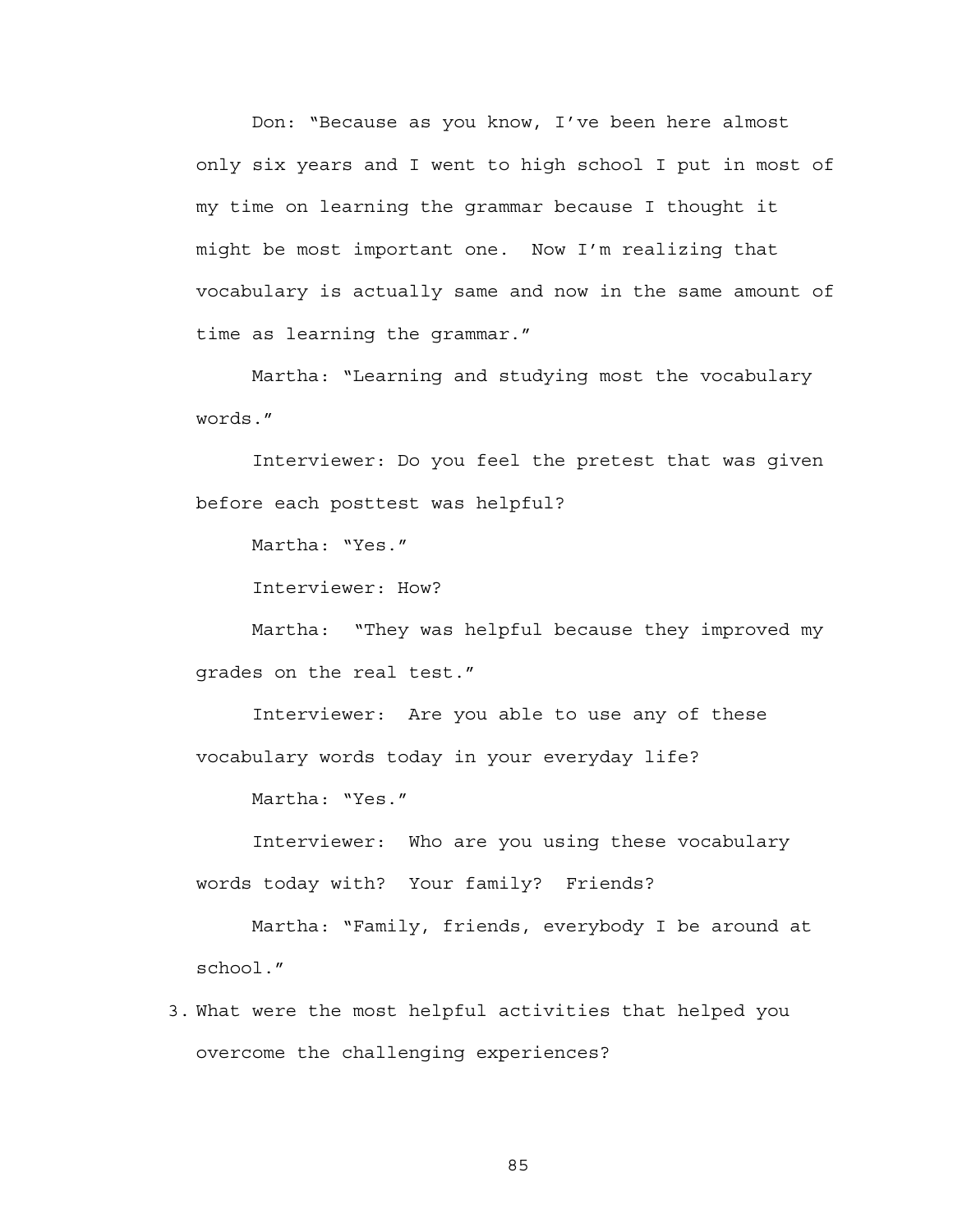Don: “Because as you know, I’ve been here almost only six years and I went to high school I put in most of my time on learning the grammar because I thought it might be most important one.  Now I’m realizing that vocabulary is actually same and now in the same amount of time as learning the grammar.”

Martha: “Learning and studying most the vocabulary words.”

Interviewer: Do you feel the pretest that was given before each posttest was helpful?

Martha: “Yes.”

Interviewer: How?

Martha:  “They was helpful because they improved my grades on the real test.”

Interviewer:  Are you able to use any of these vocabulary words today in your everyday life?

Martha: “Yes.”

Interviewer:  Who are you using these vocabulary words today with?  Your family?  Friends?

Martha: “Family, friends, everybody I be around at school.”

3. What were the most helpful activities that helped you overcome the challenging experiences?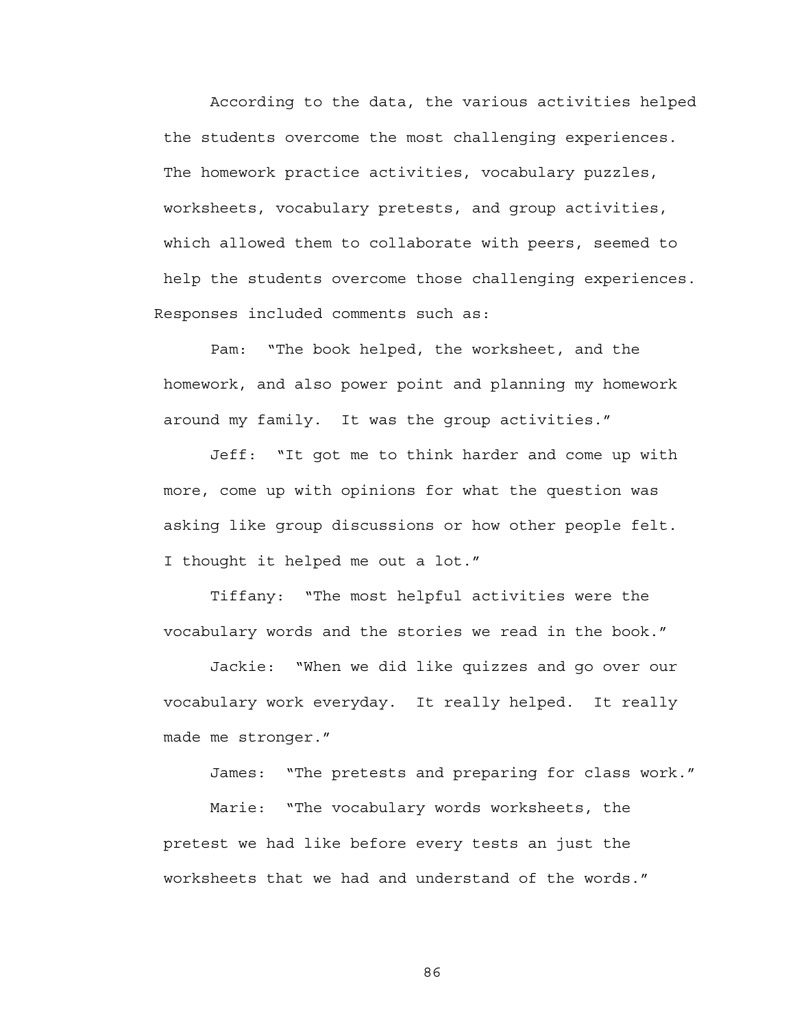According to the data, the various activities helped the students overcome the most challenging experiences. The homework practice activities, vocabulary puzzles, worksheets, vocabulary pretests, and group activities, which allowed them to collaborate with peers, seemed to help the students overcome those challenging experiences. Responses included comments such as:

Pam: "The book helped, the worksheet, and the homework, and also power point and planning my homework around my family. It was the group activities."

Jeff: "It got me to think harder and come up with more, come up with opinions for what the question was asking like group discussions or how other people felt. I thought it helped me out a lot."

Tiffany: "The most helpful activities were the vocabulary words and the stories we read in the book."

Jackie: "When we did like quizzes and go over our vocabulary work everyday. It really helped. It really made me stronger."

James: "The pretests and preparing for class work."

Marie: "The vocabulary words worksheets, the pretest we had like before every tests an just the worksheets that we had and understand of the words."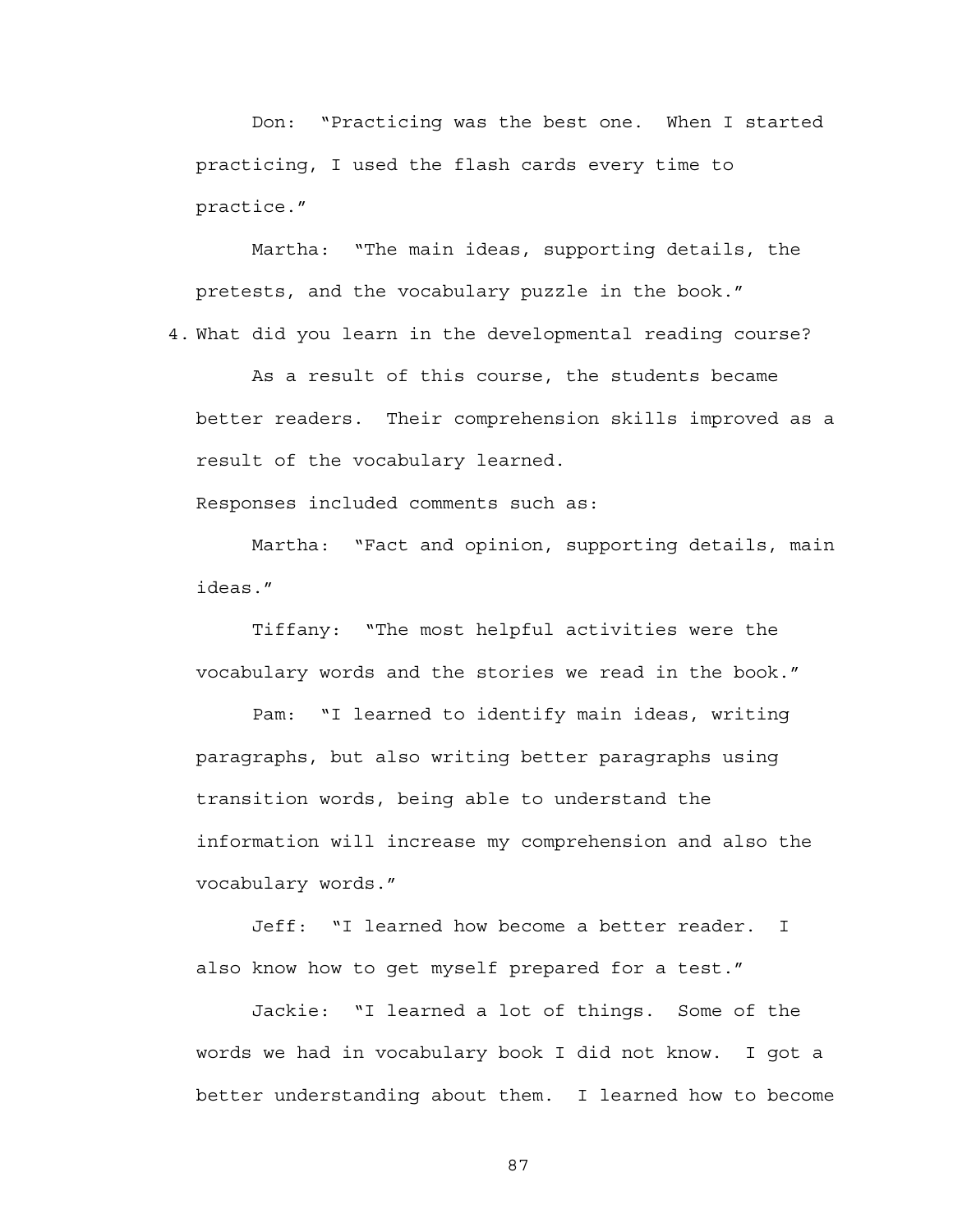Don: "Practicing was the best one. When I started practicing, I used the flash cards every time to practice."

Martha: "The main ideas, supporting details, the pretests, and the vocabulary puzzle in the book."

4. What did you learn in the developmental reading course?

As a result of this course, the students became better readers. Their comprehension skills improved as a result of the vocabulary learned.

Responses included comments such as:

Martha: "Fact and opinion, supporting details, main ideas."

Tiffany: "The most helpful activities were the vocabulary words and the stories we read in the book."

Pam: "I learned to identify main ideas, writing paragraphs, but also writing better paragraphs using transition words, being able to understand the information will increase my comprehension and also the vocabulary words."

Jeff: "I learned how become a better reader. I also know how to get myself prepared for a test."

Jackie: "I learned a lot of things. Some of the words we had in vocabulary book I did not know. I got a better understanding about them. I learned how to become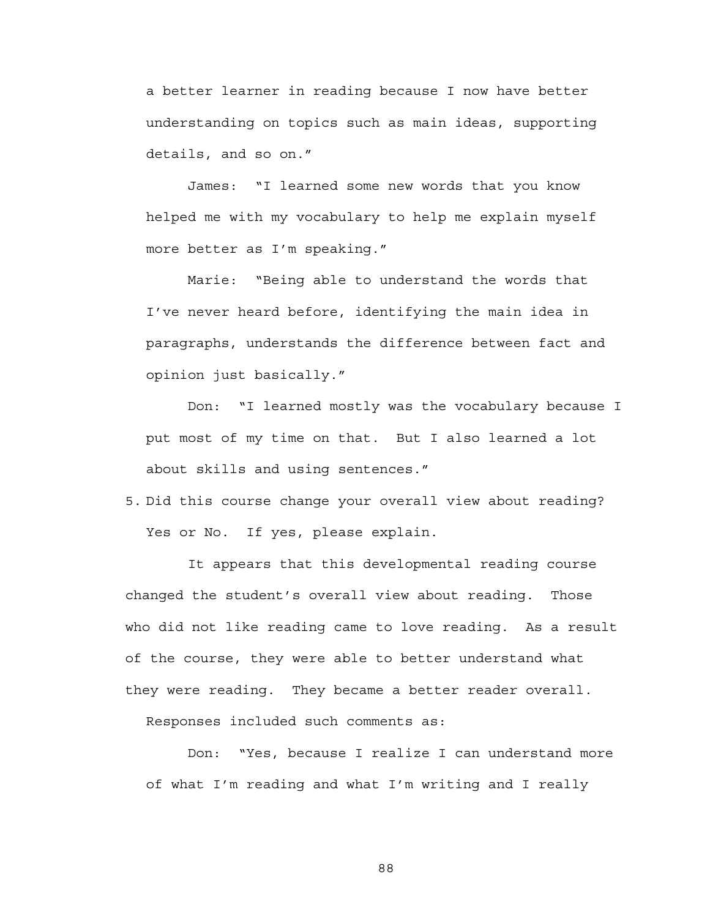a better learner in reading because I now have better understanding on topics such as main ideas, supporting details, and so on."

James: "I learned some new words that you know helped me with my vocabulary to help me explain myself more better as I'm speaking."

Marie: "Being able to understand the words that I've never heard before, identifying the main idea in paragraphs, understands the difference between fact and opinion just basically."

Don: "I learned mostly was the vocabulary because I put most of my time on that. But I also learned a lot about skills and using sentences."

5. Did this course change your overall view about reading? Yes or No. If yes, please explain.

It appears that this developmental reading course changed the student's overall view about reading. Those who did not like reading came to love reading. As a result of the course, they were able to better understand what they were reading. They became a better reader overall. Responses included such comments as:

Don: "Yes, because I realize I can understand more of what I'm reading and what I'm writing and I really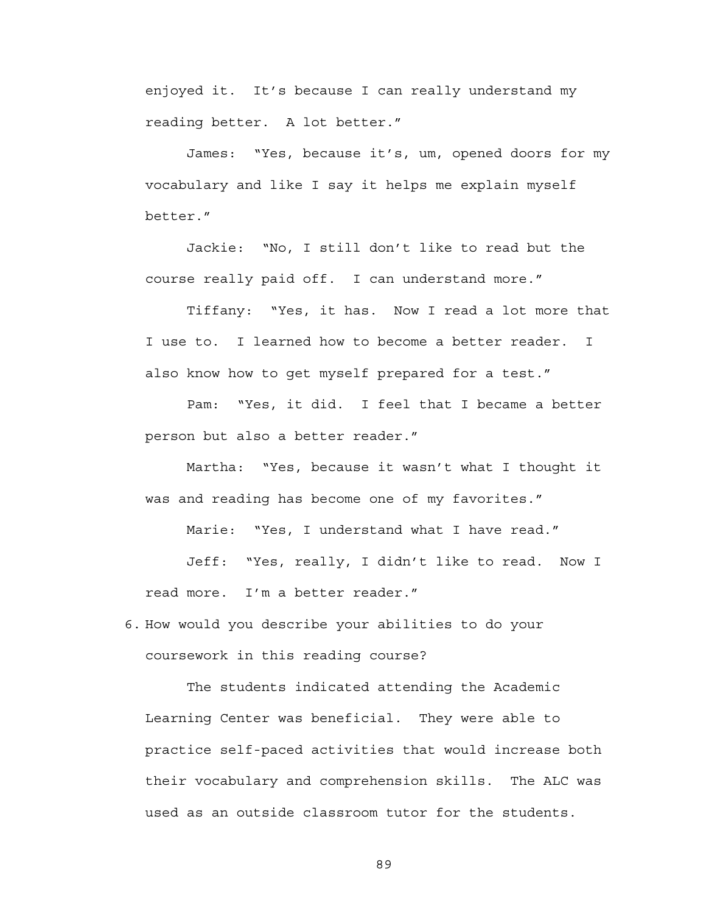enjoyed it. It's because I can really understand my reading better. A lot better."

James: "Yes, because it's, um, opened doors for my vocabulary and like I say it helps me explain myself better."

Jackie: "No, I still don't like to read but the course really paid off. I can understand more."

Tiffany: "Yes, it has. Now I read a lot more that I use to. I learned how to become a better reader. I also know how to get myself prepared for a test."

Pam: "Yes, it did. I feel that I became a better person but also a better reader."

Martha: "Yes, because it wasn't what I thought it was and reading has become one of my favorites."

Marie: "Yes, I understand what I have read."

Jeff: "Yes, really, I didn't like to read. Now I read more. I'm a better reader."

6. How would you describe your abilities to do your coursework in this reading course?

The students indicated attending the Academic Learning Center was beneficial. They were able to practice self-paced activities that would increase both their vocabulary and comprehension skills. The ALC was used as an outside classroom tutor for the students.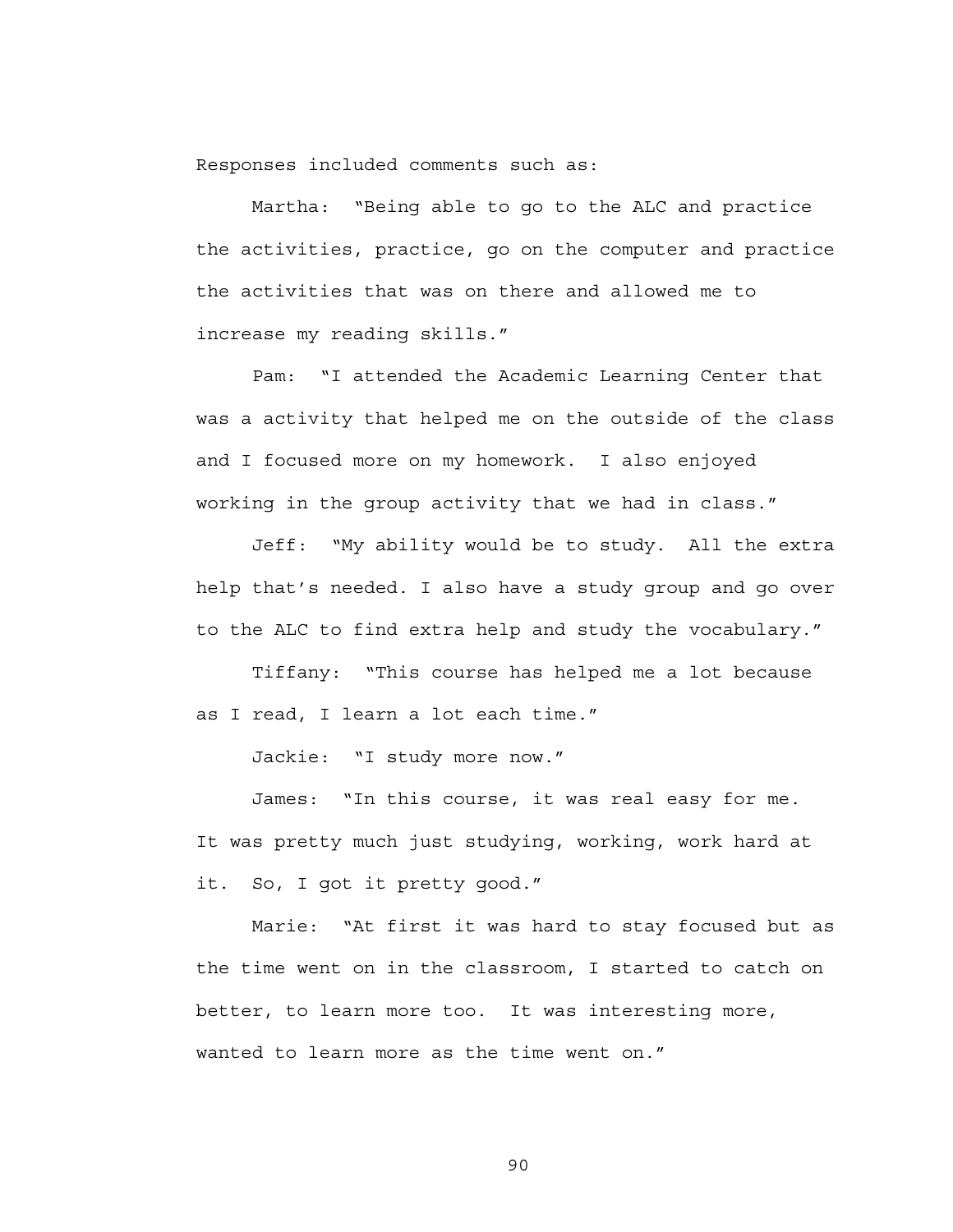Responses included comments such as:

Martha: "Being able to go to the ALC and practice the activities, practice, go on the computer and practice the activities that was on there and allowed me to increase my reading skills."

Pam: "I attended the Academic Learning Center that was a activity that helped me on the outside of the class and I focused more on my homework. I also enjoyed working in the group activity that we had in class."

Jeff: "My ability would be to study. All the extra help that's needed. I also have a study group and go over to the ALC to find extra help and study the vocabulary."

Tiffany: "This course has helped me a lot because as I read, I learn a lot each time."

Jackie: "I study more now."

James: "In this course, it was real easy for me. It was pretty much just studying, working, work hard at it. So, I got it pretty good."

Marie: "At first it was hard to stay focused but as the time went on in the classroom, I started to catch on better, to learn more too. It was interesting more, wanted to learn more as the time went on."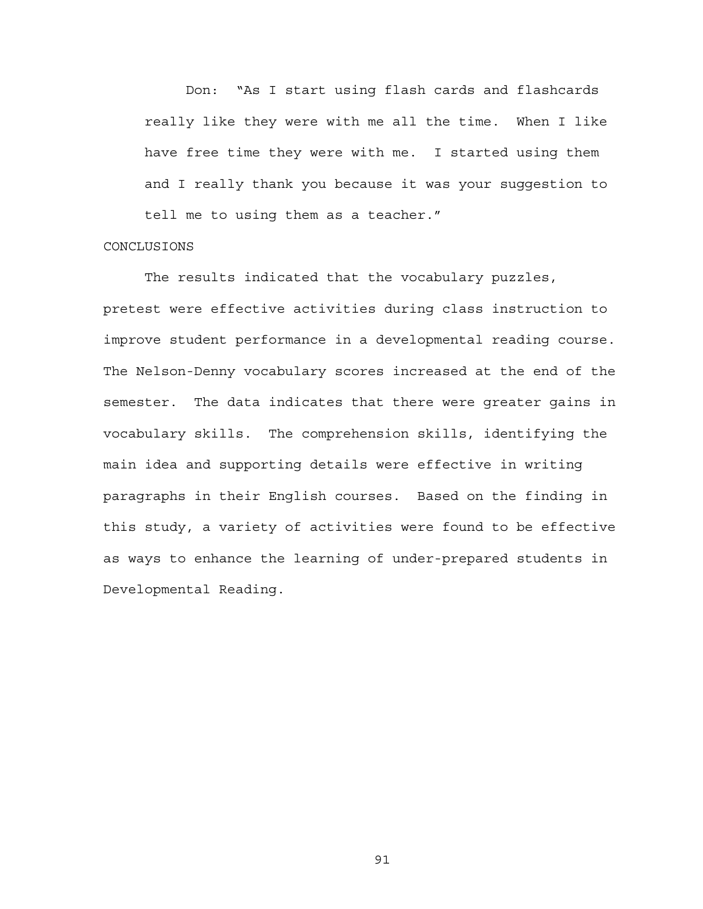Don: "As I start using flash cards and flashcards really like they were with me all the time. When I like have free time they were with me. I started using them and I really thank you because it was your suggestion to tell me to using them as a teacher."

CONCLUSIONS

The results indicated that the vocabulary puzzles, pretest were effective activities during class instruction to improve student performance in a developmental reading course. The Nelson-Denny vocabulary scores increased at the end of the semester. The data indicates that there were greater gains in vocabulary skills. The comprehension skills, identifying the main idea and supporting details were effective in writing paragraphs in their English courses. Based on the finding in this study, a variety of activities were found to be effective as ways to enhance the learning of under-prepared students in Developmental Reading.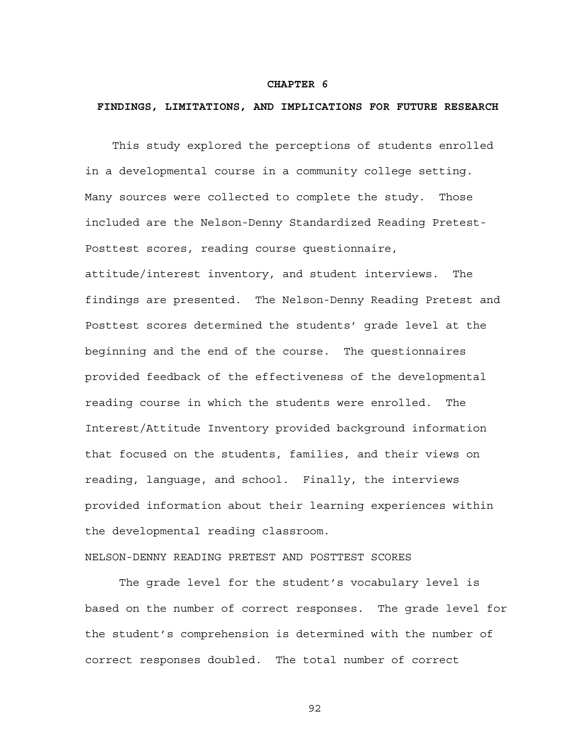# CHAPTER 6

## FINDINGS, LIMITATIONS, AND IMPLICATIONS FOR FUTURE RESEARCH

This study explored the perceptions of students enrolled in a developmental course in a community college setting. Many sources were collected to complete the study. Those included are the Nelson-Denny Standardized Reading Pretest-Posttest scores, reading course questionnaire, attitude/interest inventory, and student interviews. The findings are presented. The Nelson-Denny Reading Pretest and Posttest scores determined the students' grade level at the beginning and the end of the course. The questionnaires provided feedback of the effectiveness of the developmental reading course in which the students were enrolled. The Interest/Attitude Inventory provided background information that focused on the students, families, and their views on reading, language, and school. Finally, the interviews provided information about their learning experiences within the developmental reading classroom.

### NELSON-DENNY READING PRETEST AND POSTTEST SCORES

The grade level for the student's vocabulary level is based on the number of correct responses. The grade level for the student's comprehension is determined with the number of correct responses doubled. The total number of correct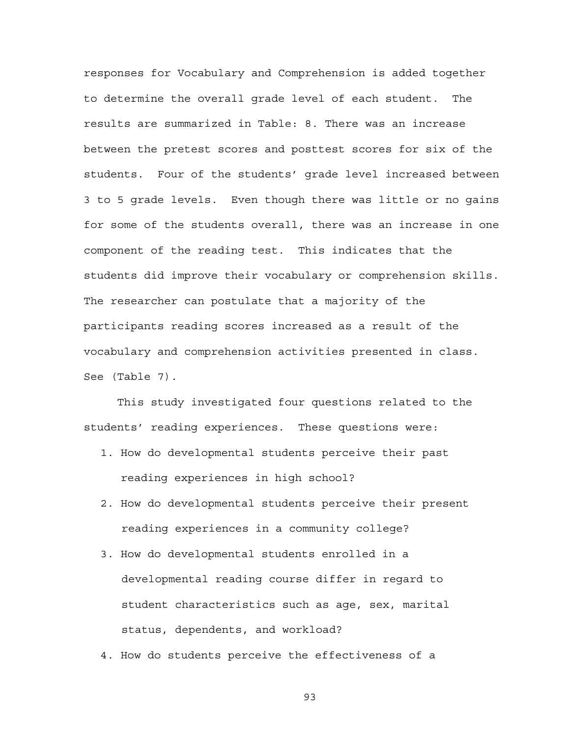responses for Vocabulary and Comprehension is added together to determine the overall grade level of each student. The results are summarized in Table: 8. There was an increase between the pretest scores and posttest scores for six of the students. Four of the students' grade level increased between 3 to 5 grade levels. Even though there was little or no gains for some of the students overall, there was an increase in one component of the reading test. This indicates that the students did improve their vocabulary or comprehension skills. The researcher can postulate that a majority of the participants reading scores increased as a result of the vocabulary and comprehension activities presented in class. See (Table 7).

This study investigated four questions related to the students' reading experiences. These questions were:

1. How do developmental students perceive their past reading experiences in high school?
2. How do developmental students perceive their present reading experiences in a community college?
3. How do developmental students enrolled in a developmental reading course differ in regard to student characteristics such as age, sex, marital status, dependents, and workload?
4. How do students perceive the effectiveness of a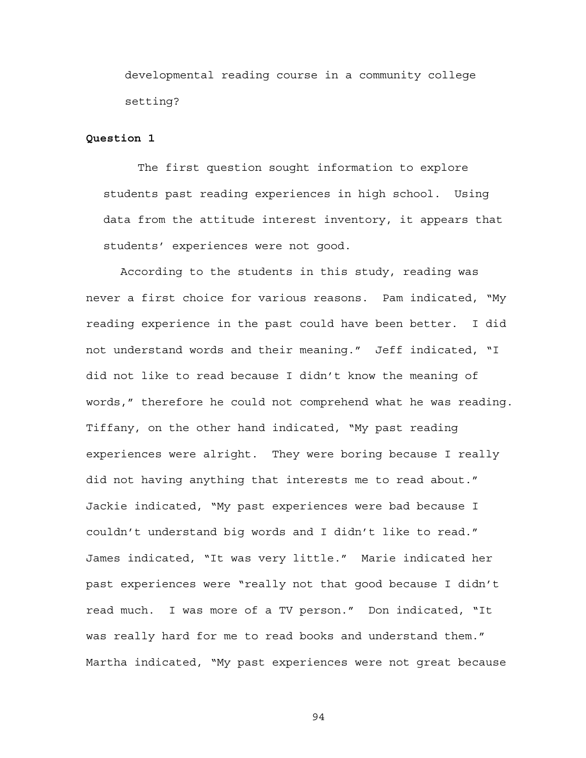developmental reading course in a community college setting?

**Question 1**

The first question sought information to explore students past reading experiences in high school. Using data from the attitude interest inventory, it appears that students' experiences were not good.

According to the students in this study, reading was never a first choice for various reasons. Pam indicated, "My reading experience in the past could have been better. I did not understand words and their meaning." Jeff indicated, "I did not like to read because I didn't know the meaning of words," therefore he could not comprehend what he was reading. Tiffany, on the other hand indicated, "My past reading experiences were alright. They were boring because I really did not having anything that interests me to read about." Jackie indicated, "My past experiences were bad because I couldn't understand big words and I didn't like to read." James indicated, "It was very little." Marie indicated her past experiences were "really not that good because I didn't read much. I was more of a TV person." Don indicated, "It was really hard for me to read books and understand them." Martha indicated, "My past experiences were not great because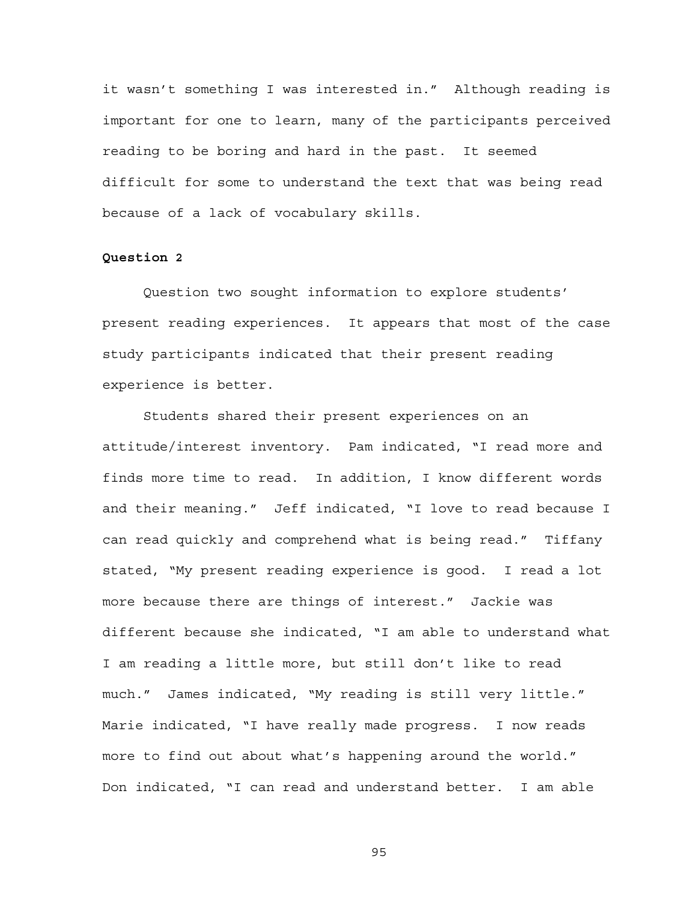it wasn't something I was interested in." Although reading is important for one to learn, many of the participants perceived reading to be boring and hard in the past. It seemed difficult for some to understand the text that was being read because of a lack of vocabulary skills.

**Question 2**

Question two sought information to explore students' present reading experiences. It appears that most of the case study participants indicated that their present reading experience is better.

Students shared their present experiences on an attitude/interest inventory. Pam indicated, "I read more and finds more time to read. In addition, I know different words and their meaning." Jeff indicated, "I love to read because I can read quickly and comprehend what is being read." Tiffany stated, "My present reading experience is good. I read a lot more because there are things of interest." Jackie was different because she indicated, "I am able to understand what I am reading a little more, but still don't like to read much." James indicated, "My reading is still very little." Marie indicated, "I have really made progress. I now reads more to find out about what's happening around the world." Don indicated, "I can read and understand better. I am able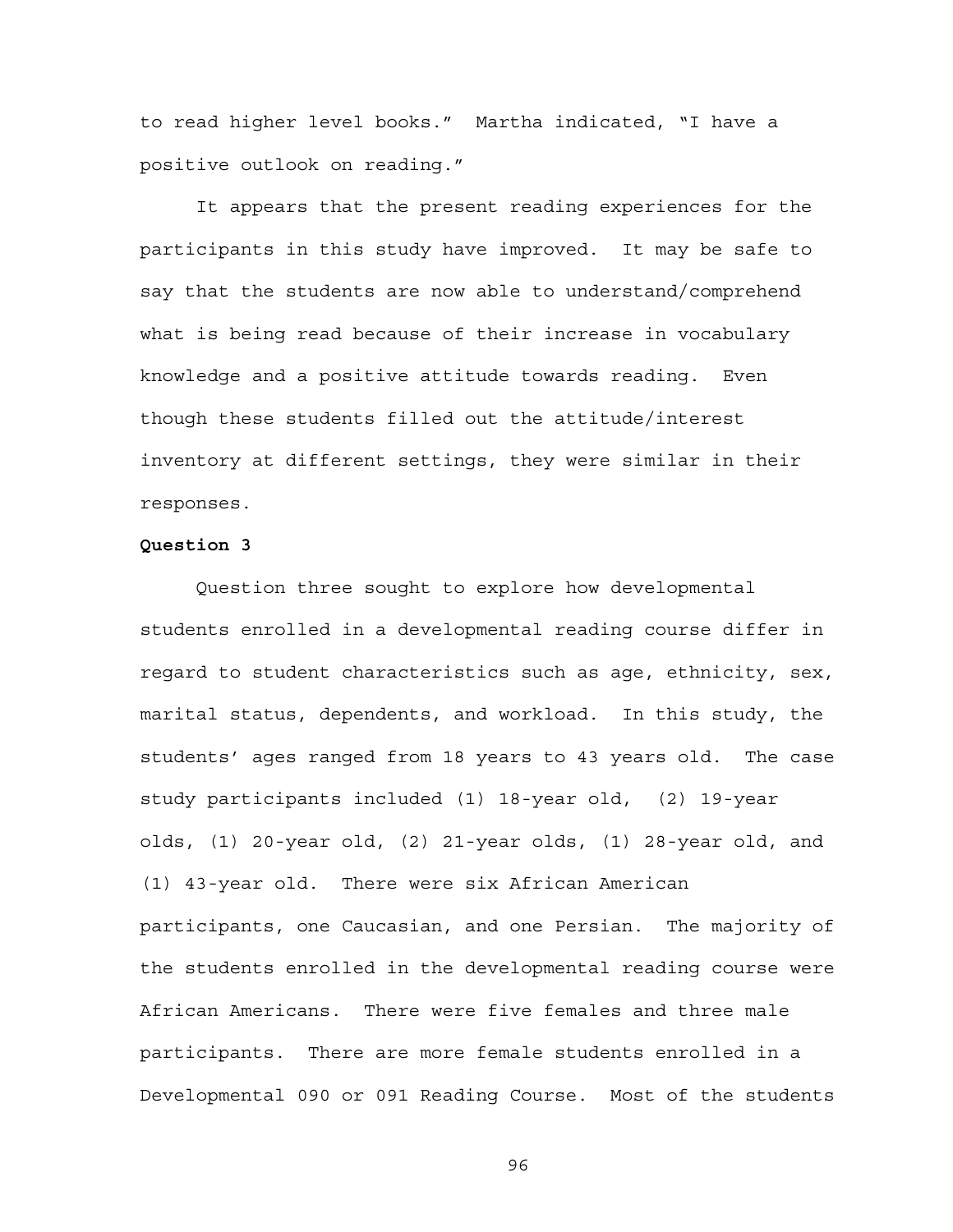to read higher level books." Martha indicated, "I have a positive outlook on reading."

It appears that the present reading experiences for the participants in this study have improved. It may be safe to say that the students are now able to understand/comprehend what is being read because of their increase in vocabulary knowledge and a positive attitude towards reading. Even though these students filled out the attitude/interest inventory at different settings, they were similar in their responses.

**Question 3**

Question three sought to explore how developmental students enrolled in a developmental reading course differ in regard to student characteristics such as age, ethnicity, sex, marital status, dependents, and workload. In this study, the students' ages ranged from 18 years to 43 years old. The case study participants included (1) 18-year old, (2) 19-year olds, (1) 20-year old, (2) 21-year olds, (1) 28-year old, and (1) 43-year old. There were six African American participants, one Caucasian, and one Persian. The majority of the students enrolled in the developmental reading course were African Americans. There were five females and three male participants. There are more female students enrolled in a Developmental 090 or 091 Reading Course. Most of the students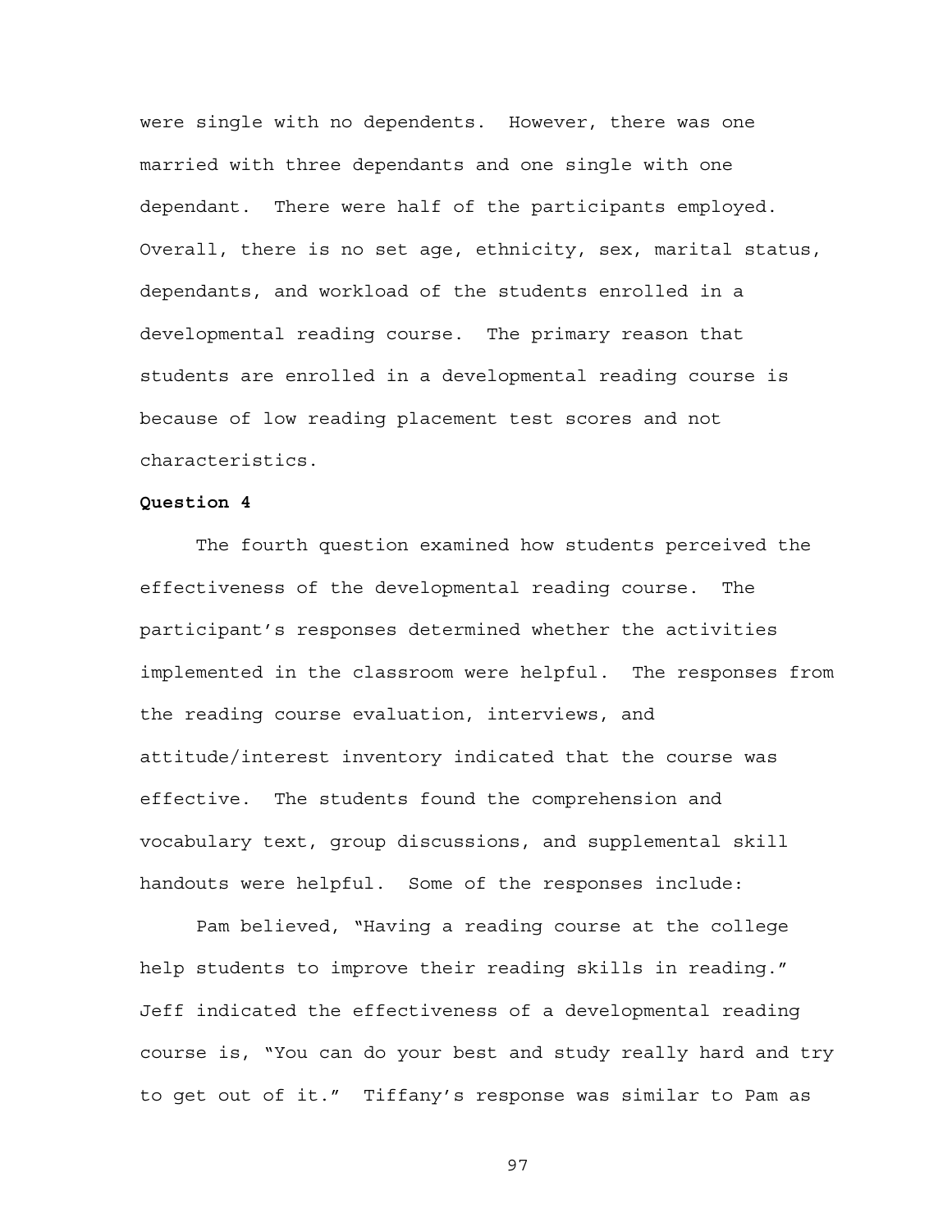were single with no dependents. However, there was one married with three dependants and one single with one dependant. There were half of the participants employed. Overall, there is no set age, ethnicity, sex, marital status, dependants, and workload of the students enrolled in a developmental reading course. The primary reason that students are enrolled in a developmental reading course is because of low reading placement test scores and not characteristics.

**Question 4**

The fourth question examined how students perceived the effectiveness of the developmental reading course. The participant's responses determined whether the activities implemented in the classroom were helpful. The responses from the reading course evaluation, interviews, and attitude/interest inventory indicated that the course was effective. The students found the comprehension and vocabulary text, group discussions, and supplemental skill handouts were helpful. Some of the responses include:

Pam believed, "Having a reading course at the college help students to improve their reading skills in reading." Jeff indicated the effectiveness of a developmental reading course is, "You can do your best and study really hard and try to get out of it." Tiffany's response was similar to Pam as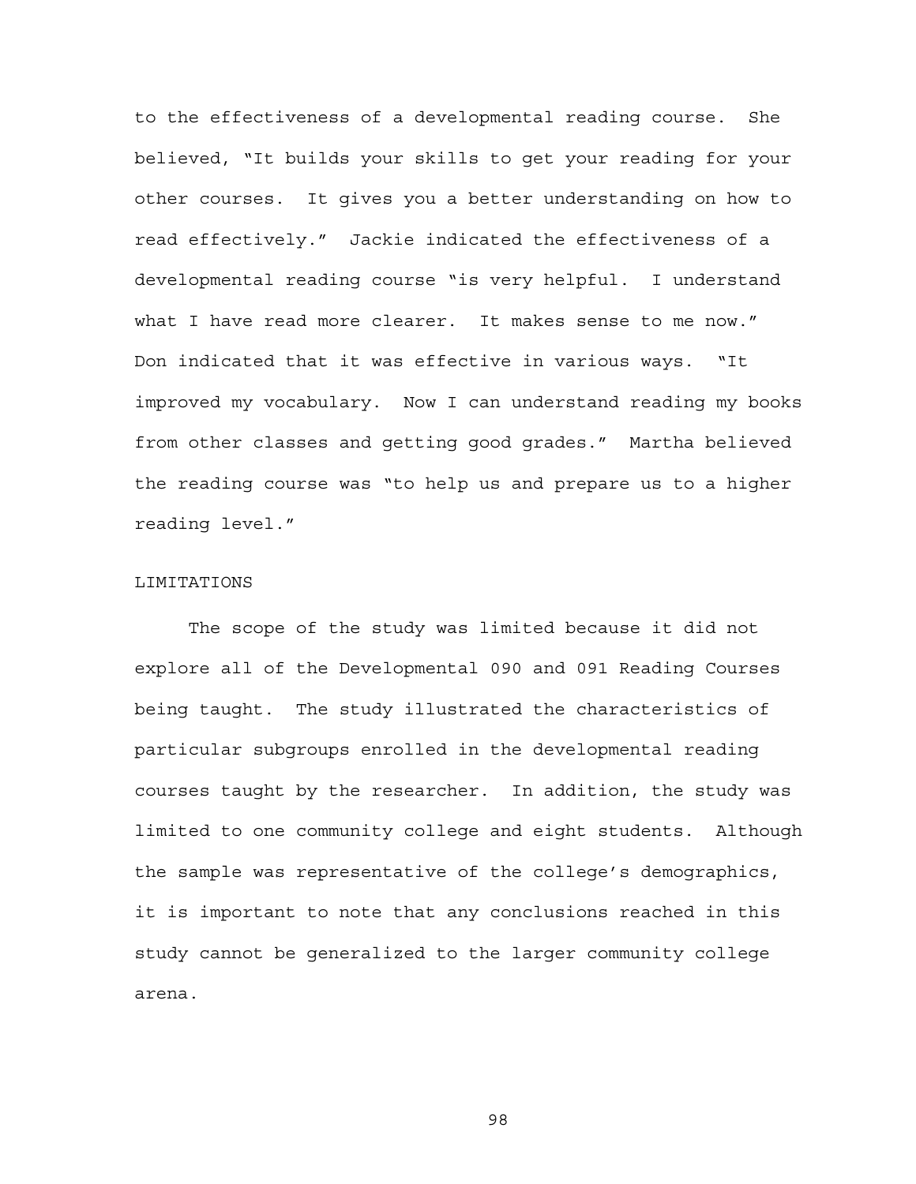to the effectiveness of a developmental reading course. She believed, "It builds your skills to get your reading for your other courses. It gives you a better understanding on how to read effectively." Jackie indicated the effectiveness of a developmental reading course "is very helpful. I understand what I have read more clearer. It makes sense to me now." Don indicated that it was effective in various ways. "It improved my vocabulary. Now I can understand reading my books from other classes and getting good grades." Martha believed the reading course was "to help us and prepare us to a higher reading level."

## LIMITATIONS

The scope of the study was limited because it did not explore all of the Developmental 090 and 091 Reading Courses being taught. The study illustrated the characteristics of particular subgroups enrolled in the developmental reading courses taught by the researcher. In addition, the study was limited to one community college and eight students. Although the sample was representative of the college's demographics, it is important to note that any conclusions reached in this study cannot be generalized to the larger community college arena.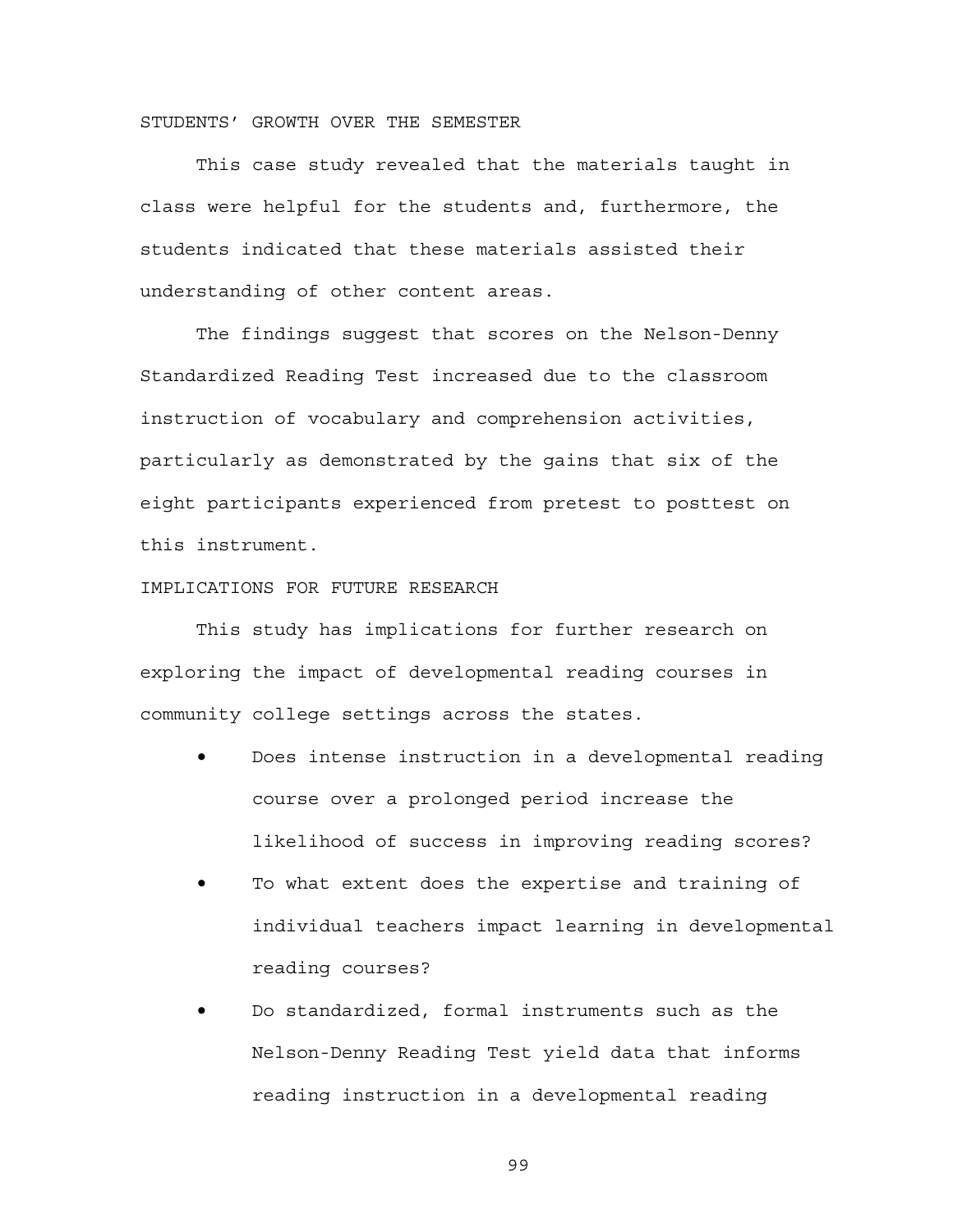## STUDENTS' GROWTH OVER THE SEMESTER

This case study revealed that the materials taught in class were helpful for the students and, furthermore, the students indicated that these materials assisted their understanding of other content areas.

The findings suggest that scores on the Nelson-Denny Standardized Reading Test increased due to the classroom instruction of vocabulary and comprehension activities, particularly as demonstrated by the gains that six of the eight participants experienced from pretest to posttest on this instrument.

## IMPLICATIONS FOR FUTURE RESEARCH

This study has implications for further research on exploring the impact of developmental reading courses in community college settings across the states.

- Does intense instruction in a developmental reading course over a prolonged period increase the likelihood of success in improving reading scores?
- To what extent does the expertise and training of individual teachers impact learning in developmental reading courses?
- Do standardized, formal instruments such as the Nelson-Denny Reading Test yield data that informs reading instruction in a developmental reading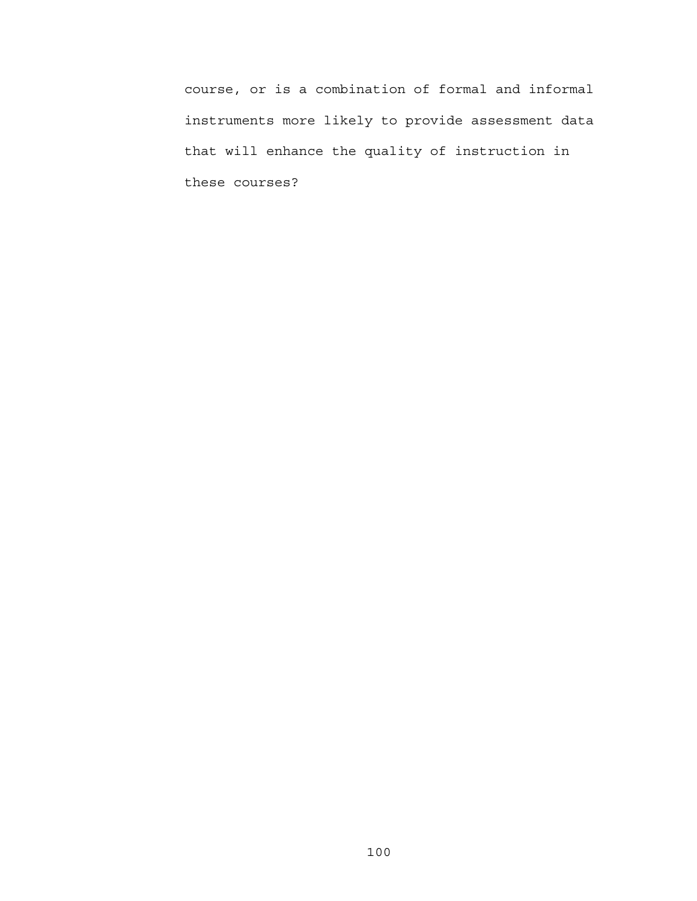course, or is a combination of formal and informal instruments more likely to provide assessment data that will enhance the quality of instruction in these courses?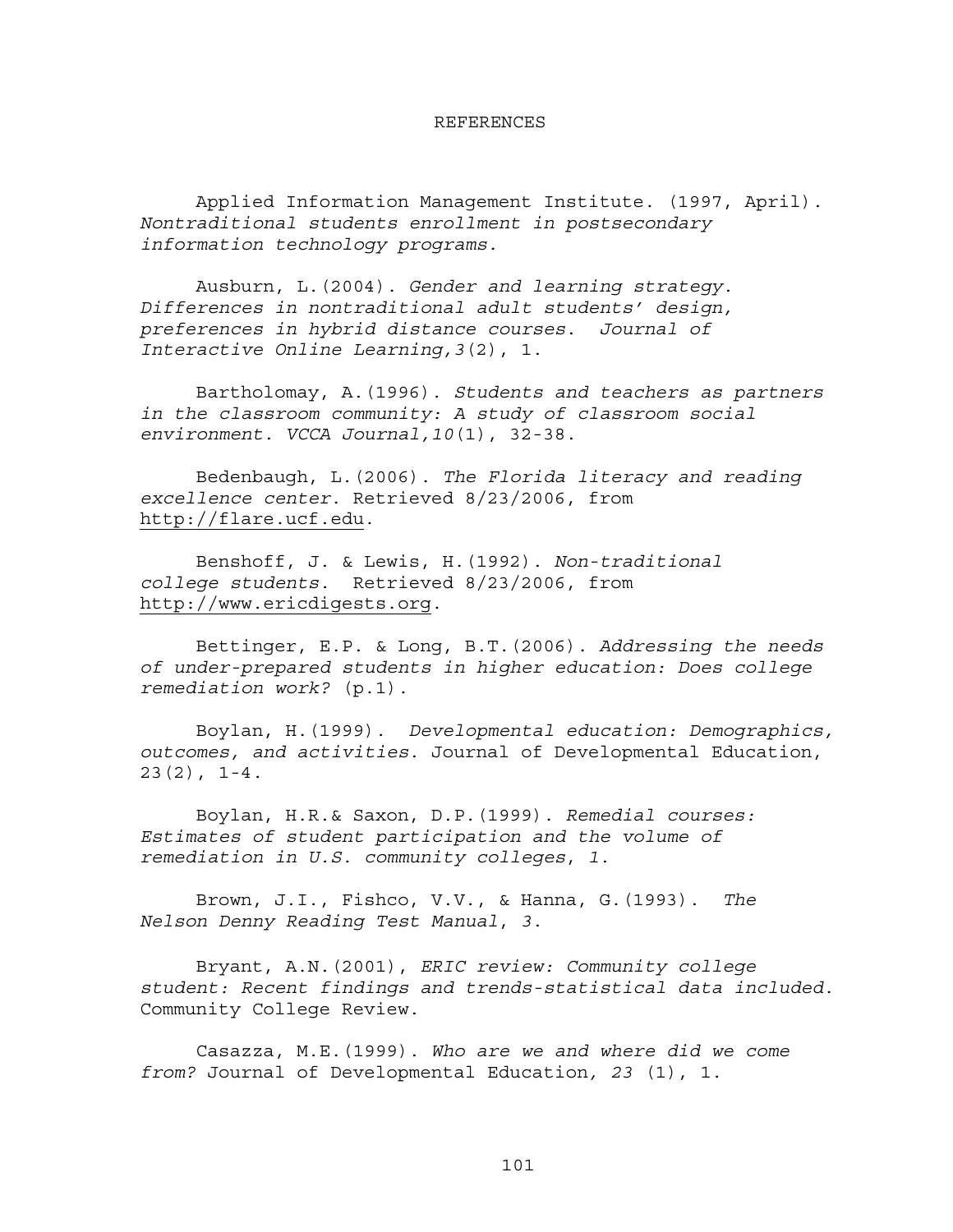# REFERENCES

Applied Information Management Institute. (1997, April). *Nontraditional students enrollment in postsecondary information technology programs.*

Ausburn, L.(2004). *Gender and learning strategy. Differences in nontraditional adult students' design, preferences in hybrid distance courses. Journal of Interactive Online Learning,3*(2), 1.

Bartholomay, A.(1996). *Students and teachers as partners in the classroom community: A study of classroom social environment. VCCA Journal,10*(1), 32-38.

Bedenbaugh, L.(2006). *The Florida literacy and reading excellence center*. Retrieved 8/23/2006, from http://flare.ucf.edu.

Benshoff, J. & Lewis, H.(1992). *Non-traditional college students.* Retrieved 8/23/2006, from http://www.ericdigests.org.

Bettinger, E.P. & Long, B.T.(2006). *Addressing the needs of under-prepared students in higher education: Does college remediation work?* (p.1).

Boylan, H.(1999). *Developmental education: Demographics, outcomes, and activities*. Journal of Developmental Education, 23(2), 1-4.

Boylan, H.R.& Saxon, D.P.(1999). *Remedial courses: Estimates of student participation and the volume of remediation in U.S. community colleges*, *1.*

Brown, J.I., Fishco, V.V., & Hanna, G.(1993). *The Nelson Denny Reading Test Manual*, *3*.

Bryant, A.N.(2001), *ERIC review: Community college student: Recent findings and trends-statistical data included*. Community College Review.

Casazza, M.E.(1999). *Who are we and where did we come from?* Journal of Developmental Education*, 23* (1), 1.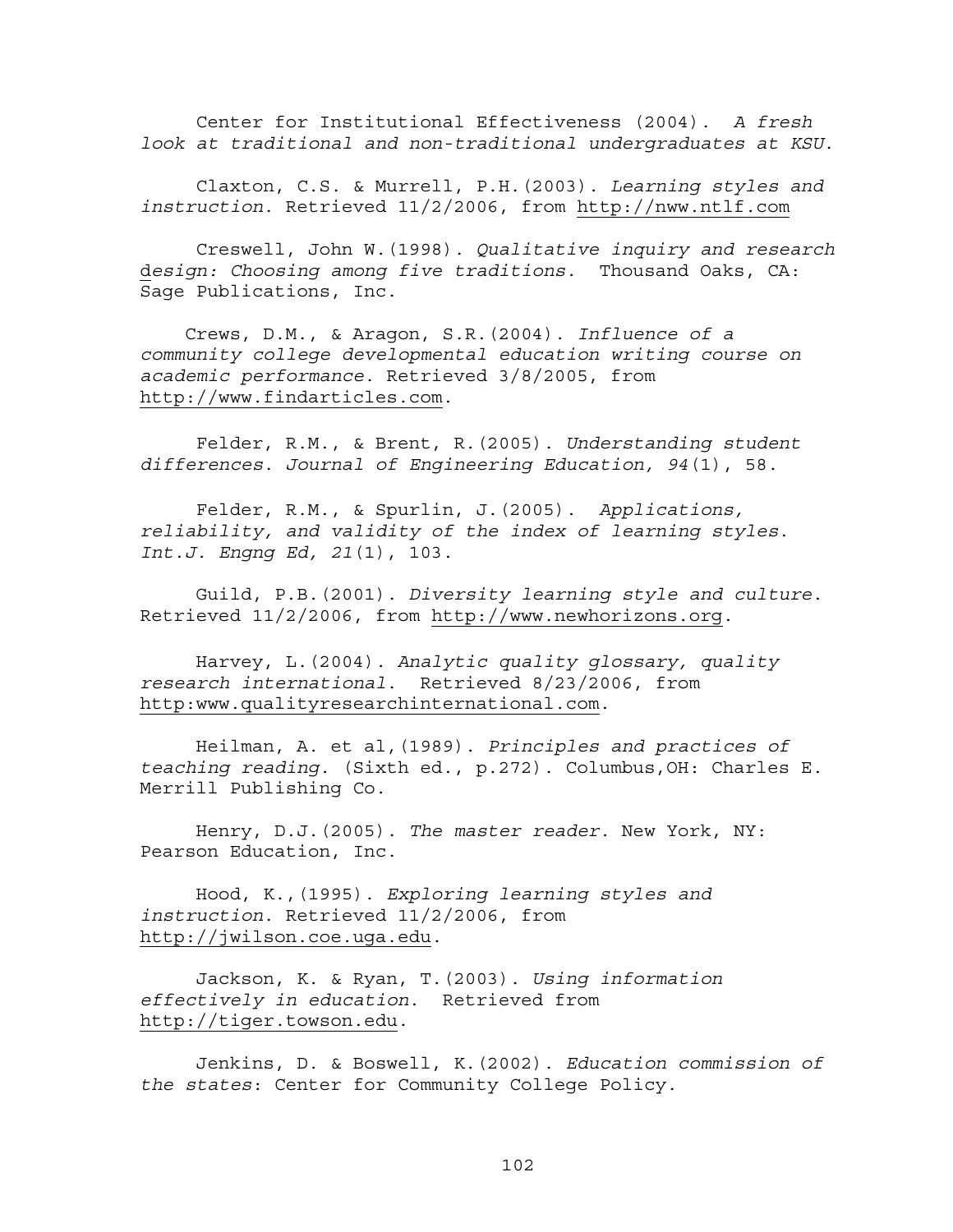Center for Institutional Effectiveness (2004). *A fresh look at traditional and non-traditional undergraduates at KSU.*

Claxton, C.S. & Murrell, P.H.(2003). *Learning styles and instruction.* Retrieved 11/2/2006, from http://nww.ntlf.com

Creswell, John W.(1998). *Qualitative inquiry and research design: Choosing among five traditions.* Thousand Oaks, CA: Sage Publications, Inc.

Crews, D.M., & Aragon, S.R.(2004). *Influence of a community college developmental education writing course on academic performance.* Retrieved 3/8/2005, from http://www.findarticles.com.

Felder, R.M., & Brent, R.(2005). *Understanding student differences. Journal of Engineering Education, 94*(1), 58.

Felder, R.M., & Spurlin, J.(2005). *Applications, reliability, and validity of the index of learning styles. Int.J. Engng Ed, 21*(1), 103.

Guild, P.B.(2001). *Diversity learning style and culture.* Retrieved 11/2/2006, from http://www.newhorizons.org.

Harvey, L.(2004). *Analytic quality glossary, quality research international.* Retrieved 8/23/2006, from http:www.qualityresearchinternational.com.

Heilman, A. et al,(1989). *Principles and practices of teaching reading.* (Sixth ed., p.272). Columbus,OH: Charles E. Merrill Publishing Co.

Henry, D.J.(2005). *The master reader.* New York, NY: Pearson Education, Inc.

Hood, K.,(1995). *Exploring learning styles and instruction.* Retrieved 11/2/2006, from http://jwilson.coe.uga.edu.

Jackson, K. & Ryan, T.(2003). *Using information effectively in education.* Retrieved from http://tiger.towson.edu.

Jenkins, D. & Boswell, K.(2002). *Education commission of the states*: Center for Community College Policy.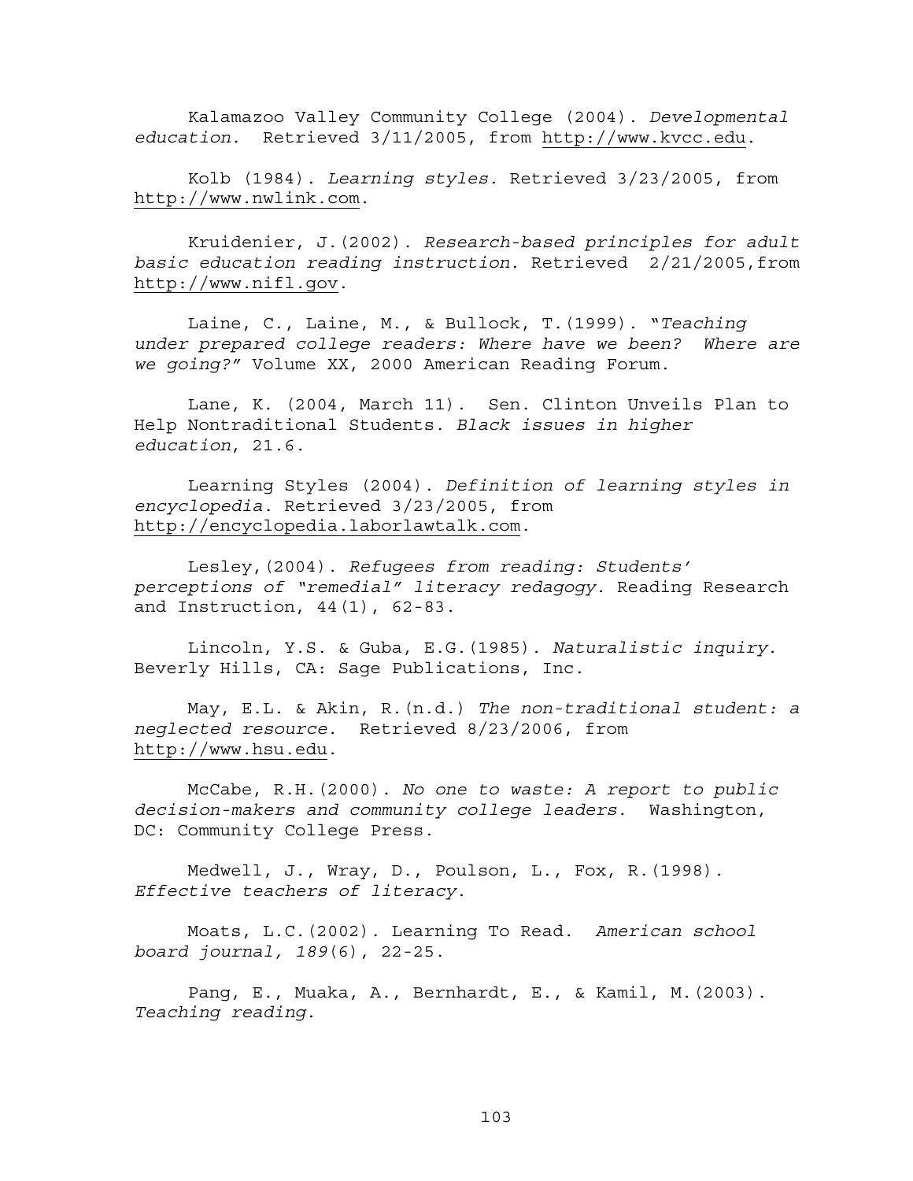Kalamazoo Valley Community College (2004). *Developmental education.* Retrieved 3/11/2005, from http://www.kvcc.edu.

Kolb (1984). *Learning styles.* Retrieved 3/23/2005, from http://www.nwlink.com.

Kruidenier, J.(2002). *Research-based principles for adult basic education reading instruction*. Retrieved 2/21/2005,from http://www.nifl.gov.

Laine, C., Laine, M., & Bullock, T.(1999). "*Teaching under prepared college readers: Where have we been? Where are we going?"* Volume XX, 2000 American Reading Forum.

Lane, K. (2004, March 11). Sen. Clinton Unveils Plan to Help Nontraditional Students. *Black issues in higher education*, 21.6.

Learning Styles (2004). *Definition of learning styles in encyclopedia.* Retrieved 3/23/2005, from http://encyclopedia.laborlawtalk.com.

Lesley,(2004). *Refugees from reading: Students' perceptions of "remedial" literacy redagogy*. Reading Research and Instruction, 44(1), 62-83.

Lincoln, Y.S. & Guba, E.G.(1985). *Naturalistic inquiry*. Beverly Hills, CA: Sage Publications, Inc.

May, E.L. & Akin, R.(n.d.) *The non-traditional student: a neglected resource*. Retrieved 8/23/2006, from http://www.hsu.edu.

McCabe, R.H.(2000). *No one to waste: A report to public decision-makers and community college leaders*. Washington, DC: Community College Press.

Medwell, J., Wray, D., Poulson, L., Fox, R.(1998). *Effective teachers of literacy*.

Moats, L.C.(2002). Learning To Read. *American school board journal, 189*(6), 22-25.

Pang, E., Muaka, A., Bernhardt, E., & Kamil, M.(2003). *Teaching reading*.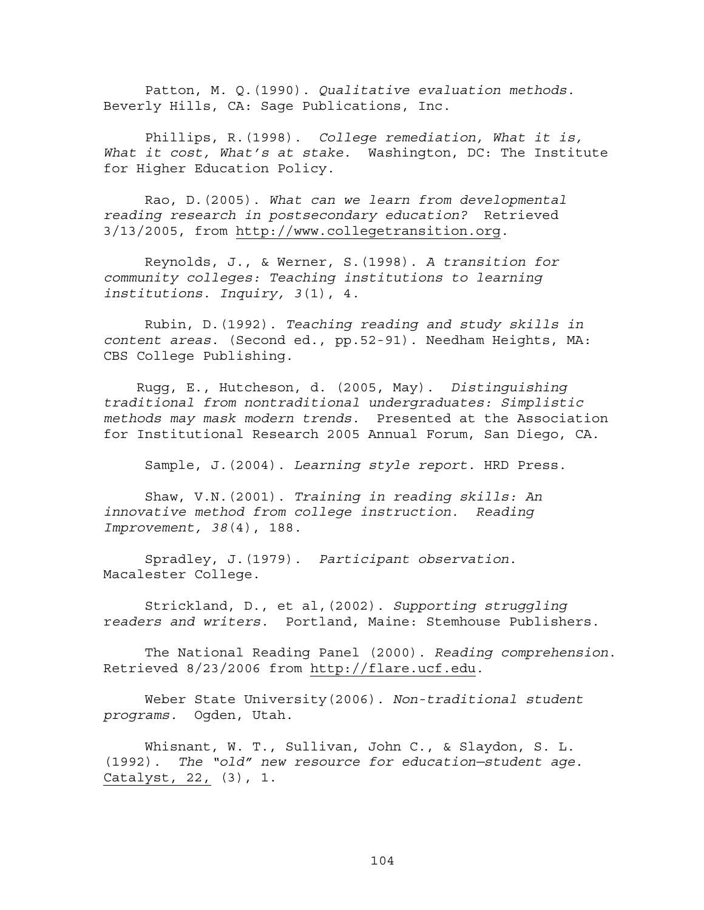Patton, M. Q.(1990). *Qualitative evaluation methods.* Beverly Hills, CA: Sage Publications, Inc.

Phillips, R.(1998). *College remediation, What it is, What it cost, What's at stake.* Washington, DC: The Institute for Higher Education Policy.

Rao, D.(2005). *What can we learn from developmental reading research in postsecondary education?* Retrieved 3/13/2005, from http://www.collegetransition.org.

Reynolds, J., & Werner, S.(1998). *A transition for community colleges: Teaching institutions to learning institutions. Inquiry, 3*(1), 4.

Rubin, D.(1992). *Teaching reading and study skills in content areas.* (Second ed., pp.52-91). Needham Heights, MA: CBS College Publishing.

Rugg, E., Hutcheson, d. (2005, May). *Distinguishing traditional from nontraditional undergraduates: Simplistic methods may mask modern trends.* Presented at the Association for Institutional Research 2005 Annual Forum, San Diego, CA.

Sample, J.(2004). *Learning style report.* HRD Press.

Shaw, V.N.(2001). *Training in reading skills: An innovative method from college instruction. Reading Improvement, 38*(4), 188.

Spradley, J.(1979). *Participant observation.* Macalester College.

Strickland, D., et al,(2002). *Supporting struggling readers and writers.* Portland, Maine: Stemhouse Publishers.

The National Reading Panel (2000). *Reading comprehension.* Retrieved 8/23/2006 from http://flare.ucf.edu.

Weber State University(2006). *Non-traditional student programs.* Ogden, Utah.

Whisnant, W. T., Sullivan, John C., & Slaydon, S. L. (1992). *The "old" new resource for education—student age.* Catalyst, 22, (3), 1.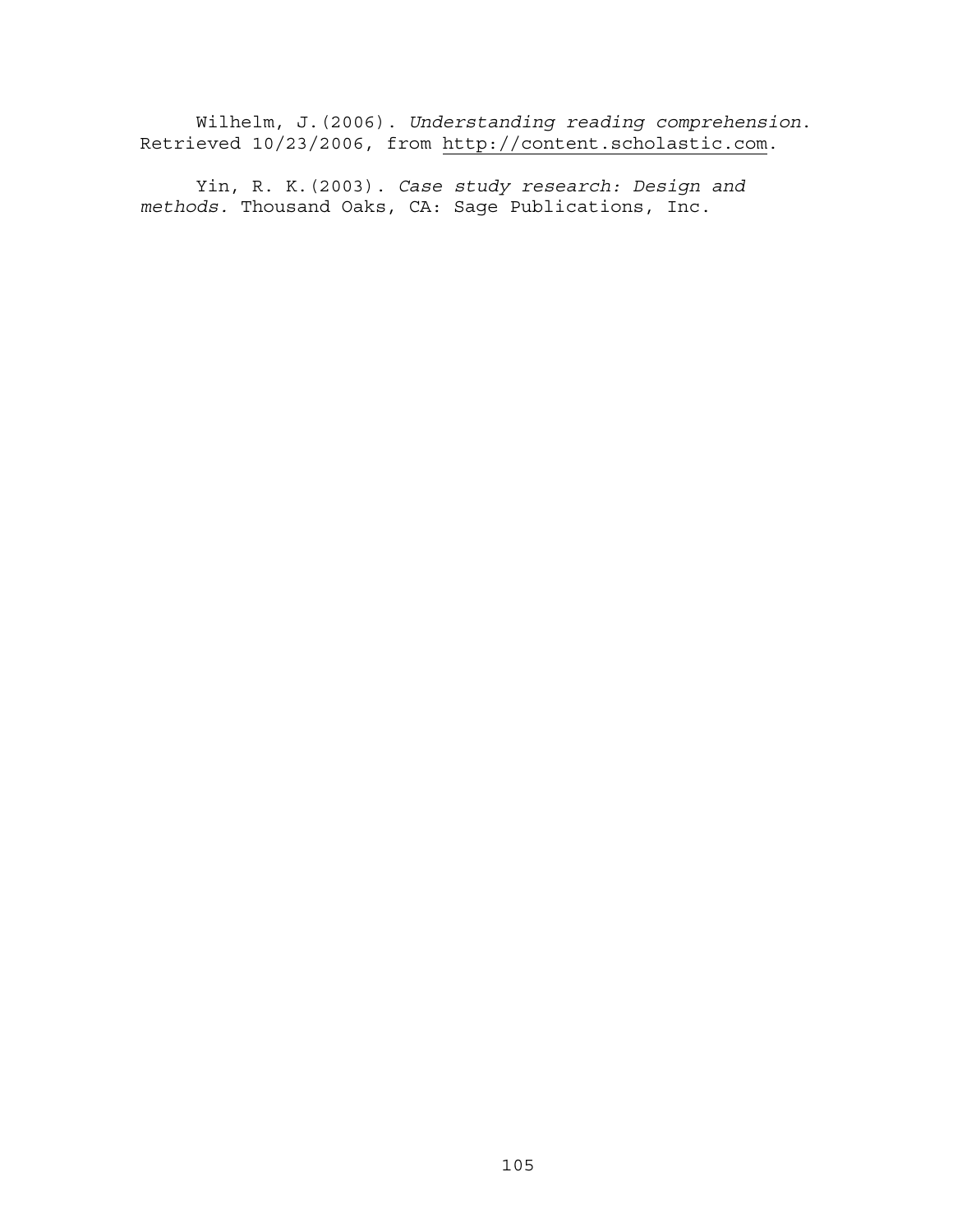Wilhelm, J.(2006). *Understanding reading comprehension*. Retrieved 10/23/2006, from http://content.scholastic.com.

Yin, R. K.(2003). *Case study research: Design and methods.* Thousand Oaks, CA: Sage Publications, Inc.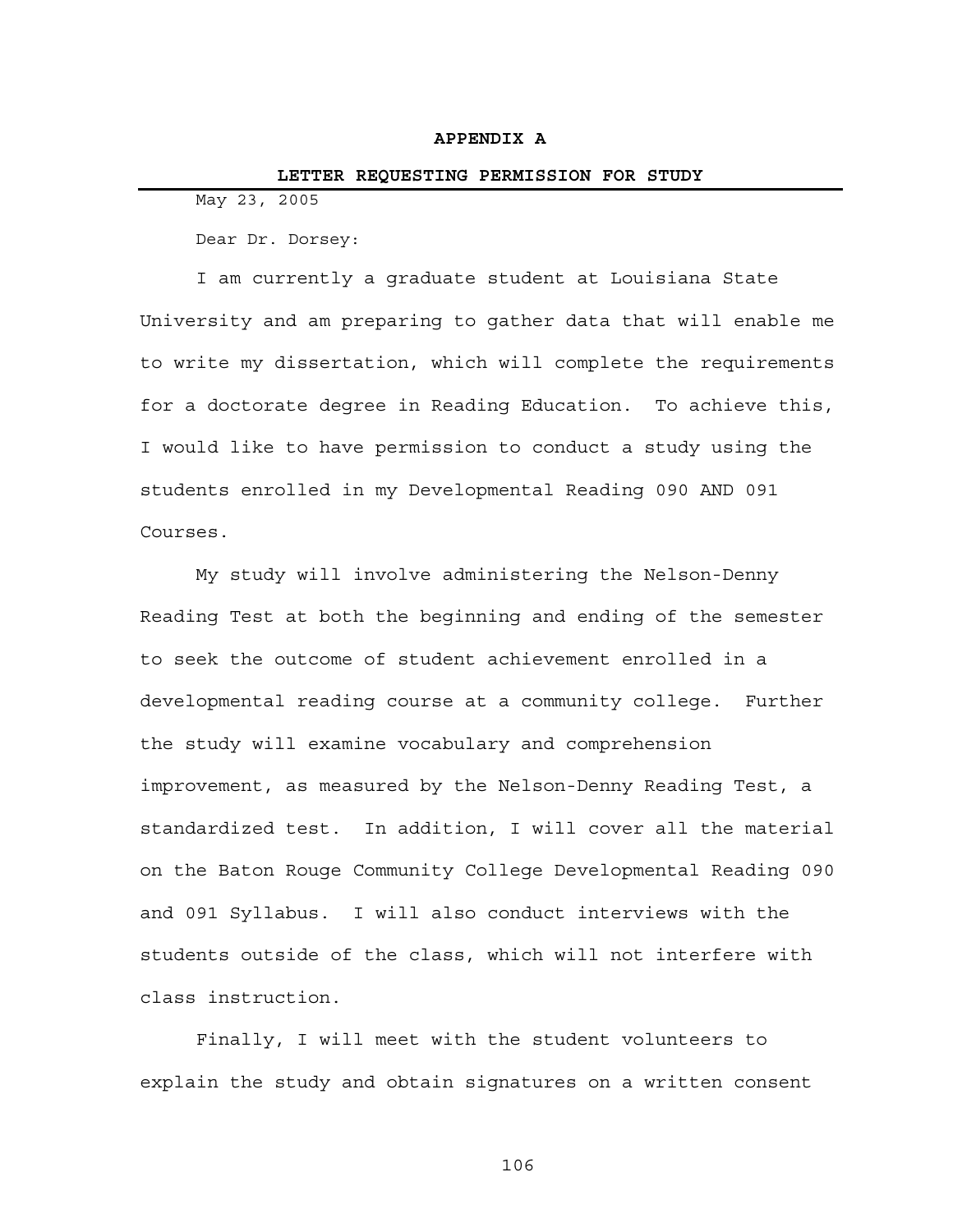## APPENDIX A

## LETTER REQUESTING PERMISSION FOR STUDY

May 23, 2005

Dear Dr. Dorsey:

I am currently a graduate student at Louisiana State University and am preparing to gather data that will enable me to write my dissertation, which will complete the requirements for a doctorate degree in Reading Education. To achieve this, I would like to have permission to conduct a study using the students enrolled in my Developmental Reading 090 AND 091 Courses.

My study will involve administering the Nelson-Denny Reading Test at both the beginning and ending of the semester to seek the outcome of student achievement enrolled in a developmental reading course at a community college. Further the study will examine vocabulary and comprehension improvement, as measured by the Nelson-Denny Reading Test, a standardized test. In addition, I will cover all the material on the Baton Rouge Community College Developmental Reading 090 and 091 Syllabus. I will also conduct interviews with the students outside of the class, which will not interfere with class instruction.

Finally, I will meet with the student volunteers to explain the study and obtain signatures on a written consent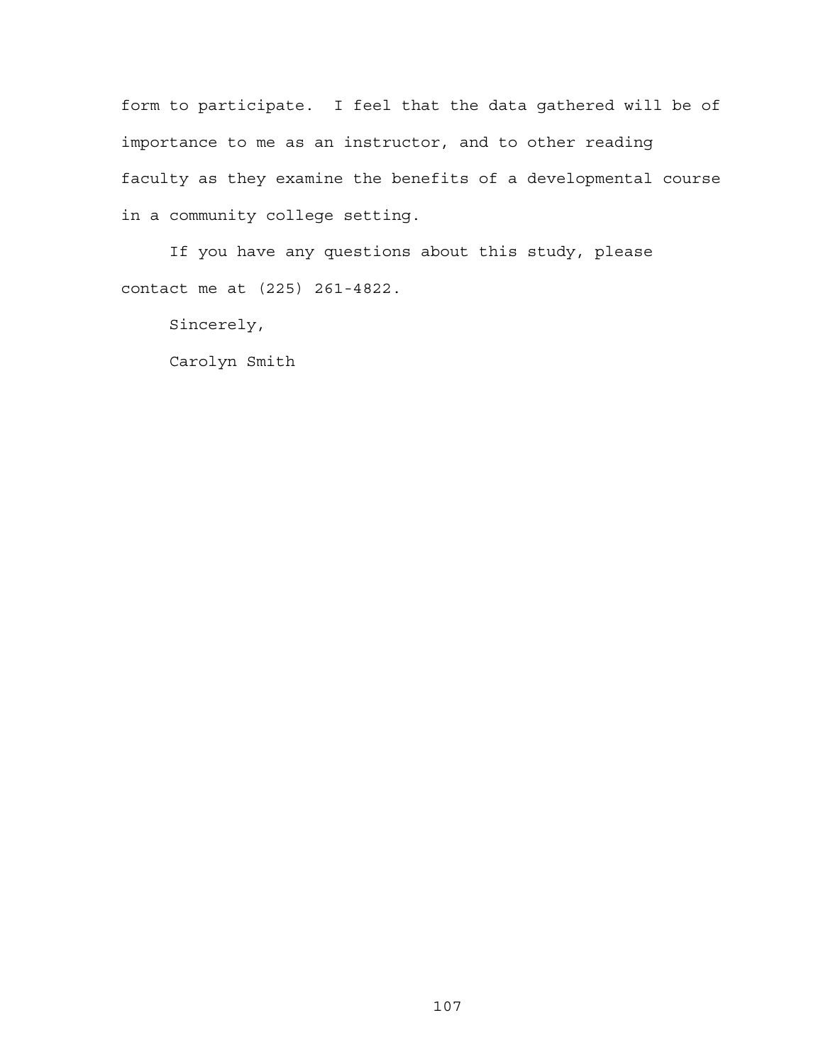form to participate. I feel that the data gathered will be of importance to me as an instructor, and to other reading faculty as they examine the benefits of a developmental course in a community college setting.

If you have any questions about this study, please contact me at (225) 261-4822.

Sincerely,

Carolyn Smith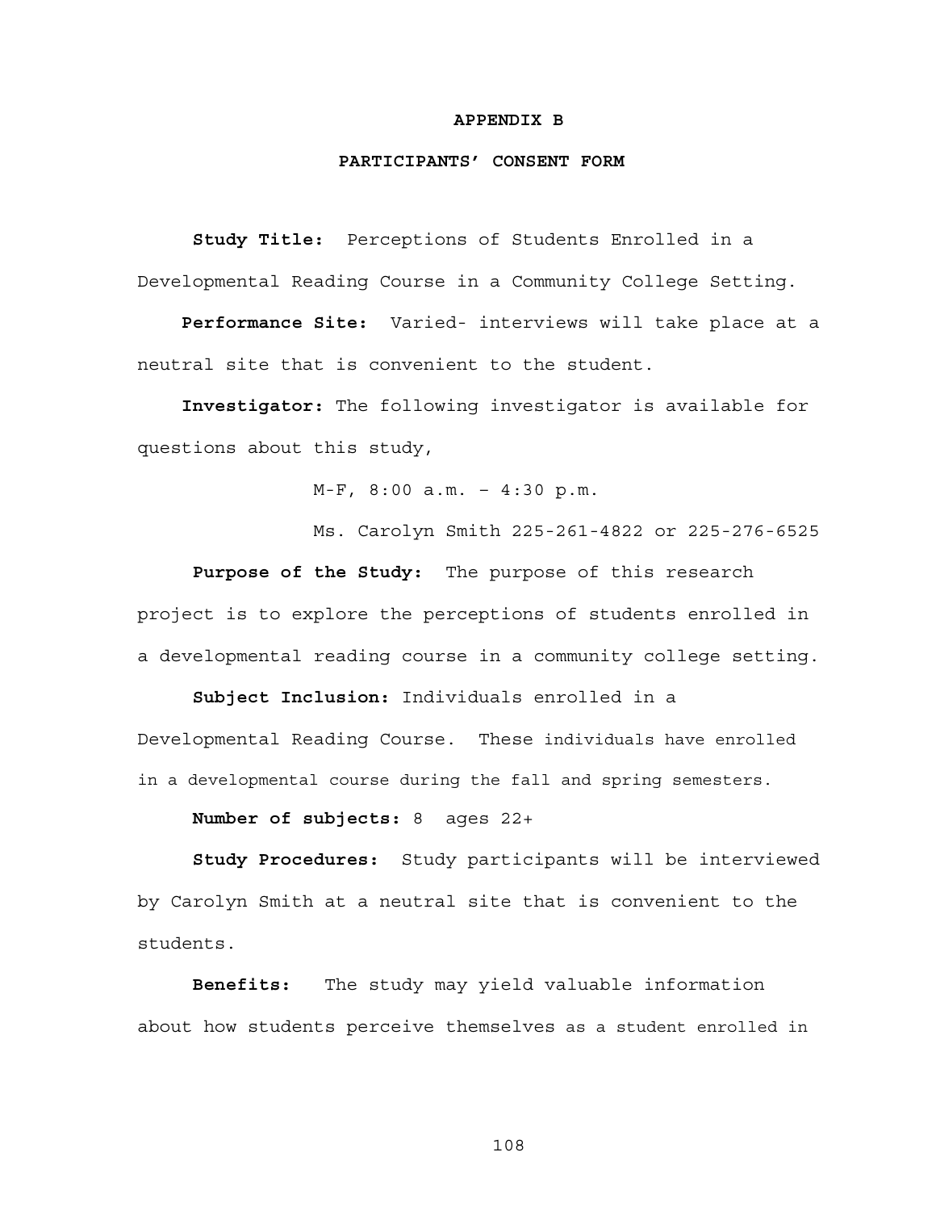## APPENDIX B

## PARTICIPANTS' CONSENT FORM

**Study Title:** Perceptions of Students Enrolled in a Developmental Reading Course in a Community College Setting.

**Performance Site:** Varied- interviews will take place at a neutral site that is convenient to the student.

**Investigator:** The following investigator is available for questions about this study,

M-F, 8:00 a.m. – 4:30 p.m.

Ms. Carolyn Smith 225-261-4822 or 225-276-6525

**Purpose of the Study:** The purpose of this research project is to explore the perceptions of students enrolled in a developmental reading course in a community college setting.

**Subject Inclusion:** Individuals enrolled in a Developmental Reading Course. These individuals have enrolled in a developmental course during the fall and spring semesters.

**Number of subjects:** 8 ages 22+

**Study Procedures:** Study participants will be interviewed by Carolyn Smith at a neutral site that is convenient to the students.

**Benefits:** The study may yield valuable information about how students perceive themselves as a student enrolled in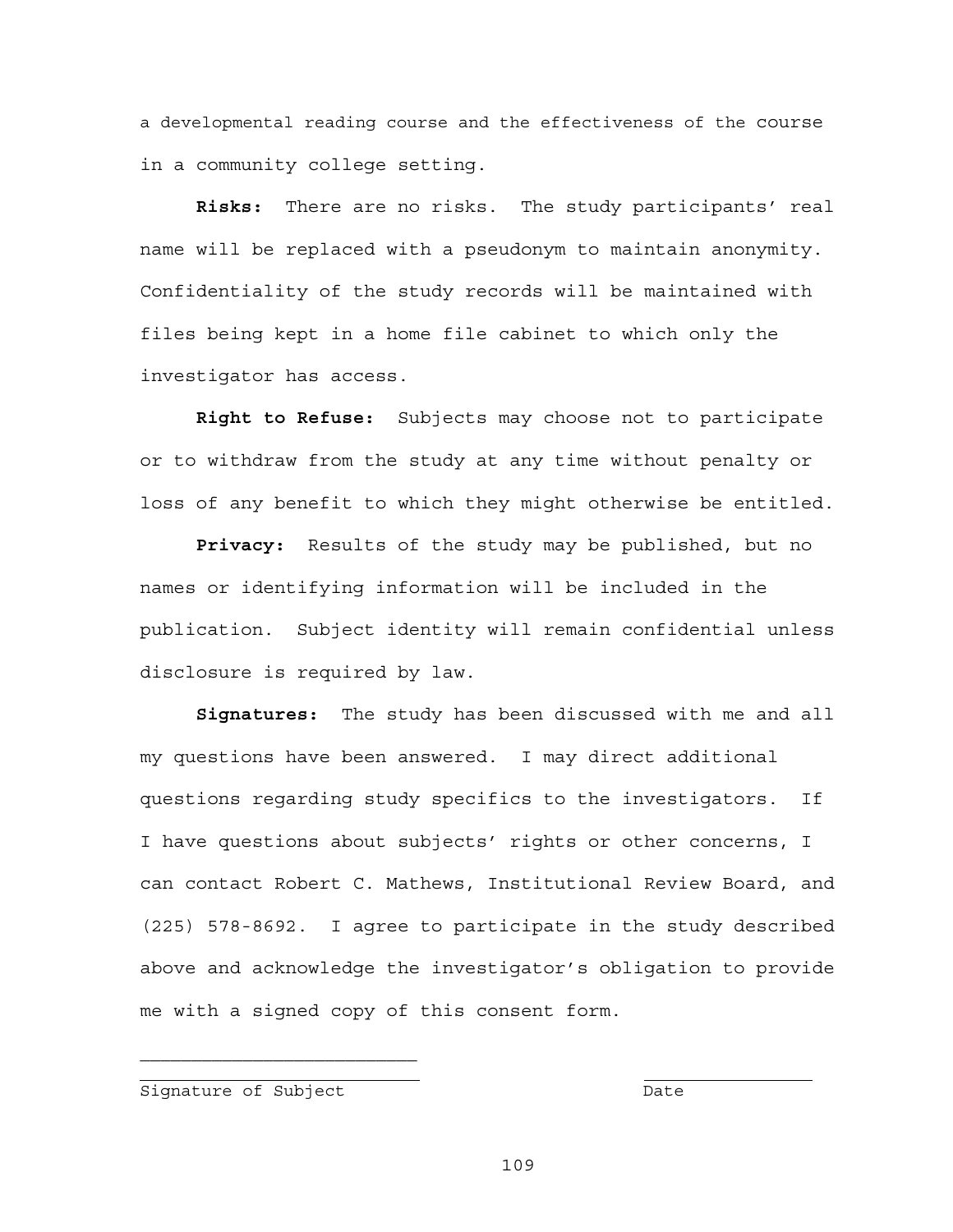a developmental reading course and the effectiveness of the course in a community college setting.

**Risks:** There are no risks. The study participants' real name will be replaced with a pseudonym to maintain anonymity. Confidentiality of the study records will be maintained with files being kept in a home file cabinet to which only the investigator has access.

**Right to Refuse:** Subjects may choose not to participate or to withdraw from the study at any time without penalty or loss of any benefit to which they might otherwise be entitled.

**Privacy:** Results of the study may be published, but no names or identifying information will be included in the publication. Subject identity will remain confidential unless disclosure is required by law.

**Signatures:** The study has been discussed with me and all my questions have been answered. I may direct additional questions regarding study specifics to the investigators. If I have questions about subjects' rights or other concerns, I can contact Robert C. Mathews, Institutional Review Board, and (225) 578-8692. I agree to participate in the study described above and acknowledge the investigator's obligation to provide me with a signed copy of this consent form.

\_\_\_\_\_\_\_\_\_\_\_\_\_\_\_\_\_\_\_\_\_\_\_\_\_\_\_\_\_\_

\_\_\_\_\_\_\_\_\_\_\_\_\_\_\_\_\_\_\_\_\_\_\_\_\_\_\_\_\_\_ \_\_\_\_\_\_\_\_\_\_\_\_\_\_\_\_\_\_
Signature of Subject Date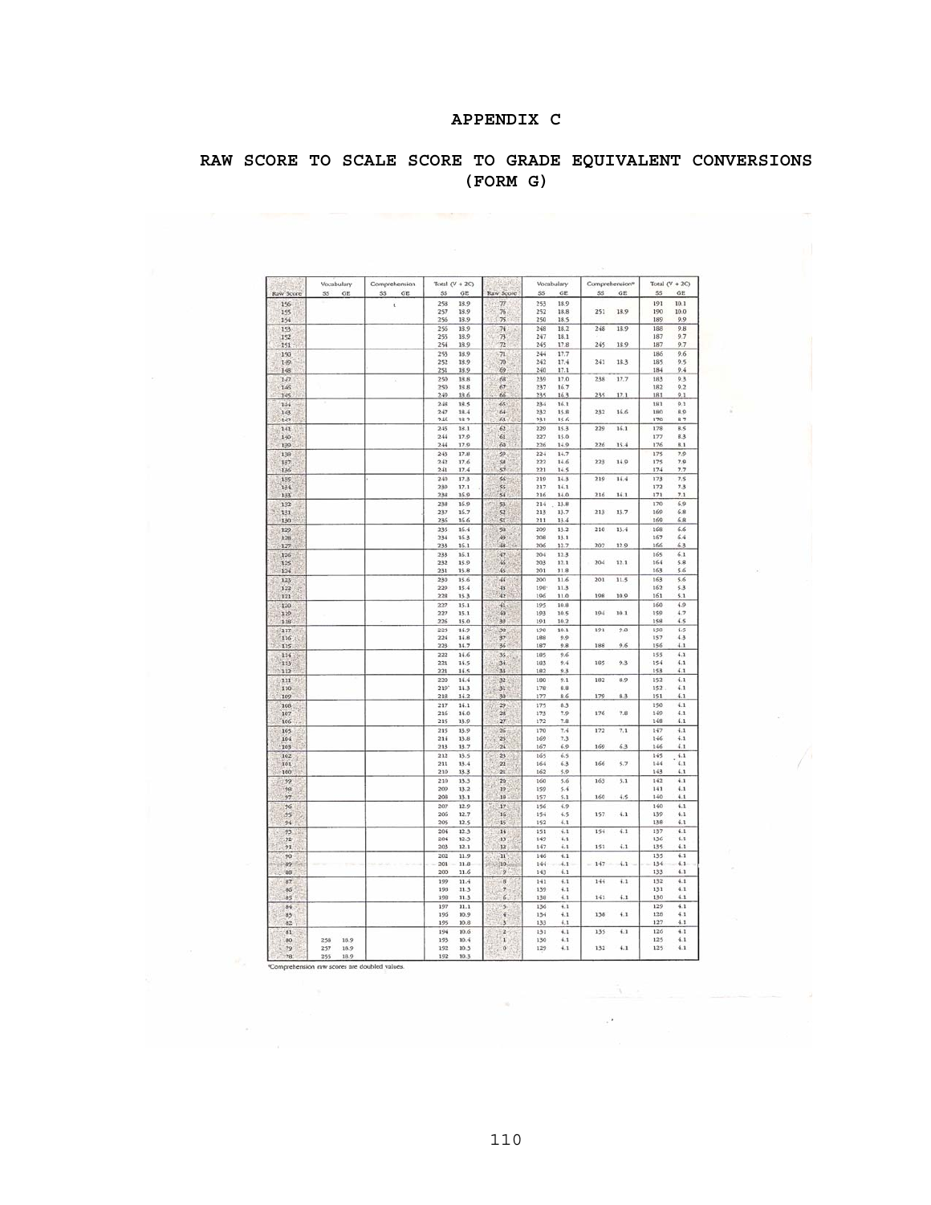# APPENDIX C

## RAW SCORE TO SCALE SCORE TO GRADE EQUIVALENT CONVERSIONS (FORM G)

| Raw Score | Vocabulary | | Comprehension | | Total (V + 2C) | | Raw Score | Vocabulary | | Comprehension* | | Total (V + 2C) | |
|---|---|---|---|---|---|---|---|---|---|---|---|---|---|
| | SS | GE | SS | GE | SS | GE | | SS | GE | SS | GE | SS | GE |
| 156 | | | | | 258 | 18.9 | 77 | 253 | 18.9 | | | 191 | 10.1 |
| 155 | | | | | 257 | 18.9 | 76 | 252 | 18.8 | 251 | 18.9 | 190 | 10.0 |
| 154 | | | | | 256 | 18.9 | 75 | 250 | 18.5 | | | 189 | 9.9 |
| 153 | | | | | 256 | 18.9 | 74 | 248 | 18.2 | 248 | 18.9 | 188 | 9.8 |
| 152 | | | | | 255 | 18.9 | 73 | 247 | 18.1 | | | 187 | 9.7 |
| 151 | | | | | 254 | 18.9 | 72 | 245 | 17.8 | 245 | 18.9 | 187 | 9.7 |
| 150 | | | | | 253 | 18.9 | 71 | 244 | 17.7 | | | 186 | 9.6 |
| 149 | | | | | 252 | 18.9 | 70 | 242 | 17.4 | 243 | 18.3 | 185 | 9.5 |
| 148 | | | | | 251 | 18.9 | 69 | 240 | 17.1 | | | 184 | 9.4 |
| 147 | | | | | 250 | 18.8 | 68 | 239 | 17.0 | 238 | 17.7 | 183 | 9.3 |
| 146 | | | | | 250 | 18.8 | 67 | 237 | 16.7 | | | 182 | 9.2 |
| 145 | | | | | 249 | 18.6 | 66 | 235 | 16.3 | 235 | 17.1 | 181 | 9.1 |
| 144 | | | | | 248 | 18.5 | 65 | 234 | 16.1 | | | 181 | 9.1 |
| 143 | | | | | 247 | 18.4 | 64 | 232 | 15.8 | 232 | 16.6 | 180 | 8.9 |
| 142 | | | | | 246 | 18.2 | 63 | 231 | 15.6 | | | 179 | 8.7 |
| 141 | | | | | 245 | 18.1 | 62 | 229 | 15.3 | 229 | 16.1 | 178 | 8.5 |
| 140 | | | | | 244 | 17.9 | 61 | 227 | 15.0 | | | 177 | 8.3 |
| 139 | | | | | 244 | 17.9 | 60 | 226 | 14.9 | 226 | 15.4 | 176 | 8.1 |
| 138 | | | | | 243 | 17.8 | 59 | 224 | 14.7 | | | 175 | 7.9 |
| 137 | | | | | 242 | 17.6 | 58 | 222 | 14.6 | 223 | 14.9 | 175 | 7.9 |
| 136 | | | | | 241 | 17.4 | 57 | 221 | 14.5 | | | 174 | 7.7 |
| 135 | | | | | 240 | 17.3 | 56 | 219 | 14.3 | 219 | 14.4 | 173 | 7.5 |
| 134 | | | | | 239 | 17.1 | 55 | 217 | 14.1 | | | 172 | 7.3 |
| 133 | | | | | 238 | 16.9 | 54 | 216 | 14.0 | 216 | 14.1 | 171 | 7.1 |
| 132 | | | | | 238 | 16.9 | 53 | 214 | 13.8 | | | 170 | 6.9 |
| 131 | | | | | 237 | 16.7 | 52 | 213 | 13.7 | 213 | 13.7 | 169 | 6.8 |
| 130 | | | | | 236 | 16.6 | 51 | 211 | 13.4 | | | 169 | 6.8 |
| 129 | | | | | 235 | 16.4 | 50 | 209 | 13.2 | 210 | 13.4 | 168 | 6.6 |
| 128 | | | | | 234 | 16.3 | 49 | 208 | 13.1 | | | 167 | 6.4 |
| 127 | | | | | 233 | 16.1 | 48 | 206 | 12.7 | 207 | 12.9 | 166 | 6.3 |
| 126 | | | | | 233 | 16.1 | 47 | 204 | 12.3 | | | 165 | 6.1 |
| 125 | | | | | 232 | 15.9 | 46 | 203 | 12.1 | 204 | 12.1 | 164 | 5.8 |
| 124 | | | | | 231 | 15.8 | 45 | 201 | 11.8 | | | 163 | 5.6 |
| 123 | | | | | 230 | 15.6 | 44 | 200 | 11.6 | 201 | 11.5 | 163 | 5.6 |
| 122 | | | | | 229 | 15.4 | 43 | 198 | 11.3 | | | 162 | 5.3 |
| 121 | | | | | 228 | 15.3 | 42 | 196 | 11.0 | 198 | 10.9 | 161 | 5.1 |
| 120 | | | | | 227 | 15.1 | 41 | 195 | 10.8 | | | 160 | 4.9 |
| 119 | | | | | 227 | 15.1 | 40 | 193 | 10.5 | 194 | 10.1 | 159 | 4.7 |
| 118 | | | | | 226 | 15.0 | 39 | 191 | 10.2 | | | 158 | 4.5 |
| 117 | | | | | 225 | 14.9 | 38 | 190 | 10.1 | 191 | 10.0 | 158 | 4.5 |
| 116 | | | | | 224 | 14.8 | 37 | 188 | 9.9 | | | 157 | 4.3 |
| 115 | | | | | 223 | 14.7 | 36 | 187 | 9.8 | 188 | 9.6 | 156 | 4.1 |
| 114 | | | | | 222 | 14.6 | 35 | 185 | 9.6 | | | 155 | 4.1 |
| 113 | | | | | 221 | 14.5 | 34 | 183 | 9.4 | 185 | 9.3 | 154 | 4.1 |
| 112 | | | | | 221 | 14.5 | 33 | 182 | 9.3 | | | 153 | 4.1 |
| 111 | | | | | 220 | 14.4 | 32 | 180 | 9.1 | 182 | 8.9 | 152 | 4.1 |
| 110 | | | | | 219 | 14.3 | 31 | 178 | 8.8 | | | 152 | 4.1 |
| 109 | | | | | 218 | 14.2 | 30 | 177 | 8.6 | 179 | 8.3 | 151 | 4.1 |
| 108 | | | | | 217 | 14.1 | 29 | 175 | 8.3 | | | 150 | 4.1 |
| 107 | | | | | 216 | 14.0 | 28 | 173 | 7.9 | 176 | 7.8 | 149 | 4.1 |
| 106 | | | | | 215 | 13.9 | 27 | 172 | 7.8 | | | 148 | 4.1 |
| 105 | | | | | 215 | 13.9 | 26 | 170 | 7.4 | 172 | 7.1 | 147 | 4.1 |
| 104 | | | | | 214 | 13.8 | 25 | 169 | 7.3 | | | 146 | 4.1 |
| 103 | | | | | 213 | 13.7 | 24 | 167 | 6.9 | 169 | 6.3 | 146 | 4.1 |
| 102 | | | | | 212 | 13.5 | 23 | 165 | 6.5 | | | 145 | 4.1 |
| 101 | | | | | 211 | 13.4 | 22 | 164 | 6.3 | 166 | 5.7 | 144 | 4.1 |
| 100 | | | | | 210 | 13.3 | 21 | 162 | 5.9 | | | 143 | 4.1 |
| 99 | | | | | 210 | 13.3 | 20 | 160 | 5.6 | 163 | 5.1 | 142 | 4.1 |
| 98 | | | | | 209 | 13.2 | 19 | 159 | 5.4 | | | 141 | 4.1 |
| 97 | | | | | 208 | 13.1 | 18 | 157 | 5.1 | 160 | 4.5 | 140 | 4.1 |
| 96 | | | | | 207 | 12.9 | 17 | 156 | 4.9 | | | 140 | 4.1 |
| 95 | | | | | 206 | 12.7 | 16 | 154 | 4.5 | 157 | 4.1 | 139 | 4.1 |
| 94 | | | | | 205 | 12.5 | 15 | 152 | 4.1 | | | 138 | 4.1 |
| 93 | | | | | 204 | 12.3 | 14 | 151 | 4.1 | 154 | 4.1 | 137 | 4.1 |
| 92 | | | | | 204 | 12.3 | 13 | 149 | 4.1 | | | 136 | 4.1 |
| 91 | | | | | 203 | 12.1 | 12 | 147 | 4.1 | 151 | 4.1 | 135 | 4.1 |
| 90 | | | | | 202 | 11.9 | 11 | 146 | 4.1 | | | 135 | 4.1 |
| 89 | | | | | 201 | 11.8 | 10 | 144 | 4.1 | 147 | 4.1 | 134 | 4.1 |
| 88 | | | | | 200 | 11.6 | 9 | 143 | 4.1 | | | 133 | 4.1 |
| 87 | | | | | 199 | 11.4 | 8 | 141 | 4.1 | 144 | 4.1 | 132 | 4.1 |
| 86 | | | | | 198 | 11.3 | 7 | 139 | 4.1 | | | 131 | 4.1 |
| 85 | | | | | 198 | 11.3 | 6 | 138 | 4.1 | 141 | 4.1 | 130 | 4.1 |
| 84 | | | | | 197 | 11.1 | 5 | 136 | 4.1 | | | 129 | 4.1 |
| 83 | | | | | 196 | 10.9 | 4 | 134 | 4.1 | 138 | 4.1 | 128 | 4.1 |
| 82 | | | | | 195 | 10.8 | 3 | 133 | 4.1 | | | 127 | 4.1 |
| 81 | | | | | 194 | 10.6 | 2 | 131 | 4.1 | 135 | 4.1 | 126 | 4.1 |
| 80 | 258 | 18.9 | | | 193 | 10.4 | 1 | 130 | 4.1 | | | 125 | 4.1 |
| 79 | 257 | 18.9 | | | 192 | 10.3 | 0 | 129 | 4.1 | 132 | 4.1 | 125 | 4.1 |
| 78 | 255 | 18.9 | | | 192 | 10.3 | | | | | | | |

*Comprehension raw scores are doubled values.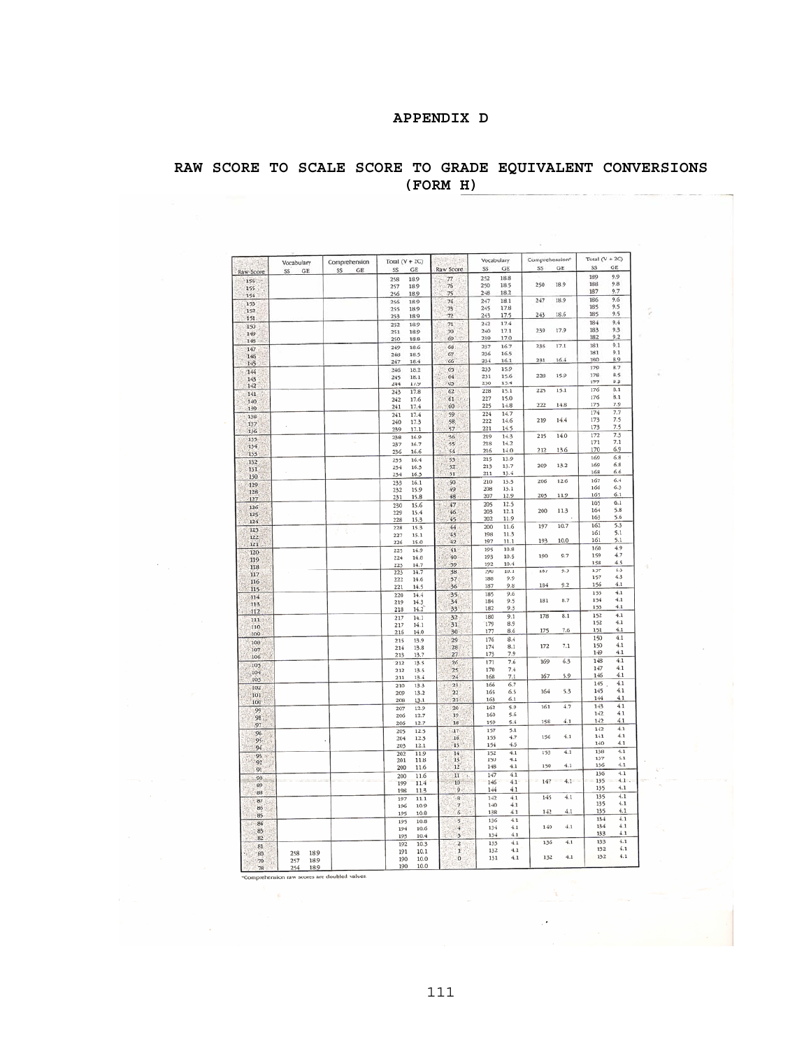# APPENDIX D

## RAW SCORE TO SCALE SCORE TO GRADE EQUIVALENT CONVERSIONS (FORM H)

| Raw Score | Vocabulary SS | Vocabulary GE | Comprehension SS | Comprehension GE | Total (V + 2C) SS | Total (V + 2C) GE |
|---|---|---|---|---|---|---|
| 156 | | | | | 258 | 18.9 |
| 155 | | | | | 257 | 18.9 |
| 154 | | | | | 256 | 18.9 |
| 153 | | | | | 256 | 18.9 |
| 152 | | | | | 255 | 18.9 |
| 151 | | | | | 253 | 18.9 |
| 150 | | | | | 252 | 18.9 |
| 149 | | | | | 251 | 18.9 |
| 148 | | | | | 250 | 18.8 |
| 147 | | | | | 249 | 18.6 |
| 146 | | | | | 248 | 18.5 |
| 145 | | | | | 247 | 18.4 |
| 144 | | | | | 246 | 18.2 |
| 143 | | | | | 245 | 18.1 |
| 142 | | | | | 244 | 17.9 |
| 141 | | | | | 243 | 17.8 |
| 140 | | | | | 242 | 17.6 |
| 139 | | | | | 241 | 17.4 |
| 138 | | | | | 241 | 17.4 |
| 137 | | | | | 240 | 17.3 |
| 136 | | | | | 239 | 17.1 |
| 135 | | | | | 238 | 16.9 |
| 134 | | | | | 237 | 16.7 |
| 133 | | | | | 236 | 16.6 |
| 132 | | | | | 235 | 16.4 |
| 131 | | | | | 234 | 16.5 |
| 130 | | | | | 234 | 16.3 |
| 129 | | | | | 233 | 16.1 |
| 128 | | | | | 232 | 15.9 |
| 127 | | | | | 231 | 15.8 |
| 126 | | | | | 230 | 15.6 |
| 125 | | | | | 229 | 15.4 |
| 124 | | | | | 228 | 15.3 |
| 123 | | | | | 228 | 15.3 |
| 122 | | | | | 227 | 15.1 |
| 121 | | | | | 226 | 15.0 |
| 120 | | | | | 225 | 14.9 |
| 119 | | | | | 224 | 14.8 |
| 118 | | | | | 223 | 14.7 |
| 117 | | | | | 223 | 14.7 |
| 116 | | | | | 222 | 14.6 |
| 115 | | | | | 221 | 14.5 |
| 114 | | | | | 220 | 14.4 |
| 113 | | | | | 219 | 14.3 |
| 112 | | | | | 218 | 14.2 |
| 111 | | | | | 217 | 14.1 |
| 110 | | | | | 217 | 14.1 |
| 109 | | | | | 216 | 14.0 |
| 108 | | | | | 215 | 13.9 |
| 107 | | | | | 214 | 13.8 |
| 106 | | | | | 213 | 13.7 |
| 105 | | | | | 212 | 13.5 |
| 104 | | | | | 212 | 13.5 |
| 103 | | | | | 211 | 13.4 |
| 102 | | | | | 210 | 13.3 |
| 101 | | | | | 209 | 13.2 |
| 100 | | | | | 208 | 13.1 |
| 99 | | | | | 207 | 12.9 |
| 98 | | | | | 206 | 12.7 |
| 97 | | | | | 206 | 12.7 |
| 96 | | | | | 205 | 12.5 |
| 95 | | | | | 204 | 12.3 |
| 94 | | | | | 203 | 12.1 |
| 93 | | | | | 202 | 11.9 |
| 92 | | | | | 201 | 11.8 |
| 91 | | | | | 200 | 11.6 |
| 90 | | | | | 200 | 11.6 |
| 89 | | | | | 199 | 11.4 |
| 88 | | | | | 198 | 11.3 |
| 87 | | | | | 197 | 11.1 |
| 86 | | | | | 196 | 10.9 |
| 85 | | | | | 195 | 10.8 |
| 84 | | | | | 195 | 10.8 |
| 83 | | | | | 194 | 10.6 |
| 82 | | | | | 193 | 10.4 |
| 81 | | | | | 192 | 10.3 |
| 80 | 258 | 18.9 | | | 191 | 10.1 |
| 79 | 257 | 18.9 | | | 190 | 10.0 |
| 78 | 254 | 18.9 | | | 190 | 10.0 |

| Raw Score | Vocabulary SS | Vocabulary GE | Comprehension* SS | Comprehension* GE | Total (V + 2C) SS | Total (V + 2C) GE |
|---|---|---|---|---|---|---|
| 77 | 252 | 18.8 | | | 189 | 9.9 |
| 76 | 250 | 18.5 | 250 | 18.9 | 188 | 9.8 |
| 75 | 248 | 18.2 | | | 187 | 9.7 |
| 74 | 247 | 18.1 | 247 | 18.9 | 186 | 9.6 |
| 73 | 245 | 17.8 | | | 185 | 9.5 |
| 72 | 243 | 17.5 | 243 | 18.6 | 185 | 9.5 |
| 71 | 242 | 17.4 | | | 184 | 9.4 |
| 70 | 240 | 17.1 | 239 | 17.9 | 183 | 9.3 |
| 69 | 239 | 17.0 | | | 182 | 9.2 |
| 68 | 237 | 16.7 | 235 | 17.1 | 181 | 9.1 |
| 67 | 236 | 16.5 | | | 181 | 9.1 |
| 66 | 234 | 16.1 | 231 | 16.4 | 180 | 8.9 |
| 65 | 233 | 15.9 | | | 179 | 8.7 |
| 64 | 231 | 15.6 | 228 | 15.9 | 178 | 8.5 |
| 63 | 230 | 15.4 | | | 177 | 8.3 |
| 62 | 228 | 15.1 | 225 | 15.1 | 176 | 8.1 |
| 61 | 227 | 15.0 | | | 176 | 8.1 |
| 60 | 225 | 14.8 | 222 | 14.8 | 175 | 7.9 |
| 59 | 224 | 14.7 | | | 174 | 7.7 |
| 58 | 222 | 14.6 | 219 | 14.4 | 173 | 7.5 |
| 57 | 221 | 14.5 | | | 173 | 7.5 |
| 56 | 219 | 14.3 | 215 | 14.0 | 172 | 7.3 |
| 55 | 218 | 14.2 | | | 171 | 7.1 |
| 54 | 216 | 14.0 | 212 | 13.6 | 170 | 6.9 |
| 53 | 215 | 13.9 | | | 169 | 6.8 |
| 52 | 213 | 13.7 | 209 | 13.2 | 169 | 6.8 |
| 51 | 211 | 13.4 | | | 168 | 6.6 |
| 50 | 210 | 13.3 | 206 | 12.6 | 167 | 6.4 |
| 49 | 208 | 13.1 | | | 166 | 6.3 |
| 48 | 207 | 12.9 | 203 | 11.9 | 165 | 6.1 |
| 47 | 205 | 12.5 | | | 165 | 6.1 |
| 46 | 203 | 12.1 | 200 | 11.3 | 164 | 5.8 |
| 45 | 202 | 11.9 | | | 163 | 5.6 |
| 44 | 200 | 11.6 | 197 | 10.7 | 162 | 5.3 |
| 43 | 198 | 11.3 | | | 161 | 5.1 |
| 42 | 197 | 11.1 | 193 | 10.0 | 161 | 5.1 |
| 41 | 195 | 10.8 | | | 160 | 4.9 |
| 40 | 193 | 10.5 | 190 | 9.7 | 159 | 4.7 |
| 39 | 192 | 10.4 | | | 158 | 4.5 |
| 38 | 190 | 10.1 | 187 | 9.3 | 157 | 4.3 |
| 37 | 188 | 9.9 | | | 157 | 4.3 |
| 36 | 187 | 9.8 | 184 | 9.2 | 156 | 4.1 |
| 35 | 185 | 9.6 | | | 155 | 4.1 |
| 34 | 184 | 9.5 | 181 | 8.7 | 154 | 4.1 |
| 33 | 182 | 9.3 | | | 153 | 4.1 |
| 32 | 180 | 9.1 | 178 | 8.1 | 152 | 4.1 |
| 31 | 179 | 8.9 | | | 152 | 4.1 |
| 30 | 177 | 8.6 | 175 | 7.6 | 151 | 4.1 |
| 29 | 176 | 8.4 | | | 150 | 4.1 |
| 28 | 174 | 8.1 | 172 | 7.1 | 150 | 4.1 |
| 27 | 173 | 7.9 | | | 149 | 4.1 |
| 26 | 171 | 7.6 | 169 | 6.3 | 148 | 4.1 |
| 25 | 170 | 7.4 | | | 147 | 4.1 |
| 24 | 168 | 7.1 | 167 | 5.9 | 146 | 4.1 |
| 23 | 166 | 6.7 | | | 145 | 4.1 |
| 22 | 165 | 6.5 | 164 | 5.3 | 145 | 4.1 |
| 21 | 163 | 6.1 | | | 144 | 4.1 |
| 20 | 162 | 5.9 | 161 | 4.7 | 143 | 4.1 |
| 19 | 160 | 5.6 | | | 142 | 4.1 |
| 18 | 159 | 5.4 | 158 | 4.1 | 142 | 4.1 |
| 17 | 157 | 5.1 | | | 142 | 4.1 |
| 16 | 155 | 4.7 | 156 | 4.1 | 141 | 4.1 |
| 15 | 154 | 4.5 | | | 140 | 4.1 |
| 14 | 152 | 4.1 | 153 | 4.1 | 138 | 4.1 |
| 13 | 150 | 4.1 | | | 137 | 4.1 |
| 12 | 148 | 4.1 | 150 | 4.1 | 136 | 4.1 |
| 11 | 147 | 4.1 | | | 136 | 4.1 |
| 10 | 146 | 4.1 | 147 | 4.1 | 135 | 4.1 |
| 9 | 144 | 4.1 | | | 135 | 4.1 |
| 8 | 142 | 4.1 | 145 | 4.1 | 135 | 4.1 |
| 7 | 140 | 4.1 | | | 135 | 4.1 |
| 6 | 138 | 4.1 | 142 | 4.1 | 135 | 4.1 |
| 5 | 136 | 4.1 | | | 134 | 4.1 |
| 4 | 134 | 4.1 | 140 | 4.1 | 134 | 4.1 |
| 3 | 134 | 4.1 | | | 133 | 4.1 |
| 2 | 133 | 4.1 | 136 | 4.1 | 133 | 4.1 |
| 1 | 132 | 4.1 | | | 132 | 4.1 |
| 0 | 131 | 4.1 | 132 | 4.1 | 132 | 4.1 |

*Comprehension raw scores are doubled values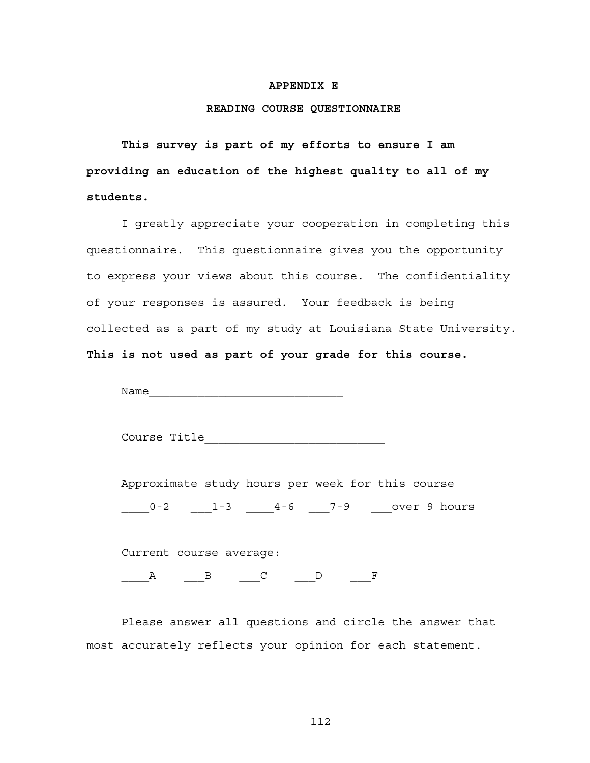# APPENDIX E

## READING COURSE QUESTIONNAIRE

**This survey is part of my efforts to ensure I am providing an education of the highest quality to all of my students.**

I greatly appreciate your cooperation in completing this questionnaire. This questionnaire gives you the opportunity to express your views about this course. The confidentiality of your responses is assured. Your feedback is being collected as a part of my study at Louisiana State University. **This is not used as part of your grade for this course.**

Name____________________________

Course Title__________________________

Approximate study hours per week for this course

____0-2 ___1-3 ____4-6 ___7-9 ___over 9 hours

Current course average:

____A ___B ___C ___D ___F

Please answer all questions and circle the answer that most accurately reflects your opinion for each statement.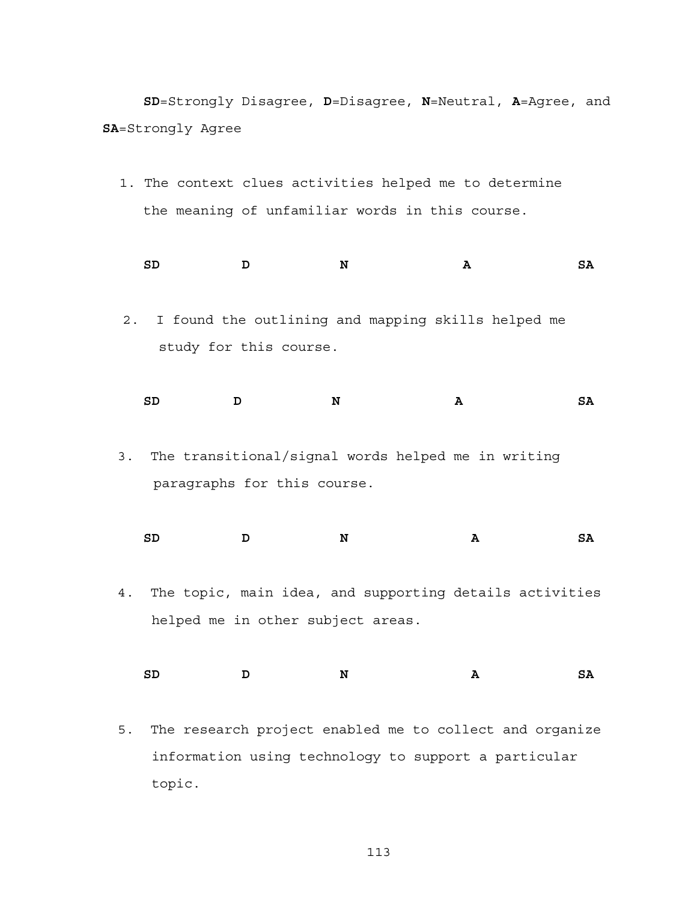**SD**=Strongly Disagree, **D**=Disagree, **N**=Neutral, **A**=Agree, and **SA**=Strongly Agree

1. The context clues activities helped me to determine the meaning of unfamiliar words in this course.

   **SD** **D** **N** **A** **SA**

2. I found the outlining and mapping skills helped me study for this course.

   **SD** **D** **N** **A** **SA**

3. The transitional/signal words helped me in writing paragraphs for this course.

   **SD** **D** **N** **A** **SA**

4. The topic, main idea, and supporting details activities helped me in other subject areas.

   **SD** **D** **N** **A** **SA**

5. The research project enabled me to collect and organize information using technology to support a particular topic.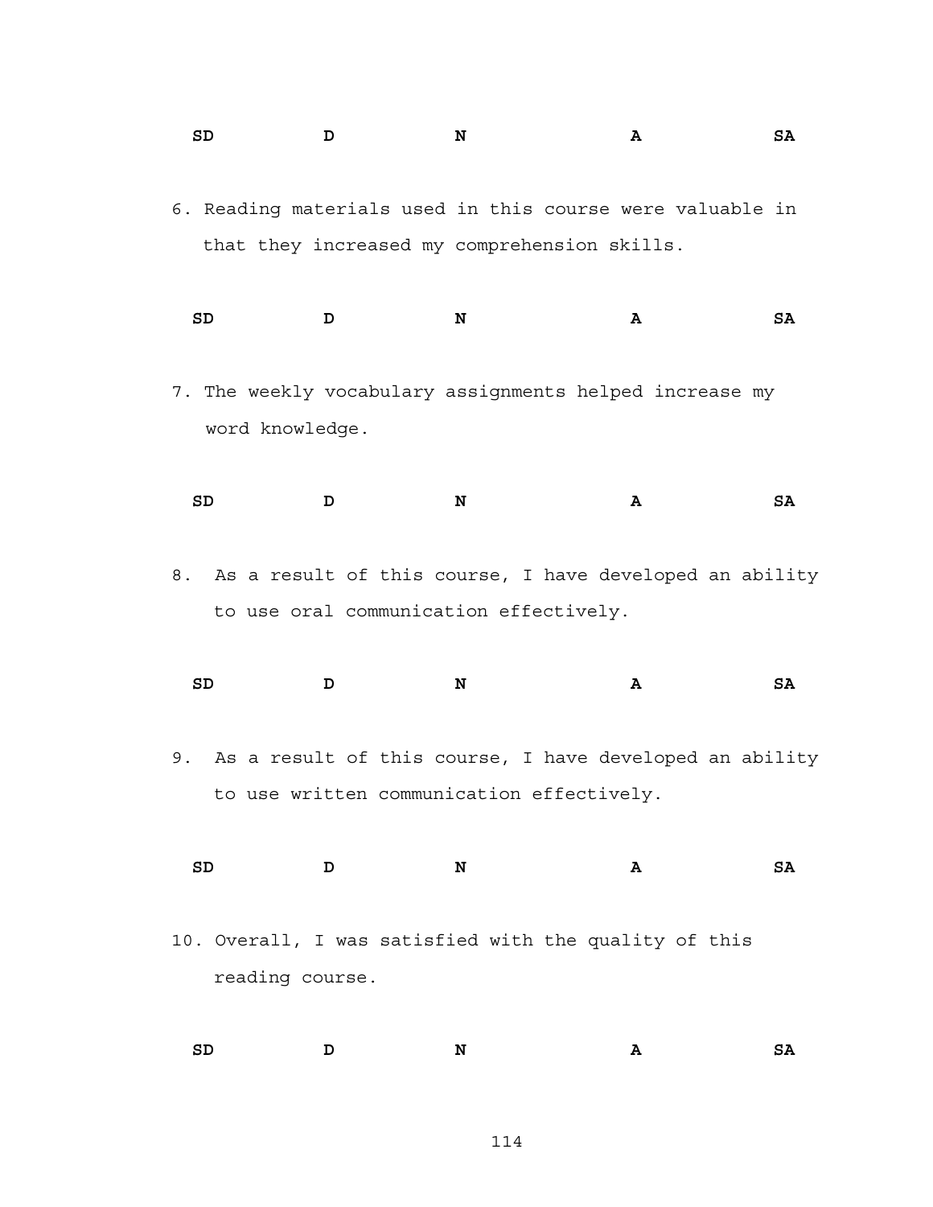**SD** **D** **N** **A** **SA**

6. Reading materials used in this course were valuable in that they increased my comprehension skills.

**SD** **D** **N** **A** **SA**

7. The weekly vocabulary assignments helped increase my word knowledge.

**SD** **D** **N** **A** **SA**

8. As a result of this course, I have developed an ability to use oral communication effectively.

**SD** **D** **N** **A** **SA**

9. As a result of this course, I have developed an ability to use written communication effectively.

**SD** **D** **N** **A** **SA**

10. Overall, I was satisfied with the quality of this reading course.

**SD** **D** **N** **A** **SA**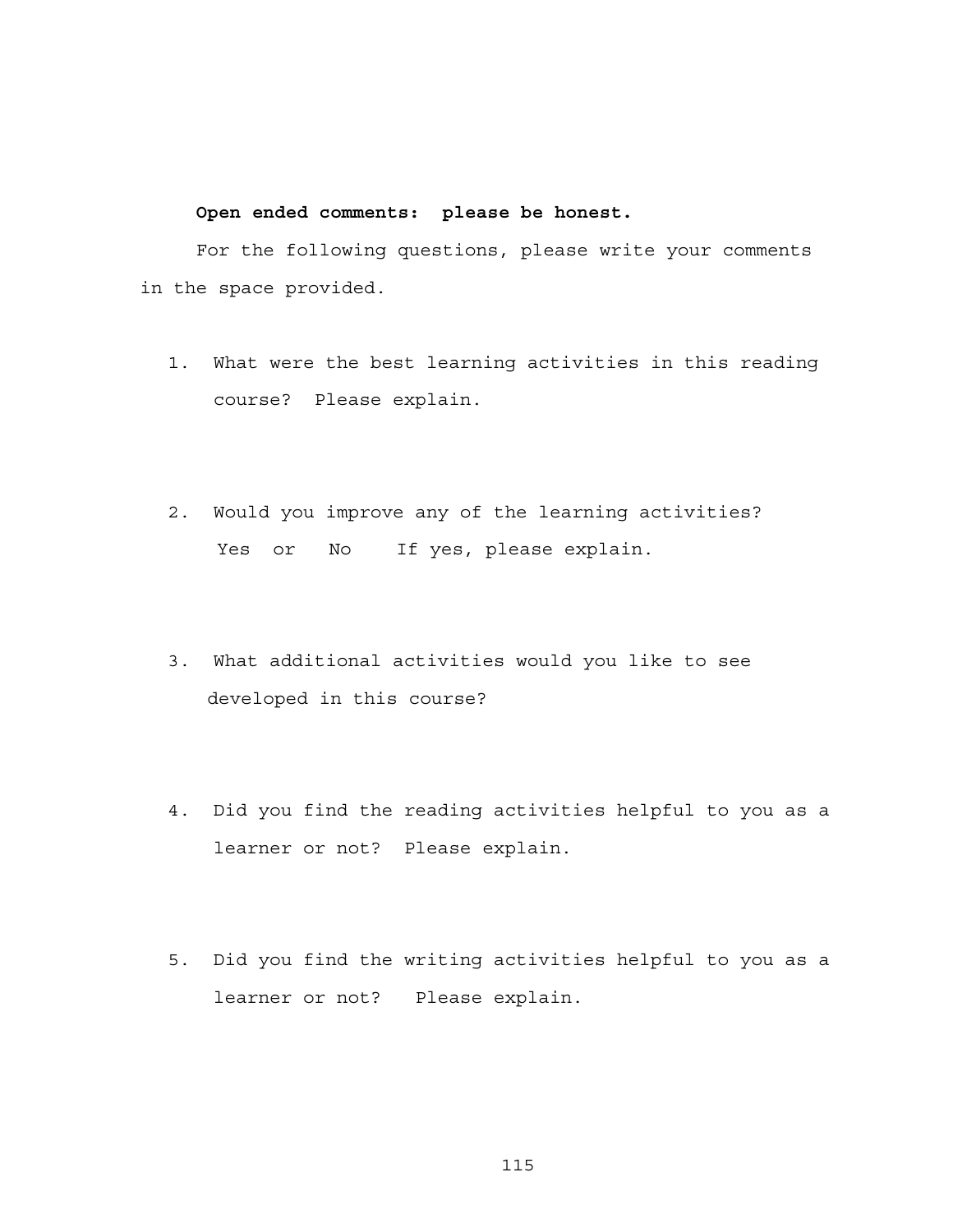**Open ended comments: please be honest.**

For the following questions, please write your comments in the space provided.

1. What were the best learning activities in this reading course? Please explain.

2. Would you improve any of the learning activities? Yes or No If yes, please explain.

3. What additional activities would you like to see developed in this course?

4. Did you find the reading activities helpful to you as a learner or not? Please explain.

5. Did you find the writing activities helpful to you as a learner or not? Please explain.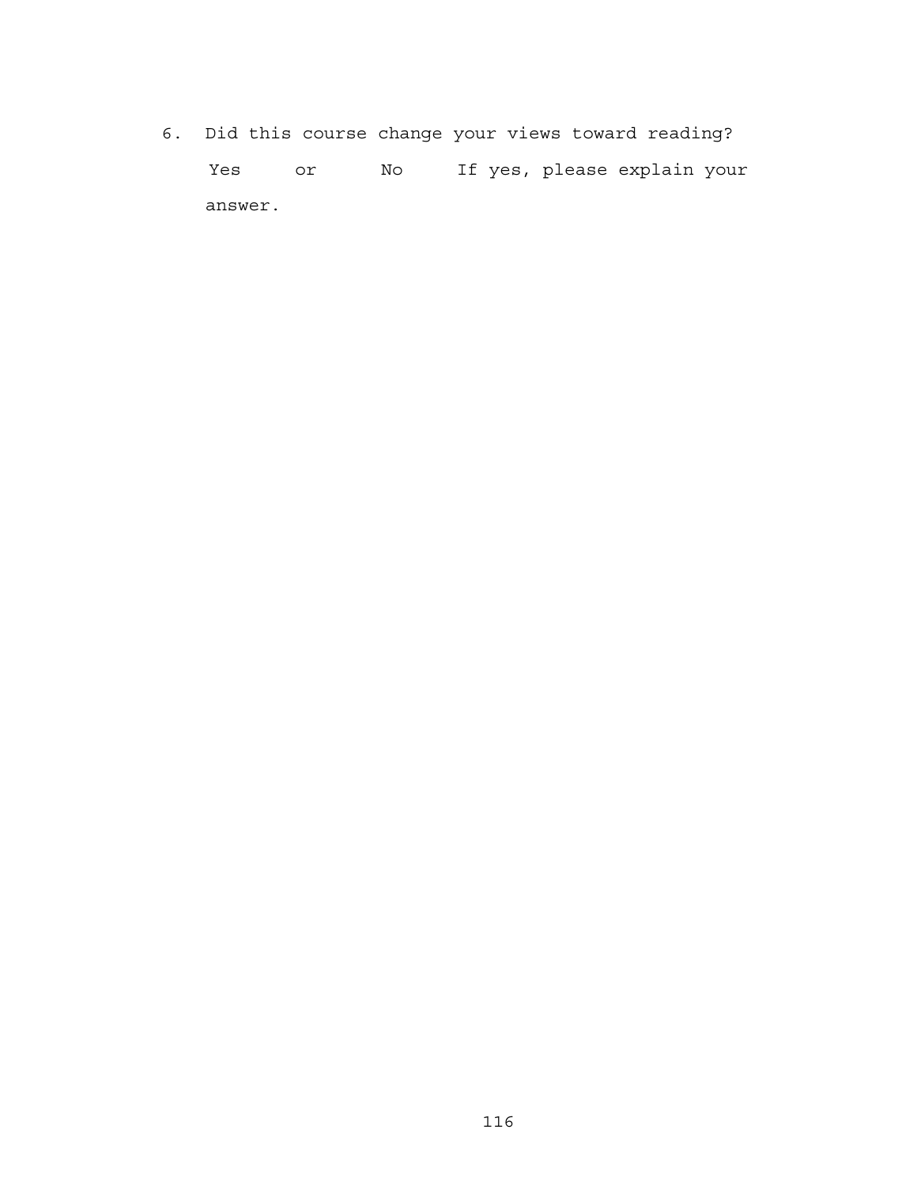6. Did this course change your views toward reading?

   Yes or No If yes, please explain your answer.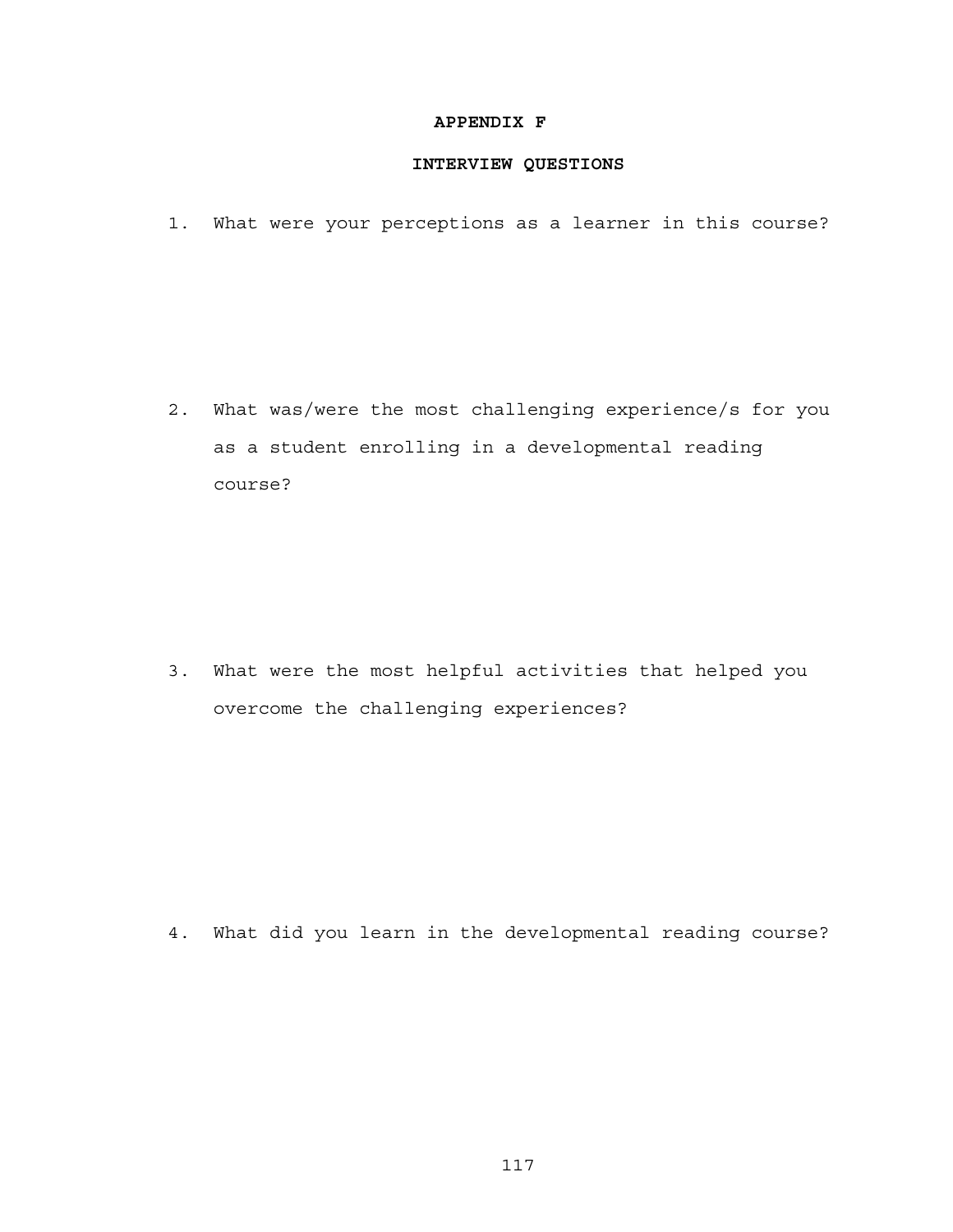# APPENDIX F

## INTERVIEW QUESTIONS

1. What were your perceptions as a learner in this course?

2. What was/were the most challenging experience/s for you as a student enrolling in a developmental reading course?

3. What were the most helpful activities that helped you overcome the challenging experiences?

4. What did you learn in the developmental reading course?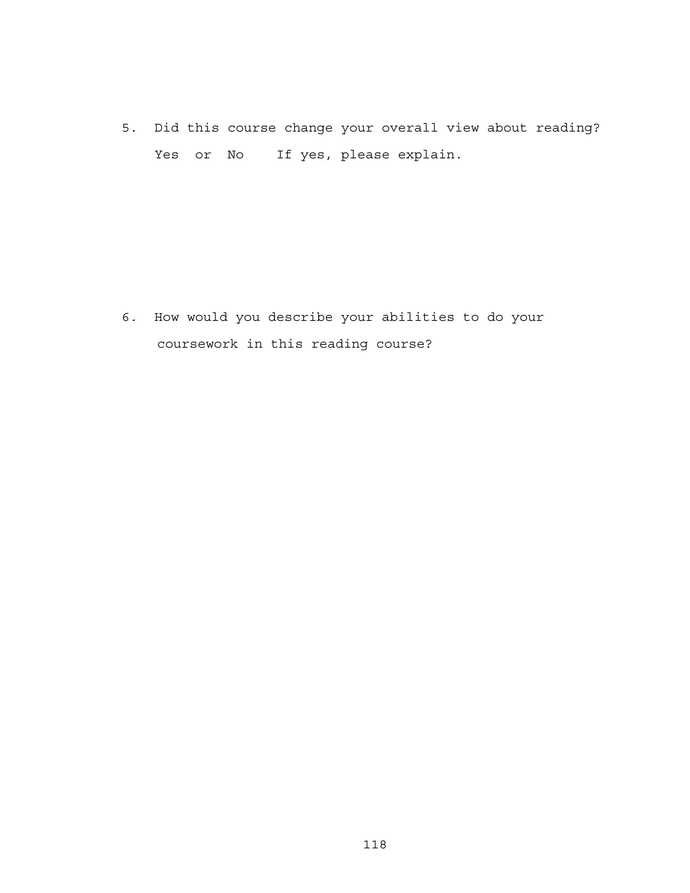5. Did this course change your overall view about reading?
   Yes or No   If yes, please explain.

6. How would you describe your abilities to do your coursework in this reading course?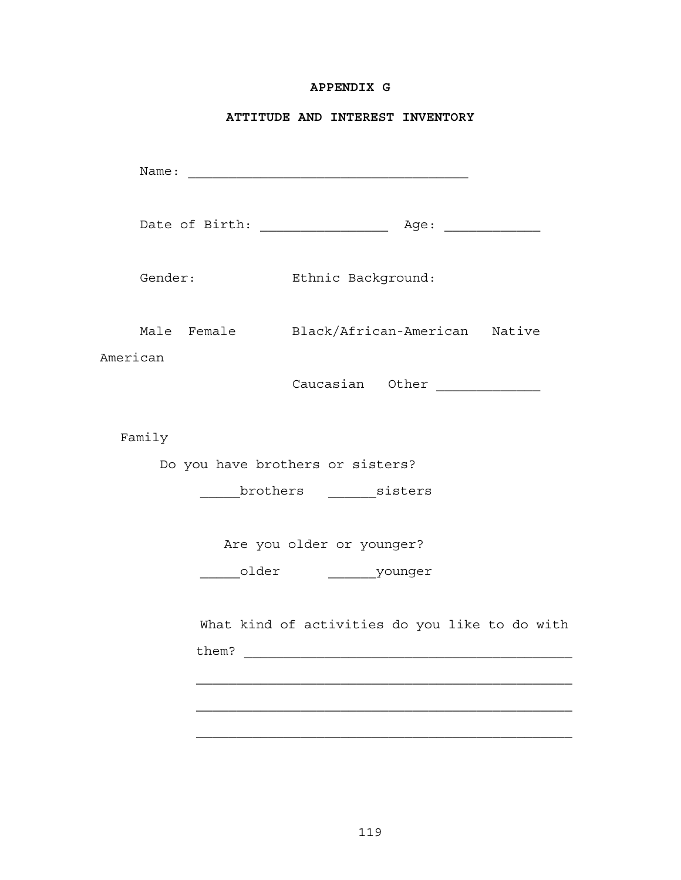# APPENDIX G

## ATTITUDE AND INTEREST INVENTORY

Name: ___________________________________

Date of Birth: ________________ Age: ____________

Gender: Ethnic Background:

Male Female Black/African-American Native American

Caucasian Other _____________

Family

Do you have brothers or sisters?

_____brothers ______sisters

Are you older or younger?

_____older ______younger

What kind of activities do you like to do with them? _________________________________________

_______________________________________________

_______________________________________________

_______________________________________________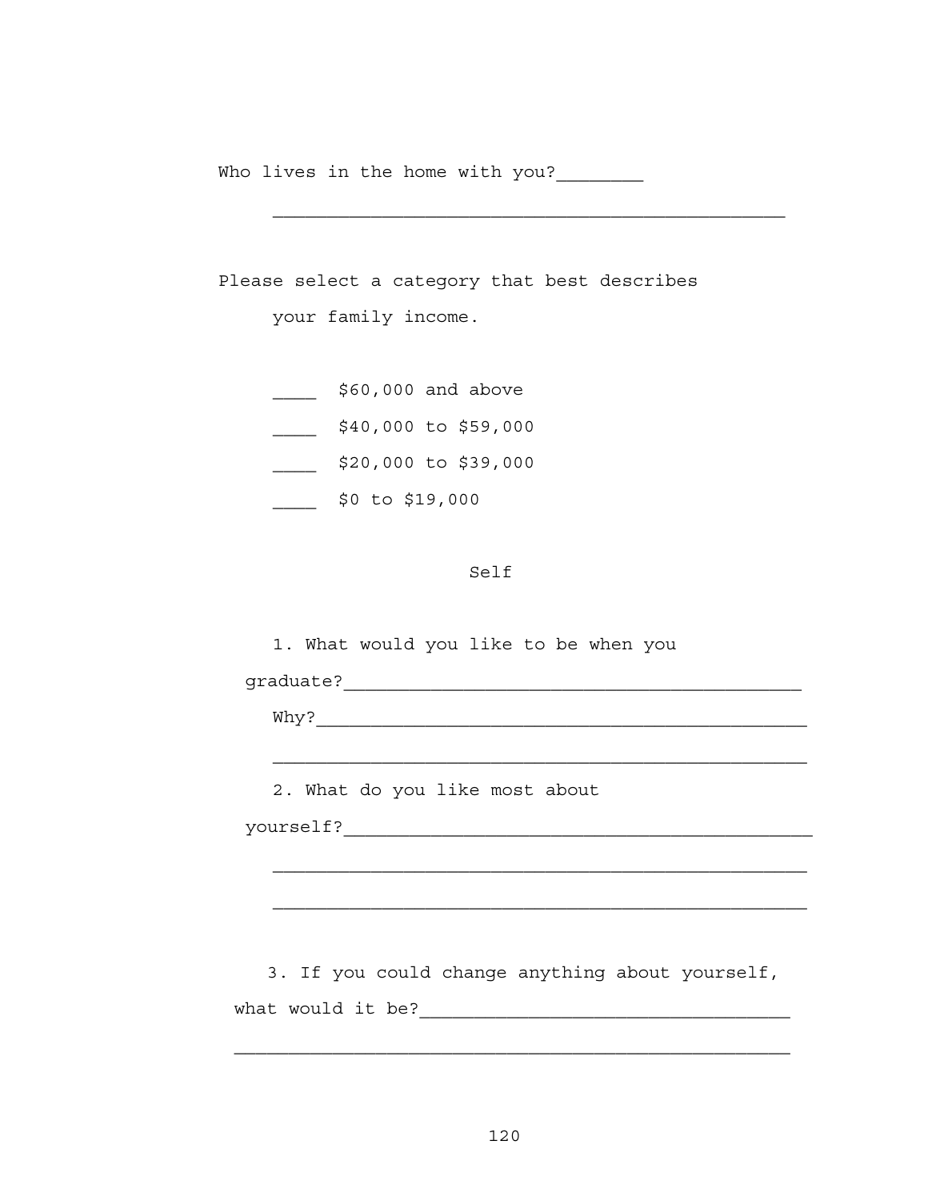Who lives in the home with you?________

__________________________________________________

Please select a category that best describes your family income.

____ $60,000 and above

____ $40,000 to $59,000

____ $20,000 to $39,000

____ $0 to $19,000

Self

1. What would you like to be when you graduate?_____________________________________________

Why?________________________________________________

____________________________________________________

2. What do you like most about yourself?_____________________________________________

____________________________________________________

____________________________________________________

3. If you could change anything about yourself, what would it be?__________________________________

____________________________________________________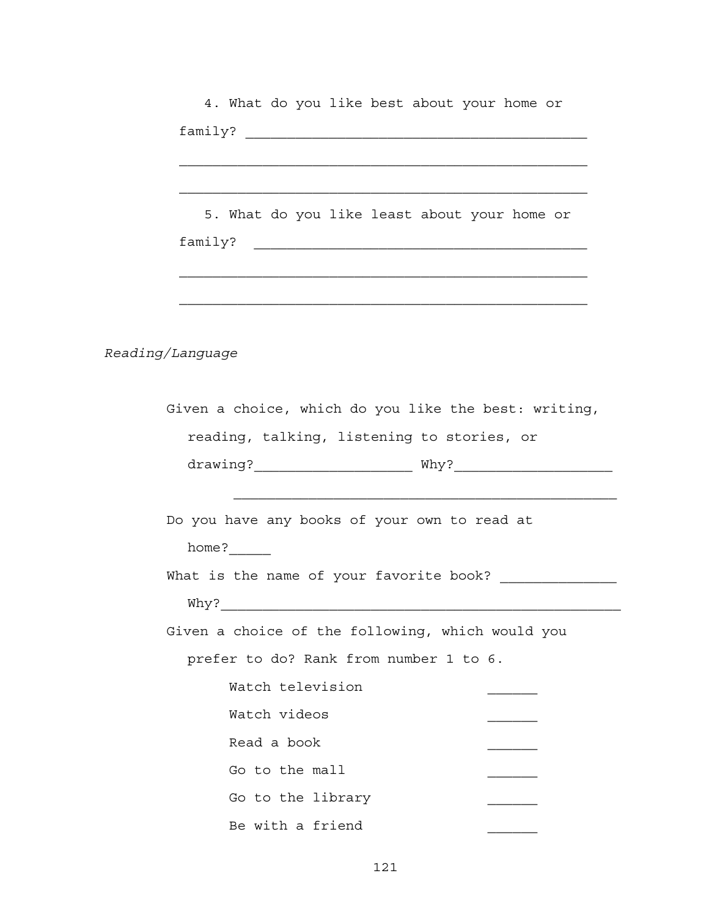4. What do you like best about your home or family? ___________________________________________

___________________________________________________

___________________________________________________

5. What do you like least about your home or family? ___________________________________________

___________________________________________________

___________________________________________________

*Reading/Language*

Given a choice, which do you like the best: writing, reading, talking, listening to stories, or drawing?___________________ Why?___________________

______________________________________________

Do you have any books of your own to read at home?_____

What is the name of your favorite book? ______________ Why?________________________________________________

Given a choice of the following, which would you prefer to do? Rank from number 1 to 6.

| | |
|---|---|
| Watch television | ______ |
| Watch videos | ______ |
| Read a book | ______ |
| Go to the mall | ______ |
| Go to the library | ______ |
| Be with a friend | ______ |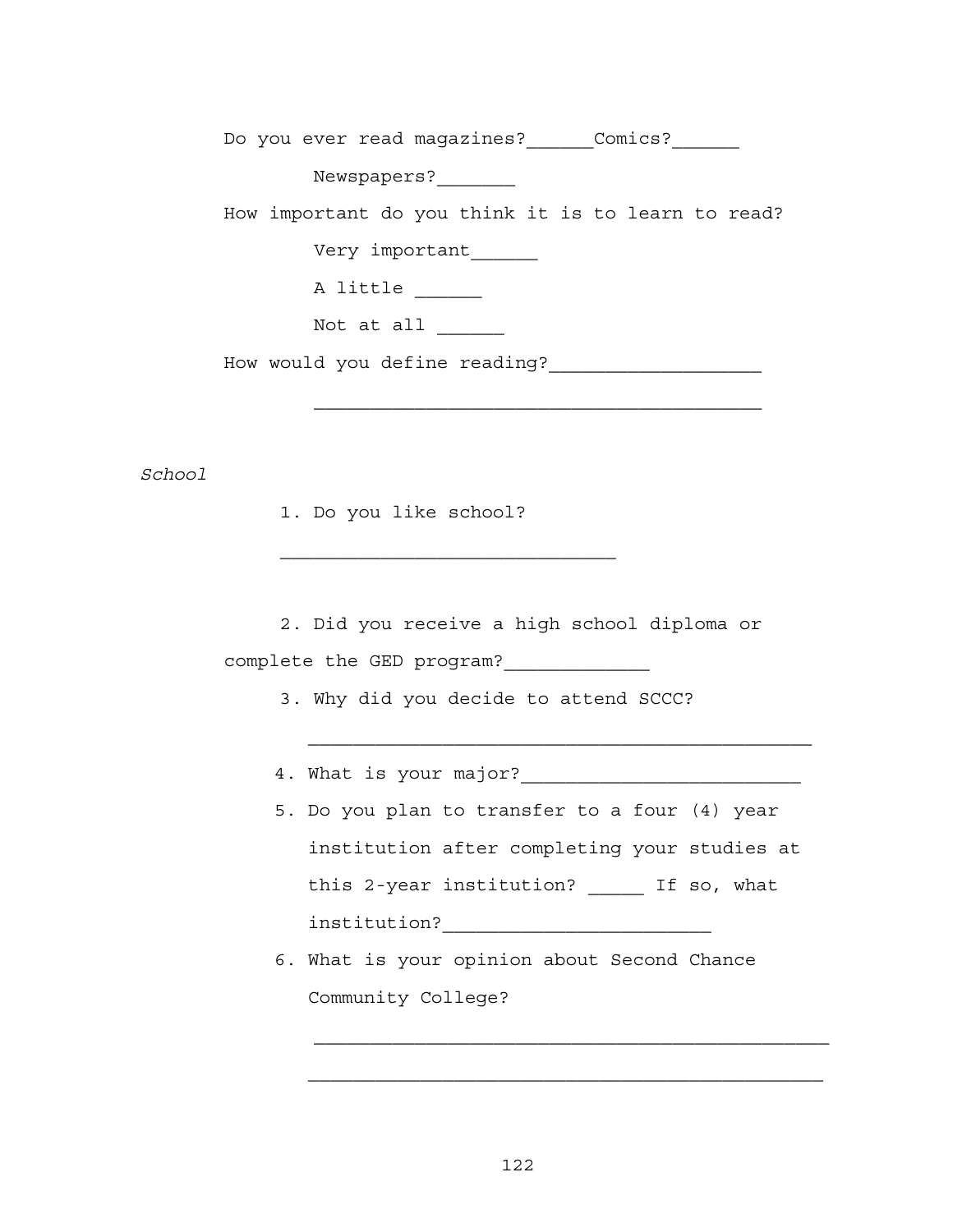Do you ever read magazines?______Comics?______

Newspapers?_______

How important do you think it is to learn to read?

Very important______

A little ______

Not at all ______

How would you define reading?___________________

________________________________________

*School*

1. Do you like school?

______________________________

2. Did you receive a high school diploma or complete the GED program?_____________

3. Why did you decide to attend SCCC?

_____________________________________________

4. What is your major?_________________________

5. Do you plan to transfer to a four (4) year institution after completing your studies at this 2-year institution? _____ If so, what institution?________________________

6. What is your opinion about Second Chance Community College?

______________________________________________

______________________________________________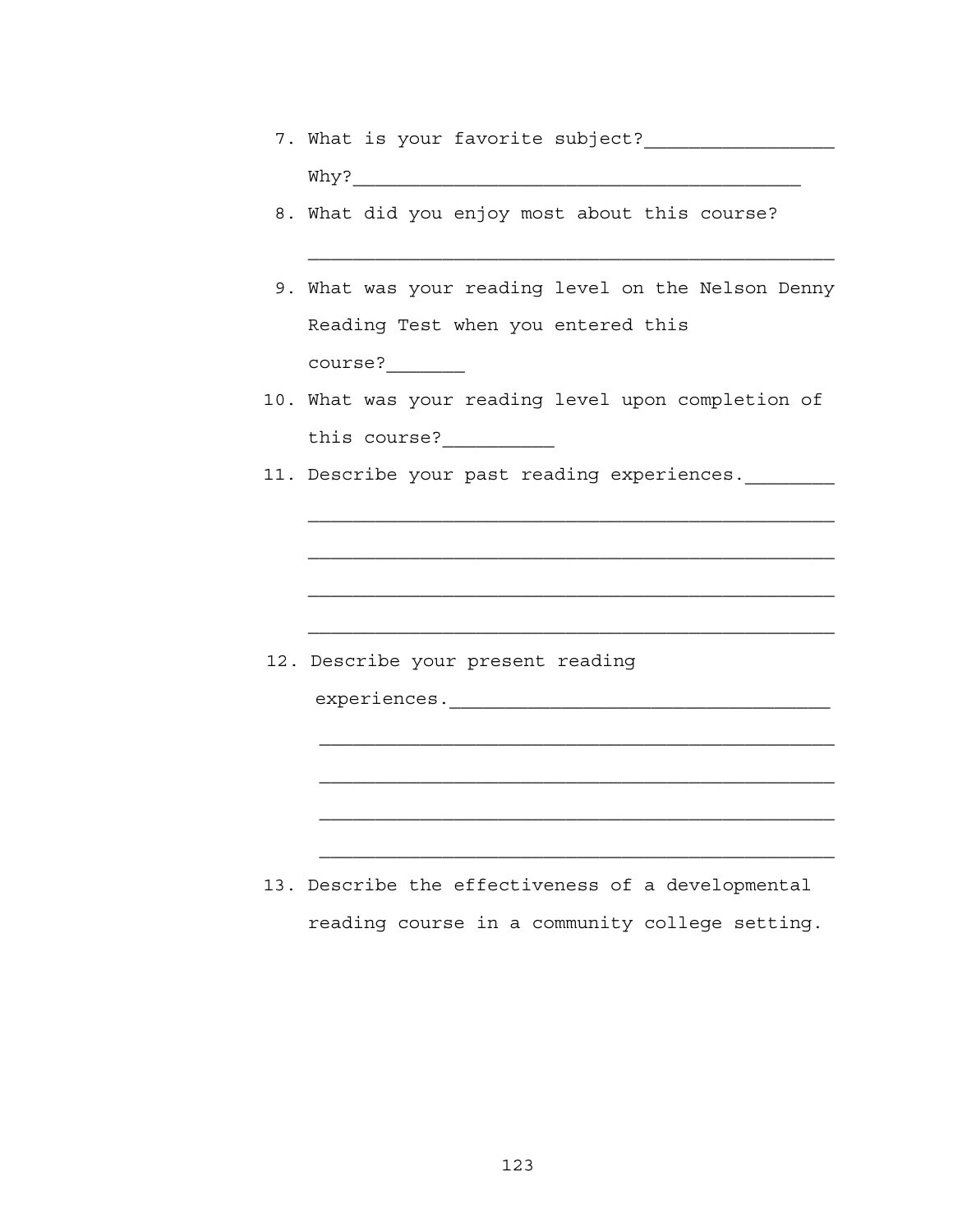7. What is your favorite subject?________________

   Why?________________________________________

8. What did you enjoy most about this course?

   ________________________________________________

9. What was your reading level on the Nelson Denny Reading Test when you entered this course?_______

10. What was your reading level upon completion of this course?__________

11. Describe your past reading experiences.________

    ________________________________________________

    ________________________________________________

    ________________________________________________

    ________________________________________________

12. Describe your present reading experiences.________________________________

    ________________________________________________

    ________________________________________________

    ________________________________________________

    ________________________________________________

13. Describe the effectiveness of a developmental reading course in a community college setting.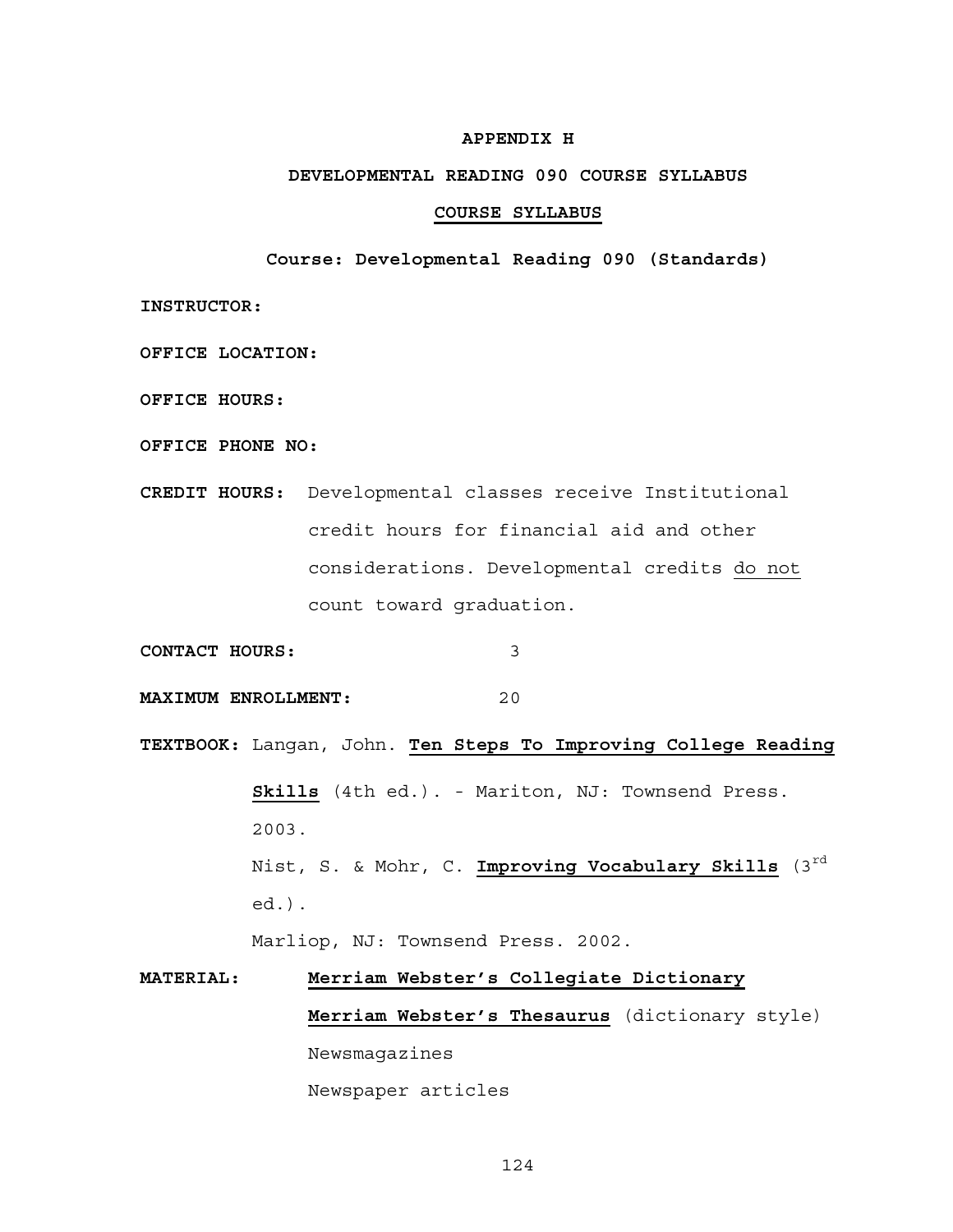# APPENDIX H

## DEVELOPMENTAL READING 090 COURSE SYLLABUS

### COURSE SYLLABUS

**Course: Developmental Reading 090 (Standards)**

**INSTRUCTOR:**

**OFFICE LOCATION:**

**OFFICE HOURS:**

**OFFICE PHONE NO:**

**CREDIT HOURS:** Developmental classes receive Institutional credit hours for financial aid and other considerations. Developmental credits do not count toward graduation.

**CONTACT HOURS:** 3

**MAXIMUM ENROLLMENT:** 20

**TEXTBOOK:** Langan, John. **Ten Steps To Improving College Reading Skills** (4th ed.). - Mariton, NJ: Townsend Press. 2003.

Nist, S. & Mohr, C. **Improving Vocabulary Skills** (3rd ed.).

Marliop, NJ: Townsend Press. 2002.

**MATERIAL:** **Merriam Webster's Collegiate Dictionary**

**Merriam Webster's Thesaurus** (dictionary style)

Newsmagazines

Newspaper articles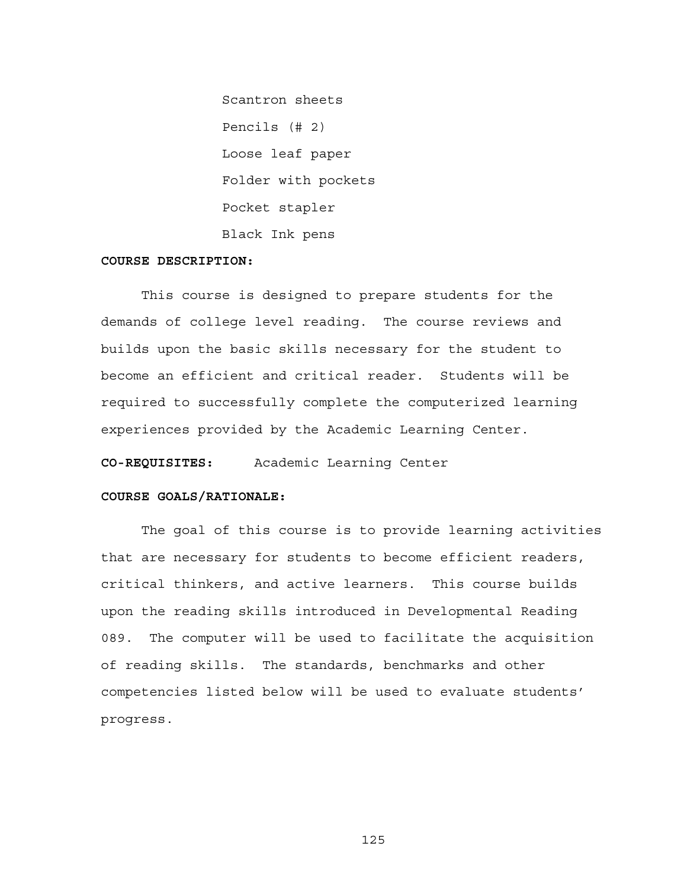Scantron sheets

Pencils (# 2)

Loose leaf paper

Folder with pockets

Pocket stapler

Black Ink pens

**COURSE DESCRIPTION:**

This course is designed to prepare students for the demands of college level reading. The course reviews and builds upon the basic skills necessary for the student to become an efficient and critical reader. Students will be required to successfully complete the computerized learning experiences provided by the Academic Learning Center.

**CO-REQUISITES:** Academic Learning Center

**COURSE GOALS/RATIONALE:**

The goal of this course is to provide learning activities that are necessary for students to become efficient readers, critical thinkers, and active learners. This course builds upon the reading skills introduced in Developmental Reading 089. The computer will be used to facilitate the acquisition of reading skills. The standards, benchmarks and other competencies listed below will be used to evaluate students' progress.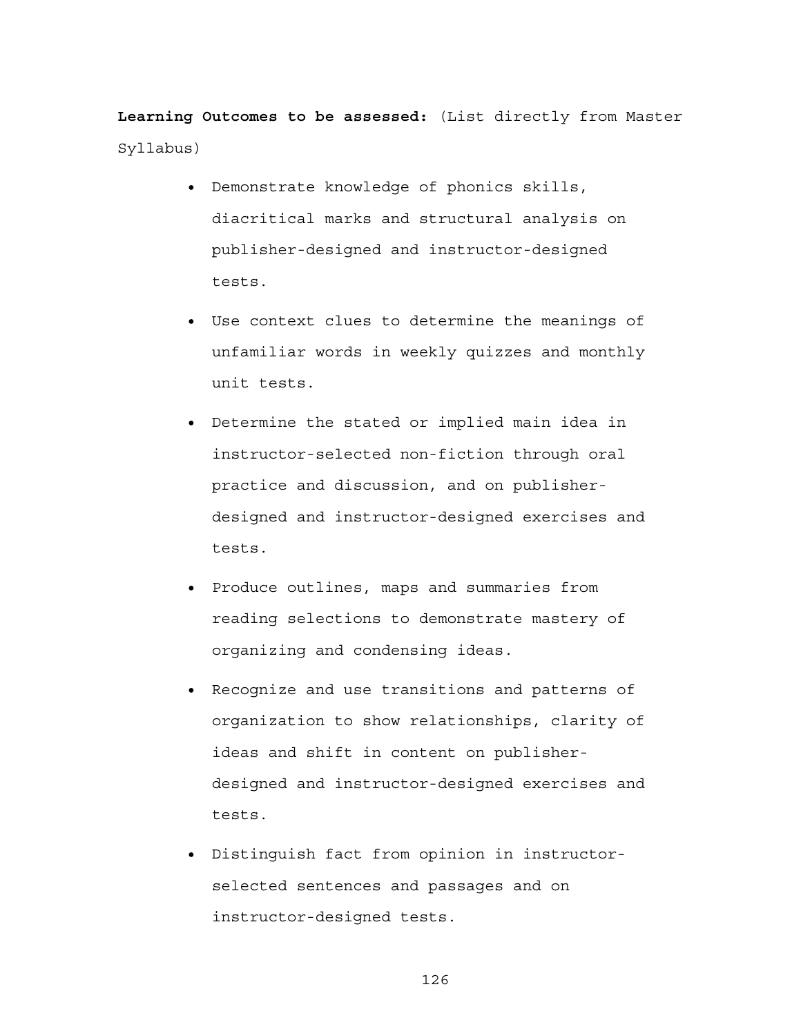**Learning Outcomes to be assessed:** (List directly from Master Syllabus)

- Demonstrate knowledge of phonics skills, diacritical marks and structural analysis on publisher-designed and instructor-designed tests.
- Use context clues to determine the meanings of unfamiliar words in weekly quizzes and monthly unit tests.
- Determine the stated or implied main idea in instructor-selected non-fiction through oral practice and discussion, and on publisher-designed and instructor-designed exercises and tests.
- Produce outlines, maps and summaries from reading selections to demonstrate mastery of organizing and condensing ideas.
- Recognize and use transitions and patterns of organization to show relationships, clarity of ideas and shift in content on publisher-designed and instructor-designed exercises and tests.
- Distinguish fact from opinion in instructor-selected sentences and passages and on instructor-designed tests.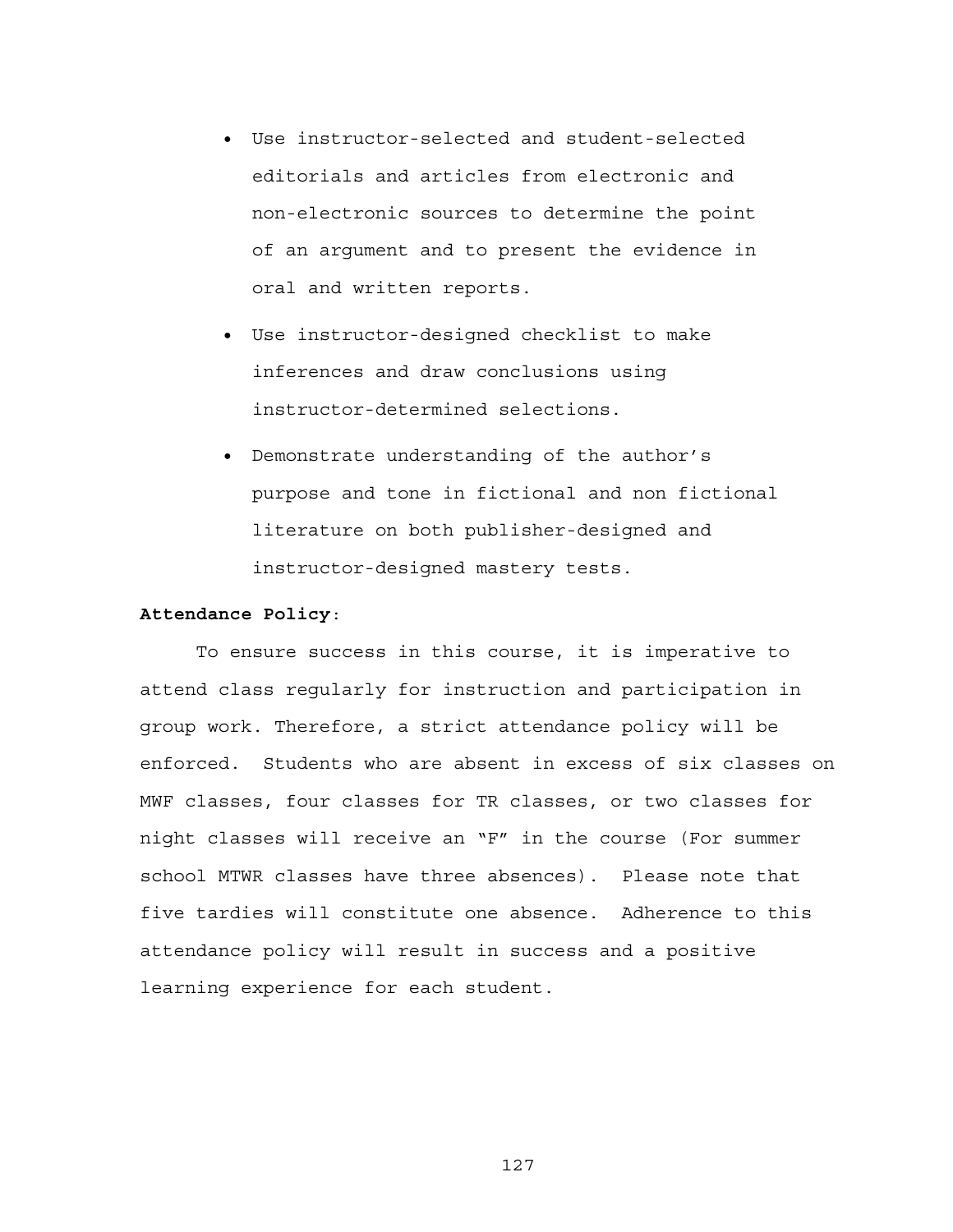- Use instructor-selected and student-selected editorials and articles from electronic and non-electronic sources to determine the point of an argument and to present the evidence in oral and written reports.
- Use instructor-designed checklist to make inferences and draw conclusions using instructor-determined selections.
- Demonstrate understanding of the author's purpose and tone in fictional and non fictional literature on both publisher-designed and instructor-designed mastery tests.

**Attendance Policy**:

To ensure success in this course, it is imperative to attend class regularly for instruction and participation in group work. Therefore, a strict attendance policy will be enforced. Students who are absent in excess of six classes on MWF classes, four classes for TR classes, or two classes for night classes will receive an "F" in the course (For summer school MTWR classes have three absences). Please note that five tardies will constitute one absence. Adherence to this attendance policy will result in success and a positive learning experience for each student.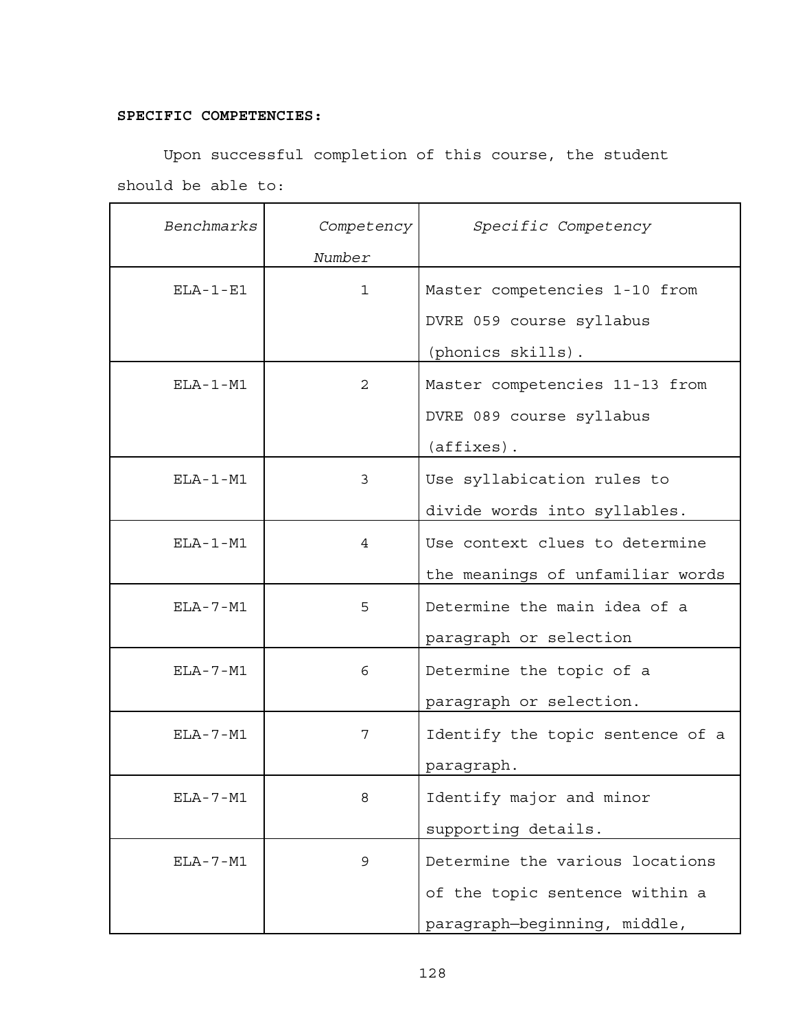**SPECIFIC COMPETENCIES:**

Upon successful completion of this course, the student should be able to:

| *Benchmarks* | *Competency Number* | *Specific Competency* |
|---|---|---|
| ELA-1-E1 | 1 | Master competencies 1-10 from DVRE 059 course syllabus (phonics skills). |
| ELA-1-M1 | 2 | Master competencies 11-13 from DVRE 089 course syllabus (affixes). |
| ELA-1-M1 | 3 | Use syllabication rules to divide words into syllables. |
| ELA-1-M1 | 4 | Use context clues to determine the meanings of unfamiliar words |
| ELA-7-M1 | 5 | Determine the main idea of a paragraph or selection |
| ELA-7-M1 | 6 | Determine the topic of a paragraph or selection. |
| ELA-7-M1 | 7 | Identify the topic sentence of a paragraph. |
| ELA-7-M1 | 8 | Identify major and minor supporting details. |
| ELA-7-M1 | 9 | Determine the various locations of the topic sentence within a paragraph—beginning, middle, |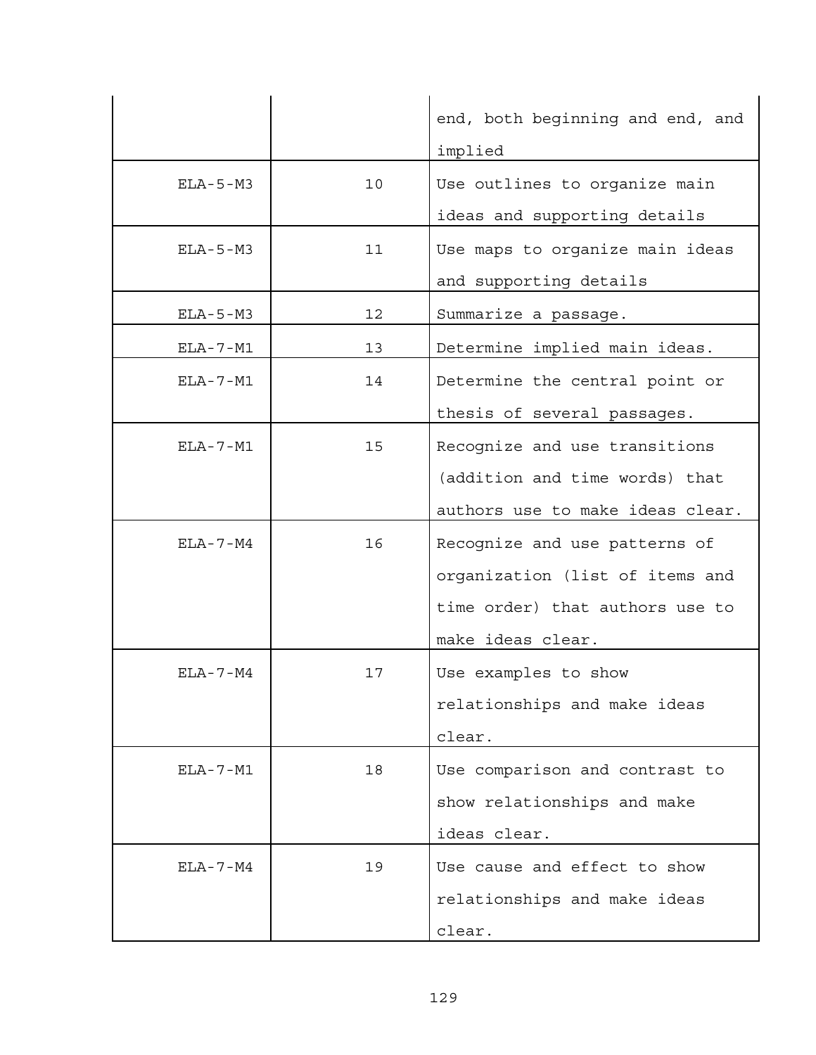| | | |
|---|---|---|
| | | end, both beginning and end, and implied |
| ELA-5-M3 | 10 | Use outlines to organize main ideas and supporting details |
| ELA-5-M3 | 11 | Use maps to organize main ideas and supporting details |
| ELA-5-M3 | 12 | Summarize a passage. |
| ELA-7-M1 | 13 | Determine implied main ideas. |
| ELA-7-M1 | 14 | Determine the central point or thesis of several passages. |
| ELA-7-M1 | 15 | Recognize and use transitions (addition and time words) that authors use to make ideas clear. |
| ELA-7-M4 | 16 | Recognize and use patterns of organization (list of items and time order) that authors use to make ideas clear. |
| ELA-7-M4 | 17 | Use examples to show relationships and make ideas clear. |
| ELA-7-M1 | 18 | Use comparison and contrast to show relationships and make ideas clear. |
| ELA-7-M4 | 19 | Use cause and effect to show relationships and make ideas clear. |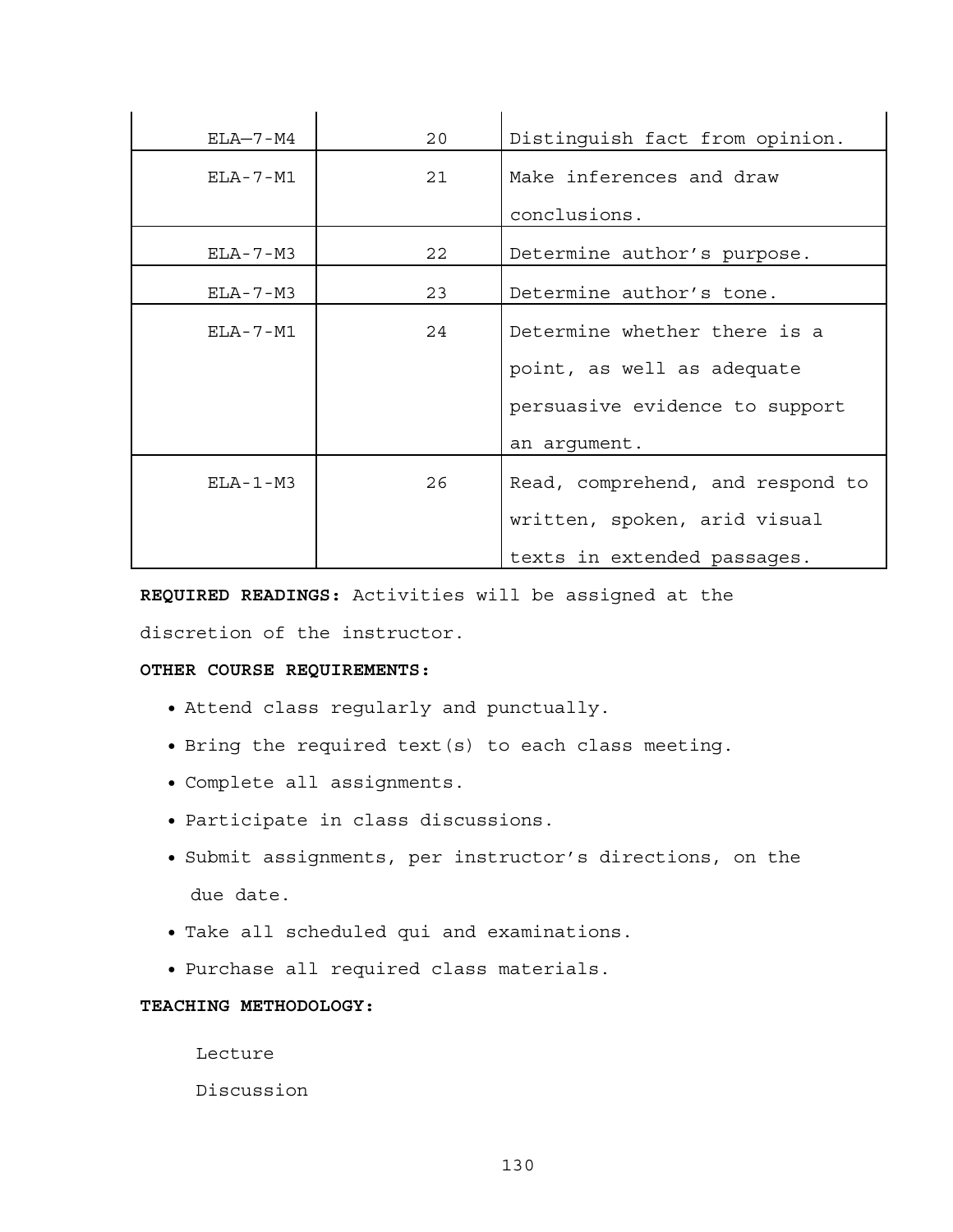| | | |
|---|---|---|
| ELA—7-M4 | 20 | Distinguish fact from opinion. |
| ELA-7-M1 | 21 | Make inferences and draw conclusions. |
| ELA-7-M3 | 22 | Determine author's purpose. |
| ELA-7-M3 | 23 | Determine author's tone. |
| ELA-7-M1 | 24 | Determine whether there is a point, as well as adequate persuasive evidence to support an argument. |
| ELA-1-M3 | 26 | Read, comprehend, and respond to written, spoken, arid visual texts in extended passages. |

**REQUIRED READINGS:** Activities will be assigned at the discretion of the instructor.

**OTHER COURSE REQUIREMENTS:**

- Attend class regularly and punctually.
- Bring the required text(s) to each class meeting.
- Complete all assignments.
- Participate in class discussions.
- Submit assignments, per instructor's directions, on the due date.
- Take all scheduled qui and examinations.
- Purchase all required class materials.

**TEACHING METHODOLOGY:**

Lecture

Discussion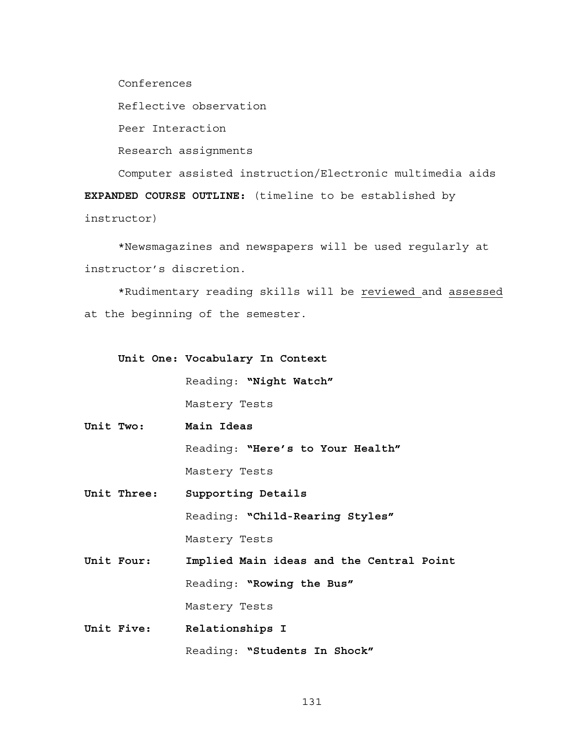Conferences

Reflective observation

Peer Interaction

Research assignments

Computer assisted instruction/Electronic multimedia aids

**EXPANDED COURSE OUTLINE:** (timeline to be established by instructor)

*Newsmagazines and newspapers will be used regularly at instructor's discretion.

*Rudimentary reading skills will be <u>reviewed</u> and <u>assessed</u> at the beginning of the semester.

**Unit One: Vocabulary In Context**

Reading: **"Night Watch"**

Mastery Tests

**Unit Two: Main Ideas**

Reading: **"Here's to Your Health"**

Mastery Tests

**Unit Three: Supporting Details**

Reading: **"Child-Rearing Styles"**

Mastery Tests

**Unit Four: Implied Main ideas and the Central Point**

Reading: **"Rowing the Bus"**

Mastery Tests

**Unit Five: Relationships I**

Reading: **"Students In Shock"**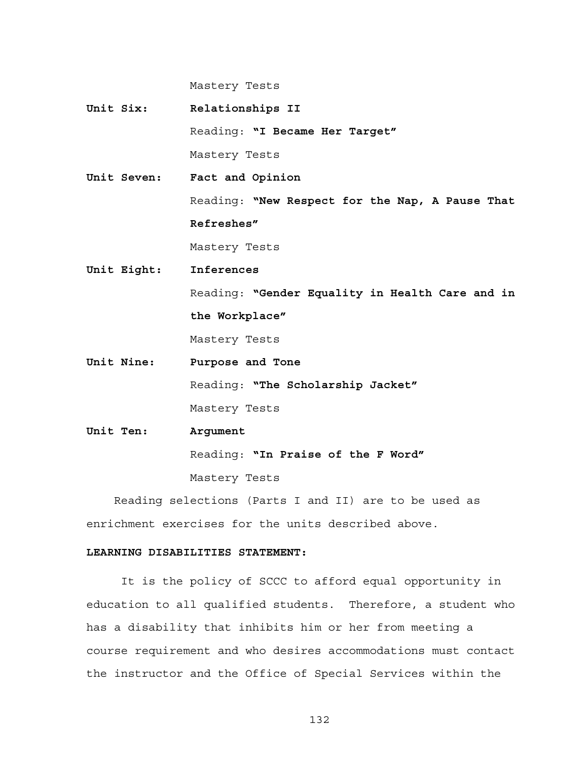Mastery Tests

**Unit Six:** **Relationships II**

Reading: **"I Became Her Target"**

Mastery Tests

**Unit Seven:** **Fact and Opinion**

Reading: **"New Respect for the Nap, A Pause That Refreshes"**

Mastery Tests

**Unit Eight:** **Inferences**

Reading: **"Gender Equality in Health Care and in the Workplace"**

Mastery Tests

**Unit Nine:** **Purpose and Tone**

Reading: **"The Scholarship Jacket"**

Mastery Tests

**Unit Ten:** **Argument**

Reading: **"In Praise of the F Word"**

Mastery Tests

Reading selections (Parts I and II) are to be used as enrichment exercises for the units described above.

**LEARNING DISABILITIES STATEMENT:**

It is the policy of SCCC to afford equal opportunity in education to all qualified students. Therefore, a student who has a disability that inhibits him or her from meeting a course requirement and who desires accommodations must contact the instructor and the Office of Special Services within the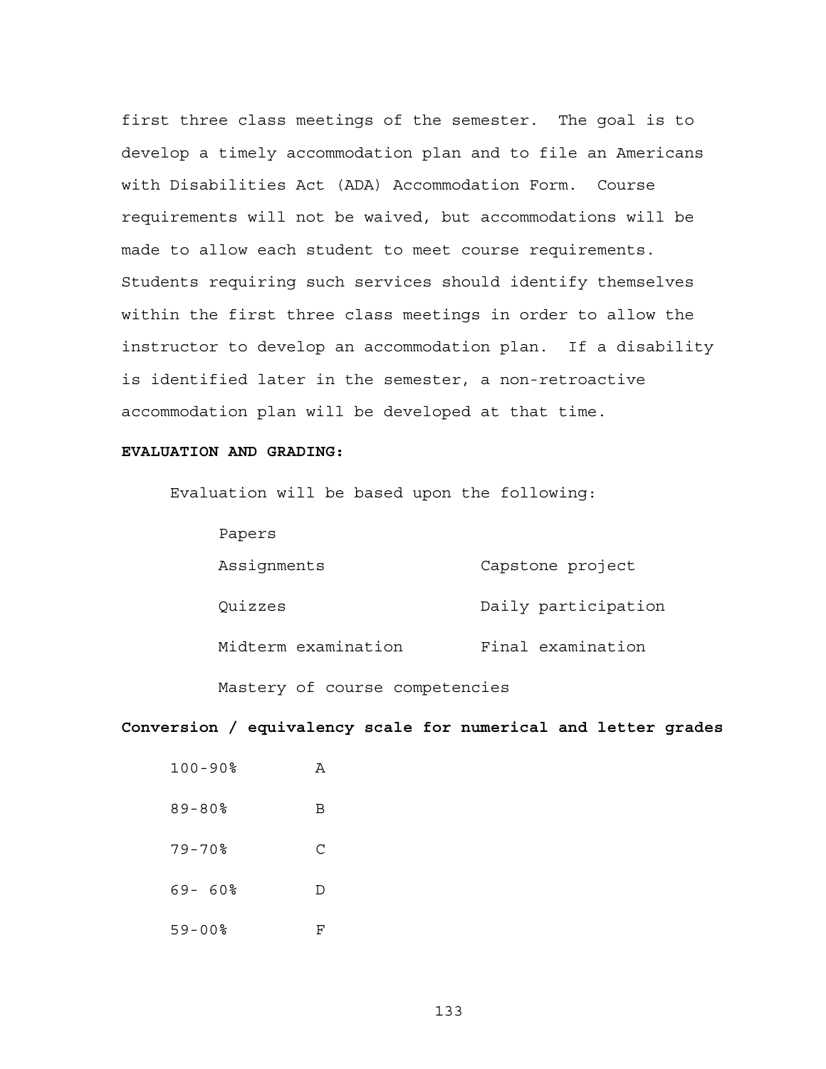first three class meetings of the semester. The goal is to develop a timely accommodation plan and to file an Americans with Disabilities Act (ADA) Accommodation Form. Course requirements will not be waived, but accommodations will be made to allow each student to meet course requirements. Students requiring such services should identify themselves within the first three class meetings in order to allow the instructor to develop an accommodation plan. If a disability is identified later in the semester, a non-retroactive accommodation plan will be developed at that time.

**EVALUATION AND GRADING:**

Evaluation will be based upon the following:

- Papers
- Assignments
- Capstone project
- Quizzes
- Daily participation
- Midterm examination
- Final examination
- Mastery of course competencies

**Conversion / equivalency scale for numerical and letter grades**

| | |
|---|---|
| 100-90% | A |
| 89-80% | B |
| 79-70% | C |
| 69- 60% | D |
| 59-00% | F |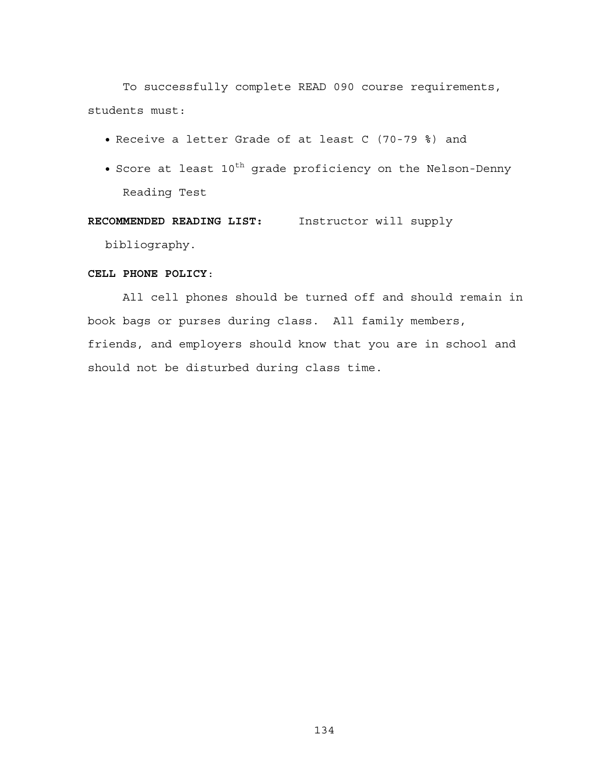To successfully complete READ 090 course requirements, students must:

- Receive a letter Grade of at least C (70-79 %) and
- Score at least 10th grade proficiency on the Nelson-Denny Reading Test

**RECOMMENDED READING LIST:** Instructor will supply bibliography.

**CELL PHONE POLICY**:

All cell phones should be turned off and should remain in book bags or purses during class. All family members, friends, and employers should know that you are in school and should not be disturbed during class time.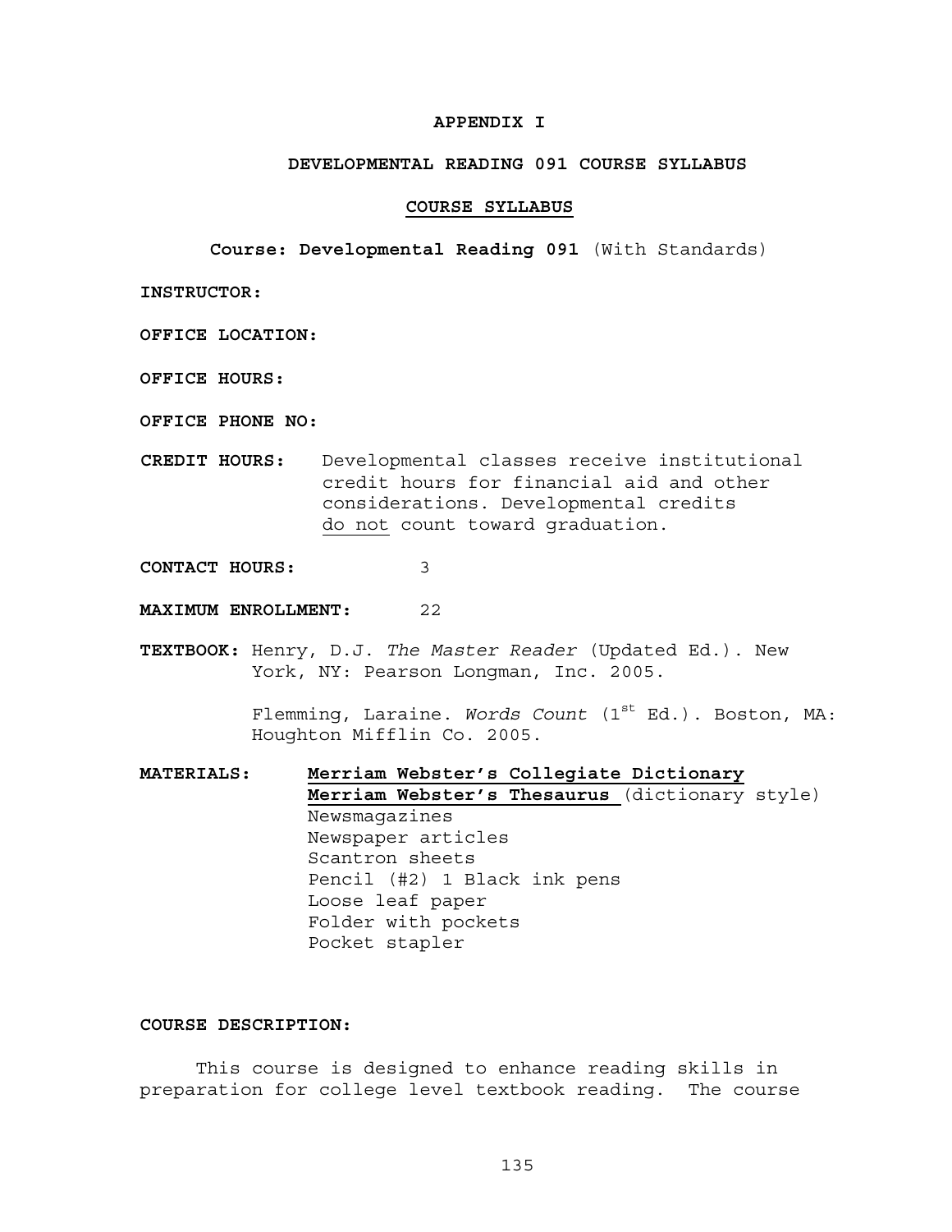**APPENDIX I**

**DEVELOPMENTAL READING 091 COURSE SYLLABUS**

**COURSE SYLLABUS**

**Course: Developmental Reading 091** (With Standards)

**INSTRUCTOR:**

**OFFICE LOCATION:**

**OFFICE HOURS:**

**OFFICE PHONE NO:**

**CREDIT HOURS:** Developmental classes receive institutional credit hours for financial aid and other considerations. Developmental credits do not count toward graduation.

**CONTACT HOURS:** 3

**MAXIMUM ENROLLMENT:** 22

**TEXTBOOK:** Henry, D.J. *The Master Reader* (Updated Ed.). New York, NY: Pearson Longman, Inc. 2005.

Flemming, Laraine. *Words Count* (1st Ed.). Boston, MA: Houghton Mifflin Co. 2005.

**MATERIALS:**

**Merriam Webster's Collegiate Dictionary**
**Merriam Webster's Thesaurus** (dictionary style)
Newsmagazines
Newspaper articles
Scantron sheets
Pencil (#2) 1 Black ink pens
Loose leaf paper
Folder with pockets
Pocket stapler

**COURSE DESCRIPTION:**

This course is designed to enhance reading skills in preparation for college level textbook reading. The course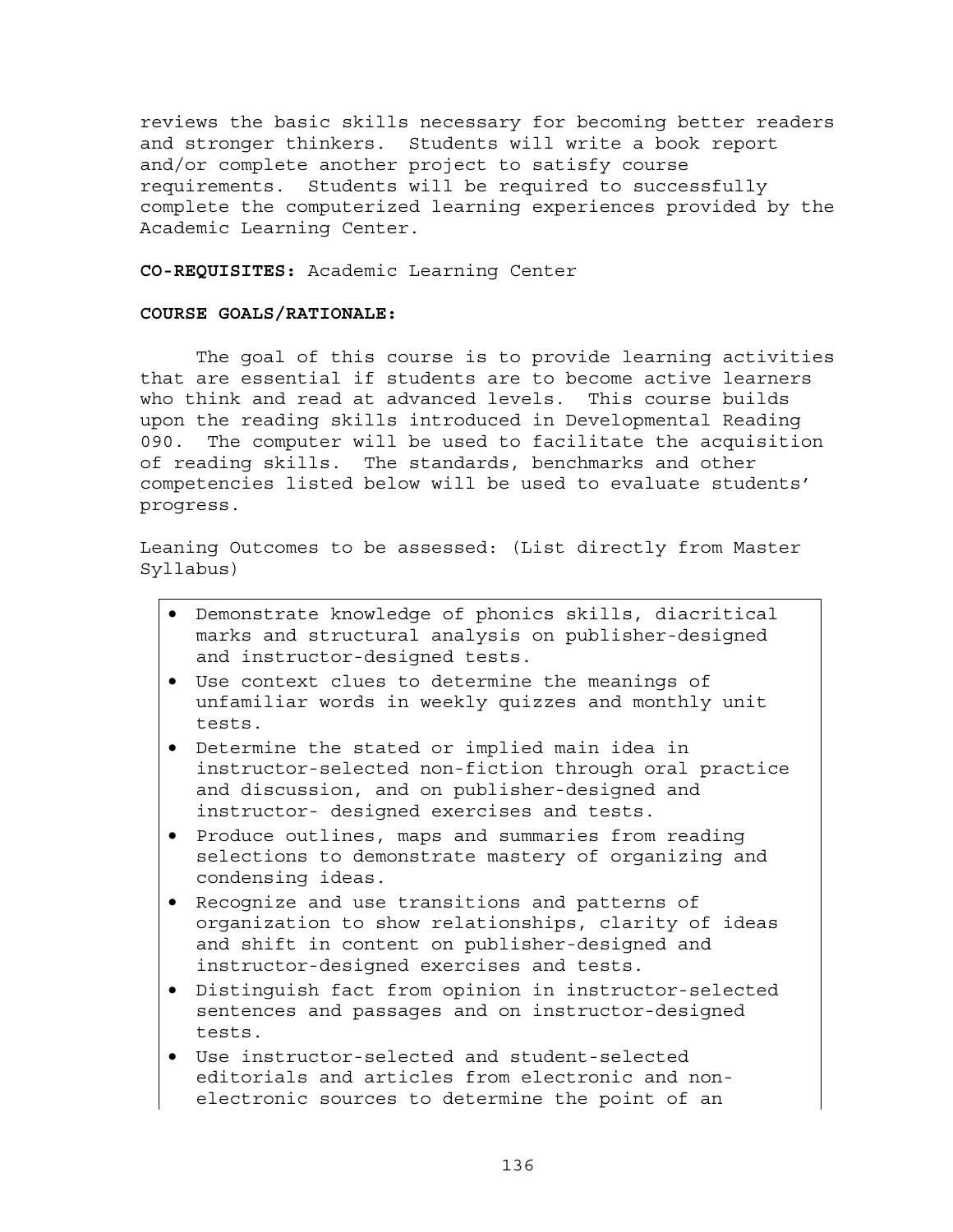reviews the basic skills necessary for becoming better readers and stronger thinkers. Students will write a book report and/or complete another project to satisfy course requirements. Students will be required to successfully complete the computerized learning experiences provided by the Academic Learning Center.

**CO-REQUISITES:** Academic Learning Center

**COURSE GOALS/RATIONALE:**

The goal of this course is to provide learning activities that are essential if students are to become active learners who think and read at advanced levels. This course builds upon the reading skills introduced in Developmental Reading 090. The computer will be used to facilitate the acquisition of reading skills. The standards, benchmarks and other competencies listed below will be used to evaluate students' progress.

Leaning Outcomes to be assessed: (List directly from Master Syllabus)

- Demonstrate knowledge of phonics skills, diacritical marks and structural analysis on publisher-designed and instructor-designed tests.
- Use context clues to determine the meanings of unfamiliar words in weekly quizzes and monthly unit tests.
- Determine the stated or implied main idea in instructor-selected non-fiction through oral practice and discussion, and on publisher-designed and instructor- designed exercises and tests.
- Produce outlines, maps and summaries from reading selections to demonstrate mastery of organizing and condensing ideas.
- Recognize and use transitions and patterns of organization to show relationships, clarity of ideas and shift in content on publisher-designed and instructor-designed exercises and tests.
- Distinguish fact from opinion in instructor-selected sentences and passages and on instructor-designed tests.
- Use instructor-selected and student-selected editorials and articles from electronic and non-electronic sources to determine the point of an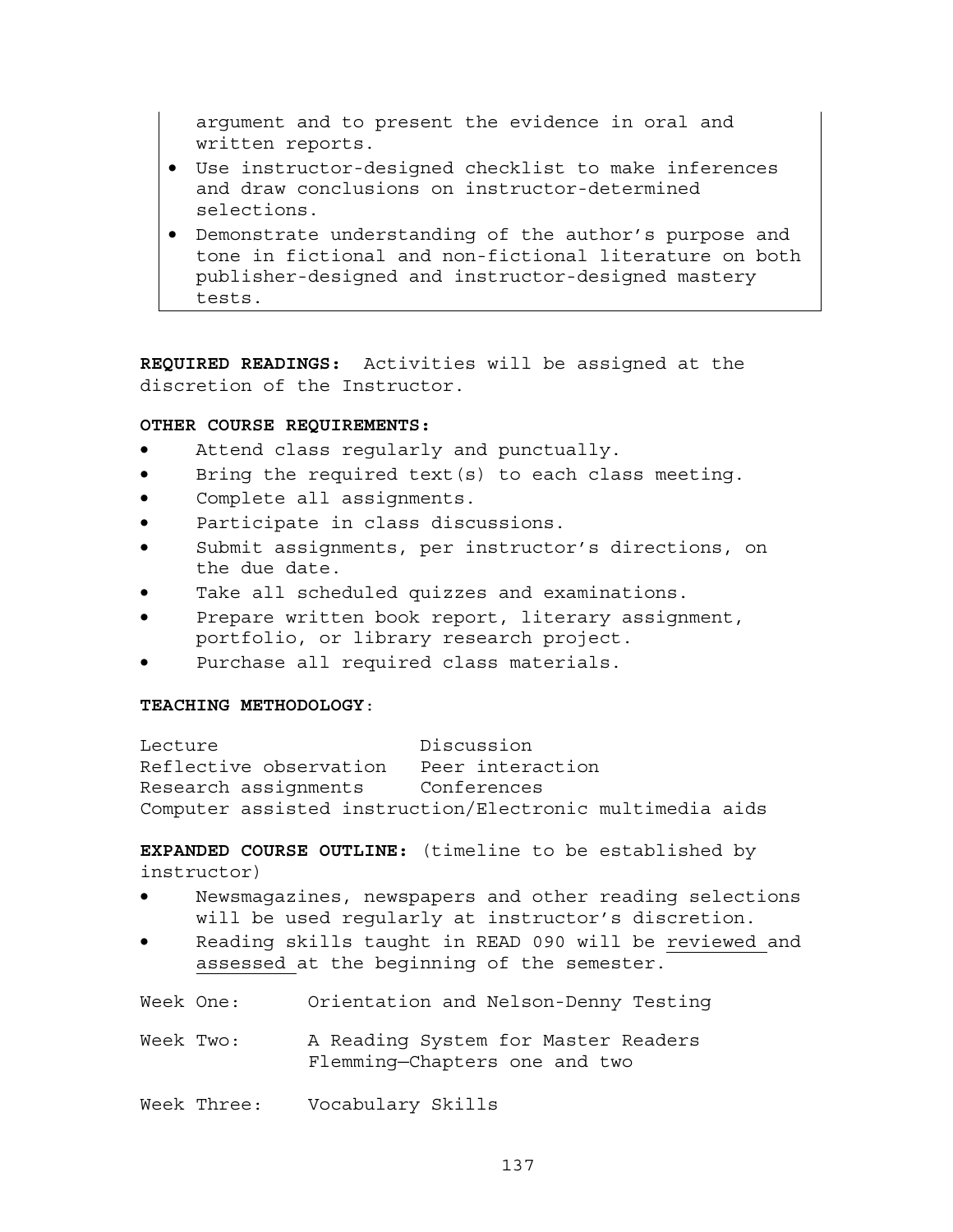argument and to present the evidence in oral and written reports.

- Use instructor-designed checklist to make inferences and draw conclusions on instructor-determined selections.
- Demonstrate understanding of the author's purpose and tone in fictional and non-fictional literature on both publisher-designed and instructor-designed mastery tests.

**REQUIRED READINGS:** Activities will be assigned at the discretion of the Instructor.

**OTHER COURSE REQUIREMENTS:**

- Attend class regularly and punctually.
- Bring the required text(s) to each class meeting.
- Complete all assignments.
- Participate in class discussions.
- Submit assignments, per instructor's directions, on the due date.
- Take all scheduled quizzes and examinations.
- Prepare written book report, literary assignment, portfolio, or library research project.
- Purchase all required class materials.

**TEACHING METHODOLOGY**:

Lecture — Discussion
Reflective observation — Peer interaction
Research assignments — Conferences
Computer assisted instruction/Electronic multimedia aids

**EXPANDED COURSE OUTLINE:** (timeline to be established by instructor)

- Newsmagazines, newspapers and other reading selections will be used regularly at instructor's discretion.
- Reading skills taught in READ 090 will be reviewed and assessed at the beginning of the semester.

Week One: Orientation and Nelson-Denny Testing

Week Two: A Reading System for Master Readers
Flemming—Chapters one and two

Week Three: Vocabulary Skills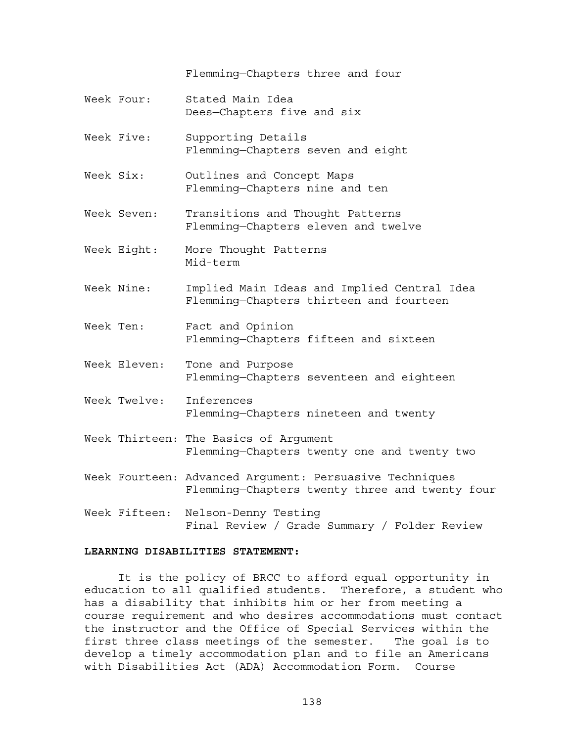Flemming—Chapters three and four

Week Four: Stated Main Idea
Dees—Chapters five and six

Week Five: Supporting Details
Flemming—Chapters seven and eight

Week Six: Outlines and Concept Maps
Flemming—Chapters nine and ten

Week Seven: Transitions and Thought Patterns
Flemming—Chapters eleven and twelve

Week Eight: More Thought Patterns
Mid-term

Week Nine: Implied Main Ideas and Implied Central Idea
Flemming—Chapters thirteen and fourteen

Week Ten: Fact and Opinion
Flemming—Chapters fifteen and sixteen

Week Eleven: Tone and Purpose
Flemming—Chapters seventeen and eighteen

Week Twelve: Inferences
Flemming—Chapters nineteen and twenty

Week Thirteen: The Basics of Argument
Flemming—Chapters twenty one and twenty two

Week Fourteen: Advanced Argument: Persuasive Techniques
Flemming—Chapters twenty three and twenty four

Week Fifteen: Nelson-Denny Testing
Final Review / Grade Summary / Folder Review

**LEARNING DISABILITIES STATEMENT:**

It is the policy of BRCC to afford equal opportunity in education to all qualified students. Therefore, a student who has a disability that inhibits him or her from meeting a course requirement and who desires accommodations must contact the instructor and the Office of Special Services within the first three class meetings of the semester. The goal is to develop a timely accommodation plan and to file an Americans with Disabilities Act (ADA) Accommodation Form. Course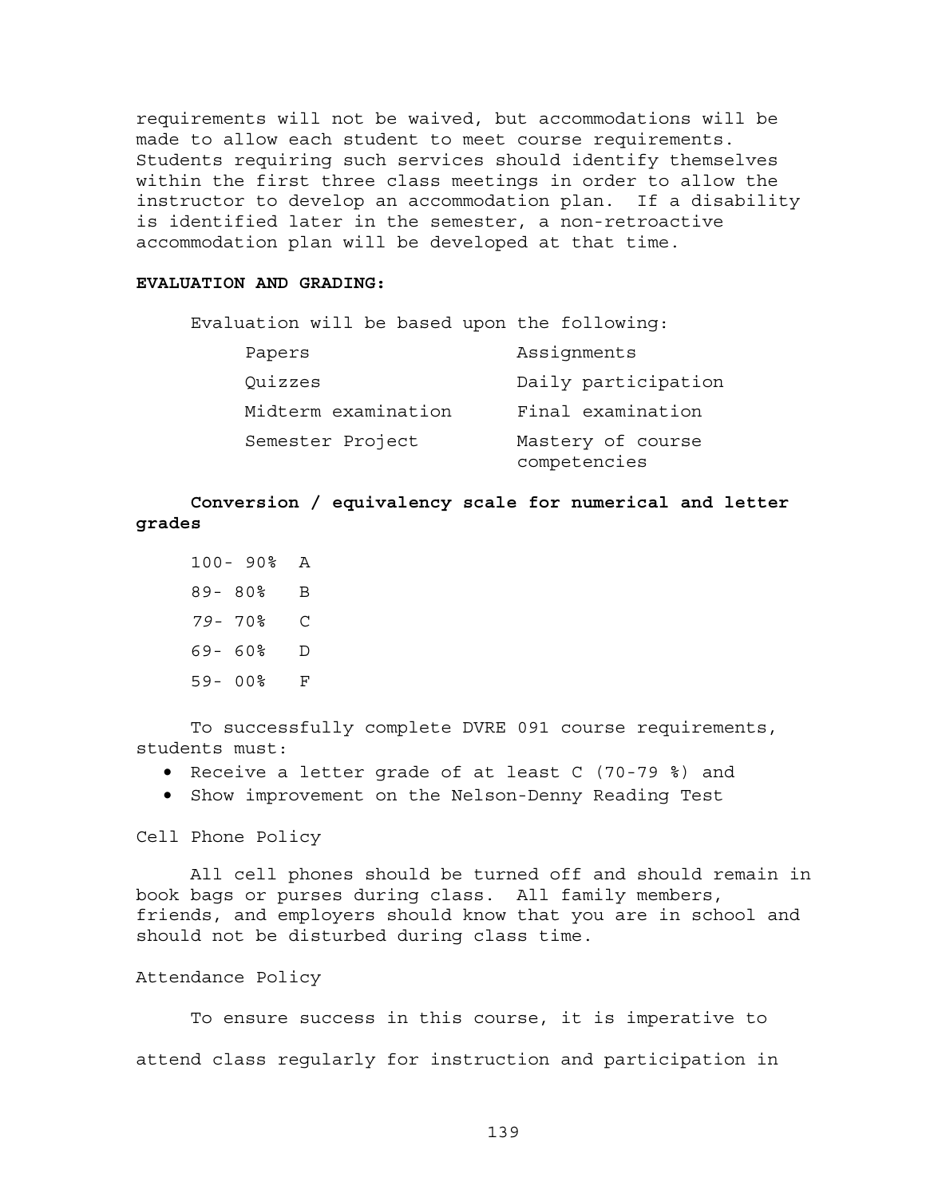requirements will not be waived, but accommodations will be made to allow each student to meet course requirements. Students requiring such services should identify themselves within the first three class meetings in order to allow the instructor to develop an accommodation plan. If a disability is identified later in the semester, a non-retroactive accommodation plan will be developed at that time.

**EVALUATION AND GRADING:**

Evaluation will be based upon the following:

| | |
|---|---|
| Papers | Assignments |
| Quizzes | Daily participation |
| Midterm examination | Final examination |
| Semester Project | Mastery of course competencies |

**Conversion / equivalency scale for numerical and letter grades**

| | |
|---|---|
| 100- 90% | A |
| 89- 80% | B |
| 79- 70% | C |
| 69- 60% | D |
| 59- 00% | F |

To successfully complete DVRE 091 course requirements, students must:

- Receive a letter grade of at least C (70-79 %) and
- Show improvement on the Nelson-Denny Reading Test

Cell Phone Policy

All cell phones should be turned off and should remain in book bags or purses during class. All family members, friends, and employers should know that you are in school and should not be disturbed during class time.

Attendance Policy

To ensure success in this course, it is imperative to attend class regularly for instruction and participation in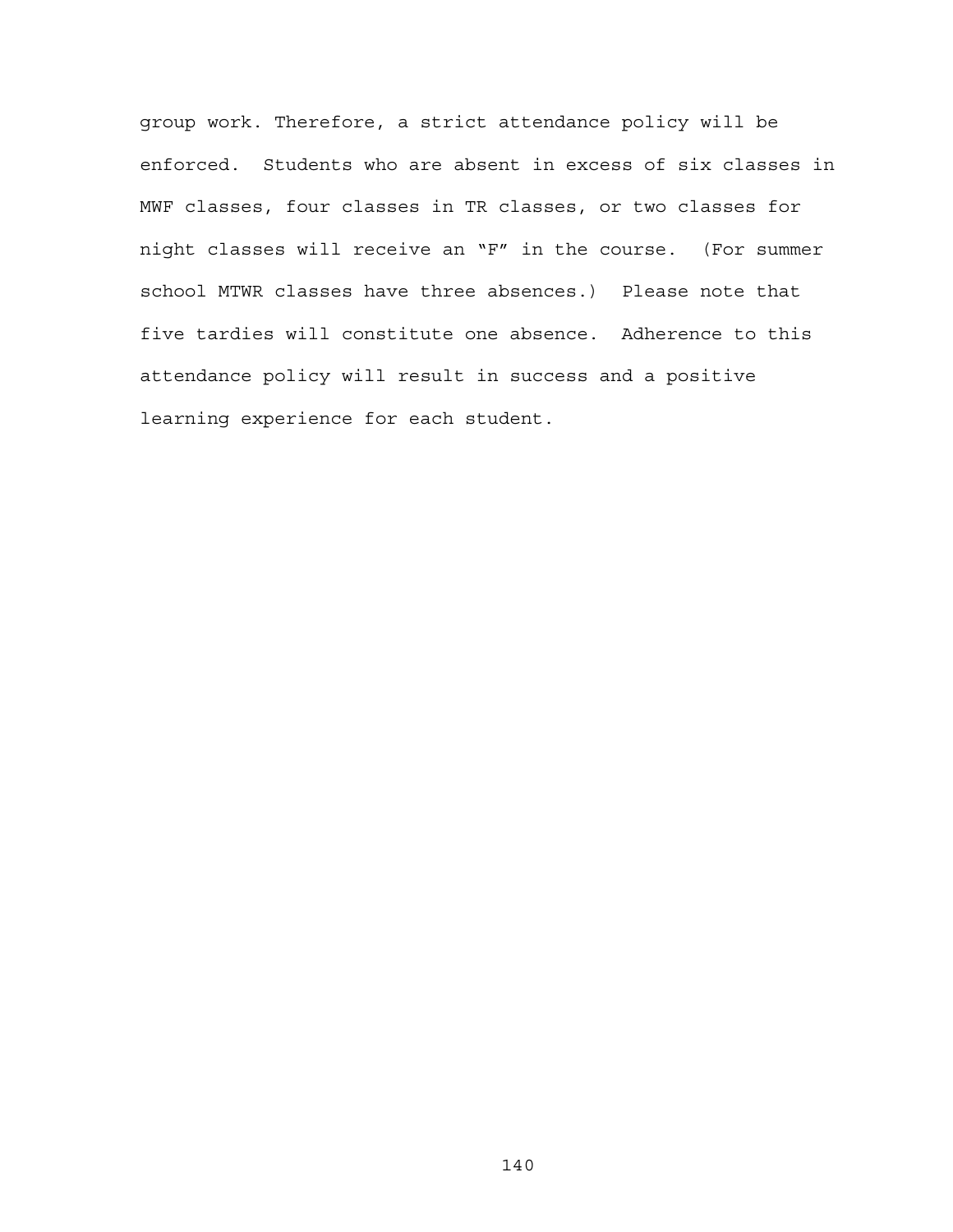group work. Therefore, a strict attendance policy will be enforced. Students who are absent in excess of six classes in MWF classes, four classes in TR classes, or two classes for night classes will receive an “F” in the course. (For summer school MTWR classes have three absences.) Please note that five tardies will constitute one absence. Adherence to this attendance policy will result in success and a positive learning experience for each student.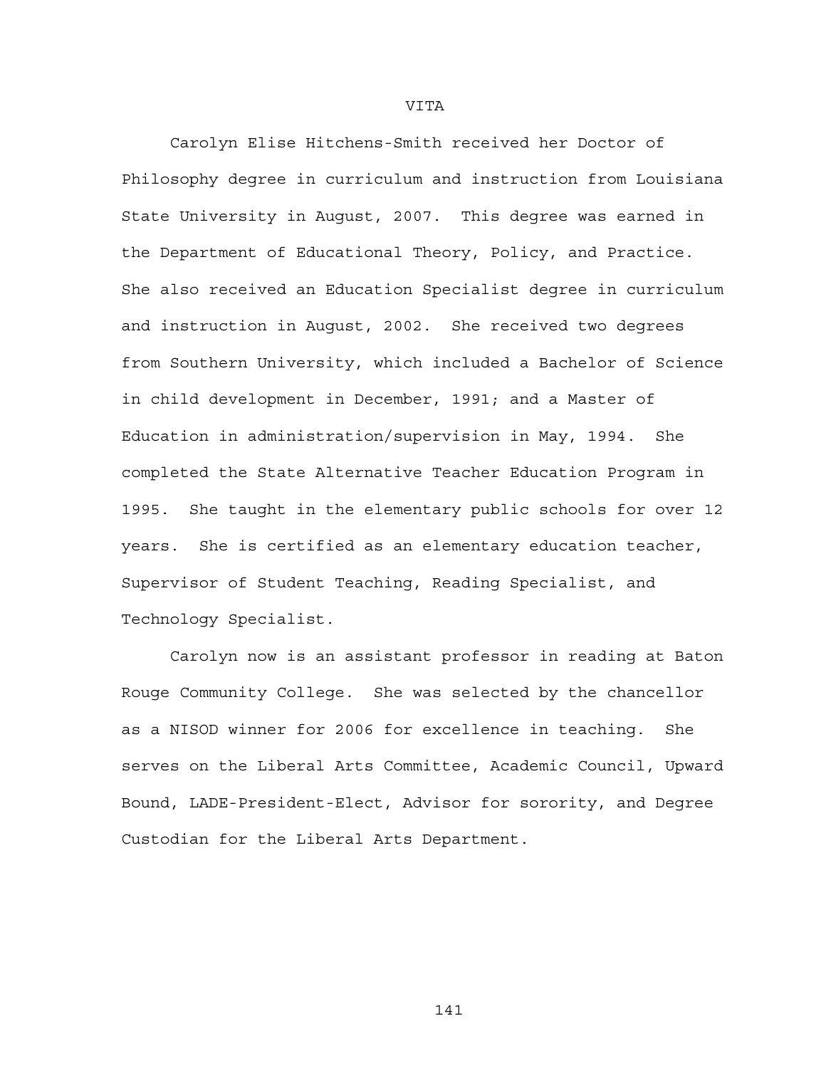# VITA

Carolyn Elise Hitchens-Smith received her Doctor of Philosophy degree in curriculum and instruction from Louisiana State University in August, 2007. This degree was earned in the Department of Educational Theory, Policy, and Practice. She also received an Education Specialist degree in curriculum and instruction in August, 2002. She received two degrees from Southern University, which included a Bachelor of Science in child development in December, 1991; and a Master of Education in administration/supervision in May, 1994. She completed the State Alternative Teacher Education Program in 1995. She taught in the elementary public schools for over 12 years. She is certified as an elementary education teacher, Supervisor of Student Teaching, Reading Specialist, and Technology Specialist.

Carolyn now is an assistant professor in reading at Baton Rouge Community College. She was selected by the chancellor as a NISOD winner for 2006 for excellence in teaching. She serves on the Liberal Arts Committee, Academic Council, Upward Bound, LADE-President-Elect, Advisor for sorority, and Degree Custodian for the Liberal Arts Department.